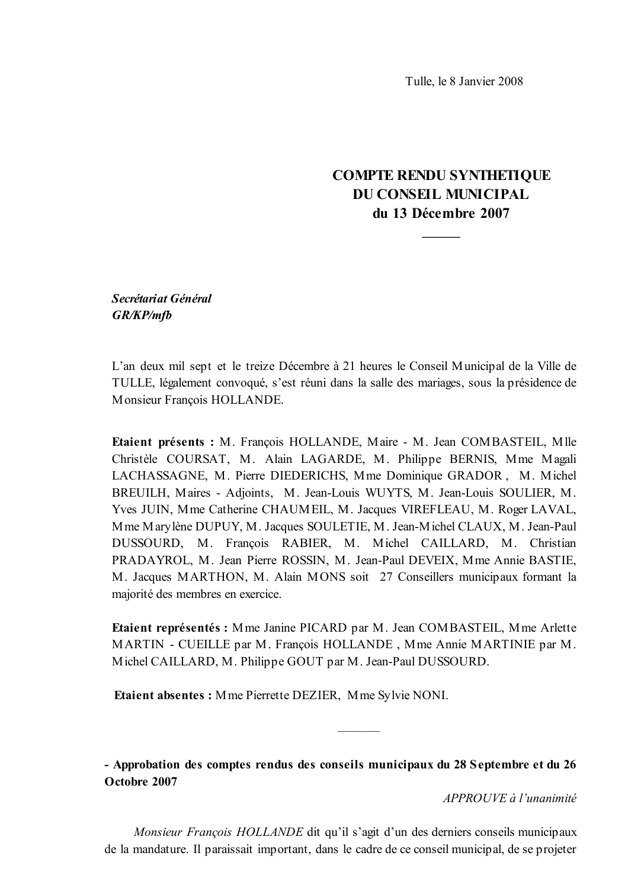Tulle, le 8 Janvier 2008

# COMPTE RENDU SYNTHETIQUE DU CONSEIL MUNICIPAL du 13 Décembre 2007

———

***Secrétariat Général***
***GR/KP/mfb***

L'an deux mil sept et le treize Décembre à 21 heures le Conseil Municipal de la Ville de TULLE, légalement convoqué, s'est réuni dans la salle des mariages, sous la présidence de Monsieur François HOLLANDE.

**Etaient présents :** M. François HOLLANDE, Maire - M. Jean COMBASTEIL, Mlle Christèle COURSAT, M. Alain LAGARDE, M. Philippe BERNIS, Mme Magali LACHASSAGNE, M. Pierre DIEDERICHS, Mme Dominique GRADOR , M. Michel BREUILH, Maires - Adjoints, M. Jean-Louis WUYTS, M. Jean-Louis SOULIER, M. Yves JUIN, Mme Catherine CHAUMEIL, M. Jacques VIREFLEAU, M. Roger LAVAL, Mme Marylène DUPUY, M. Jacques SOULETIE, M. Jean-Michel CLAUX, M. Jean-Paul DUSSOURD, M. François RABIER, M. Michel CAILLARD, M. Christian PRADAYROL, M. Jean Pierre ROSSIN, M. Jean-Paul DEVEIX, Mme Annie BASTIE, M. Jacques MARTHON, M. Alain MONS soit 27 Conseillers municipaux formant la majorité des membres en exercice.

**Etaient représentés :** Mme Janine PICARD par M. Jean COMBASTEIL, Mme Arlette MARTIN - CUEILLE par M. François HOLLANDE , Mme Annie MARTINIE par M. Michel CAILLARD, M. Philippe GOUT par M. Jean-Paul DUSSOURD.

**Etaient absentes :** Mme Pierrette DEZIER, Mme Sylvie NONI.

———

**- Approbation des comptes rendus des conseils municipaux du 28 Septembre et du 26 Octobre 2007**

*APPROUVE à l'unanimité*

*Monsieur François HOLLANDE* dit qu'il s'agit d'un des derniers conseils municipaux de la mandature. Il paraissait important, dans le cadre de ce conseil municipal, de se projeter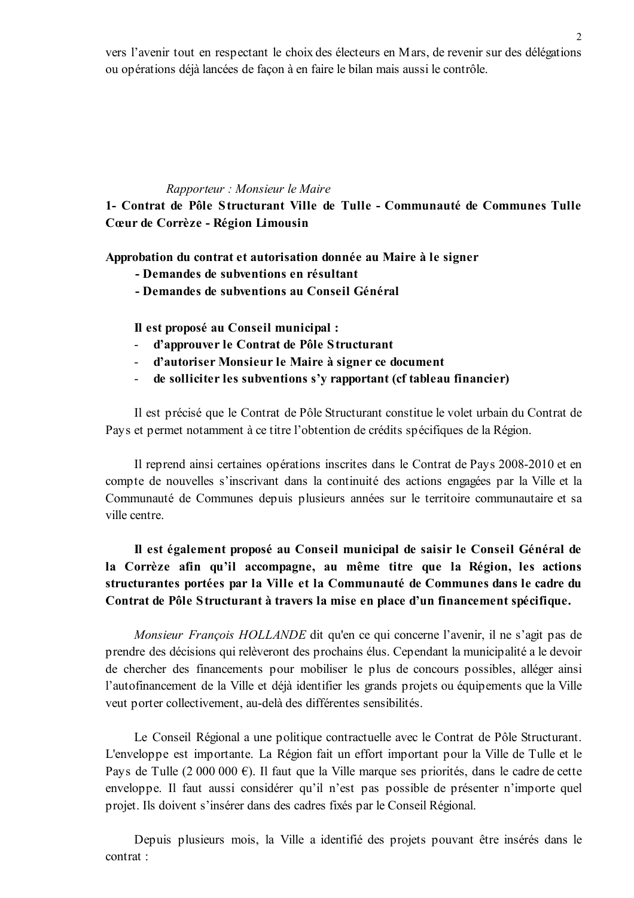vers l'avenir tout en respectant le choix des électeurs en Mars, de revenir sur des délégations ou opérations déjà lancées de façon à en faire le bilan mais aussi le contrôle.

*Rapporteur : Monsieur le Maire*

**1- Contrat de Pôle Structurant Ville de Tulle - Communauté de Communes Tulle Cœur de Corrèze - Région Limousin**

**Approbation du contrat et autorisation donnée au Maire à le signer**

- **Demandes de subventions en résultant**
- **Demandes de subventions au Conseil Général**

**Il est proposé au Conseil municipal :**

- **d'approuver le Contrat de Pôle Structurant**
- **d'autoriser Monsieur le Maire à signer ce document**
- **de solliciter les subventions s'y rapportant (cf tableau financier)**

Il est précisé que le Contrat de Pôle Structurant constitue le volet urbain du Contrat de Pays et permet notamment à ce titre l'obtention de crédits spécifiques de la Région.

Il reprend ainsi certaines opérations inscrites dans le Contrat de Pays 2008-2010 et en compte de nouvelles s'inscrivant dans la continuité des actions engagées par la Ville et la Communauté de Communes depuis plusieurs années sur le territoire communautaire et sa ville centre.

**Il est également proposé au Conseil municipal de saisir le Conseil Général de la Corrèze afin qu'il accompagne, au même titre que la Région, les actions structurantes portées par la Ville et la Communauté de Communes dans le cadre du Contrat de Pôle Structurant à travers la mise en place d'un financement spécifique.**

*Monsieur François HOLLANDE* dit qu'en ce qui concerne l'avenir, il ne s'agit pas de prendre des décisions qui relèveront des prochains élus. Cependant la municipalité a le devoir de chercher des financements pour mobiliser le plus de concours possibles, alléger ainsi l'autofinancement de la Ville et déjà identifier les grands projets ou équipements que la Ville veut porter collectivement, au-delà des différentes sensibilités.

Le Conseil Régional a une politique contractuelle avec le Contrat de Pôle Structurant. L'enveloppe est importante. La Région fait un effort important pour la Ville de Tulle et le Pays de Tulle (2 000 000 €). Il faut que la Ville marque ses priorités, dans le cadre de cette enveloppe. Il faut aussi considérer qu'il n'est pas possible de présenter n'importe quel projet. Ils doivent s'insérer dans des cadres fixés par le Conseil Régional.

Depuis plusieurs mois, la Ville a identifié des projets pouvant être insérés dans le contrat :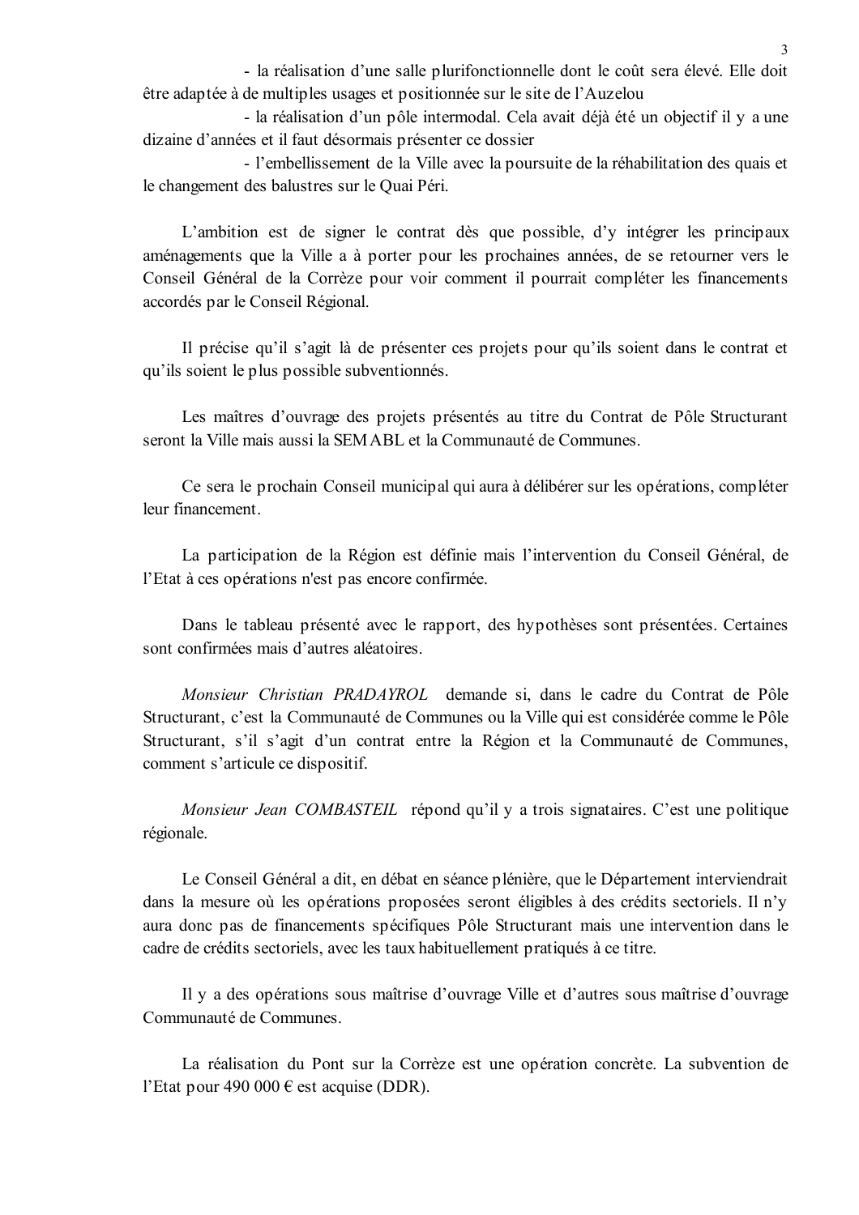- la réalisation d'une salle plurifonctionnelle dont le coût sera élevé. Elle doit être adaptée à de multiples usages et positionnée sur le site de l'Auzelou

- la réalisation d'un pôle intermodal. Cela avait déjà été un objectif il y a une dizaine d'années et il faut désormais présenter ce dossier

- l'embellissement de la Ville avec la poursuite de la réhabilitation des quais et le changement des balustres sur le Quai Péri.

L'ambition est de signer le contrat dès que possible, d'y intégrer les principaux aménagements que la Ville a à porter pour les prochaines années, de se retourner vers le Conseil Général de la Corrèze pour voir comment il pourrait compléter les financements accordés par le Conseil Régional.

Il précise qu'il s'agit là de présenter ces projets pour qu'ils soient dans le contrat et qu'ils soient le plus possible subventionnés.

Les maîtres d'ouvrage des projets présentés au titre du Contrat de Pôle Structurant seront la Ville mais aussi la SEMABL et la Communauté de Communes.

Ce sera le prochain Conseil municipal qui aura à délibérer sur les opérations, compléter leur financement.

La participation de la Région est définie mais l'intervention du Conseil Général, de l'Etat à ces opérations n'est pas encore confirmée.

Dans le tableau présenté avec le rapport, des hypothèses sont présentées. Certaines sont confirmées mais d'autres aléatoires.

*Monsieur Christian PRADAYROL* demande si, dans le cadre du Contrat de Pôle Structurant, c'est la Communauté de Communes ou la Ville qui est considérée comme le Pôle Structurant, s'il s'agit d'un contrat entre la Région et la Communauté de Communes, comment s'articule ce dispositif.

*Monsieur Jean COMBASTEIL* répond qu'il y a trois signataires. C'est une politique régionale.

Le Conseil Général a dit, en débat en séance plénière, que le Département interviendrait dans la mesure où les opérations proposées seront éligibles à des crédits sectoriels. Il n'y aura donc pas de financements spécifiques Pôle Structurant mais une intervention dans le cadre de crédits sectoriels, avec les taux habituellement pratiqués à ce titre.

Il y a des opérations sous maîtrise d'ouvrage Ville et d'autres sous maîtrise d'ouvrage Communauté de Communes.

La réalisation du Pont sur la Corrèze est une opération concrète. La subvention de l'Etat pour 490 000 € est acquise (DDR).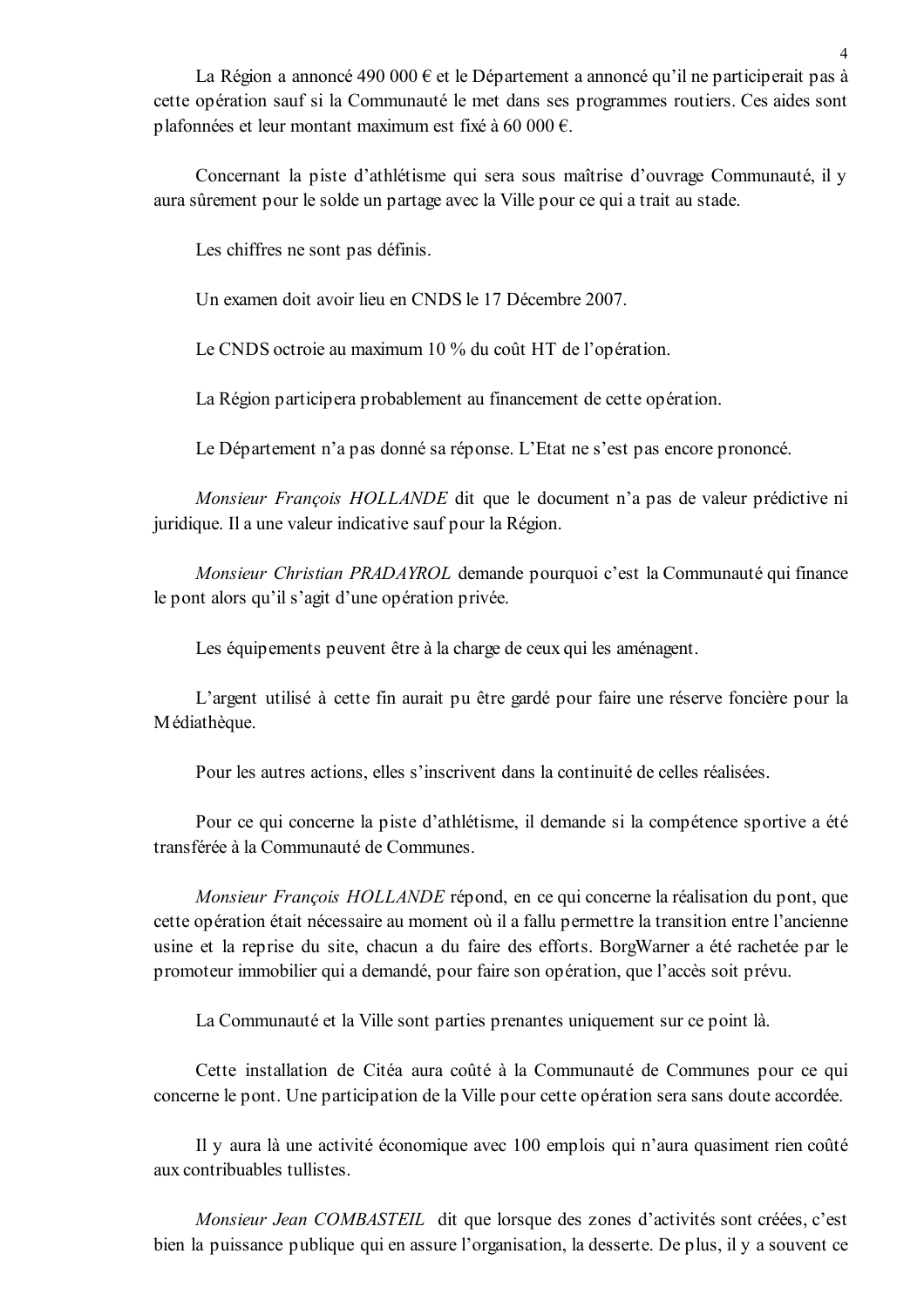La Région a annoncé 490 000 € et le Département a annoncé qu'il ne participerait pas à cette opération sauf si la Communauté le met dans ses programmes routiers. Ces aides sont plafonnées et leur montant maximum est fixé à 60 000 €.

Concernant la piste d'athlétisme qui sera sous maîtrise d'ouvrage Communauté, il y aura sûrement pour le solde un partage avec la Ville pour ce qui a trait au stade.

Les chiffres ne sont pas définis.

Un examen doit avoir lieu en CNDS le 17 Décembre 2007.

Le CNDS octroie au maximum 10 % du coût HT de l'opération.

La Région participera probablement au financement de cette opération.

Le Département n'a pas donné sa réponse. L'Etat ne s'est pas encore prononcé.

*Monsieur François HOLLANDE* dit que le document n'a pas de valeur prédictive ni juridique. Il a une valeur indicative sauf pour la Région.

*Monsieur Christian PRADAYROL* demande pourquoi c'est la Communauté qui finance le pont alors qu'il s'agit d'une opération privée.

Les équipements peuvent être à la charge de ceux qui les aménagent.

L'argent utilisé à cette fin aurait pu être gardé pour faire une réserve foncière pour la Médiathèque.

Pour les autres actions, elles s'inscrivent dans la continuité de celles réalisées.

Pour ce qui concerne la piste d'athlétisme, il demande si la compétence sportive a été transférée à la Communauté de Communes.

*Monsieur François HOLLANDE* répond, en ce qui concerne la réalisation du pont, que cette opération était nécessaire au moment où il a fallu permettre la transition entre l'ancienne usine et la reprise du site, chacun a du faire des efforts. BorgWarner a été rachetée par le promoteur immobilier qui a demandé, pour faire son opération, que l'accès soit prévu.

La Communauté et la Ville sont parties prenantes uniquement sur ce point là.

Cette installation de Citéa aura coûté à la Communauté de Communes pour ce qui concerne le pont. Une participation de la Ville pour cette opération sera sans doute accordée.

Il y aura là une activité économique avec 100 emplois qui n'aura quasiment rien coûté aux contribuables tullistes.

*Monsieur Jean COMBASTEIL* dit que lorsque des zones d'activités sont créées, c'est bien la puissance publique qui en assure l'organisation, la desserte. De plus, il y a souvent ce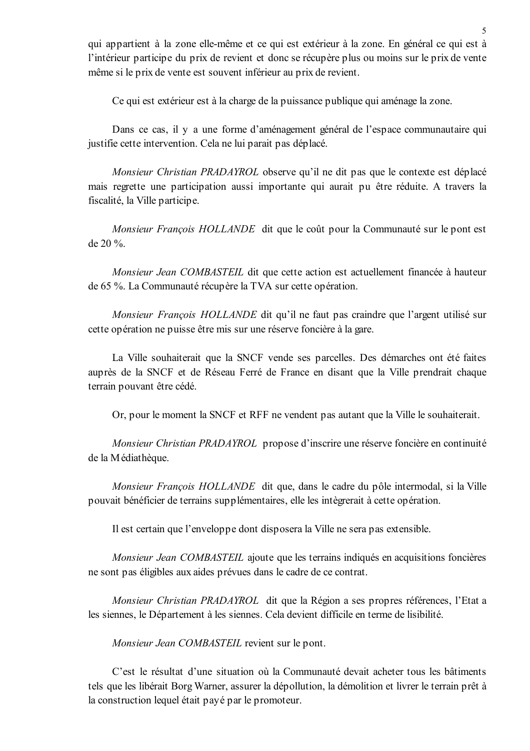qui appartient à la zone elle-même et ce qui est extérieur à la zone. En général ce qui est à l'intérieur participe du prix de revient et donc se récupère plus ou moins sur le prix de vente même si le prix de vente est souvent inférieur au prix de revient.

Ce qui est extérieur est à la charge de la puissance publique qui aménage la zone.

Dans ce cas, il y a une forme d'aménagement général de l'espace communautaire qui justifie cette intervention. Cela ne lui parait pas déplacé.

*Monsieur Christian PRADAYROL* observe qu'il ne dit pas que le contexte est déplacé mais regrette une participation aussi importante qui aurait pu être réduite. A travers la fiscalité, la Ville participe.

*Monsieur François HOLLANDE* dit que le coût pour la Communauté sur le pont est de 20 %.

*Monsieur Jean COMBASTEIL* dit que cette action est actuellement financée à hauteur de 65 %. La Communauté récupère la TVA sur cette opération.

*Monsieur François HOLLANDE* dit qu'il ne faut pas craindre que l'argent utilisé sur cette opération ne puisse être mis sur une réserve foncière à la gare.

La Ville souhaiterait que la SNCF vende ses parcelles. Des démarches ont été faites auprès de la SNCF et de Réseau Ferré de France en disant que la Ville prendrait chaque terrain pouvant être cédé.

Or, pour le moment la SNCF et RFF ne vendent pas autant que la Ville le souhaiterait.

*Monsieur Christian PRADAYROL* propose d'inscrire une réserve foncière en continuité de la Médiathèque.

*Monsieur François HOLLANDE* dit que, dans le cadre du pôle intermodal, si la Ville pouvait bénéficier de terrains supplémentaires, elle les intègrerait à cette opération.

Il est certain que l'enveloppe dont disposera la Ville ne sera pas extensible.

*Monsieur Jean COMBASTEIL* ajoute que les terrains indiqués en acquisitions foncières ne sont pas éligibles aux aides prévues dans le cadre de ce contrat.

*Monsieur Christian PRADAYROL* dit que la Région a ses propres références, l'Etat a les siennes, le Département à les siennes. Cela devient difficile en terme de lisibilité.

*Monsieur Jean COMBASTEIL* revient sur le pont.

C'est le résultat d'une situation où la Communauté devait acheter tous les bâtiments tels que les libérait Borg Warner, assurer la dépollution, la démolition et livrer le terrain prêt à la construction lequel était payé par le promoteur.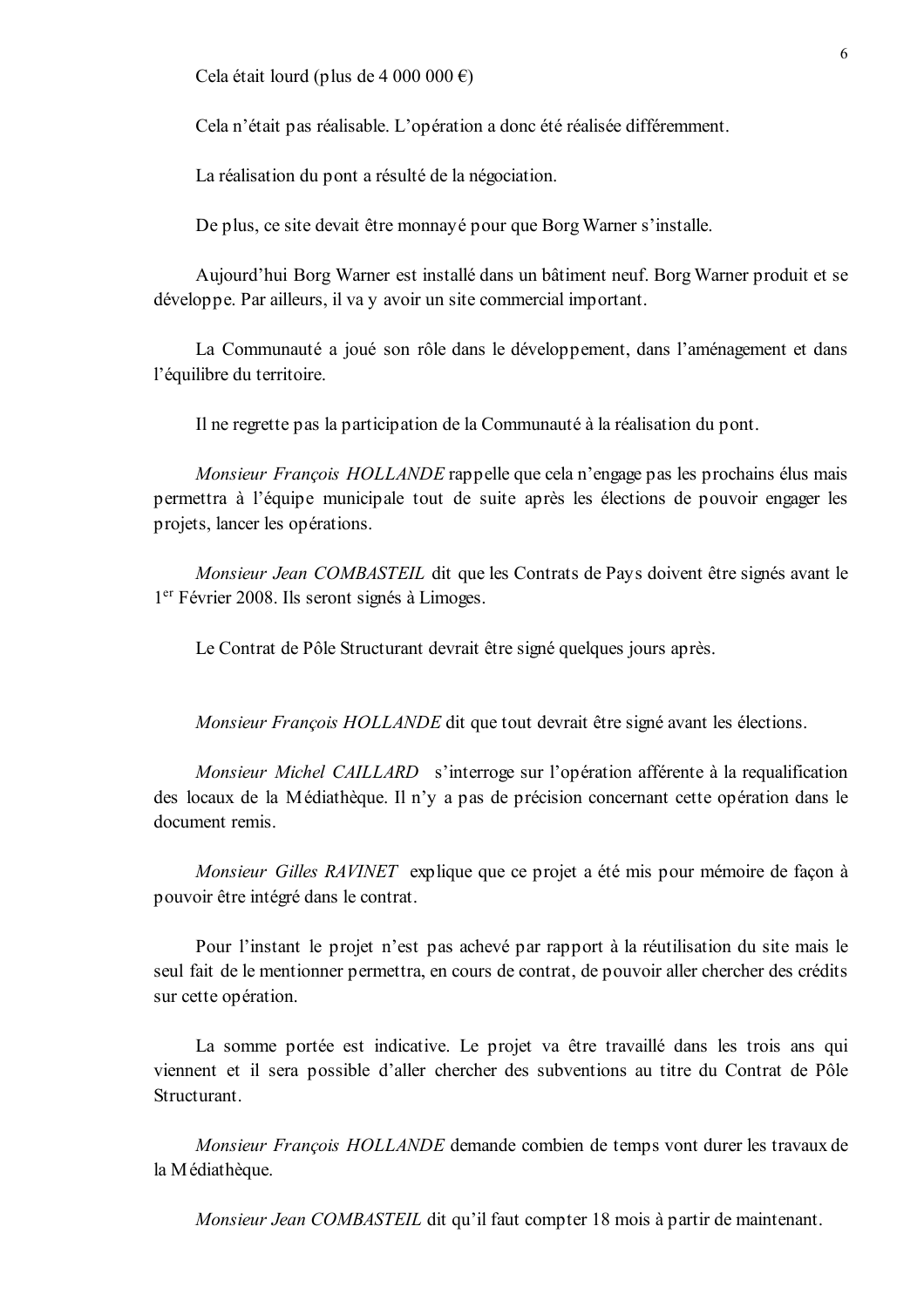Cela était lourd (plus de 4 000 000 €)

Cela n'était pas réalisable. L'opération a donc été réalisée différemment.

La réalisation du pont a résulté de la négociation.

De plus, ce site devait être monnayé pour que Borg Warner s'installe.

Aujourd'hui Borg Warner est installé dans un bâtiment neuf. Borg Warner produit et se développe. Par ailleurs, il va y avoir un site commercial important.

La Communauté a joué son rôle dans le développement, dans l'aménagement et dans l'équilibre du territoire.

Il ne regrette pas la participation de la Communauté à la réalisation du pont.

*Monsieur François HOLLANDE* rappelle que cela n'engage pas les prochains élus mais permettra à l'équipe municipale tout de suite après les élections de pouvoir engager les projets, lancer les opérations.

*Monsieur Jean COMBASTEIL* dit que les Contrats de Pays doivent être signés avant le 1er Février 2008. Ils seront signés à Limoges.

Le Contrat de Pôle Structurant devrait être signé quelques jours après.

*Monsieur François HOLLANDE* dit que tout devrait être signé avant les élections.

*Monsieur Michel CAILLARD* s'interroge sur l'opération afférente à la requalification des locaux de la Médiathèque. Il n'y a pas de précision concernant cette opération dans le document remis.

*Monsieur Gilles RAVINET* explique que ce projet a été mis pour mémoire de façon à pouvoir être intégré dans le contrat.

Pour l'instant le projet n'est pas achevé par rapport à la réutilisation du site mais le seul fait de le mentionner permettra, en cours de contrat, de pouvoir aller chercher des crédits sur cette opération.

La somme portée est indicative. Le projet va être travaillé dans les trois ans qui viennent et il sera possible d'aller chercher des subventions au titre du Contrat de Pôle Structurant.

*Monsieur François HOLLANDE* demande combien de temps vont durer les travaux de la Médiathèque.

*Monsieur Jean COMBASTEIL* dit qu'il faut compter 18 mois à partir de maintenant.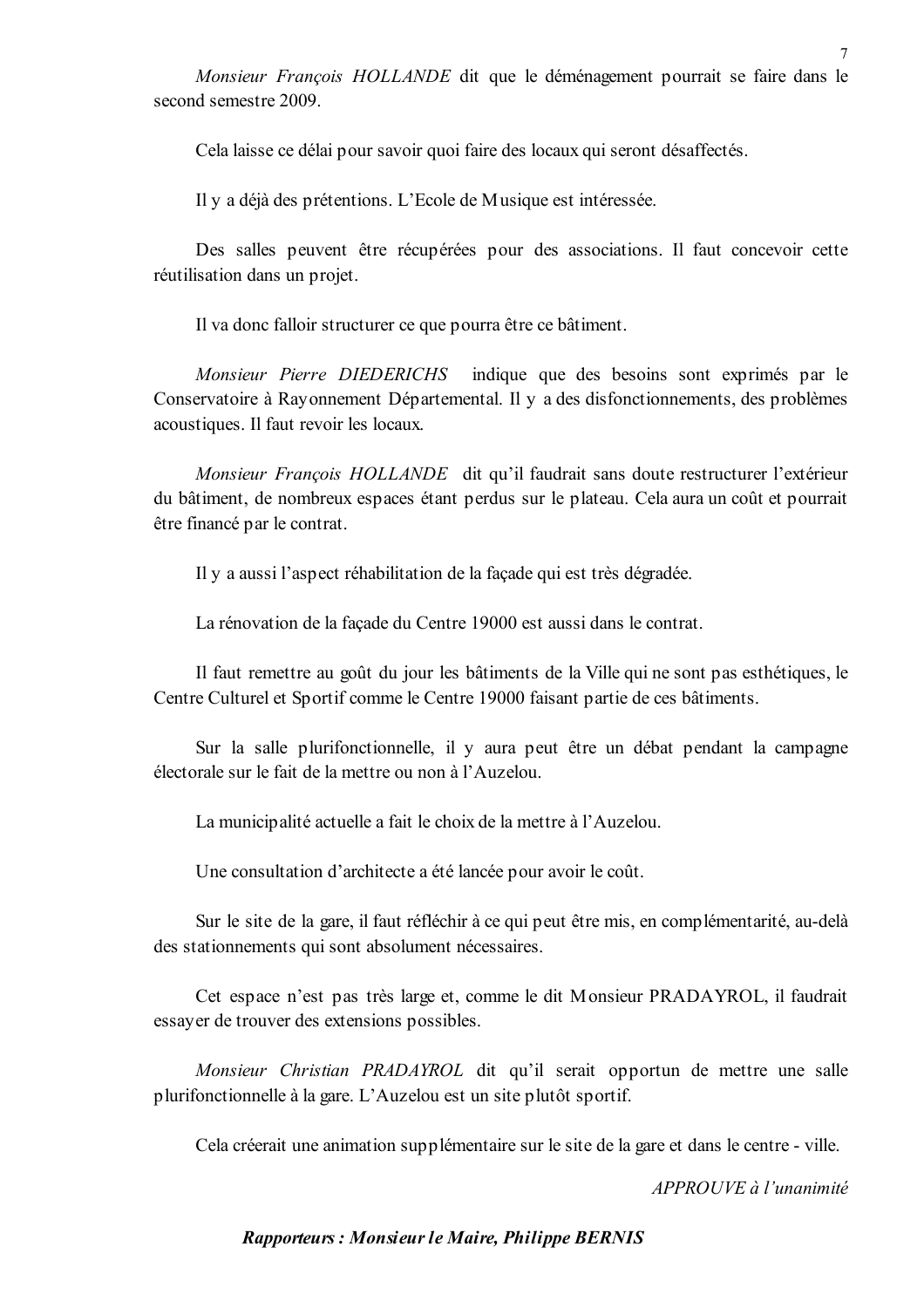*Monsieur François HOLLANDE* dit que le déménagement pourrait se faire dans le second semestre 2009.

Cela laisse ce délai pour savoir quoi faire des locaux qui seront désaffectés.

Il y a déjà des prétentions. L'Ecole de Musique est intéressée.

Des salles peuvent être récupérées pour des associations. Il faut concevoir cette réutilisation dans un projet.

Il va donc falloir structurer ce que pourra être ce bâtiment.

*Monsieur Pierre DIEDERICHS* indique que des besoins sont exprimés par le Conservatoire à Rayonnement Départemental. Il y a des disfonctionnements, des problèmes acoustiques. Il faut revoir les locaux.

*Monsieur François HOLLANDE* dit qu'il faudrait sans doute restructurer l'extérieur du bâtiment, de nombreux espaces étant perdus sur le plateau. Cela aura un coût et pourrait être financé par le contrat.

Il y a aussi l'aspect réhabilitation de la façade qui est très dégradée.

La rénovation de la façade du Centre 19000 est aussi dans le contrat.

Il faut remettre au goût du jour les bâtiments de la Ville qui ne sont pas esthétiques, le Centre Culturel et Sportif comme le Centre 19000 faisant partie de ces bâtiments.

Sur la salle plurifonctionnelle, il y aura peut être un débat pendant la campagne électorale sur le fait de la mettre ou non à l'Auzelou.

La municipalité actuelle a fait le choix de la mettre à l'Auzelou.

Une consultation d'architecte a été lancée pour avoir le coût.

Sur le site de la gare, il faut réfléchir à ce qui peut être mis, en complémentarité, au-delà des stationnements qui sont absolument nécessaires.

Cet espace n'est pas très large et, comme le dit Monsieur PRADAYROL, il faudrait essayer de trouver des extensions possibles.

*Monsieur Christian PRADAYROL* dit qu'il serait opportun de mettre une salle plurifonctionnelle à la gare. L'Auzelou est un site plutôt sportif.

Cela créerait une animation supplémentaire sur le site de la gare et dans le centre - ville.

*APPROUVE à l'unanimité*

***Rapporteurs : Monsieur le Maire, Philippe BERNIS***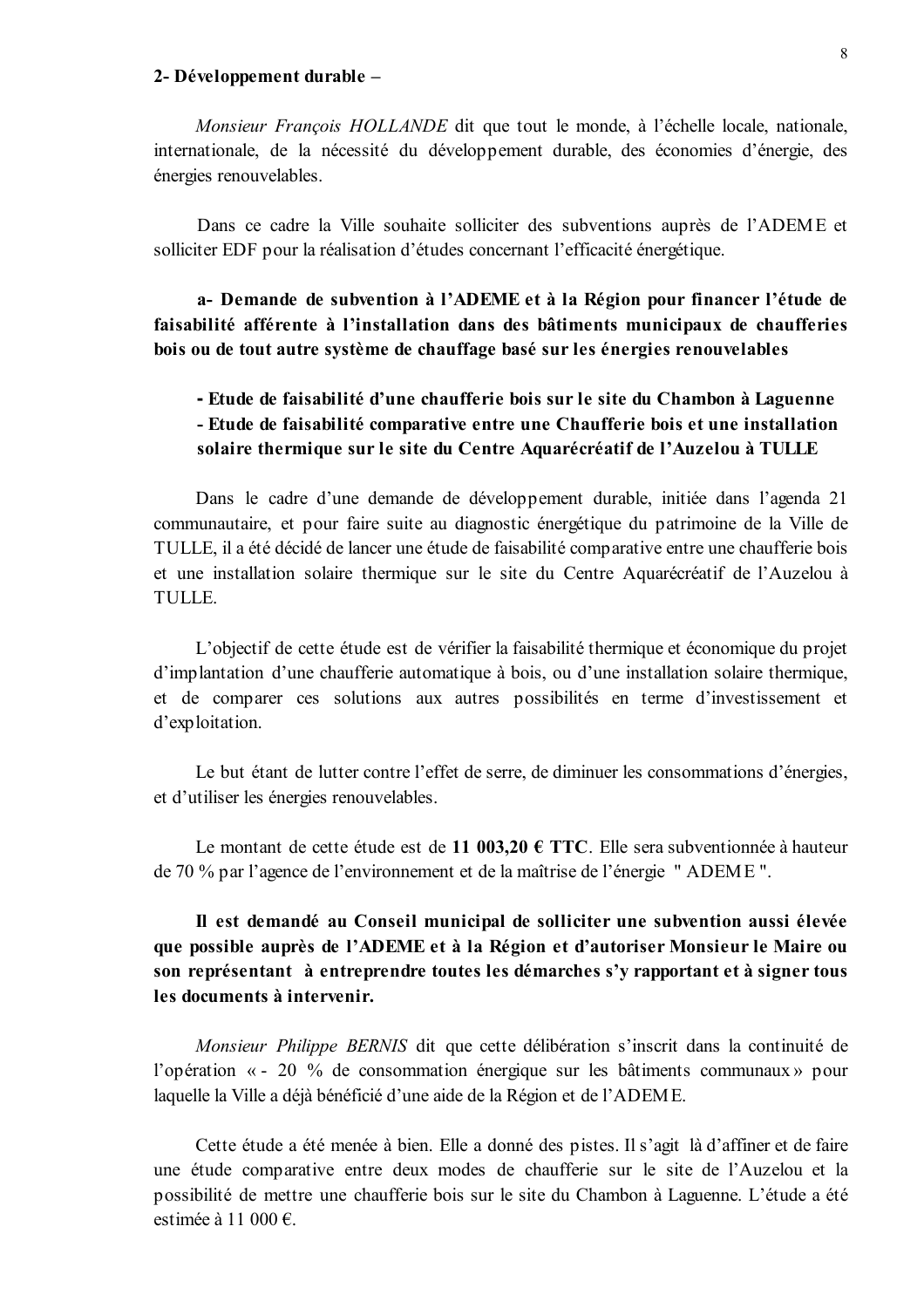**2- Développement durable –**

*Monsieur François HOLLANDE* dit que tout le monde, à l'échelle locale, nationale, internationale, de la nécessité du développement durable, des économies d'énergie, des énergies renouvelables.

Dans ce cadre la Ville souhaite solliciter des subventions auprès de l'ADEME et solliciter EDF pour la réalisation d'études concernant l'efficacité énergétique.

**a- Demande de subvention à l'ADEME et à la Région pour financer l'étude de faisabilité afférente à l'installation dans des bâtiments municipaux de chaufferies bois ou de tout autre système de chauffage basé sur les énergies renouvelables**

**- Etude de faisabilité d'une chaufferie bois sur le site du Chambon à Laguenne**
**- Etude de faisabilité comparative entre une Chaufferie bois et une installation solaire thermique sur le site du Centre Aquarécréatif de l'Auzelou à TULLE**

Dans le cadre d'une demande de développement durable, initiée dans l'agenda 21 communautaire, et pour faire suite au diagnostic énergétique du patrimoine de la Ville de TULLE, il a été décidé de lancer une étude de faisabilité comparative entre une chaufferie bois et une installation solaire thermique sur le site du Centre Aquarécréatif de l'Auzelou à TULLE.

L'objectif de cette étude est de vérifier la faisabilité thermique et économique du projet d'implantation d'une chaufferie automatique à bois, ou d'une installation solaire thermique, et de comparer ces solutions aux autres possibilités en terme d'investissement et d'exploitation.

Le but étant de lutter contre l'effet de serre, de diminuer les consommations d'énergies, et d'utiliser les énergies renouvelables.

Le montant de cette étude est de **11 003,20 € TTC**. Elle sera subventionnée à hauteur de 70 % par l'agence de l'environnement et de la maîtrise de l'énergie " ADEME ".

**Il est demandé au Conseil municipal de solliciter une subvention aussi élevée que possible auprès de l'ADEME et à la Région et d'autoriser Monsieur le Maire ou son représentant à entreprendre toutes les démarches s'y rapportant et à signer tous les documents à intervenir.**

*Monsieur Philippe BERNIS* dit que cette délibération s'inscrit dans la continuité de l'opération « - 20 % de consommation énergique sur les bâtiments communaux » pour laquelle la Ville a déjà bénéficié d'une aide de la Région et de l'ADEME.

Cette étude a été menée à bien. Elle a donné des pistes. Il s'agit là d'affiner et de faire une étude comparative entre deux modes de chaufferie sur le site de l'Auzelou et la possibilité de mettre une chaufferie bois sur le site du Chambon à Laguenne. L'étude a été estimée à 11 000 €.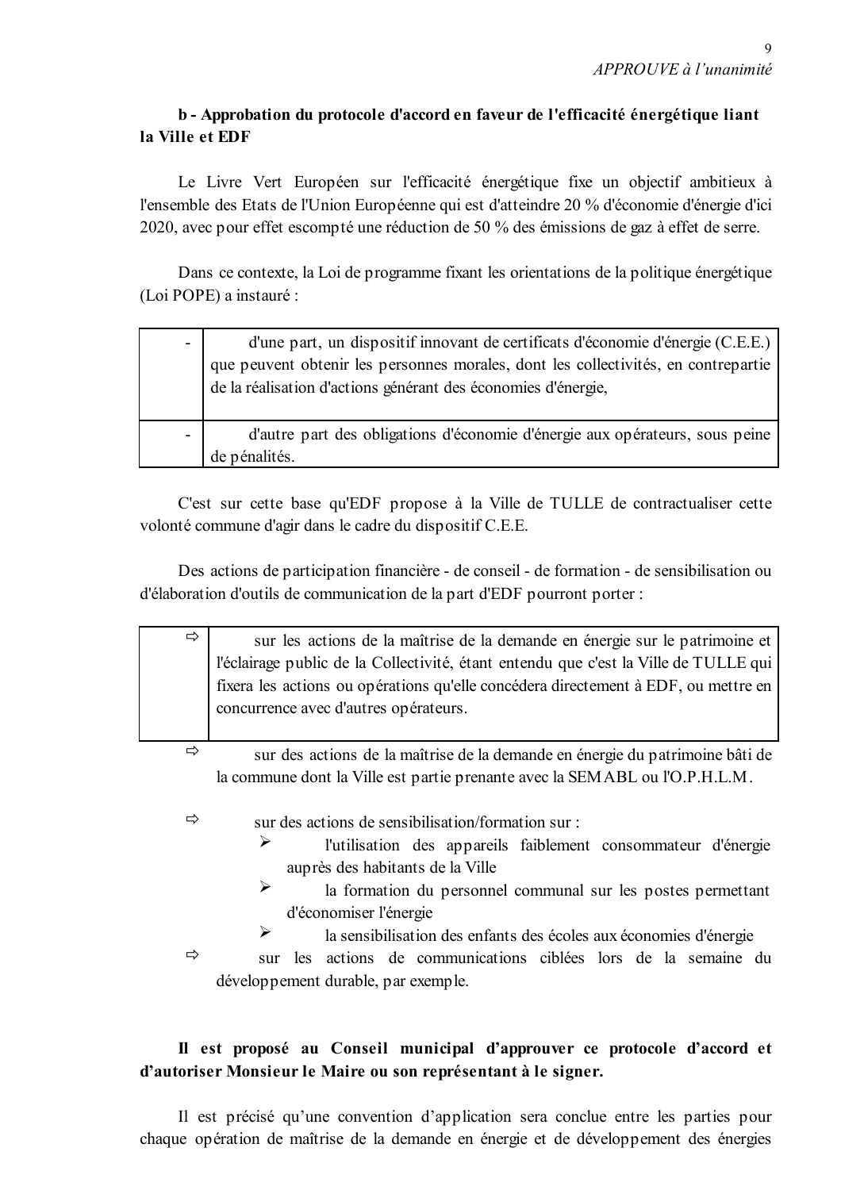*APPROUVE à l'unanimité*

**b - Approbation du protocole d'accord en faveur de l'efficacité énergétique liant la Ville et EDF**

Le Livre Vert Européen sur l'efficacité énergétique fixe un objectif ambitieux à l'ensemble des Etats de l'Union Européenne qui est d'atteindre 20 % d'économie d'énergie d'ici 2020, avec pour effet escompté une réduction de 50 % des émissions de gaz à effet de serre.

Dans ce contexte, la Loi de programme fixant les orientations de la politique énergétique (Loi POPE) a instauré :

| | |
|---|---|
| - | d'une part, un dispositif innovant de certificats d'économie d'énergie (C.E.E.) que peuvent obtenir les personnes morales, dont les collectivités, en contrepartie de la réalisation d'actions générant des économies d'énergie, |
| - | d'autre part des obligations d'économie d'énergie aux opérateurs, sous peine de pénalités. |

C'est sur cette base qu'EDF propose à la Ville de TULLE de contractualiser cette volonté commune d'agir dans le cadre du dispositif C.E.E.

Des actions de participation financière - de conseil - de formation - de sensibilisation ou d'élaboration d'outils de communication de la part d'EDF pourront porter :

| | |
|---|---|
| ⇨ | sur les actions de la maîtrise de la demande en énergie sur le patrimoine et l'éclairage public de la Collectivité, étant entendu que c'est la Ville de TULLE qui fixera les actions ou opérations qu'elle concédera directement à EDF, ou mettre en concurrence avec d'autres opérateurs. |

- ⇨ sur des actions de la maîtrise de la demande en énergie du patrimoine bâti de la commune dont la Ville est partie prenante avec la SEMABL ou l'O.P.H.L.M.
- ⇨ sur des actions de sensibilisation/formation sur :
  - l'utilisation des appareils faiblement consommateur d'énergie auprès des habitants de la Ville
  - la formation du personnel communal sur les postes permettant d'économiser l'énergie
  - la sensibilisation des enfants des écoles aux économies d'énergie
- ⇨ sur les actions de communications ciblées lors de la semaine du développement durable, par exemple.

**Il est proposé au Conseil municipal d'approuver ce protocole d'accord et d'autoriser Monsieur le Maire ou son représentant à le signer.**

Il est précisé qu'une convention d'application sera conclue entre les parties pour chaque opération de maîtrise de la demande en énergie et de développement des énergies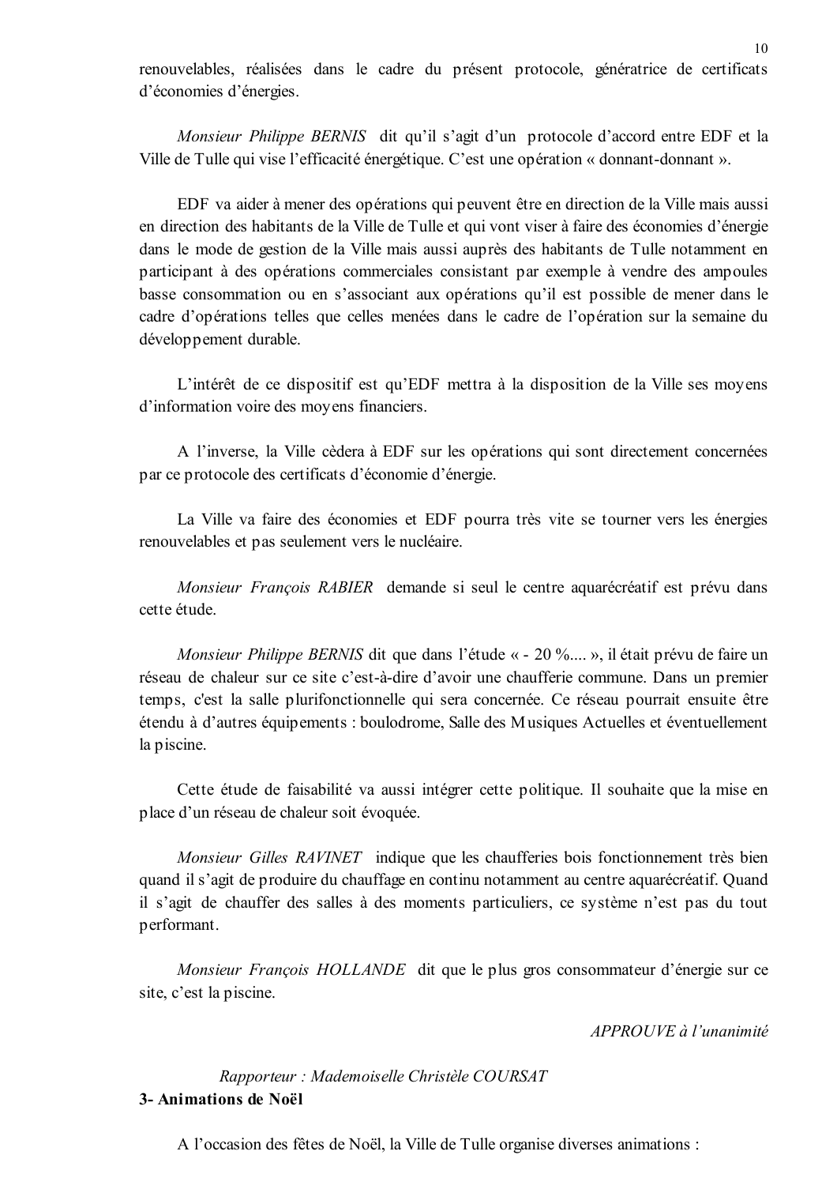renouvelables, réalisées dans le cadre du présent protocole, génératrice de certificats d'économies d'énergies.

*Monsieur Philippe BERNIS* dit qu'il s'agit d'un protocole d'accord entre EDF et la Ville de Tulle qui vise l'efficacité énergétique. C'est une opération « donnant-donnant ».

EDF va aider à mener des opérations qui peuvent être en direction de la Ville mais aussi en direction des habitants de la Ville de Tulle et qui vont viser à faire des économies d'énergie dans le mode de gestion de la Ville mais aussi auprès des habitants de Tulle notamment en participant à des opérations commerciales consistant par exemple à vendre des ampoules basse consommation ou en s'associant aux opérations qu'il est possible de mener dans le cadre d'opérations telles que celles menées dans le cadre de l'opération sur la semaine du développement durable.

L'intérêt de ce dispositif est qu'EDF mettra à la disposition de la Ville ses moyens d'information voire des moyens financiers.

A l'inverse, la Ville cèdera à EDF sur les opérations qui sont directement concernées par ce protocole des certificats d'économie d'énergie.

La Ville va faire des économies et EDF pourra très vite se tourner vers les énergies renouvelables et pas seulement vers le nucléaire.

*Monsieur François RABIER* demande si seul le centre aquarécréatif est prévu dans cette étude.

*Monsieur Philippe BERNIS* dit que dans l'étude « - 20 %.... », il était prévu de faire un réseau de chaleur sur ce site c'est-à-dire d'avoir une chaufferie commune. Dans un premier temps, c'est la salle plurifonctionnelle qui sera concernée. Ce réseau pourrait ensuite être étendu à d'autres équipements : boulodrome, Salle des Musiques Actuelles et éventuellement la piscine.

Cette étude de faisabilité va aussi intégrer cette politique. Il souhaite que la mise en place d'un réseau de chaleur soit évoquée.

*Monsieur Gilles RAVINET* indique que les chaufferies bois fonctionnement très bien quand il s'agit de produire du chauffage en continu notamment au centre aquarécréatif. Quand il s'agit de chauffer des salles à des moments particuliers, ce système n'est pas du tout performant.

*Monsieur François HOLLANDE* dit que le plus gros consommateur d'énergie sur ce site, c'est la piscine.

*APPROUVE à l'unanimité*

*Rapporteur : Mademoiselle Christèle COURSAT*

**3- Animations de Noël**

A l'occasion des fêtes de Noël, la Ville de Tulle organise diverses animations :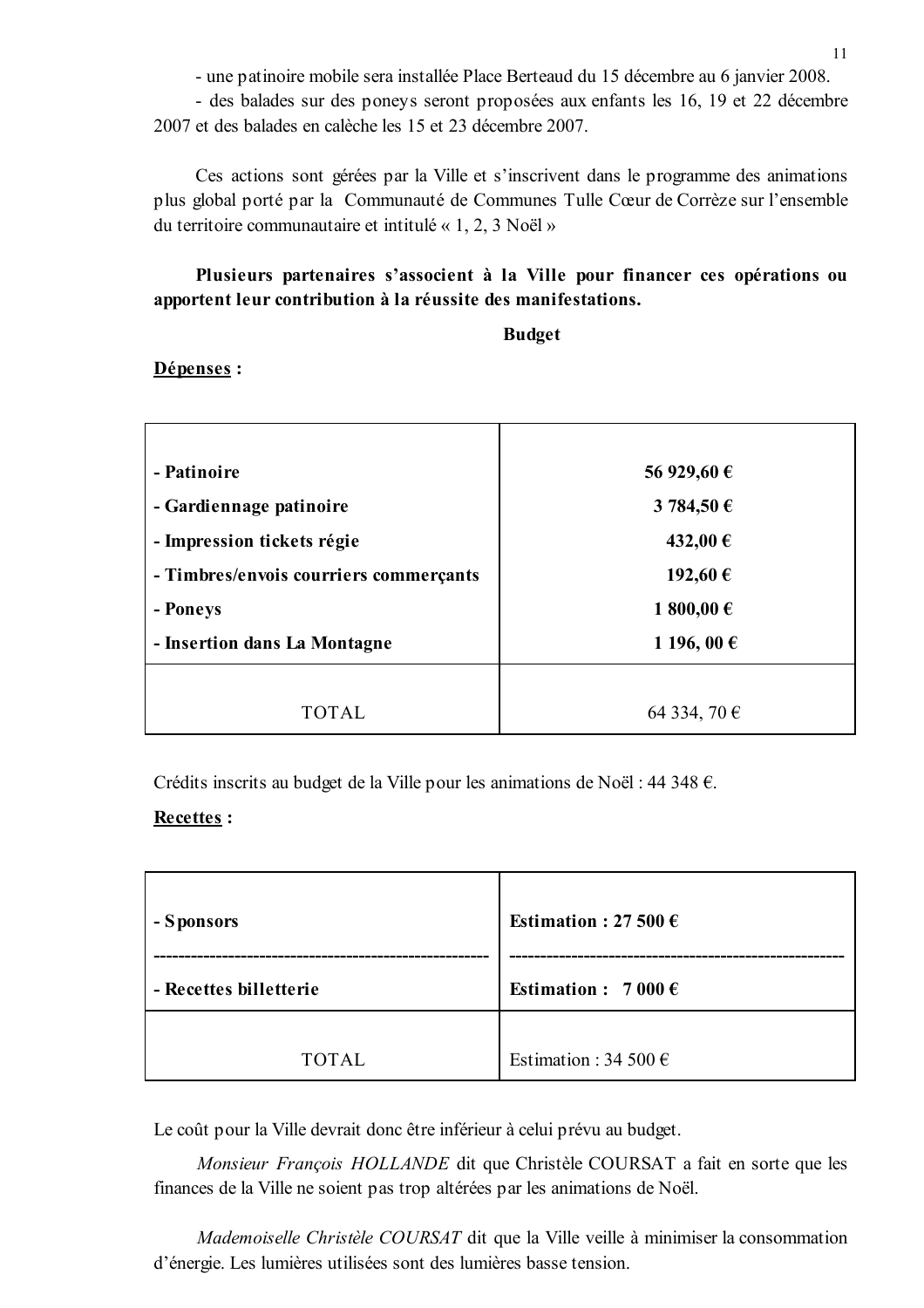- une patinoire mobile sera installée Place Berteaud du 15 décembre au 6 janvier 2008.

- des balades sur des poneys seront proposées aux enfants les 16, 19 et 22 décembre 2007 et des balades en calèche les 15 et 23 décembre 2007.

Ces actions sont gérées par la Ville et s'inscrivent dans le programme des animations plus global porté par la Communauté de Communes Tulle Cœur de Corrèze sur l'ensemble du territoire communautaire et intitulé « 1, 2, 3 Noël »

**Plusieurs partenaires s'associent à la Ville pour financer ces opérations ou apportent leur contribution à la réussite des manifestations.**

**Budget**

**<u>Dépenses</u> :**

| | |
|---|---|
| **- Patinoire** | **56 929,60 €** |
| **- Gardiennage patinoire** | **3 784,50 €** |
| **- Impression tickets régie** | **432,00 €** |
| **- Timbres/envois courriers commerçants** | **192,60 €** |
| **- Poneys** | **1 800,00 €** |
| **- Insertion dans La Montagne** | **1 196, 00 €** |
| TOTAL | 64 334, 70 € |

Crédits inscrits au budget de la Ville pour les animations de Noël : 44 348 €.

**<u>Recettes</u> :**

| | |
|---|---|
| **- Sponsors** | **Estimation : 27 500 €** |
| **- Recettes billetterie** | **Estimation : 7 000 €** |
| TOTAL | Estimation : 34 500 € |

Le coût pour la Ville devrait donc être inférieur à celui prévu au budget.

*Monsieur François HOLLANDE* dit que Christèle COURSAT a fait en sorte que les finances de la Ville ne soient pas trop altérées par les animations de Noël.

*Mademoiselle Christèle COURSAT* dit que la Ville veille à minimiser la consommation d'énergie. Les lumières utilisées sont des lumières basse tension.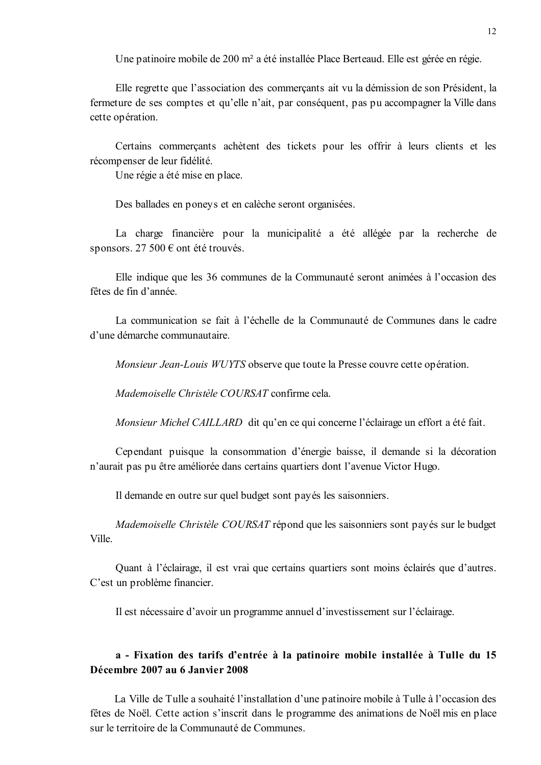Une patinoire mobile de 200 m² a été installée Place Berteaud. Elle est gérée en régie.

Elle regrette que l'association des commerçants ait vu la démission de son Président, la fermeture de ses comptes et qu'elle n'ait, par conséquent, pas pu accompagner la Ville dans cette opération.

Certains commerçants achètent des tickets pour les offrir à leurs clients et les récompenser de leur fidélité.
Une régie a été mise en place.

Des ballades en poneys et en calèche seront organisées.

La charge financière pour la municipalité a été allégée par la recherche de sponsors. 27 500 € ont été trouvés.

Elle indique que les 36 communes de la Communauté seront animées à l'occasion des fêtes de fin d'année.

La communication se fait à l'échelle de la Communauté de Communes dans le cadre d'une démarche communautaire.

*Monsieur Jean-Louis WUYTS* observe que toute la Presse couvre cette opération.

*Mademoiselle Christèle COURSAT* confirme cela.

*Monsieur Michel CAILLARD* dit qu'en ce qui concerne l'éclairage un effort a été fait.

Cependant puisque la consommation d'énergie baisse, il demande si la décoration n'aurait pas pu être améliorée dans certains quartiers dont l'avenue Victor Hugo.

Il demande en outre sur quel budget sont payés les saisonniers.

*Mademoiselle Christèle COURSAT* répond que les saisonniers sont payés sur le budget Ville.

Quant à l'éclairage, il est vrai que certains quartiers sont moins éclairés que d'autres. C'est un problème financier.

Il est nécessaire d'avoir un programme annuel d'investissement sur l'éclairage.

**a - Fixation des tarifs d'entrée à la patinoire mobile installée à Tulle du 15 Décembre 2007 au 6 Janvier 2008**

La Ville de Tulle a souhaité l'installation d'une patinoire mobile à Tulle à l'occasion des fêtes de Noël. Cette action s'inscrit dans le programme des animations de Noël mis en place sur le territoire de la Communauté de Communes.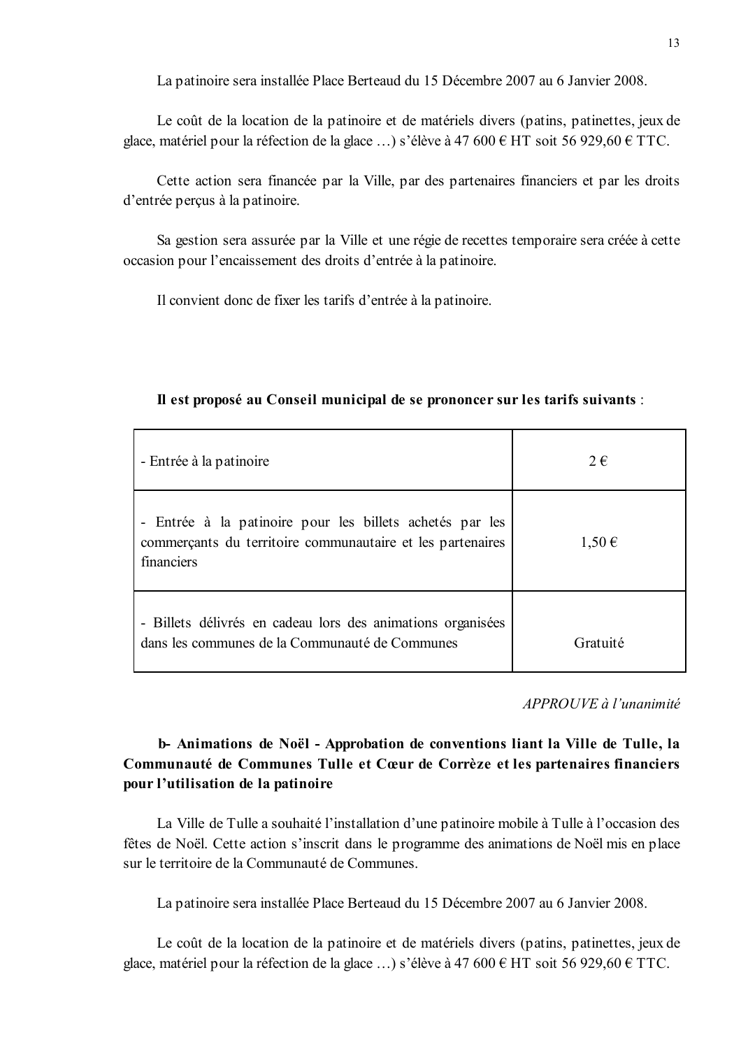La patinoire sera installée Place Berteaud du 15 Décembre 2007 au 6 Janvier 2008.

Le coût de la location de la patinoire et de matériels divers (patins, patinettes, jeux de glace, matériel pour la réfection de la glace …) s'élève à 47 600 € HT soit 56 929,60 € TTC.

Cette action sera financée par la Ville, par des partenaires financiers et par les droits d'entrée perçus à la patinoire.

Sa gestion sera assurée par la Ville et une régie de recettes temporaire sera créée à cette occasion pour l'encaissement des droits d'entrée à la patinoire.

Il convient donc de fixer les tarifs d'entrée à la patinoire.

**Il est proposé au Conseil municipal de se prononcer sur les tarifs suivants** :

| | |
|---|---|
| - Entrée à la patinoire | 2 € |
| - Entrée à la patinoire pour les billets achetés par les commerçants du territoire communautaire et les partenaires financiers | 1,50 € |
| - Billets délivrés en cadeau lors des animations organisées dans les communes de la Communauté de Communes | Gratuité |

*APPROUVE à l'unanimité*

**b- Animations de Noël - Approbation de conventions liant la Ville de Tulle, la Communauté de Communes Tulle et Cœur de Corrèze et les partenaires financiers pour l'utilisation de la patinoire**

La Ville de Tulle a souhaité l'installation d'une patinoire mobile à Tulle à l'occasion des fêtes de Noël. Cette action s'inscrit dans le programme des animations de Noël mis en place sur le territoire de la Communauté de Communes.

La patinoire sera installée Place Berteaud du 15 Décembre 2007 au 6 Janvier 2008.

Le coût de la location de la patinoire et de matériels divers (patins, patinettes, jeux de glace, matériel pour la réfection de la glace …) s'élève à 47 600 € HT soit 56 929,60 € TTC.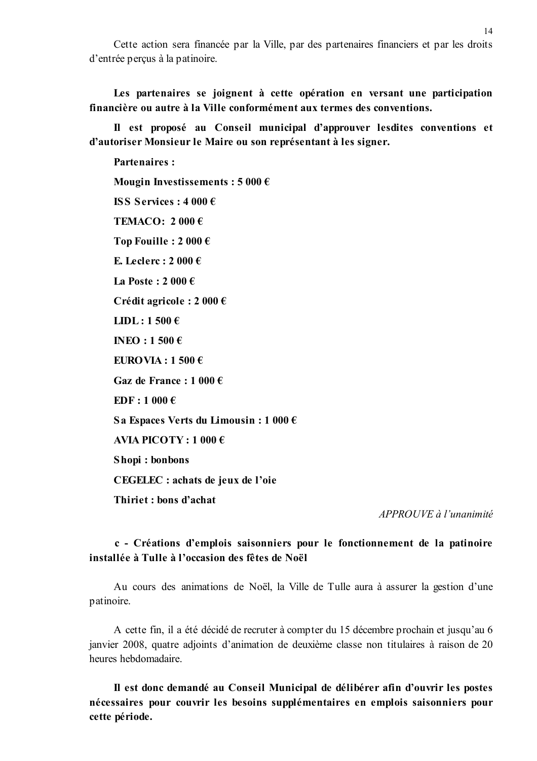Cette action sera financée par la Ville, par des partenaires financiers et par les droits d'entrée perçus à la patinoire.

**Les partenaires se joignent à cette opération en versant une participation financière ou autre à la Ville conformément aux termes des conventions.**

**Il est proposé au Conseil municipal d'approuver lesdites conventions et d'autoriser Monsieur le Maire ou son représentant à les signer.**

**Partenaires :**

**Mougin Investissements : 5 000 €**

**ISS Services : 4 000 €**

**TEMACO: 2 000 €**

**Top Fouille : 2 000 €**

**E. Leclerc : 2 000 €**

**La Poste : 2 000 €**

**Crédit agricole : 2 000 €**

**LIDL : 1 500 €**

**INEO : 1 500 €**

**EUROVIA : 1 500 €**

**Gaz de France : 1 000 €**

**EDF : 1 000 €**

**Sa Espaces Verts du Limousin : 1 000 €**

**AVIA PICOTY : 1 000 €**

**Shopi : bonbons**

**CEGELEC : achats de jeux de l'oie**

**Thiriet : bons d'achat**

*APPROUVE à l'unanimité*

**c - Créations d'emplois saisonniers pour le fonctionnement de la patinoire installée à Tulle à l'occasion des fêtes de Noël**

Au cours des animations de Noël, la Ville de Tulle aura à assurer la gestion d'une patinoire.

A cette fin, il a été décidé de recruter à compter du 15 décembre prochain et jusqu'au 6 janvier 2008, quatre adjoints d'animation de deuxième classe non titulaires à raison de 20 heures hebdomadaire.

**Il est donc demandé au Conseil Municipal de délibérer afin d'ouvrir les postes nécessaires pour couvrir les besoins supplémentaires en emplois saisonniers pour cette période.**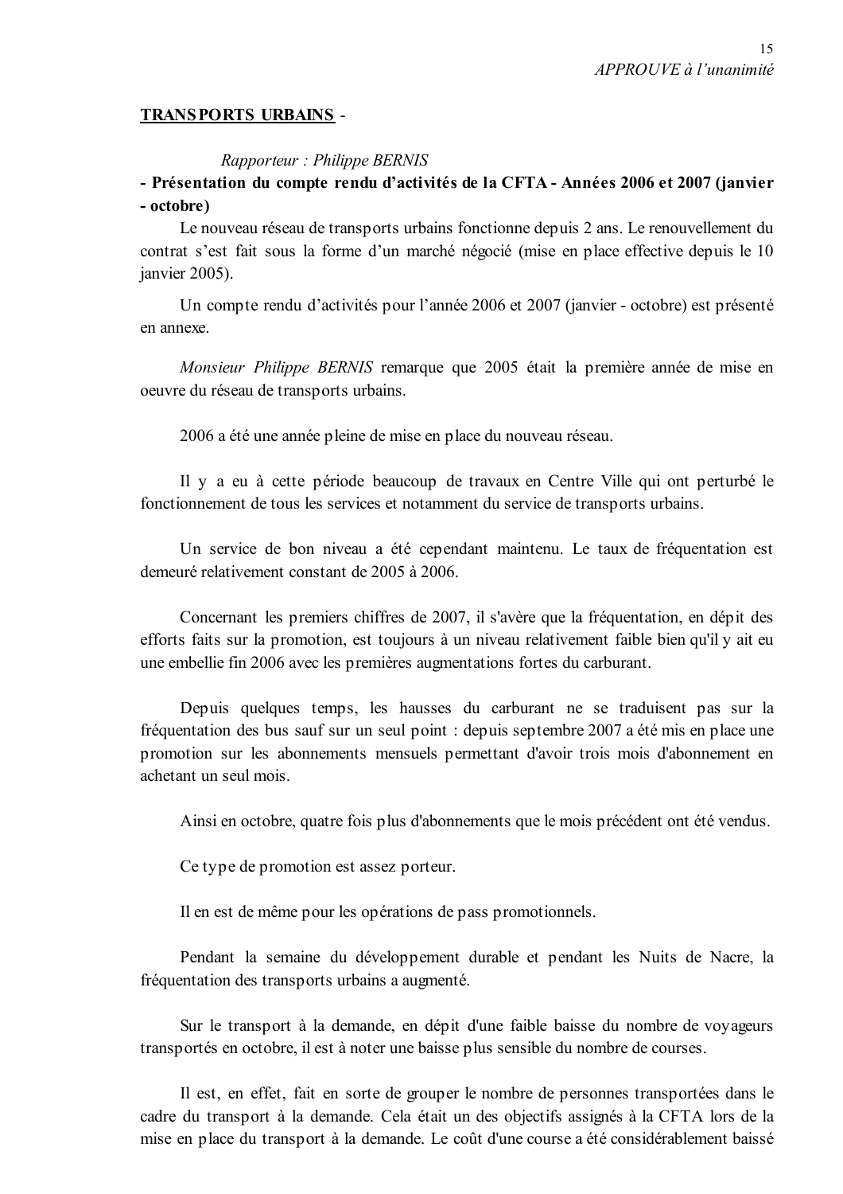*APPROUVE à l'unanimité*

**TRANSPORTS URBAINS** -

*Rapporteur : Philippe BERNIS*

**- Présentation du compte rendu d'activités de la CFTA - Années 2006 et 2007 (janvier - octobre)**

Le nouveau réseau de transports urbains fonctionne depuis 2 ans. Le renouvellement du contrat s'est fait sous la forme d'un marché négocié (mise en place effective depuis le 10 janvier 2005).

Un compte rendu d'activités pour l'année 2006 et 2007 (janvier - octobre) est présenté en annexe.

*Monsieur Philippe BERNIS* remarque que 2005 était la première année de mise en oeuvre du réseau de transports urbains.

2006 a été une année pleine de mise en place du nouveau réseau.

Il y a eu à cette période beaucoup de travaux en Centre Ville qui ont perturbé le fonctionnement de tous les services et notamment du service de transports urbains.

Un service de bon niveau a été cependant maintenu. Le taux de fréquentation est demeuré relativement constant de 2005 à 2006.

Concernant les premiers chiffres de 2007, il s'avère que la fréquentation, en dépit des efforts faits sur la promotion, est toujours à un niveau relativement faible bien qu'il y ait eu une embellie fin 2006 avec les premières augmentations fortes du carburant.

Depuis quelques temps, les hausses du carburant ne se traduisent pas sur la fréquentation des bus sauf sur un seul point : depuis septembre 2007 a été mis en place une promotion sur les abonnements mensuels permettant d'avoir trois mois d'abonnement en achetant un seul mois.

Ainsi en octobre, quatre fois plus d'abonnements que le mois précédent ont été vendus.

Ce type de promotion est assez porteur.

Il en est de même pour les opérations de pass promotionnels.

Pendant la semaine du développement durable et pendant les Nuits de Nacre, la fréquentation des transports urbains a augmenté.

Sur le transport à la demande, en dépit d'une faible baisse du nombre de voyageurs transportés en octobre, il est à noter une baisse plus sensible du nombre de courses.

Il est, en effet, fait en sorte de grouper le nombre de personnes transportées dans le cadre du transport à la demande. Cela était un des objectifs assignés à la CFTA lors de la mise en place du transport à la demande. Le coût d'une course a été considérablement baissé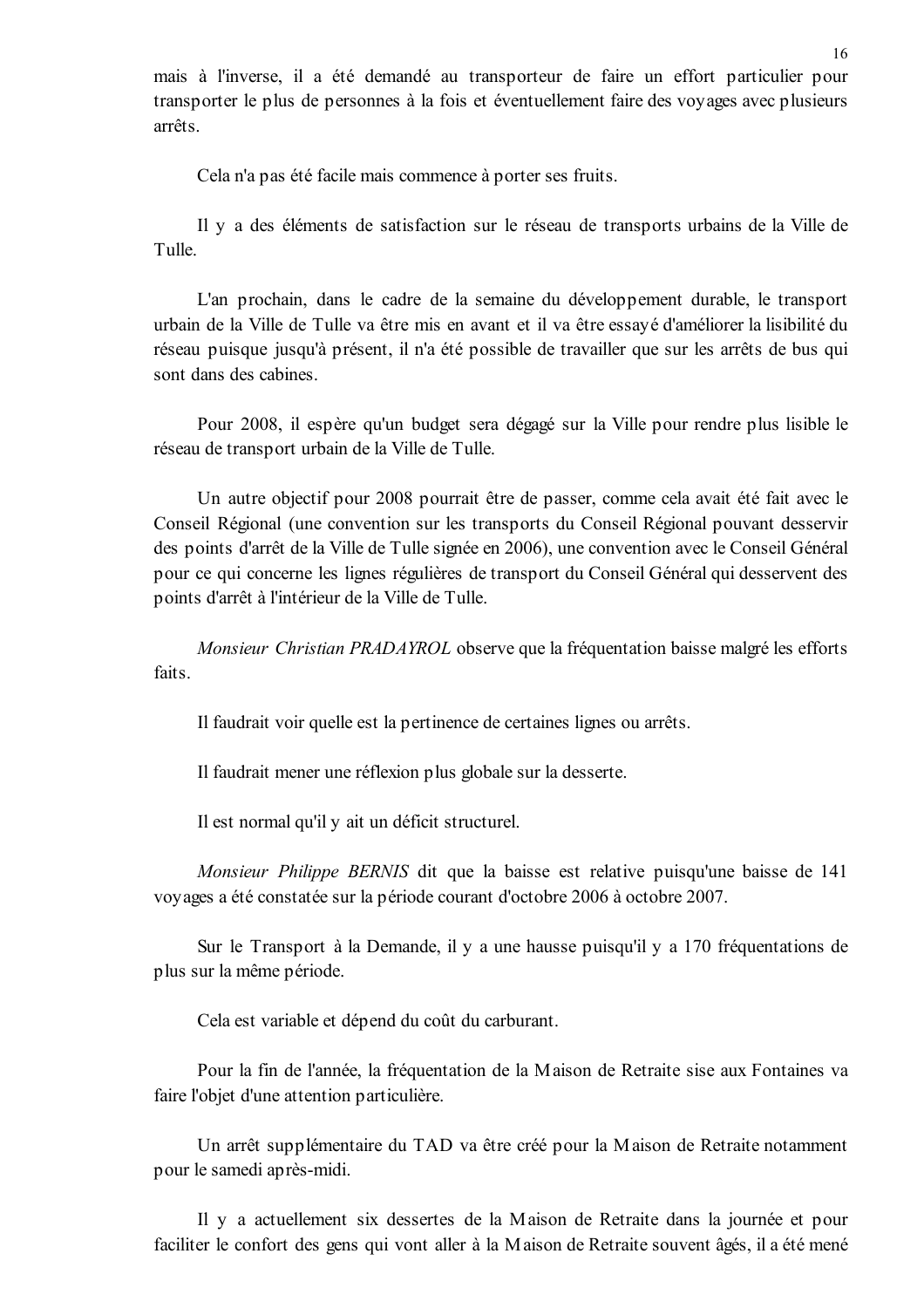mais à l'inverse, il a été demandé au transporteur de faire un effort particulier pour transporter le plus de personnes à la fois et éventuellement faire des voyages avec plusieurs arrêts.

Cela n'a pas été facile mais commence à porter ses fruits.

Il y a des éléments de satisfaction sur le réseau de transports urbains de la Ville de Tulle.

L'an prochain, dans le cadre de la semaine du développement durable, le transport urbain de la Ville de Tulle va être mis en avant et il va être essayé d'améliorer la lisibilité du réseau puisque jusqu'à présent, il n'a été possible de travailler que sur les arrêts de bus qui sont dans des cabines.

Pour 2008, il espère qu'un budget sera dégagé sur la Ville pour rendre plus lisible le réseau de transport urbain de la Ville de Tulle.

Un autre objectif pour 2008 pourrait être de passer, comme cela avait été fait avec le Conseil Régional (une convention sur les transports du Conseil Régional pouvant desservir des points d'arrêt de la Ville de Tulle signée en 2006), une convention avec le Conseil Général pour ce qui concerne les lignes régulières de transport du Conseil Général qui desservent des points d'arrêt à l'intérieur de la Ville de Tulle.

*Monsieur Christian PRADAYROL* observe que la fréquentation baisse malgré les efforts faits.

Il faudrait voir quelle est la pertinence de certaines lignes ou arrêts.

Il faudrait mener une réflexion plus globale sur la desserte.

Il est normal qu'il y ait un déficit structurel.

*Monsieur Philippe BERNIS* dit que la baisse est relative puisqu'une baisse de 141 voyages a été constatée sur la période courant d'octobre 2006 à octobre 2007.

Sur le Transport à la Demande, il y a une hausse puisqu'il y a 170 fréquentations de plus sur la même période.

Cela est variable et dépend du coût du carburant.

Pour la fin de l'année, la fréquentation de la Maison de Retraite sise aux Fontaines va faire l'objet d'une attention particulière.

Un arrêt supplémentaire du TAD va être créé pour la Maison de Retraite notamment pour le samedi après-midi.

Il y a actuellement six dessertes de la Maison de Retraite dans la journée et pour faciliter le confort des gens qui vont aller à la Maison de Retraite souvent âgés, il a été mené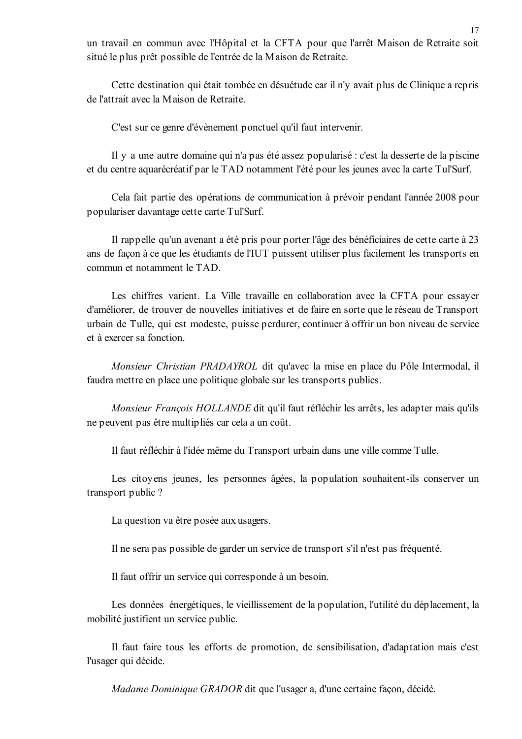un travail en commun avec l'Hôpital et la CFTA pour que l'arrêt Maison de Retraite soit situé le plus prêt possible de l'entrée de la Maison de Retraite.

Cette destination qui était tombée en désuétude car il n'y avait plus de Clinique a repris de l'attrait avec la Maison de Retraite.

C'est sur ce genre d'évènement ponctuel qu'il faut intervenir.

Il y a une autre domaine qui n'a pas été assez popularisé : c'est la desserte de la piscine et du centre aquarécréatif par le TAD notamment l'été pour les jeunes avec la carte Tul'Surf.

Cela fait partie des opérations de communication à prévoir pendant l'année 2008 pour populariser davantage cette carte Tul'Surf.

Il rappelle qu'un avenant a été pris pour porter l'âge des bénéficiaires de cette carte à 23 ans de façon à ce que les étudiants de l'IUT puissent utiliser plus facilement les transports en commun et notamment le TAD.

Les chiffres varient. La Ville travaille en collaboration avec la CFTA pour essayer d'améliorer, de trouver de nouvelles initiatives et de faire en sorte que le réseau de Transport urbain de Tulle, qui est modeste, puisse perdurer, continuer à offrir un bon niveau de service et à exercer sa fonction.

*Monsieur Christian PRADAYROL* dit qu'avec la mise en place du Pôle Intermodal, il faudra mettre en place une politique globale sur les transports publics.

*Monsieur François HOLLANDE* dit qu'il faut réfléchir les arrêts, les adapter mais qu'ils ne peuvent pas être multipliés car cela a un coût.

Il faut réfléchir à l'idée même du Transport urbain dans une ville comme Tulle.

Les citoyens jeunes, les personnes âgées, la population souhaitent-ils conserver un transport public ?

La question va être posée aux usagers.

Il ne sera pas possible de garder un service de transport s'il n'est pas fréquenté.

Il faut offrir un service qui corresponde à un besoin.

Les données énergétiques, le vieillissement de la population, l'utilité du déplacement, la mobilité justifient un service public.

Il faut faire tous les efforts de promotion, de sensibilisation, d'adaptation mais c'est l'usager qui décide.

*Madame Dominique GRADOR* dit que l'usager a, d'une certaine façon, décidé.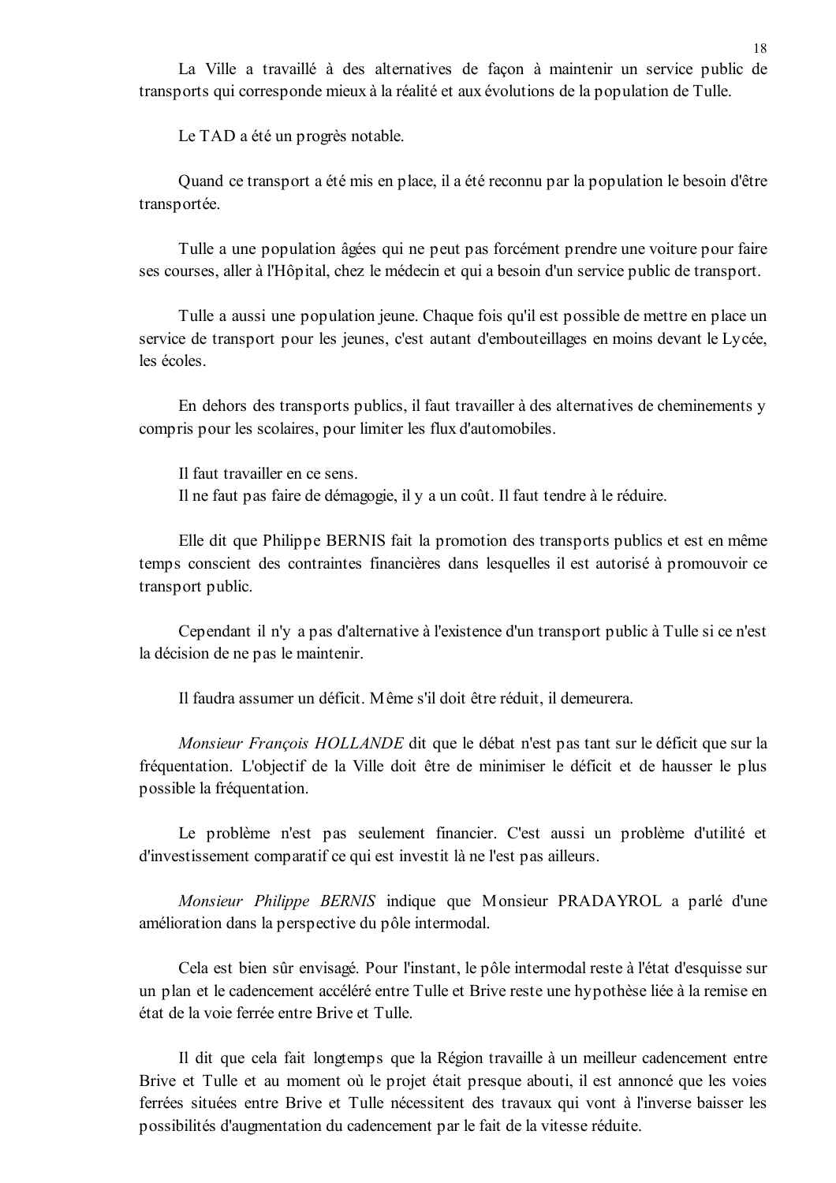La Ville a travaillé à des alternatives de façon à maintenir un service public de transports qui corresponde mieux à la réalité et aux évolutions de la population de Tulle.

Le TAD a été un progrès notable.

Quand ce transport a été mis en place, il a été reconnu par la population le besoin d'être transportée.

Tulle a une population âgées qui ne peut pas forcément prendre une voiture pour faire ses courses, aller à l'Hôpital, chez le médecin et qui a besoin d'un service public de transport.

Tulle a aussi une population jeune. Chaque fois qu'il est possible de mettre en place un service de transport pour les jeunes, c'est autant d'embouteillages en moins devant le Lycée, les écoles.

En dehors des transports publics, il faut travailler à des alternatives de cheminements y compris pour les scolaires, pour limiter les flux d'automobiles.

Il faut travailler en ce sens.
Il ne faut pas faire de démagogie, il y a un coût. Il faut tendre à le réduire.

Elle dit que Philippe BERNIS fait la promotion des transports publics et est en même temps conscient des contraintes financières dans lesquelles il est autorisé à promouvoir ce transport public.

Cependant il n'y a pas d'alternative à l'existence d'un transport public à Tulle si ce n'est la décision de ne pas le maintenir.

Il faudra assumer un déficit. Même s'il doit être réduit, il demeurera.

*Monsieur François HOLLANDE* dit que le débat n'est pas tant sur le déficit que sur la fréquentation. L'objectif de la Ville doit être de minimiser le déficit et de hausser le plus possible la fréquentation.

Le problème n'est pas seulement financier. C'est aussi un problème d'utilité et d'investissement comparatif ce qui est investit là ne l'est pas ailleurs.

*Monsieur Philippe BERNIS* indique que Monsieur PRADAYROL a parlé d'une amélioration dans la perspective du pôle intermodal.

Cela est bien sûr envisagé. Pour l'instant, le pôle intermodal reste à l'état d'esquisse sur un plan et le cadencement accéléré entre Tulle et Brive reste une hypothèse liée à la remise en état de la voie ferrée entre Brive et Tulle.

Il dit que cela fait longtemps que la Région travaille à un meilleur cadencement entre Brive et Tulle et au moment où le projet était presque abouti, il est annoncé que les voies ferrées situées entre Brive et Tulle nécessitent des travaux qui vont à l'inverse baisser les possibilités d'augmentation du cadencement par le fait de la vitesse réduite.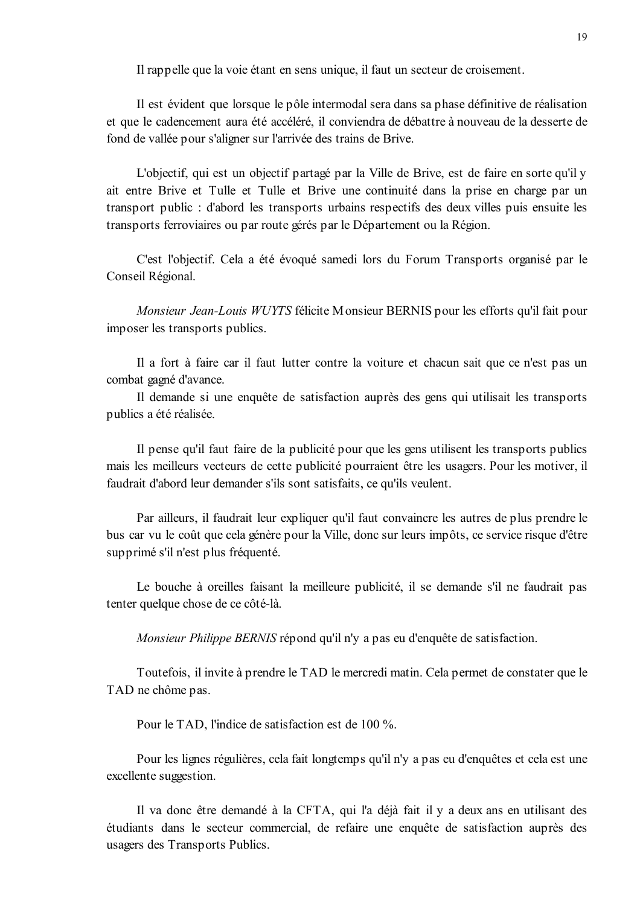Il rappelle que la voie étant en sens unique, il faut un secteur de croisement.

Il est évident que lorsque le pôle intermodal sera dans sa phase définitive de réalisation et que le cadencement aura été accéléré, il conviendra de débattre à nouveau de la desserte de fond de vallée pour s'aligner sur l'arrivée des trains de Brive.

L'objectif, qui est un objectif partagé par la Ville de Brive, est de faire en sorte qu'il y ait entre Brive et Tulle et Tulle et Brive une continuité dans la prise en charge par un transport public : d'abord les transports urbains respectifs des deux villes puis ensuite les transports ferroviaires ou par route gérés par le Département ou la Région.

C'est l'objectif. Cela a été évoqué samedi lors du Forum Transports organisé par le Conseil Régional.

*Monsieur Jean-Louis WUYTS* félicite Monsieur BERNIS pour les efforts qu'il fait pour imposer les transports publics.

Il a fort à faire car il faut lutter contre la voiture et chacun sait que ce n'est pas un combat gagné d'avance.
Il demande si une enquête de satisfaction auprès des gens qui utilisait les transports publics a été réalisée.

Il pense qu'il faut faire de la publicité pour que les gens utilisent les transports publics mais les meilleurs vecteurs de cette publicité pourraient être les usagers. Pour les motiver, il faudrait d'abord leur demander s'ils sont satisfaits, ce qu'ils veulent.

Par ailleurs, il faudrait leur expliquer qu'il faut convaincre les autres de plus prendre le bus car vu le coût que cela génère pour la Ville, donc sur leurs impôts, ce service risque d'être supprimé s'il n'est plus fréquenté.

Le bouche à oreilles faisant la meilleure publicité, il se demande s'il ne faudrait pas tenter quelque chose de ce côté-là.

*Monsieur Philippe BERNIS* répond qu'il n'y a pas eu d'enquête de satisfaction.

Toutefois, il invite à prendre le TAD le mercredi matin. Cela permet de constater que le TAD ne chôme pas.

Pour le TAD, l'indice de satisfaction est de 100 %.

Pour les lignes régulières, cela fait longtemps qu'il n'y a pas eu d'enquêtes et cela est une excellente suggestion.

Il va donc être demandé à la CFTA, qui l'a déjà fait il y a deux ans en utilisant des étudiants dans le secteur commercial, de refaire une enquête de satisfaction auprès des usagers des Transports Publics.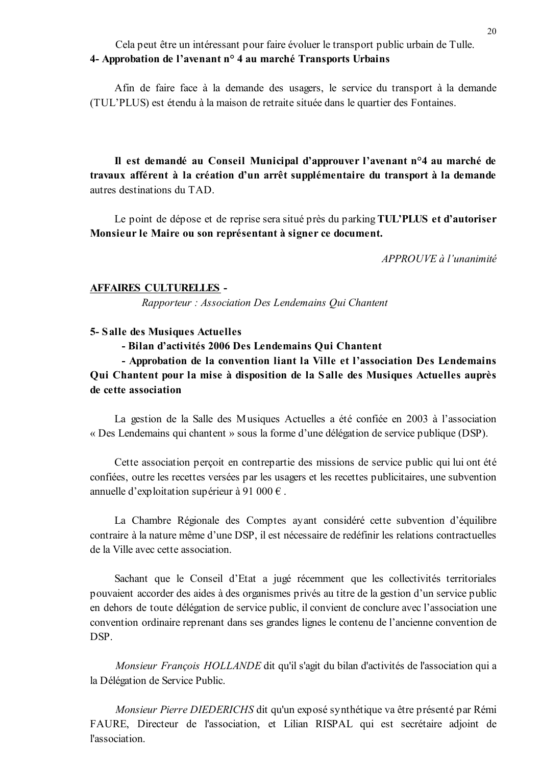Cela peut être un intéressant pour faire évoluer le transport public urbain de Tulle.

**4- Approbation de l'avenant n° 4 au marché Transports Urbains**

Afin de faire face à la demande des usagers, le service du transport à la demande (TUL'PLUS) est étendu à la maison de retraite située dans le quartier des Fontaines.

**Il est demandé au Conseil Municipal d'approuver l'avenant n°4 au marché de travaux afférent à la création d'un arrêt supplémentaire du transport à la demande** autres destinations du TAD.

Le point de dépose et de reprise sera situé près du parking **TUL'PLUS et d'autoriser Monsieur le Maire ou son représentant à signer ce document.**

*APPROUVE à l'unanimité*

**AFFAIRES CULTURELLES -**

*Rapporteur : Association Des Lendemains Qui Chantent*

**5- Salle des Musiques Actuelles**

**- Bilan d'activités 2006 Des Lendemains Qui Chantent**

**- Approbation de la convention liant la Ville et l'association Des Lendemains Qui Chantent pour la mise à disposition de la Salle des Musiques Actuelles auprès de cette association**

La gestion de la Salle des Musiques Actuelles a été confiée en 2003 à l'association « Des Lendemains qui chantent » sous la forme d'une délégation de service publique (DSP).

Cette association perçoit en contrepartie des missions de service public qui lui ont été confiées, outre les recettes versées par les usagers et les recettes publicitaires, une subvention annuelle d'exploitation supérieur à 91 000 € .

La Chambre Régionale des Comptes ayant considéré cette subvention d'équilibre contraire à la nature même d'une DSP, il est nécessaire de redéfinir les relations contractuelles de la Ville avec cette association.

Sachant que le Conseil d'Etat a jugé récemment que les collectivités territoriales pouvaient accorder des aides à des organismes privés au titre de la gestion d'un service public en dehors de toute délégation de service public, il convient de conclure avec l'association une convention ordinaire reprenant dans ses grandes lignes le contenu de l'ancienne convention de DSP.

*Monsieur François HOLLANDE* dit qu'il s'agit du bilan d'activités de l'association qui a la Délégation de Service Public.

*Monsieur Pierre DIEDERICHS* dit qu'un exposé synthétique va être présenté par Rémi FAURE, Directeur de l'association, et Lilian RISPAL qui est secrétaire adjoint de l'association.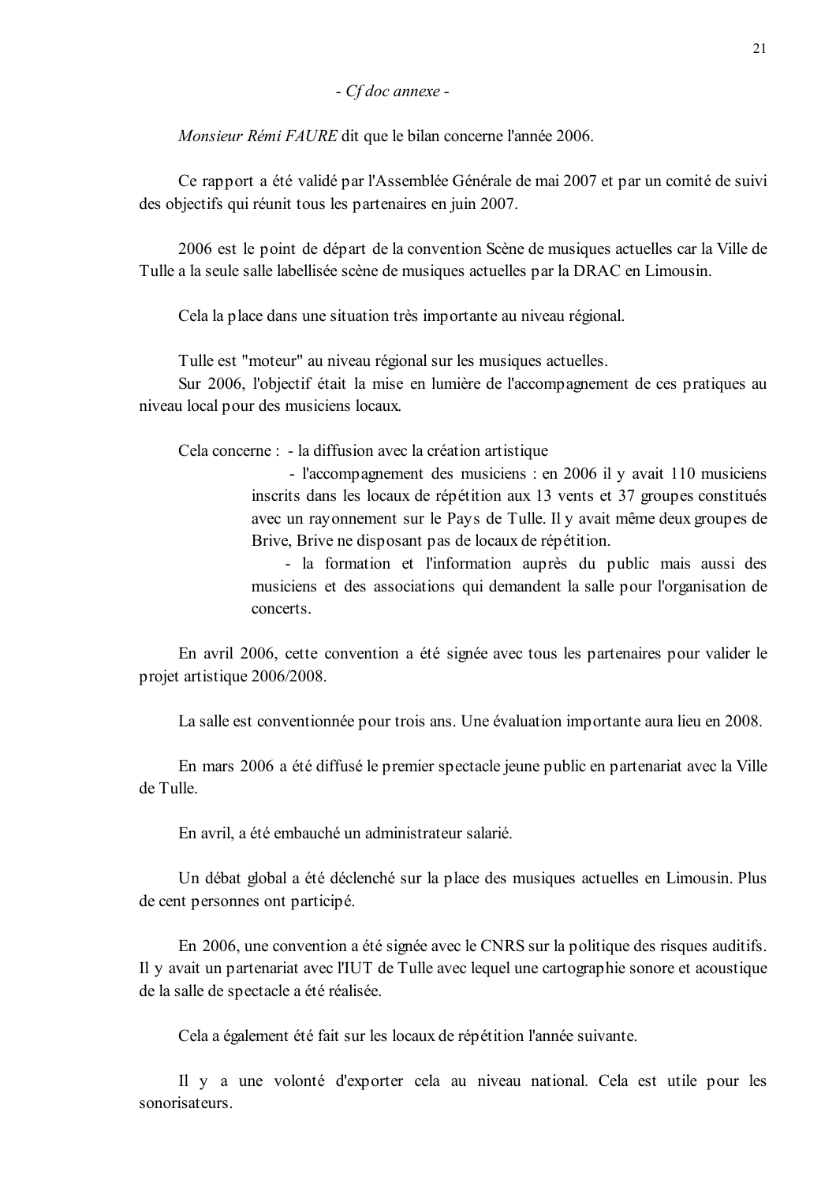*- Cf doc annexe -*

*Monsieur Rémi FAURE* dit que le bilan concerne l'année 2006.

Ce rapport a été validé par l'Assemblée Générale de mai 2007 et par un comité de suivi des objectifs qui réunit tous les partenaires en juin 2007.

2006 est le point de départ de la convention Scène de musiques actuelles car la Ville de Tulle a la seule salle labellisée scène de musiques actuelles par la DRAC en Limousin.

Cela la place dans une situation très importante au niveau régional.

Tulle est "moteur" au niveau régional sur les musiques actuelles.
Sur 2006, l'objectif était la mise en lumière de l'accompagnement de ces pratiques au niveau local pour des musiciens locaux.

Cela concerne :
- la diffusion avec la création artistique
- l'accompagnement des musiciens : en 2006 il y avait 110 musiciens inscrits dans les locaux de répétition aux 13 vents et 37 groupes constitués avec un rayonnement sur le Pays de Tulle. Il y avait même deux groupes de Brive, Brive ne disposant pas de locaux de répétition.
- la formation et l'information auprès du public mais aussi des musiciens et des associations qui demandent la salle pour l'organisation de concerts.

En avril 2006, cette convention a été signée avec tous les partenaires pour valider le projet artistique 2006/2008.

La salle est conventionnée pour trois ans. Une évaluation importante aura lieu en 2008.

En mars 2006 a été diffusé le premier spectacle jeune public en partenariat avec la Ville de Tulle.

En avril, a été embauché un administrateur salarié.

Un débat global a été déclenché sur la place des musiques actuelles en Limousin. Plus de cent personnes ont participé.

En 2006, une convention a été signée avec le CNRS sur la politique des risques auditifs. Il y avait un partenariat avec l'IUT de Tulle avec lequel une cartographie sonore et acoustique de la salle de spectacle a été réalisée.

Cela a également été fait sur les locaux de répétition l'année suivante.

Il y a une volonté d'exporter cela au niveau national. Cela est utile pour les sonorisateurs.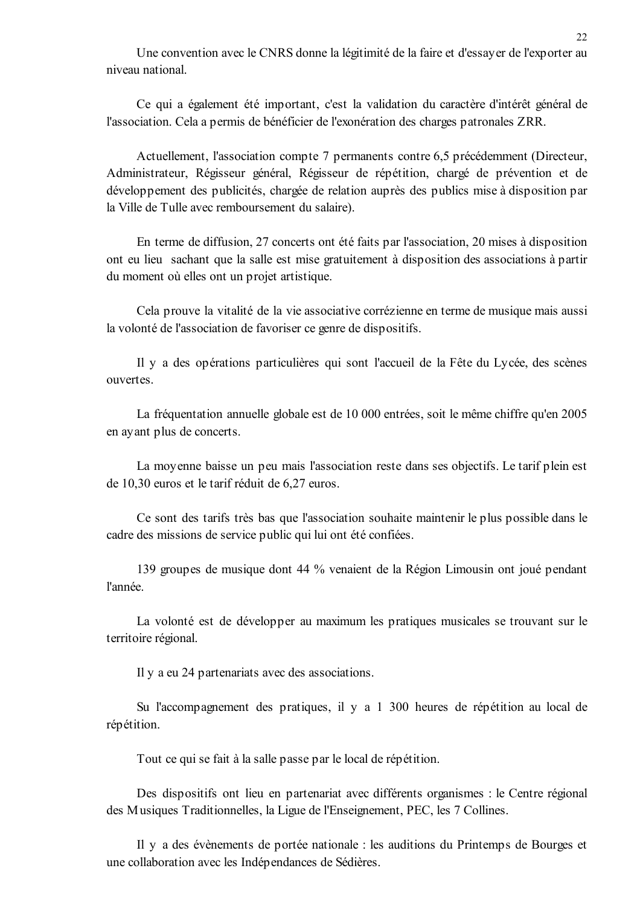Une convention avec le CNRS donne la légitimité de la faire et d'essayer de l'exporter au niveau national.

Ce qui a également été important, c'est la validation du caractère d'intérêt général de l'association. Cela a permis de bénéficier de l'exonération des charges patronales ZRR.

Actuellement, l'association compte 7 permanents contre 6,5 précédemment (Directeur, Administrateur, Régisseur général, Régisseur de répétition, chargé de prévention et de développement des publicités, chargée de relation auprès des publics mise à disposition par la Ville de Tulle avec remboursement du salaire).

En terme de diffusion, 27 concerts ont été faits par l'association, 20 mises à disposition ont eu lieu sachant que la salle est mise gratuitement à disposition des associations à partir du moment où elles ont un projet artistique.

Cela prouve la vitalité de la vie associative corrézienne en terme de musique mais aussi la volonté de l'association de favoriser ce genre de dispositifs.

Il y a des opérations particulières qui sont l'accueil de la Fête du Lycée, des scènes ouvertes.

La fréquentation annuelle globale est de 10 000 entrées, soit le même chiffre qu'en 2005 en ayant plus de concerts.

La moyenne baisse un peu mais l'association reste dans ses objectifs. Le tarif plein est de 10,30 euros et le tarif réduit de 6,27 euros.

Ce sont des tarifs très bas que l'association souhaite maintenir le plus possible dans le cadre des missions de service public qui lui ont été confiées.

139 groupes de musique dont 44 % venaient de la Région Limousin ont joué pendant l'année.

La volonté est de développer au maximum les pratiques musicales se trouvant sur le territoire régional.

Il y a eu 24 partenariats avec des associations.

Su l'accompagnement des pratiques, il y a 1 300 heures de répétition au local de répétition.

Tout ce qui se fait à la salle passe par le local de répétition.

Des dispositifs ont lieu en partenariat avec différents organismes : le Centre régional des Musiques Traditionnelles, la Ligue de l'Enseignement, PEC, les 7 Collines.

Il y a des évènements de portée nationale : les auditions du Printemps de Bourges et une collaboration avec les Indépendances de Sédières.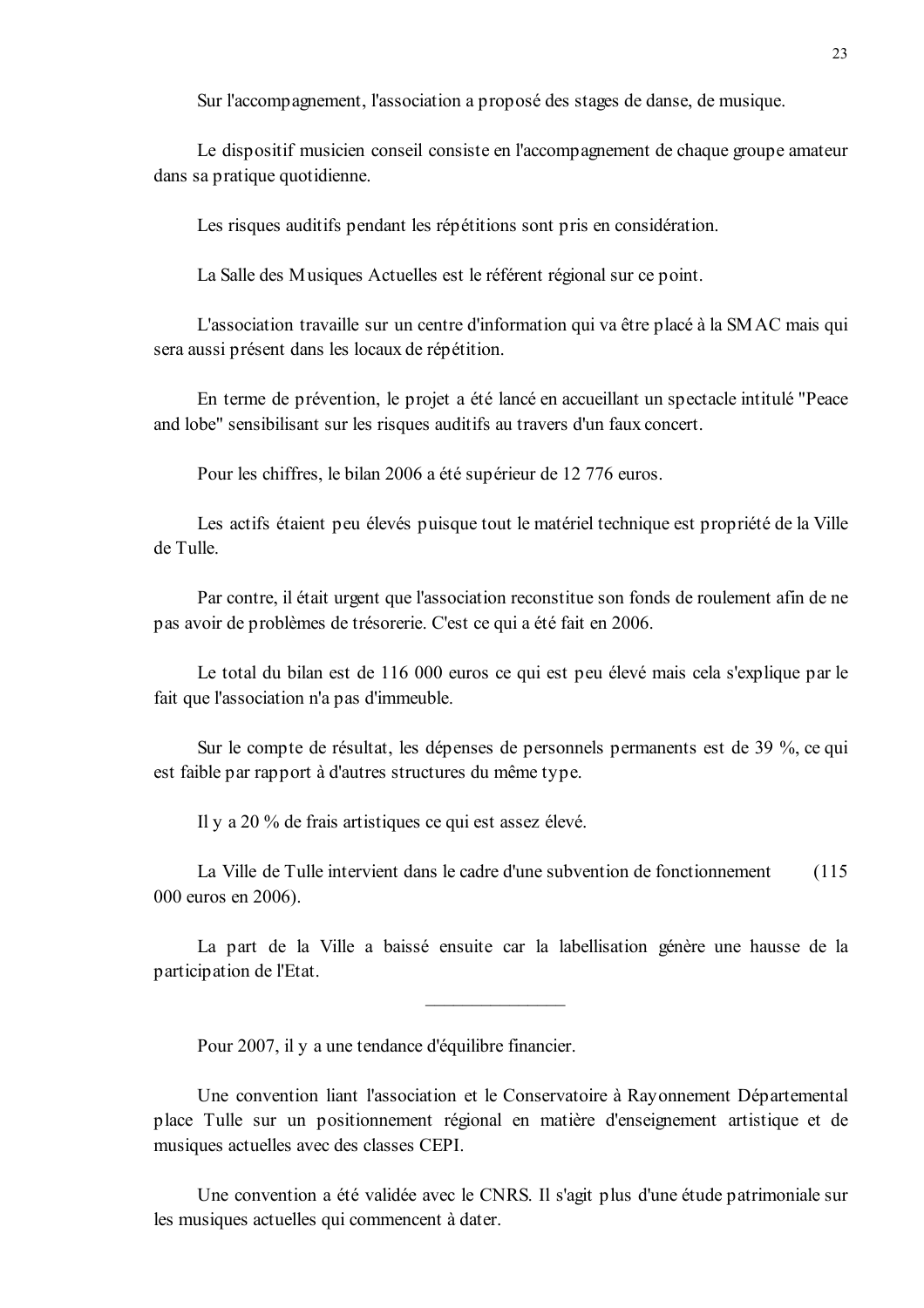Sur l'accompagnement, l'association a proposé des stages de danse, de musique.

Le dispositif musicien conseil consiste en l'accompagnement de chaque groupe amateur dans sa pratique quotidienne.

Les risques auditifs pendant les répétitions sont pris en considération.

La Salle des Musiques Actuelles est le référent régional sur ce point.

L'association travaille sur un centre d'information qui va être placé à la SMAC mais qui sera aussi présent dans les locaux de répétition.

En terme de prévention, le projet a été lancé en accueillant un spectacle intitulé "Peace and lobe" sensibilisant sur les risques auditifs au travers d'un faux concert.

Pour les chiffres, le bilan 2006 a été supérieur de 12 776 euros.

Les actifs étaient peu élevés puisque tout le matériel technique est propriété de la Ville de Tulle.

Par contre, il était urgent que l'association reconstitue son fonds de roulement afin de ne pas avoir de problèmes de trésorerie. C'est ce qui a été fait en 2006.

Le total du bilan est de 116 000 euros ce qui est peu élevé mais cela s'explique par le fait que l'association n'a pas d'immeuble.

Sur le compte de résultat, les dépenses de personnels permanents est de 39 %, ce qui est faible par rapport à d'autres structures du même type.

Il y a 20 % de frais artistiques ce qui est assez élevé.

La Ville de Tulle intervient dans le cadre d'une subvention de fonctionnement (115 000 euros en 2006).

La part de la Ville a baissé ensuite car la labellisation génère une hausse de la participation de l'Etat.

---

Pour 2007, il y a une tendance d'équilibre financier.

Une convention liant l'association et le Conservatoire à Rayonnement Départemental place Tulle sur un positionnement régional en matière d'enseignement artistique et de musiques actuelles avec des classes CEPI.

Une convention a été validée avec le CNRS. Il s'agit plus d'une étude patrimoniale sur les musiques actuelles qui commencent à dater.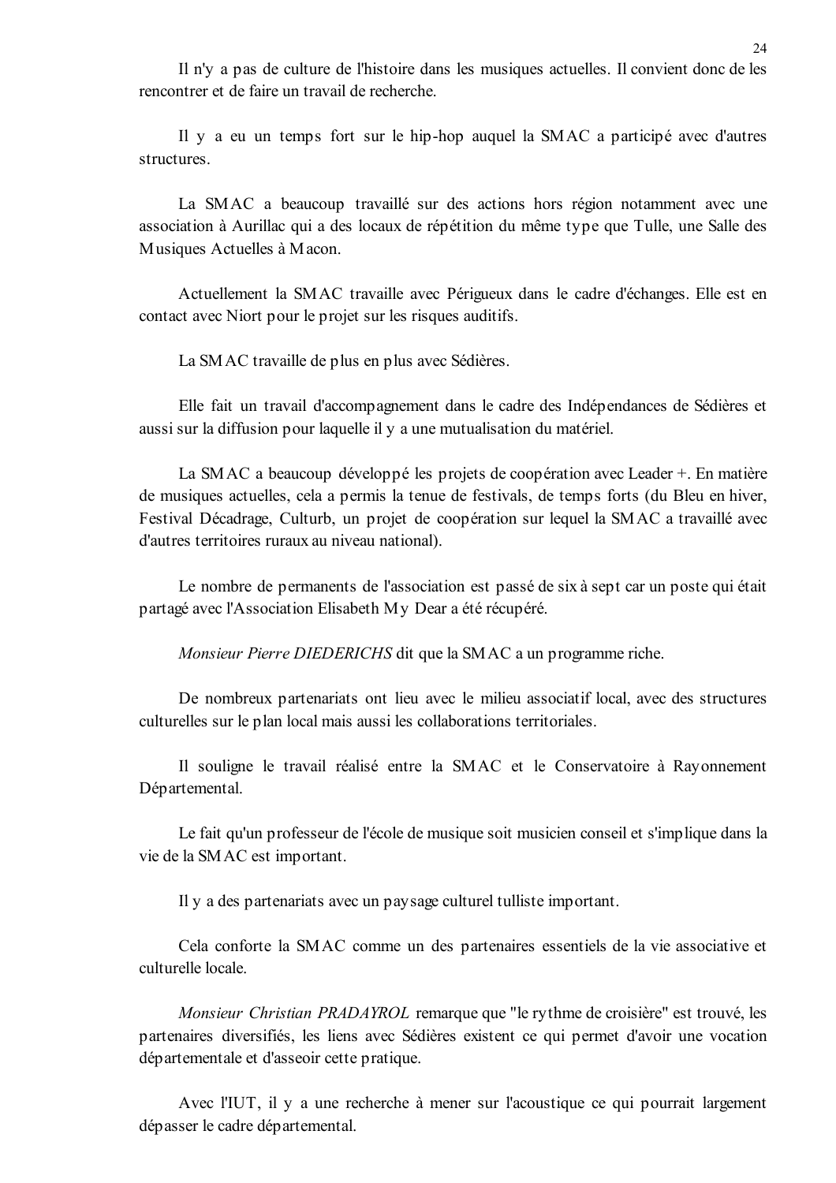Il n'y a pas de culture de l'histoire dans les musiques actuelles. Il convient donc de les rencontrer et de faire un travail de recherche.

Il y a eu un temps fort sur le hip-hop auquel la SMAC a participé avec d'autres structures.

La SMAC a beaucoup travaillé sur des actions hors région notamment avec une association à Aurillac qui a des locaux de répétition du même type que Tulle, une Salle des Musiques Actuelles à Macon.

Actuellement la SMAC travaille avec Périgueux dans le cadre d'échanges. Elle est en contact avec Niort pour le projet sur les risques auditifs.

La SMAC travaille de plus en plus avec Sédières.

Elle fait un travail d'accompagnement dans le cadre des Indépendances de Sédières et aussi sur la diffusion pour laquelle il y a une mutualisation du matériel.

La SMAC a beaucoup développé les projets de coopération avec Leader +. En matière de musiques actuelles, cela a permis la tenue de festivals, de temps forts (du Bleu en hiver, Festival Décadrage, Culturb, un projet de coopération sur lequel la SMAC a travaillé avec d'autres territoires ruraux au niveau national).

Le nombre de permanents de l'association est passé de six à sept car un poste qui était partagé avec l'Association Elisabeth My Dear a été récupéré.

*Monsieur Pierre DIEDERICHS* dit que la SMAC a un programme riche.

De nombreux partenariats ont lieu avec le milieu associatif local, avec des structures culturelles sur le plan local mais aussi les collaborations territoriales.

Il souligne le travail réalisé entre la SMAC et le Conservatoire à Rayonnement Départemental.

Le fait qu'un professeur de l'école de musique soit musicien conseil et s'implique dans la vie de la SMAC est important.

Il y a des partenariats avec un paysage culturel tulliste important.

Cela conforte la SMAC comme un des partenaires essentiels de la vie associative et culturelle locale.

*Monsieur Christian PRADAYROL* remarque que "le rythme de croisière" est trouvé, les partenaires diversifiés, les liens avec Sédières existent ce qui permet d'avoir une vocation départementale et d'asseoir cette pratique.

Avec l'IUT, il y a une recherche à mener sur l'acoustique ce qui pourrait largement dépasser le cadre départemental.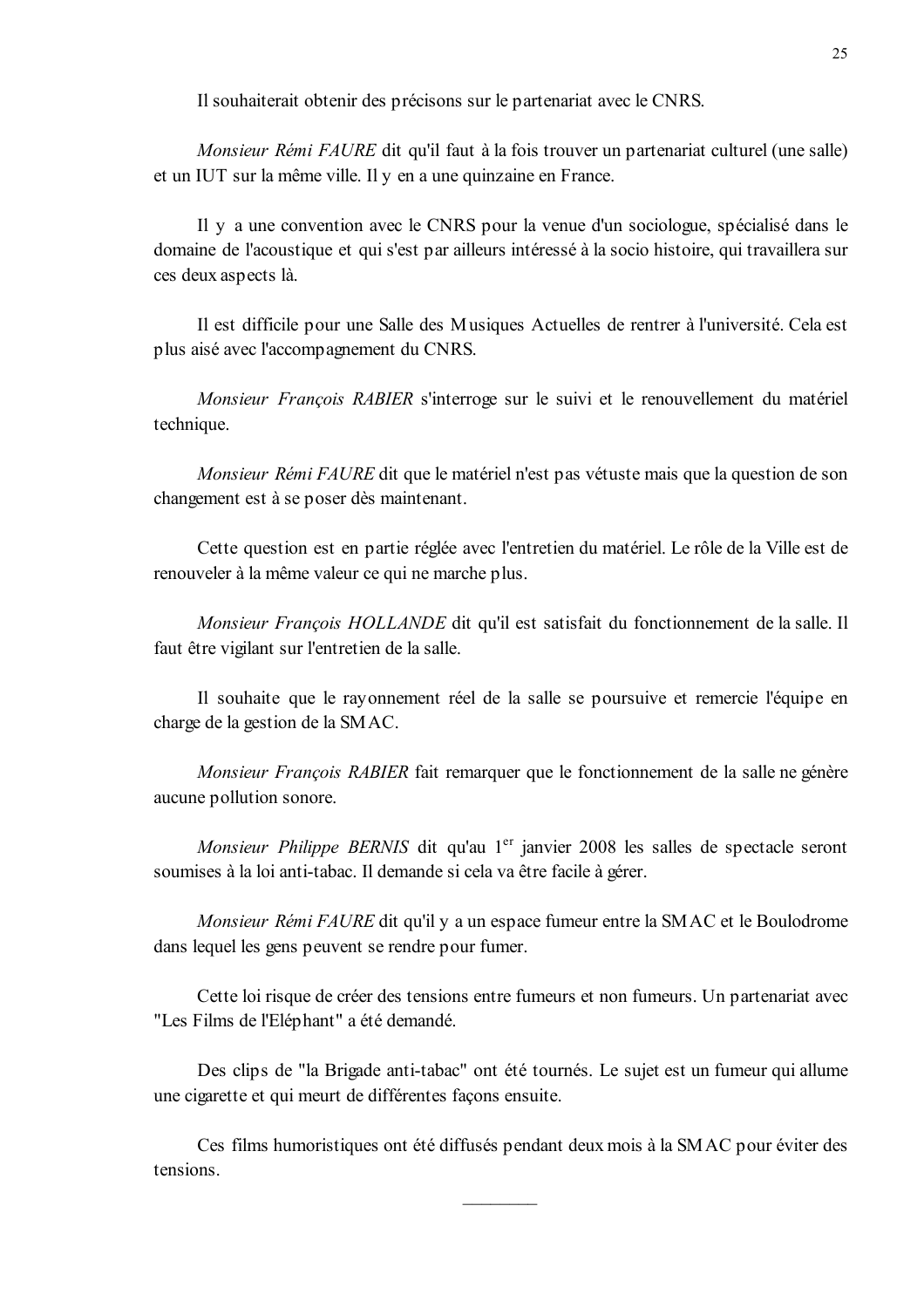Il souhaiterait obtenir des précisons sur le partenariat avec le CNRS.

*Monsieur Rémi FAURE* dit qu'il faut à la fois trouver un partenariat culturel (une salle) et un IUT sur la même ville. Il y en a une quinzaine en France.

Il y a une convention avec le CNRS pour la venue d'un sociologue, spécialisé dans le domaine de l'acoustique et qui s'est par ailleurs intéressé à la socio histoire, qui travaillera sur ces deux aspects là.

Il est difficile pour une Salle des Musiques Actuelles de rentrer à l'université. Cela est plus aisé avec l'accompagnement du CNRS.

*Monsieur François RABIER* s'interroge sur le suivi et le renouvellement du matériel technique.

*Monsieur Rémi FAURE* dit que le matériel n'est pas vétuste mais que la question de son changement est à se poser dès maintenant.

Cette question est en partie réglée avec l'entretien du matériel. Le rôle de la Ville est de renouveler à la même valeur ce qui ne marche plus.

*Monsieur François HOLLANDE* dit qu'il est satisfait du fonctionnement de la salle. Il faut être vigilant sur l'entretien de la salle.

Il souhaite que le rayonnement réel de la salle se poursuive et remercie l'équipe en charge de la gestion de la SMAC.

*Monsieur François RABIER* fait remarquer que le fonctionnement de la salle ne génère aucune pollution sonore.

*Monsieur Philippe BERNIS* dit qu'au 1er janvier 2008 les salles de spectacle seront soumises à la loi anti-tabac. Il demande si cela va être facile à gérer.

*Monsieur Rémi FAURE* dit qu'il y a un espace fumeur entre la SMAC et le Boulodrome dans lequel les gens peuvent se rendre pour fumer.

Cette loi risque de créer des tensions entre fumeurs et non fumeurs. Un partenariat avec "Les Films de l'Eléphant" a été demandé.

Des clips de "la Brigade anti-tabac" ont été tournés. Le sujet est un fumeur qui allume une cigarette et qui meurt de différentes façons ensuite.

Ces films humoristiques ont été diffusés pendant deux mois à la SMAC pour éviter des tensions.

---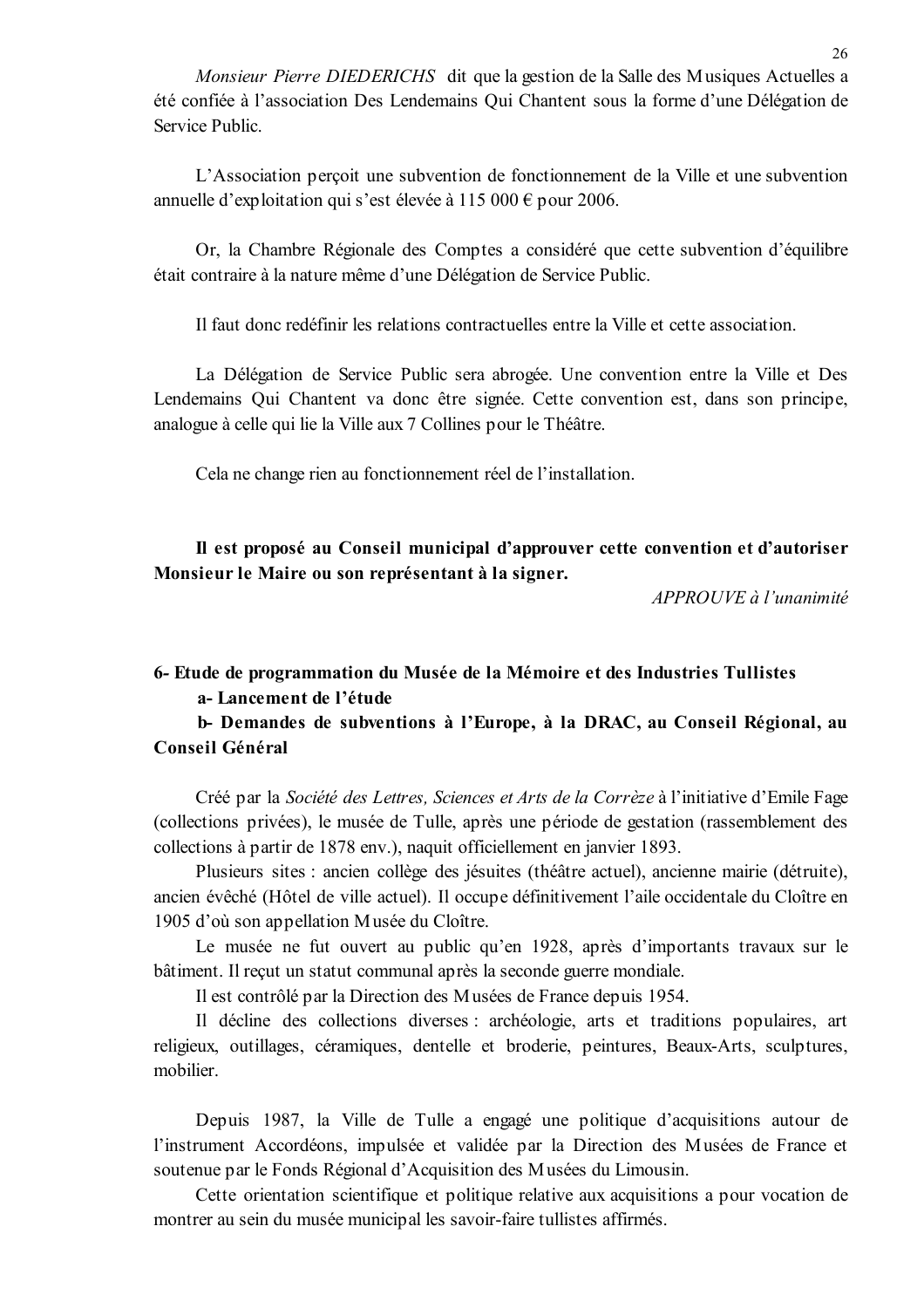*Monsieur Pierre DIEDERICHS* dit que la gestion de la Salle des Musiques Actuelles a été confiée à l'association Des Lendemains Qui Chantent sous la forme d'une Délégation de Service Public.

L'Association perçoit une subvention de fonctionnement de la Ville et une subvention annuelle d'exploitation qui s'est élevée à 115 000 € pour 2006.

Or, la Chambre Régionale des Comptes a considéré que cette subvention d'équilibre était contraire à la nature même d'une Délégation de Service Public.

Il faut donc redéfinir les relations contractuelles entre la Ville et cette association.

La Délégation de Service Public sera abrogée. Une convention entre la Ville et Des Lendemains Qui Chantent va donc être signée. Cette convention est, dans son principe, analogue à celle qui lie la Ville aux 7 Collines pour le Théâtre.

Cela ne change rien au fonctionnement réel de l'installation.

**Il est proposé au Conseil municipal d'approuver cette convention et d'autoriser Monsieur le Maire ou son représentant à la signer.**

*APPROUVE à l'unanimité*

**6- Etude de programmation du Musée de la Mémoire et des Industries Tullistes**

**a- Lancement de l'étude**

**b- Demandes de subventions à l'Europe, à la DRAC, au Conseil Régional, au Conseil Général**

Créé par la *Société des Lettres, Sciences et Arts de la Corrèze* à l'initiative d'Emile Fage (collections privées), le musée de Tulle, après une période de gestation (rassemblement des collections à partir de 1878 env.), naquit officiellement en janvier 1893.

Plusieurs sites : ancien collège des jésuites (théâtre actuel), ancienne mairie (détruite), ancien évêché (Hôtel de ville actuel). Il occupe définitivement l'aile occidentale du Cloître en 1905 d'où son appellation Musée du Cloître.

Le musée ne fut ouvert au public qu'en 1928, après d'importants travaux sur le bâtiment. Il reçut un statut communal après la seconde guerre mondiale.

Il est contrôlé par la Direction des Musées de France depuis 1954.

Il décline des collections diverses : archéologie, arts et traditions populaires, art religieux, outillages, céramiques, dentelle et broderie, peintures, Beaux-Arts, sculptures, mobilier.

Depuis 1987, la Ville de Tulle a engagé une politique d'acquisitions autour de l'instrument Accordéons, impulsée et validée par la Direction des Musées de France et soutenue par le Fonds Régional d'Acquisition des Musées du Limousin.

Cette orientation scientifique et politique relative aux acquisitions a pour vocation de montrer au sein du musée municipal les savoir-faire tullistes affirmés.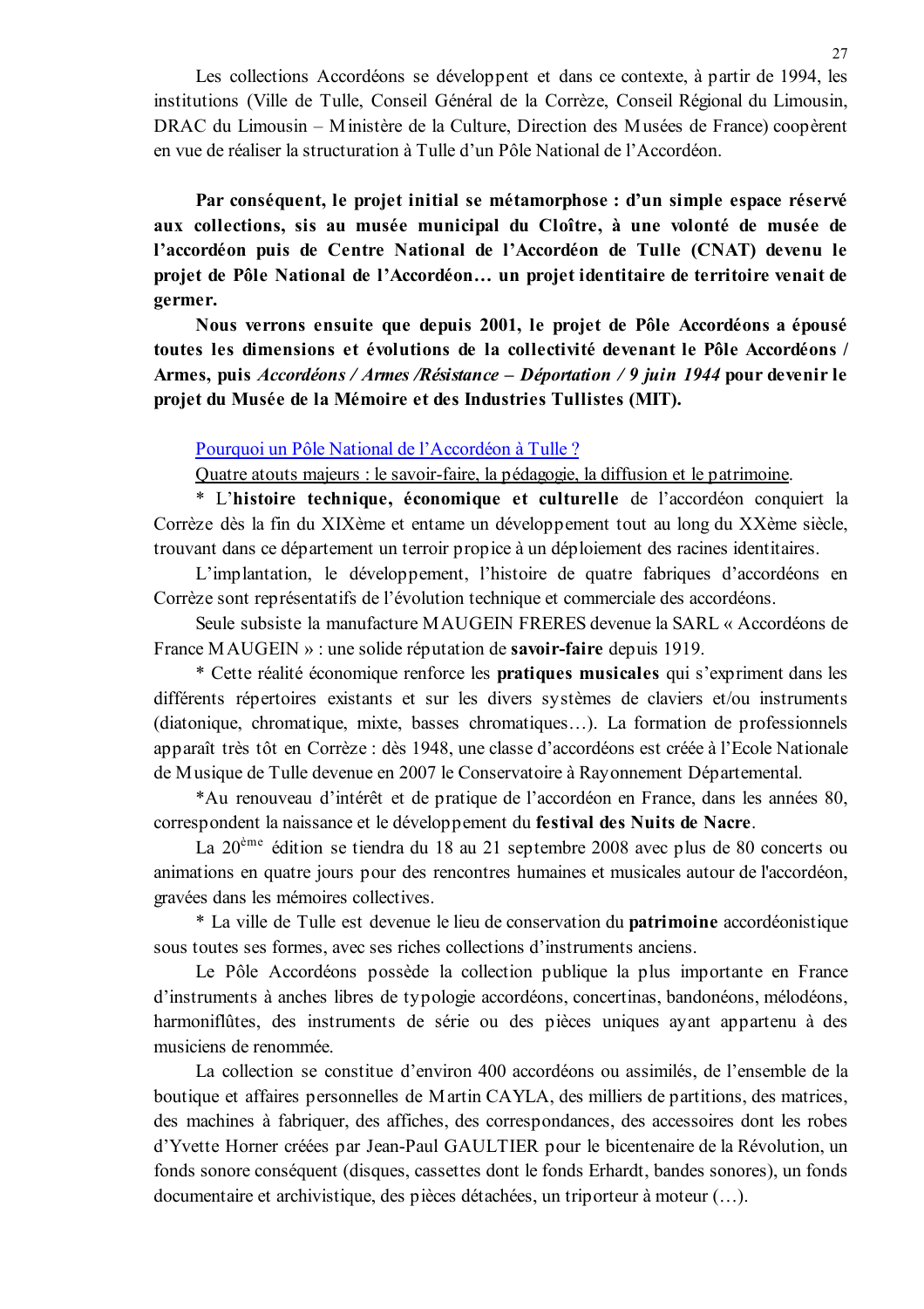Les collections Accordéons se développent et dans ce contexte, à partir de 1994, les institutions (Ville de Tulle, Conseil Général de la Corrèze, Conseil Régional du Limousin, DRAC du Limousin – Ministère de la Culture, Direction des Musées de France) coopèrent en vue de réaliser la structuration à Tulle d'un Pôle National de l'Accordéon.

**Par conséquent, le projet initial se métamorphose : d'un simple espace réservé aux collections, sis au musée municipal du Cloître, à une volonté de musée de l'accordéon puis de Centre National de l'Accordéon de Tulle (CNAT) devenu le projet de Pôle National de l'Accordéon… un projet identitaire de territoire venait de germer.**

**Nous verrons ensuite que depuis 2001, le projet de Pôle Accordéons a épousé toutes les dimensions et évolutions de la collectivité devenant le Pôle Accordéons / Armes, puis *Accordéons / Armes /Résistance – Déportation / 9 juin 1944* pour devenir le projet du Musée de la Mémoire et des Industries Tullistes (MIT).**

<u>Pourquoi un Pôle National de l'Accordéon à Tulle ?</u>

<u>Quatre atouts majeurs : le savoir-faire, la pédagogie, la diffusion et le patrimoine</u>.

* L'**histoire technique, économique et culturelle** de l'accordéon conquiert la Corrèze dès la fin du XIXème et entame un développement tout au long du XXème siècle, trouvant dans ce département un terroir propice à un déploiement des racines identitaires.

L'implantation, le développement, l'histoire de quatre fabriques d'accordéons en Corrèze sont représentatifs de l'évolution technique et commerciale des accordéons.

Seule subsiste la manufacture MAUGEIN FRERES devenue la SARL « Accordéons de France MAUGEIN » : une solide réputation de **savoir-faire** depuis 1919.

* Cette réalité économique renforce les **pratiques musicales** qui s'expriment dans les différents répertoires existants et sur les divers systèmes de claviers et/ou instruments (diatonique, chromatique, mixte, basses chromatiques…). La formation de professionnels apparaît très tôt en Corrèze : dès 1948, une classe d'accordéons est créée à l'Ecole Nationale de Musique de Tulle devenue en 2007 le Conservatoire à Rayonnement Départemental.

*Au renouveau d'intérêt et de pratique de l'accordéon en France, dans les années 80, correspondent la naissance et le développement du **festival des Nuits de Nacre**.

La 20ème édition se tiendra du 18 au 21 septembre 2008 avec plus de 80 concerts ou animations en quatre jours pour des rencontres humaines et musicales autour de l'accordéon, gravées dans les mémoires collectives.

* La ville de Tulle est devenue le lieu de conservation du **patrimoine** accordéonistique sous toutes ses formes, avec ses riches collections d'instruments anciens.

Le Pôle Accordéons possède la collection publique la plus importante en France d'instruments à anches libres de typologie accordéons, concertinas, bandonéons, mélodéons, harmoniflûtes, des instruments de série ou des pièces uniques ayant appartenu à des musiciens de renommée.

La collection se constitue d'environ 400 accordéons ou assimilés, de l'ensemble de la boutique et affaires personnelles de Martin CAYLA, des milliers de partitions, des matrices, des machines à fabriquer, des affiches, des correspondances, des accessoires dont les robes d'Yvette Horner créées par Jean-Paul GAULTIER pour le bicentenaire de la Révolution, un fonds sonore conséquent (disques, cassettes dont le fonds Erhardt, bandes sonores), un fonds documentaire et archivistique, des pièces détachées, un triporteur à moteur (…).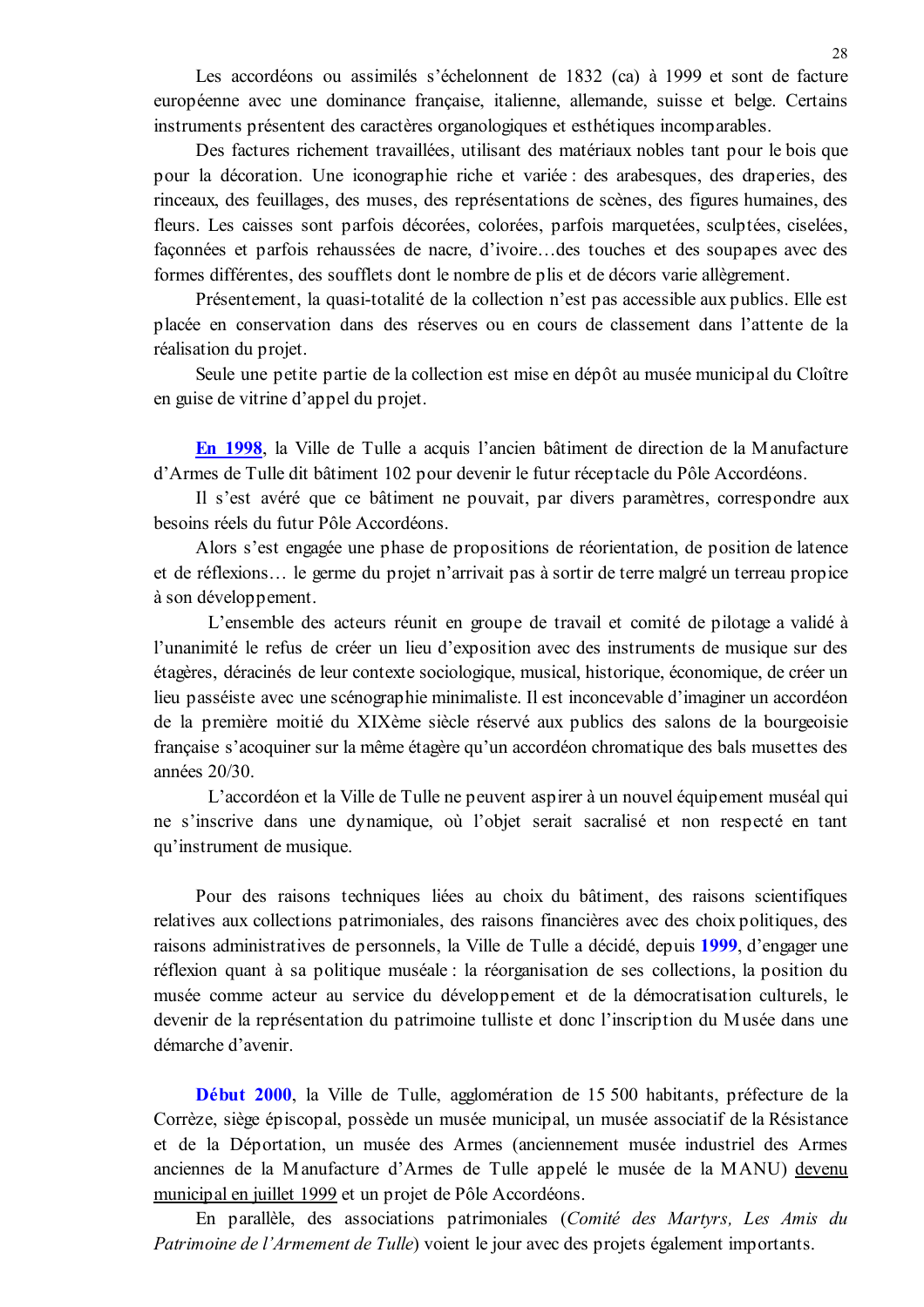Les accordéons ou assimilés s'échelonnent de 1832 (ca) à 1999 et sont de facture européenne avec une dominance française, italienne, allemande, suisse et belge. Certains instruments présentent des caractères organologiques et esthétiques incomparables.

Des factures richement travaillées, utilisant des matériaux nobles tant pour le bois que pour la décoration. Une iconographie riche et variée : des arabesques, des draperies, des rinceaux, des feuillages, des muses, des représentations de scènes, des figures humaines, des fleurs. Les caisses sont parfois décorées, colorées, parfois marquetées, sculptées, ciselées, façonnées et parfois rehaussées de nacre, d'ivoire…des touches et des soupapes avec des formes différentes, des soufflets dont le nombre de plis et de décors varie allègrement.

Présentement, la quasi-totalité de la collection n'est pas accessible aux publics. Elle est placée en conservation dans des réserves ou en cours de classement dans l'attente de la réalisation du projet.

Seule une petite partie de la collection est mise en dépôt au musée municipal du Cloître en guise de vitrine d'appel du projet.

**<u>En 1998</u>**, la Ville de Tulle a acquis l'ancien bâtiment de direction de la Manufacture d'Armes de Tulle dit bâtiment 102 pour devenir le futur réceptacle du Pôle Accordéons.

Il s'est avéré que ce bâtiment ne pouvait, par divers paramètres, correspondre aux besoins réels du futur Pôle Accordéons.

Alors s'est engagée une phase de propositions de réorientation, de position de latence et de réflexions… le germe du projet n'arrivait pas à sortir de terre malgré un terreau propice à son développement.

L'ensemble des acteurs réunit en groupe de travail et comité de pilotage a validé à l'unanimité le refus de créer un lieu d'exposition avec des instruments de musique sur des étagères, déracinés de leur contexte sociologique, musical, historique, économique, de créer un lieu passéiste avec une scénographie minimaliste. Il est inconcevable d'imaginer un accordéon de la première moitié du XIXème siècle réservé aux publics des salons de la bourgeoisie française s'acoquiner sur la même étagère qu'un accordéon chromatique des bals musettes des années 20/30.

L'accordéon et la Ville de Tulle ne peuvent aspirer à un nouvel équipement muséal qui ne s'inscrive dans une dynamique, où l'objet serait sacralisé et non respecté en tant qu'instrument de musique.

Pour des raisons techniques liées au choix du bâtiment, des raisons scientifiques relatives aux collections patrimoniales, des raisons financières avec des choix politiques, des raisons administratives de personnels, la Ville de Tulle a décidé, depuis **1999**, d'engager une réflexion quant à sa politique muséale : la réorganisation de ses collections, la position du musée comme acteur au service du développement et de la démocratisation culturels, le devenir de la représentation du patrimoine tulliste et donc l'inscription du Musée dans une démarche d'avenir.

**Début 2000**, la Ville de Tulle, agglomération de 15 500 habitants, préfecture de la Corrèze, siège épiscopal, possède un musée municipal, un musée associatif de la Résistance et de la Déportation, un musée des Armes (anciennement musée industriel des Armes anciennes de la Manufacture d'Armes de Tulle appelé le musée de la MANU) <u>devenu municipal en juillet 1999</u> et un projet de Pôle Accordéons.

En parallèle, des associations patrimoniales (*Comité des Martyrs, Les Amis du Patrimoine de l'Armement de Tulle*) voient le jour avec des projets également importants.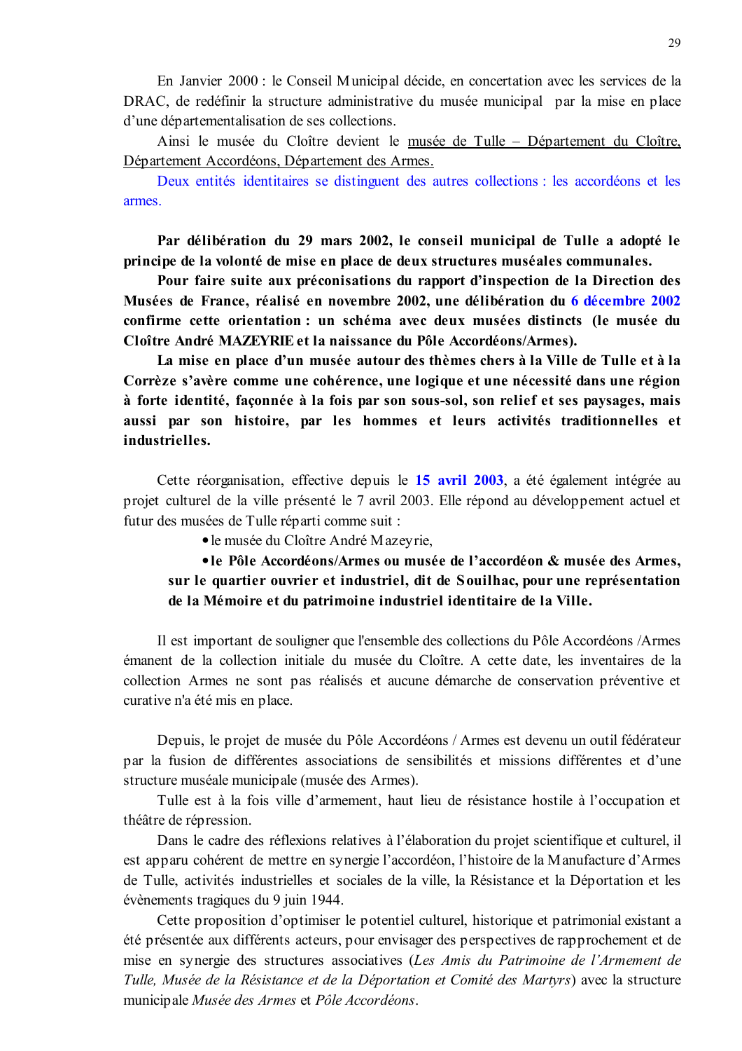En Janvier 2000 : le Conseil Municipal décide, en concertation avec les services de la DRAC, de redéfinir la structure administrative du musée municipal par la mise en place d'une départementalisation de ses collections.

Ainsi le musée du Cloître devient le musée de Tulle – Département du Cloître, Département Accordéons, Département des Armes.

Deux entités identitaires se distinguent des autres collections : les accordéons et les armes.

**Par délibération du 29 mars 2002, le conseil municipal de Tulle a adopté le principe de la volonté de mise en place de deux structures muséales communales.**

**Pour faire suite aux préconisations du rapport d'inspection de la Direction des Musées de France, réalisé en novembre 2002, une délibération du 6 décembre 2002 confirme cette orientation : un schéma avec deux musées distincts (le musée du Cloître André MAZEYRIE et la naissance du Pôle Accordéons/Armes).**

**La mise en place d'un musée autour des thèmes chers à la Ville de Tulle et à la Corrèze s'avère comme une cohérence, une logique et une nécessité dans une région à forte identité, façonnée à la fois par son sous-sol, son relief et ses paysages, mais aussi par son histoire, par les hommes et leurs activités traditionnelles et industrielles.**

Cette réorganisation, effective depuis le **15 avril 2003**, a été également intégrée au projet culturel de la ville présenté le 7 avril 2003. Elle répond au développement actuel et futur des musées de Tulle réparti comme suit :

- le musée du Cloître André Mazeyrie,
- **le Pôle Accordéons/Armes ou musée de l'accordéon & musée des Armes, sur le quartier ouvrier et industriel, dit de Souilhac, pour une représentation de la Mémoire et du patrimoine industriel identitaire de la Ville.**

Il est important de souligner que l'ensemble des collections du Pôle Accordéons /Armes émanent de la collection initiale du musée du Cloître. A cette date, les inventaires de la collection Armes ne sont pas réalisés et aucune démarche de conservation préventive et curative n'a été mis en place.

Depuis, le projet de musée du Pôle Accordéons / Armes est devenu un outil fédérateur par la fusion de différentes associations de sensibilités et missions différentes et d'une structure muséale municipale (musée des Armes).

Tulle est à la fois ville d'armement, haut lieu de résistance hostile à l'occupation et théâtre de répression.

Dans le cadre des réflexions relatives à l'élaboration du projet scientifique et culturel, il est apparu cohérent de mettre en synergie l'accordéon, l'histoire de la Manufacture d'Armes de Tulle, activités industrielles et sociales de la ville, la Résistance et la Déportation et les évènements tragiques du 9 juin 1944.

Cette proposition d'optimiser le potentiel culturel, historique et patrimonial existant a été présentée aux différents acteurs, pour envisager des perspectives de rapprochement et de mise en synergie des structures associatives (*Les Amis du Patrimoine de l'Armement de Tulle, Musée de la Résistance et de la Déportation et Comité des Martyrs*) avec la structure municipale *Musée des Armes* et *Pôle Accordéons*.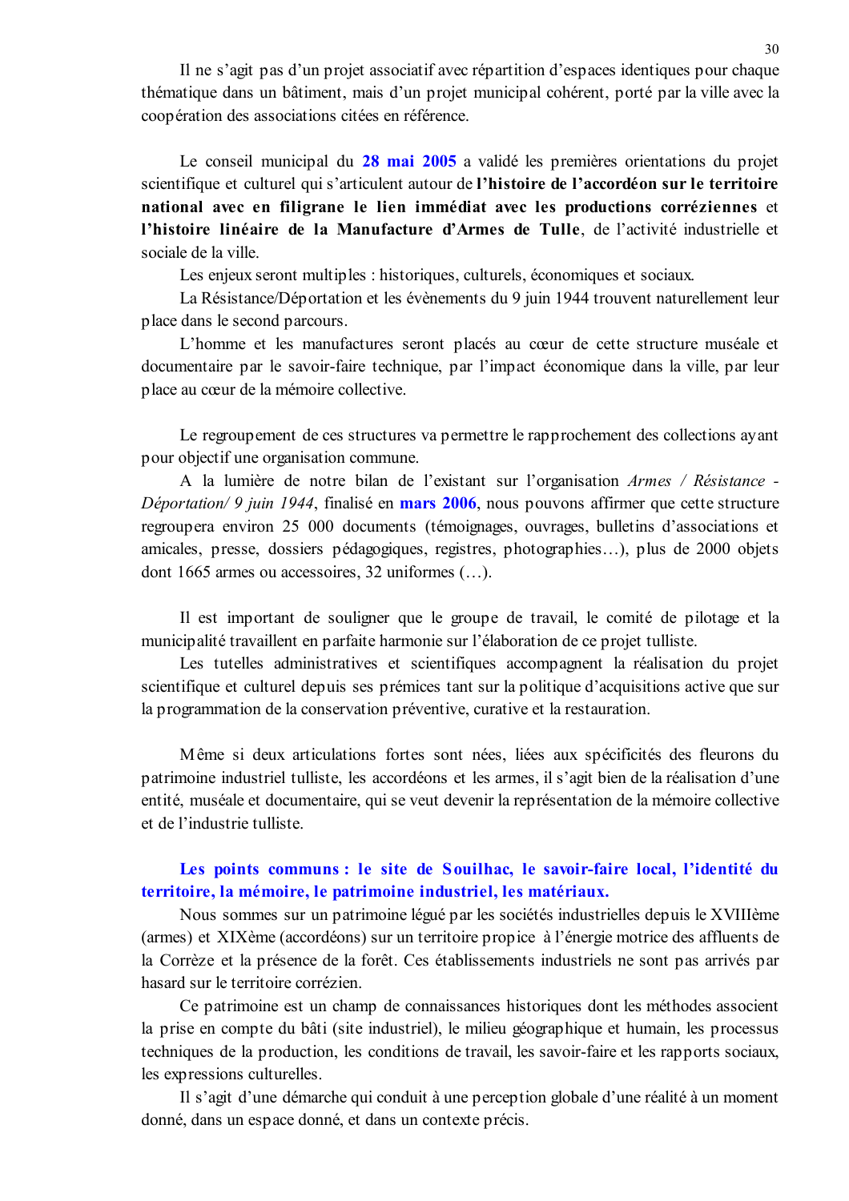Il ne s'agit pas d'un projet associatif avec répartition d'espaces identiques pour chaque thématique dans un bâtiment, mais d'un projet municipal cohérent, porté par la ville avec la coopération des associations citées en référence.

Le conseil municipal du **28 mai 2005** a validé les premières orientations du projet scientifique et culturel qui s'articulent autour de **l'histoire de l'accordéon sur le territoire national avec en filigrane le lien immédiat avec les productions corréziennes** et **l'histoire linéaire de la Manufacture d'Armes de Tulle**, de l'activité industrielle et sociale de la ville.

Les enjeux seront multiples : historiques, culturels, économiques et sociaux.

La Résistance/Déportation et les évènements du 9 juin 1944 trouvent naturellement leur place dans le second parcours.

L'homme et les manufactures seront placés au cœur de cette structure muséale et documentaire par le savoir-faire technique, par l'impact économique dans la ville, par leur place au cœur de la mémoire collective.

Le regroupement de ces structures va permettre le rapprochement des collections ayant pour objectif une organisation commune.

A la lumière de notre bilan de l'existant sur l'organisation *Armes / Résistance - Déportation/ 9 juin 1944*, finalisé en **mars 2006**, nous pouvons affirmer que cette structure regroupera environ 25 000 documents (témoignages, ouvrages, bulletins d'associations et amicales, presse, dossiers pédagogiques, registres, photographies…), plus de 2000 objets dont 1665 armes ou accessoires, 32 uniformes (…).

Il est important de souligner que le groupe de travail, le comité de pilotage et la municipalité travaillent en parfaite harmonie sur l'élaboration de ce projet tulliste.

Les tutelles administratives et scientifiques accompagnent la réalisation du projet scientifique et culturel depuis ses prémices tant sur la politique d'acquisitions active que sur la programmation de la conservation préventive, curative et la restauration.

Même si deux articulations fortes sont nées, liées aux spécificités des fleurons du patrimoine industriel tulliste, les accordéons et les armes, il s'agit bien de la réalisation d'une entité, muséale et documentaire, qui se veut devenir la représentation de la mémoire collective et de l'industrie tulliste.

**Les points communs : le site de Souilhac, le savoir-faire local, l'identité du territoire, la mémoire, le patrimoine industriel, les matériaux.**

Nous sommes sur un patrimoine légué par les sociétés industrielles depuis le XVIIIème (armes) et XIXème (accordéons) sur un territoire propice à l'énergie motrice des affluents de la Corrèze et la présence de la forêt. Ces établissements industriels ne sont pas arrivés par hasard sur le territoire corrézien.

Ce patrimoine est un champ de connaissances historiques dont les méthodes associent la prise en compte du bâti (site industriel), le milieu géographique et humain, les processus techniques de la production, les conditions de travail, les savoir-faire et les rapports sociaux, les expressions culturelles.

Il s'agit d'une démarche qui conduit à une perception globale d'une réalité à un moment donné, dans un espace donné, et dans un contexte précis.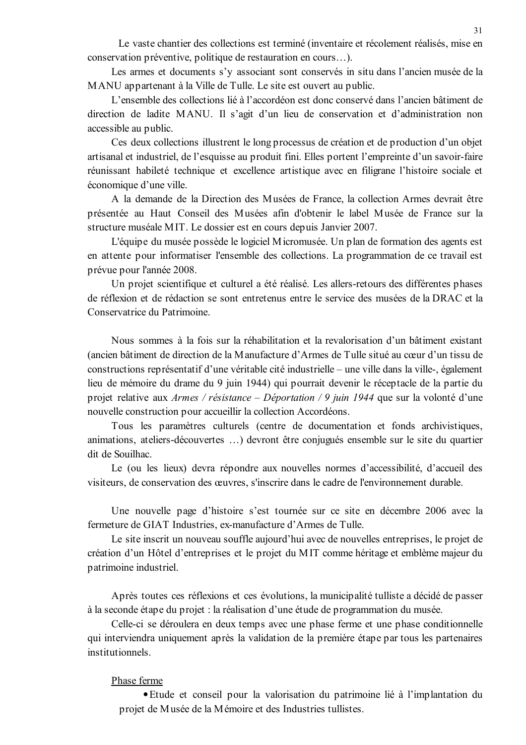Le vaste chantier des collections est terminé (inventaire et récolement réalisés, mise en conservation préventive, politique de restauration en cours…).

Les armes et documents s'y associant sont conservés in situ dans l'ancien musée de la MANU appartenant à la Ville de Tulle. Le site est ouvert au public.

L'ensemble des collections lié à l'accordéon est donc conservé dans l'ancien bâtiment de direction de ladite MANU. Il s'agit d'un lieu de conservation et d'administration non accessible au public.

Ces deux collections illustrent le long processus de création et de production d'un objet artisanal et industriel, de l'esquisse au produit fini. Elles portent l'empreinte d'un savoir-faire réunissant habileté technique et excellence artistique avec en filigrane l'histoire sociale et économique d'une ville.

A la demande de la Direction des Musées de France, la collection Armes devrait être présentée au Haut Conseil des Musées afin d'obtenir le label Musée de France sur la structure muséale MIT. Le dossier est en cours depuis Janvier 2007.

L'équipe du musée possède le logiciel Micromusée. Un plan de formation des agents est en attente pour informatiser l'ensemble des collections. La programmation de ce travail est prévue pour l'année 2008.

Un projet scientifique et culturel a été réalisé. Les allers-retours des différentes phases de réflexion et de rédaction se sont entretenus entre le service des musées de la DRAC et la Conservatrice du Patrimoine.

Nous sommes à la fois sur la réhabilitation et la revalorisation d'un bâtiment existant (ancien bâtiment de direction de la Manufacture d'Armes de Tulle situé au cœur d'un tissu de constructions représentatif d'une véritable cité industrielle – une ville dans la ville-, également lieu de mémoire du drame du 9 juin 1944) qui pourrait devenir le réceptacle de la partie du projet relative aux *Armes / résistance – Déportation / 9 juin 1944* que sur la volonté d'une nouvelle construction pour accueillir la collection Accordéons.

Tous les paramètres culturels (centre de documentation et fonds archivistiques, animations, ateliers-découvertes …) devront être conjugués ensemble sur le site du quartier dit de Souilhac.

Le (ou les lieux) devra répondre aux nouvelles normes d'accessibilité, d'accueil des visiteurs, de conservation des œuvres, s'inscrire dans le cadre de l'environnement durable.

Une nouvelle page d'histoire s'est tournée sur ce site en décembre 2006 avec la fermeture de GIAT Industries, ex-manufacture d'Armes de Tulle.

Le site inscrit un nouveau souffle aujourd'hui avec de nouvelles entreprises, le projet de création d'un Hôtel d'entreprises et le projet du MIT comme héritage et emblème majeur du patrimoine industriel.

Après toutes ces réflexions et ces évolutions, la municipalité tulliste a décidé de passer à la seconde étape du projet : la réalisation d'une étude de programmation du musée.

Celle-ci se déroulera en deux temps avec une phase ferme et une phase conditionnelle qui interviendra uniquement après la validation de la première étape par tous les partenaires institutionnels.

Phase ferme

- Etude et conseil pour la valorisation du patrimoine lié à l'implantation du projet de Musée de la Mémoire et des Industries tullistes.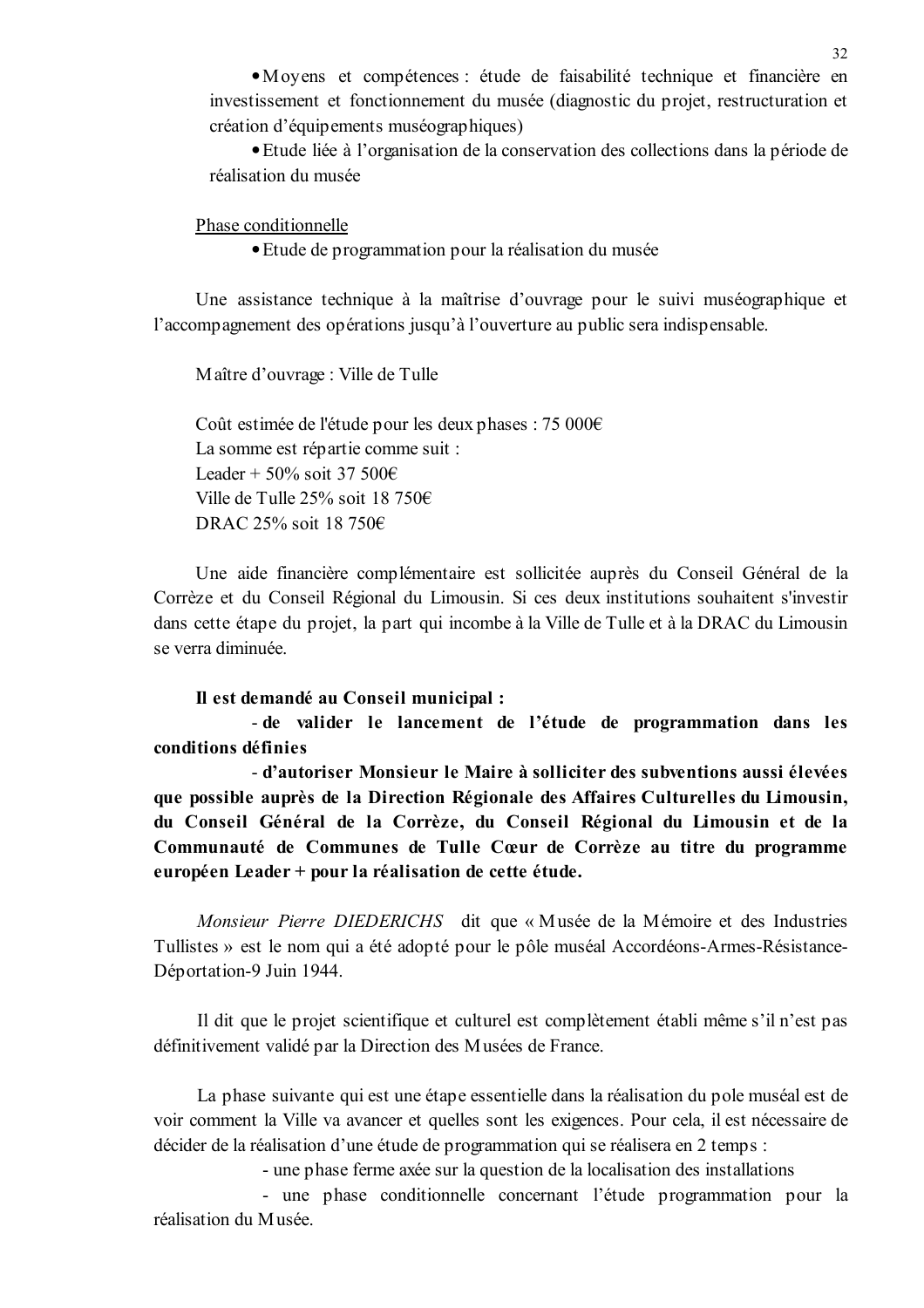- Moyens et compétences : étude de faisabilité technique et financière en investissement et fonctionnement du musée (diagnostic du projet, restructuration et création d'équipements muséographiques)
- Etude liée à l'organisation de la conservation des collections dans la période de réalisation du musée

Phase conditionnelle

- Etude de programmation pour la réalisation du musée

Une assistance technique à la maîtrise d'ouvrage pour le suivi muséographique et l'accompagnement des opérations jusqu'à l'ouverture au public sera indispensable.

Maître d'ouvrage : Ville de Tulle

Coût estimée de l'étude pour les deux phases : 75 000€
La somme est répartie comme suit :
Leader + 50% soit 37 500€
Ville de Tulle 25% soit 18 750€
DRAC 25% soit 18 750€

Une aide financière complémentaire est sollicitée auprès du Conseil Général de la Corrèze et du Conseil Régional du Limousin. Si ces deux institutions souhaitent s'investir dans cette étape du projet, la part qui incombe à la Ville de Tulle et à la DRAC du Limousin se verra diminuée.

**Il est demandé au Conseil municipal :**

**- de valider le lancement de l'étude de programmation dans les conditions définies**

**- d'autoriser Monsieur le Maire à solliciter des subventions aussi élevées que possible auprès de la Direction Régionale des Affaires Culturelles du Limousin, du Conseil Général de la Corrèze, du Conseil Régional du Limousin et de la Communauté de Communes de Tulle Cœur de Corrèze au titre du programme européen Leader + pour la réalisation de cette étude.**

*Monsieur Pierre DIEDERICHS* dit que « Musée de la Mémoire et des Industries Tullistes » est le nom qui a été adopté pour le pôle muséal Accordéons-Armes-Résistance-Déportation-9 Juin 1944.

Il dit que le projet scientifique et culturel est complètement établi même s'il n'est pas définitivement validé par la Direction des Musées de France.

La phase suivante qui est une étape essentielle dans la réalisation du pole muséal est de voir comment la Ville va avancer et quelles sont les exigences. Pour cela, il est nécessaire de décider de la réalisation d'une étude de programmation qui se réalisera en 2 temps :

- une phase ferme axée sur la question de la localisation des installations
- une phase conditionnelle concernant l'étude programmation pour la réalisation du Musée.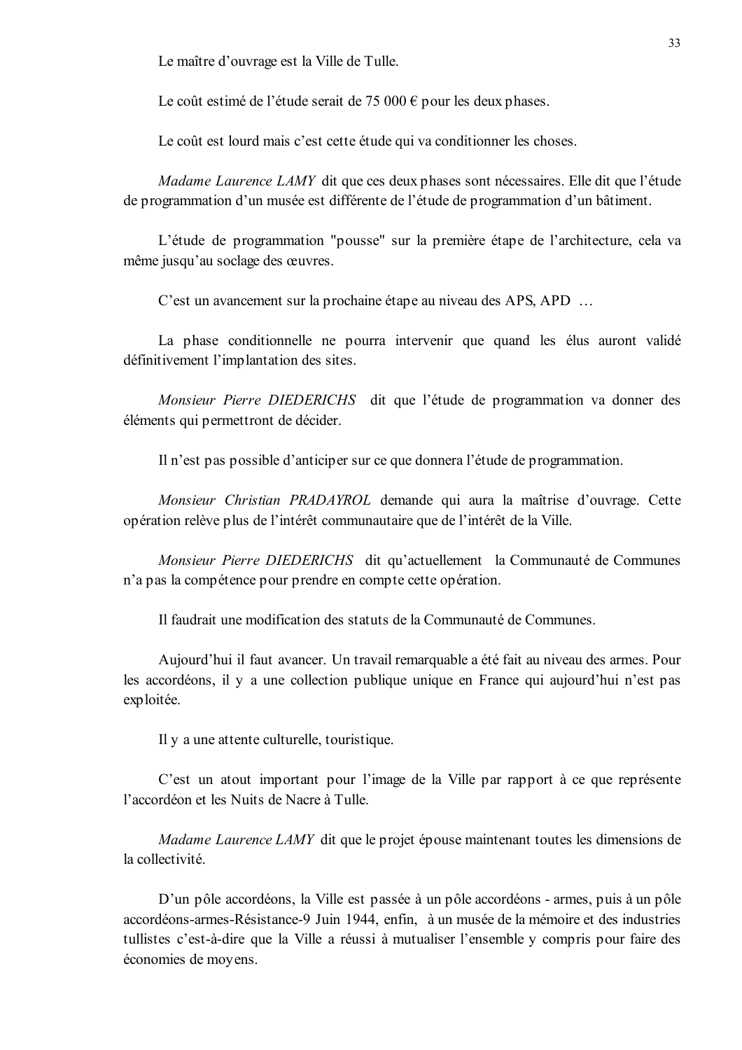Le maître d'ouvrage est la Ville de Tulle.

Le coût estimé de l'étude serait de 75 000 € pour les deux phases.

Le coût est lourd mais c'est cette étude qui va conditionner les choses.

*Madame Laurence LAMY* dit que ces deux phases sont nécessaires. Elle dit que l'étude de programmation d'un musée est différente de l'étude de programmation d'un bâtiment.

L'étude de programmation "pousse" sur la première étape de l'architecture, cela va même jusqu'au soclage des œuvres.

C'est un avancement sur la prochaine étape au niveau des APS, APD …

La phase conditionnelle ne pourra intervenir que quand les élus auront validé définitivement l'implantation des sites.

*Monsieur Pierre DIEDERICHS* dit que l'étude de programmation va donner des éléments qui permettront de décider.

Il n'est pas possible d'anticiper sur ce que donnera l'étude de programmation.

*Monsieur Christian PRADAYROL* demande qui aura la maîtrise d'ouvrage. Cette opération relève plus de l'intérêt communautaire que de l'intérêt de la Ville.

*Monsieur Pierre DIEDERICHS* dit qu'actuellement la Communauté de Communes n'a pas la compétence pour prendre en compte cette opération.

Il faudrait une modification des statuts de la Communauté de Communes.

Aujourd'hui il faut avancer. Un travail remarquable a été fait au niveau des armes. Pour les accordéons, il y a une collection publique unique en France qui aujourd'hui n'est pas exploitée.

Il y a une attente culturelle, touristique.

C'est un atout important pour l'image de la Ville par rapport à ce que représente l'accordéon et les Nuits de Nacre à Tulle.

*Madame Laurence LAMY* dit que le projet épouse maintenant toutes les dimensions de la collectivité.

D'un pôle accordéons, la Ville est passée à un pôle accordéons - armes, puis à un pôle accordéons-armes-Résistance-9 Juin 1944, enfin, à un musée de la mémoire et des industries tullistes c'est-à-dire que la Ville a réussi à mutualiser l'ensemble y compris pour faire des économies de moyens.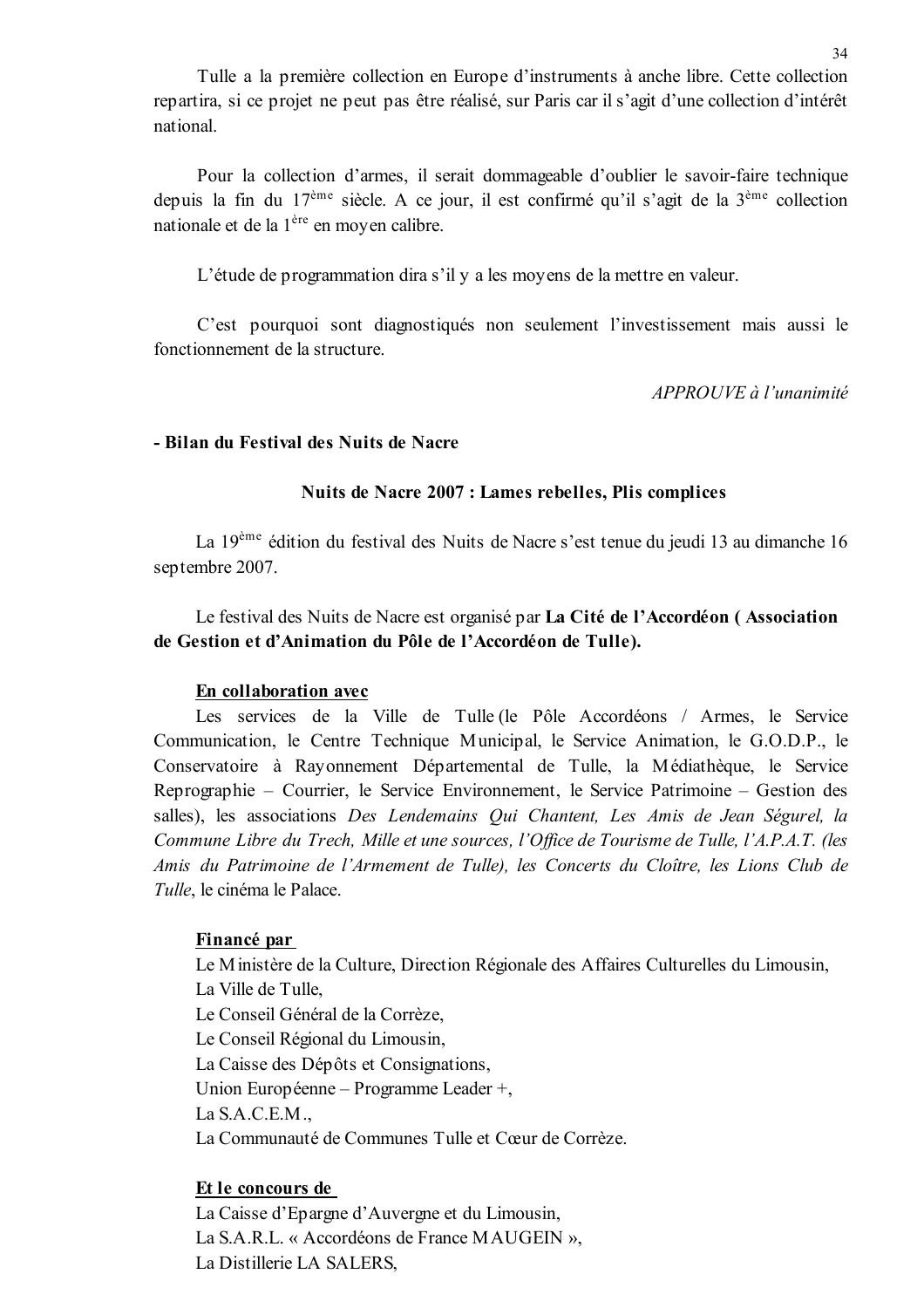Tulle a la première collection en Europe d'instruments à anche libre. Cette collection repartira, si ce projet ne peut pas être réalisé, sur Paris car il s'agit d'une collection d'intérêt national.

Pour la collection d'armes, il serait dommageable d'oublier le savoir-faire technique depuis la fin du 17ème siècle. A ce jour, il est confirmé qu'il s'agit de la 3ème collection nationale et de la 1ère en moyen calibre.

L'étude de programmation dira s'il y a les moyens de la mettre en valeur.

C'est pourquoi sont diagnostiqués non seulement l'investissement mais aussi le fonctionnement de la structure.

*APPROUVE à l'unanimité*

**- Bilan du Festival des Nuits de Nacre**

**Nuits de Nacre 2007 : Lames rebelles, Plis complices**

La 19ème édition du festival des Nuits de Nacre s'est tenue du jeudi 13 au dimanche 16 septembre 2007.

Le festival des Nuits de Nacre est organisé par **La Cité de l'Accordéon ( Association de Gestion et d'Animation du Pôle de l'Accordéon de Tulle).**

**En collaboration avec**

Les services de la Ville de Tulle (le Pôle Accordéons / Armes, le Service Communication, le Centre Technique Municipal, le Service Animation, le G.O.D.P., le Conservatoire à Rayonnement Départemental de Tulle, la Médiathèque, le Service Reprographie – Courrier, le Service Environnement, le Service Patrimoine – Gestion des salles), les associations *Des Lendemains Qui Chantent, Les Amis de Jean Ségurel, la Commune Libre du Trech, Mille et une sources, l'Office de Tourisme de Tulle, l'A.P.A.T. (les Amis du Patrimoine de l'Armement de Tulle), les Concerts du Cloître, les Lions Club de Tulle*, le cinéma le Palace.

**Financé par**

Le Ministère de la Culture, Direction Régionale des Affaires Culturelles du Limousin,
La Ville de Tulle,
Le Conseil Général de la Corrèze,
Le Conseil Régional du Limousin,
La Caisse des Dépôts et Consignations,
Union Européenne – Programme Leader +,
La S.A.C.E.M.,
La Communauté de Communes Tulle et Cœur de Corrèze.

**Et le concours de**

La Caisse d'Epargne d'Auvergne et du Limousin,
La S.A.R.L. « Accordéons de France MAUGEIN »,
La Distillerie LA SALERS,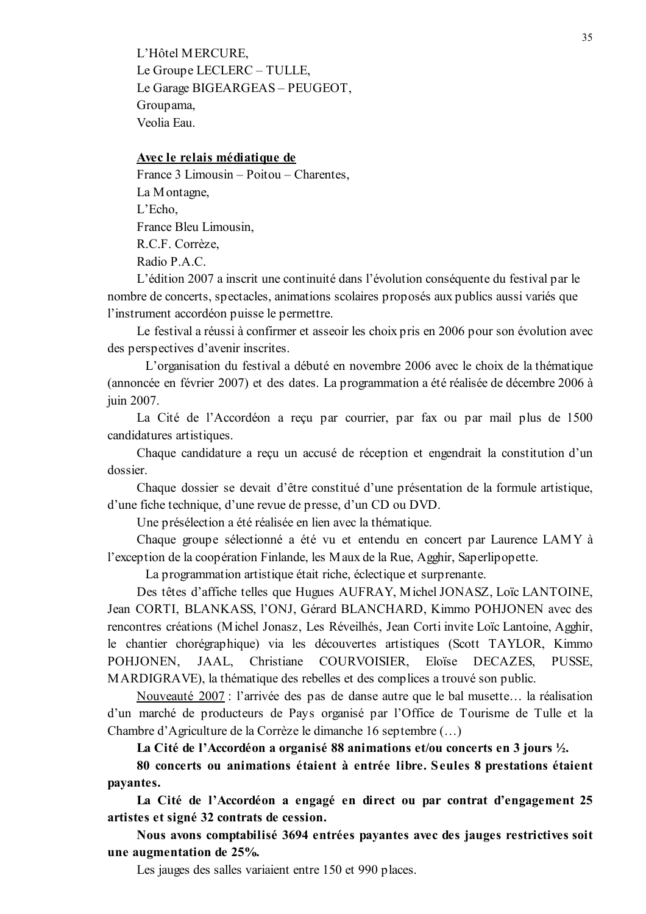L'Hôtel MERCURE,
Le Groupe LECLERC – TULLE,
Le Garage BIGEARGEAS – PEUGEOT,
Groupama,
Veolia Eau.

**Avec le relais médiatique de**
France 3 Limousin – Poitou – Charentes,
La Montagne,
L'Echo,
France Bleu Limousin,
R.C.F. Corrèze,
Radio P.A.C.

L'édition 2007 a inscrit une continuité dans l'évolution conséquente du festival par le nombre de concerts, spectacles, animations scolaires proposés aux publics aussi variés que l'instrument accordéon puisse le permettre.

Le festival a réussi à confirmer et asseoir les choix pris en 2006 pour son évolution avec des perspectives d'avenir inscrites.

L'organisation du festival a débuté en novembre 2006 avec le choix de la thématique (annoncée en février 2007) et des dates. La programmation a été réalisée de décembre 2006 à juin 2007.

La Cité de l'Accordéon a reçu par courrier, par fax ou par mail plus de 1500 candidatures artistiques.

Chaque candidature a reçu un accusé de réception et engendrait la constitution d'un dossier.

Chaque dossier se devait d'être constitué d'une présentation de la formule artistique, d'une fiche technique, d'une revue de presse, d'un CD ou DVD.

Une présélection a été réalisée en lien avec la thématique.

Chaque groupe sélectionné a été vu et entendu en concert par Laurence LAMY à l'exception de la coopération Finlande, les Maux de la Rue, Agghir, Saperlipopette.

La programmation artistique était riche, éclectique et surprenante.

Des têtes d'affiche telles que Hugues AUFRAY, Michel JONASZ, Loïc LANTOINE, Jean CORTI, BLANKASS, l'ONJ, Gérard BLANCHARD, Kimmo POHJONEN avec des rencontres créations (Michel Jonasz, Les Réveilhés, Jean Corti invite Loïc Lantoine, Agghir, le chantier chorégraphique) via les découvertes artistiques (Scott TAYLOR, Kimmo POHJONEN, JAAL, Christiane COURVOISIER, Eloïse DECAZES, PUSSE, MARDIGRAVE), la thématique des rebelles et des complices a trouvé son public.

Nouveauté 2007 : l'arrivée des pas de danse autre que le bal musette… la réalisation d'un marché de producteurs de Pays organisé par l'Office de Tourisme de Tulle et la Chambre d'Agriculture de la Corrèze le dimanche 16 septembre (…)

**La Cité de l'Accordéon a organisé 88 animations et/ou concerts en 3 jours ½.**

**80 concerts ou animations étaient à entrée libre. Seules 8 prestations étaient payantes.**

**La Cité de l'Accordéon a engagé en direct ou par contrat d'engagement 25 artistes et signé 32 contrats de cession.**

**Nous avons comptabilisé 3694 entrées payantes avec des jauges restrictives soit une augmentation de 25%.**

Les jauges des salles variaient entre 150 et 990 places.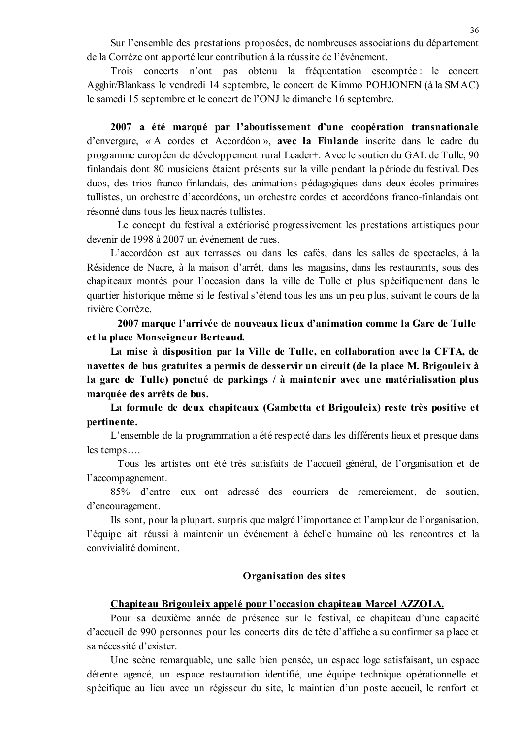Sur l'ensemble des prestations proposées, de nombreuses associations du département de la Corrèze ont apporté leur contribution à la réussite de l'événement.

Trois concerts n'ont pas obtenu la fréquentation escomptée : le concert Agghir/Blankass le vendredi 14 septembre, le concert de Kimmo POHJONEN (à la SMAC) le samedi 15 septembre et le concert de l'ONJ le dimanche 16 septembre.

**2007 a été marqué par l'aboutissement d'une coopération transnationale** d'envergure, « A cordes et Accordéon », **avec la Finlande** inscrite dans le cadre du programme européen de développement rural Leader+. Avec le soutien du GAL de Tulle, 90 finlandais dont 80 musiciens étaient présents sur la ville pendant la période du festival. Des duos, des trios franco-finlandais, des animations pédagogiques dans deux écoles primaires tullistes, un orchestre d'accordéons, un orchestre cordes et accordéons franco-finlandais ont résonné dans tous les lieux nacrés tullistes.

Le concept du festival a extériorisé progressivement les prestations artistiques pour devenir de 1998 à 2007 un événement de rues.

L'accordéon est aux terrasses ou dans les cafés, dans les salles de spectacles, à la Résidence de Nacre, à la maison d'arrêt, dans les magasins, dans les restaurants, sous des chapiteaux montés pour l'occasion dans la ville de Tulle et plus spécifiquement dans le quartier historique même si le festival s'étend tous les ans un peu plus, suivant le cours de la rivière Corrèze.

**2007 marque l'arrivée de nouveaux lieux d'animation comme la Gare de Tulle et la place Monseigneur Berteaud.**

**La mise à disposition par la Ville de Tulle, en collaboration avec la CFTA, de navettes de bus gratuites a permis de desservir un circuit (de la place M. Brigouleix à la gare de Tulle) ponctué de parkings / à maintenir avec une matérialisation plus marquée des arrêts de bus.**

**La formule de deux chapiteaux (Gambetta et Brigouleix) reste très positive et pertinente.**

L'ensemble de la programmation a été respecté dans les différents lieux et presque dans les temps….

Tous les artistes ont été très satisfaits de l'accueil général, de l'organisation et de l'accompagnement.

85% d'entre eux ont adressé des courriers de remerciement, de soutien, d'encouragement.

Ils sont, pour la plupart, surpris que malgré l'importance et l'ampleur de l'organisation, l'équipe ait réussi à maintenir un événement à échelle humaine où les rencontres et la convivialité dominent.

## Organisation des sites

### <u>Chapiteau Brigouleix appelé pour l'occasion chapiteau Marcel AZZOLA.</u>

Pour sa deuxième année de présence sur le festival, ce chapiteau d'une capacité d'accueil de 990 personnes pour les concerts dits de tête d'affiche a su confirmer sa place et sa nécessité d'exister.

Une scène remarquable, une salle bien pensée, un espace loge satisfaisant, un espace détente agencé, un espace restauration identifié, une équipe technique opérationnelle et spécifique au lieu avec un régisseur du site, le maintien d'un poste accueil, le renfort et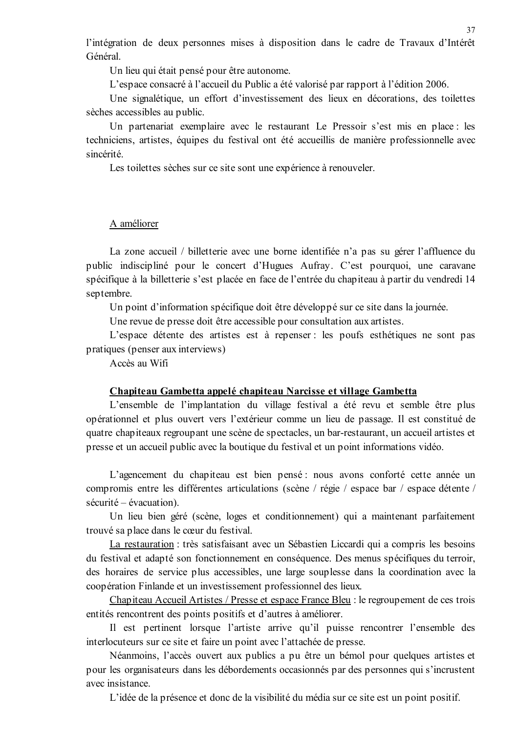l'intégration de deux personnes mises à disposition dans le cadre de Travaux d'Intérêt Général.

Un lieu qui était pensé pour être autonome.

L'espace consacré à l'accueil du Public a été valorisé par rapport à l'édition 2006.

Une signalétique, un effort d'investissement des lieux en décorations, des toilettes sèches accessibles au public.

Un partenariat exemplaire avec le restaurant Le Pressoir s'est mis en place : les techniciens, artistes, équipes du festival ont été accueillis de manière professionnelle avec sincérité.

Les toilettes sèches sur ce site sont une expérience à renouveler.

A améliorer

La zone accueil / billetterie avec une borne identifiée n'a pas su gérer l'affluence du public indiscipliné pour le concert d'Hugues Aufray. C'est pourquoi, une caravane spécifique à la billetterie s'est placée en face de l'entrée du chapiteau à partir du vendredi 14 septembre.

Un point d'information spécifique doit être développé sur ce site dans la journée.

Une revue de presse doit être accessible pour consultation aux artistes.

L'espace détente des artistes est à repenser : les poufs esthétiques ne sont pas pratiques (penser aux interviews)

Accès au Wifi

**Chapiteau Gambetta appelé chapiteau Narcisse et village Gambetta**

L'ensemble de l'implantation du village festival a été revu et semble être plus opérationnel et plus ouvert vers l'extérieur comme un lieu de passage. Il est constitué de quatre chapiteaux regroupant une scène de spectacles, un bar-restaurant, un accueil artistes et presse et un accueil public avec la boutique du festival et un point informations vidéo.

L'agencement du chapiteau est bien pensé : nous avons conforté cette année un compromis entre les différentes articulations (scène / régie / espace bar / espace détente / sécurité – évacuation).

Un lieu bien géré (scène, loges et conditionnement) qui a maintenant parfaitement trouvé sa place dans le cœur du festival.

La restauration : très satisfaisant avec un Sébastien Liccardi qui a compris les besoins du festival et adapté son fonctionnement en conséquence. Des menus spécifiques du terroir, des horaires de service plus accessibles, une large souplesse dans la coordination avec la coopération Finlande et un investissement professionnel des lieux.

Chapiteau Accueil Artistes / Presse et espace France Bleu : le regroupement de ces trois entités rencontrent des points positifs et d'autres à améliorer.

Il est pertinent lorsque l'artiste arrive qu'il puisse rencontrer l'ensemble des interlocuteurs sur ce site et faire un point avec l'attachée de presse.

Néanmoins, l'accès ouvert aux publics a pu être un bémol pour quelques artistes et pour les organisateurs dans les débordements occasionnés par des personnes qui s'incrustent avec insistance.

L'idée de la présence et donc de la visibilité du média sur ce site est un point positif.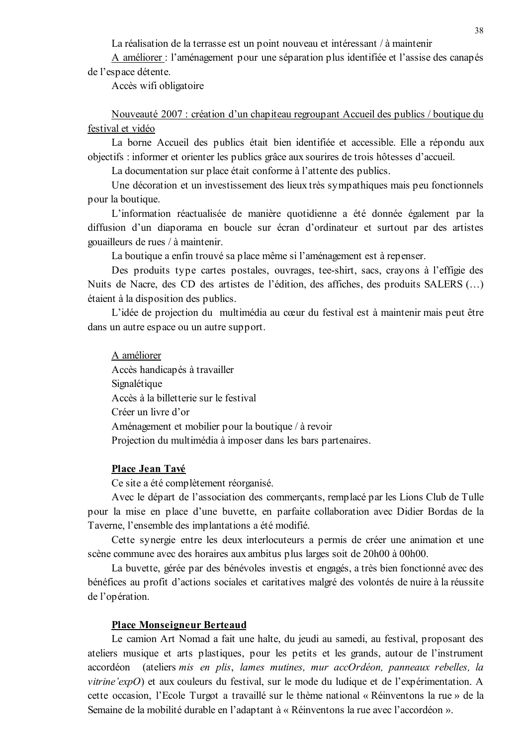La réalisation de la terrasse est un point nouveau et intéressant / à maintenir

A améliorer : l'aménagement pour une séparation plus identifiée et l'assise des canapés de l'espace détente.

Accès wifi obligatoire

Nouveauté 2007 : création d'un chapiteau regroupant Accueil des publics / boutique du festival et vidéo

La borne Accueil des publics était bien identifiée et accessible. Elle a répondu aux objectifs : informer et orienter les publics grâce aux sourires de trois hôtesses d'accueil.

La documentation sur place était conforme à l'attente des publics.

Une décoration et un investissement des lieux très sympathiques mais peu fonctionnels pour la boutique.

L'information réactualisée de manière quotidienne a été donnée également par la diffusion d'un diaporama en boucle sur écran d'ordinateur et surtout par des artistes gouailleurs de rues / à maintenir.

La boutique a enfin trouvé sa place même si l'aménagement est à repenser.

Des produits type cartes postales, ouvrages, tee-shirt, sacs, crayons à l'effigie des Nuits de Nacre, des CD des artistes de l'édition, des affiches, des produits SALERS (…) étaient à la disposition des publics.

L'idée de projection du multimédia au cœur du festival est à maintenir mais peut être dans un autre espace ou un autre support.

A améliorer

Accès handicapés à travailler

Signalétique

Accès à la billetterie sur le festival

Créer un livre d'or

Aménagement et mobilier pour la boutique / à revoir

Projection du multimédia à imposer dans les bars partenaires.

**Place Jean Tavé**

Ce site a été complètement réorganisé.

Avec le départ de l'association des commerçants, remplacé par les Lions Club de Tulle pour la mise en place d'une buvette, en parfaite collaboration avec Didier Bordas de la Taverne, l'ensemble des implantations a été modifié.

Cette synergie entre les deux interlocuteurs a permis de créer une animation et une scène commune avec des horaires aux ambitus plus larges soit de 20h00 à 00h00.

La buvette, gérée par des bénévoles investis et engagés, a très bien fonctionné avec des bénéfices au profit d'actions sociales et caritatives malgré des volontés de nuire à la réussite de l'opération.

**Place Monseigneur Berteaud**

Le camion Art Nomad a fait une halte, du jeudi au samedi, au festival, proposant des ateliers musique et arts plastiques, pour les petits et les grands, autour de l'instrument accordéon (ateliers *mis en plis*, *lames mutines, mur accOrdéon, panneaux rebelles, la vitrine'expO*) et aux couleurs du festival, sur le mode du ludique et de l'expérimentation. A cette occasion, l'Ecole Turgot a travaillé sur le thème national « Réinventons la rue » de la Semaine de la mobilité durable en l'adaptant à « Réinventons la rue avec l'accordéon ».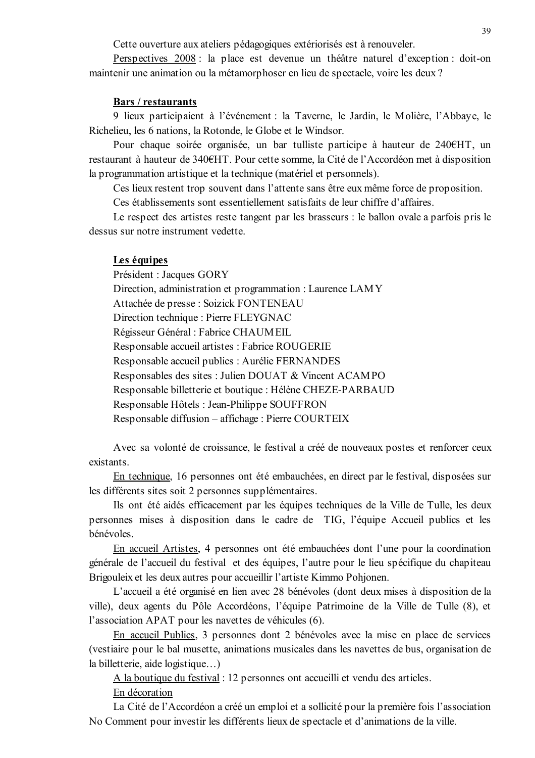Cette ouverture aux ateliers pédagogiques extériorisés est à renouveler.

<u>Perspectives 2008</u> : la place est devenue un théâtre naturel d'exception : doit-on maintenir une animation ou la métamorphoser en lieu de spectacle, voire les deux ?

**Bars / restaurants**

9 lieux participaient à l'événement : la Taverne, le Jardin, le Molière, l'Abbaye, le Richelieu, les 6 nations, la Rotonde, le Globe et le Windsor.

Pour chaque soirée organisée, un bar tulliste participe à hauteur de 240€HT, un restaurant à hauteur de 340€HT. Pour cette somme, la Cité de l'Accordéon met à disposition la programmation artistique et la technique (matériel et personnels).

Ces lieux restent trop souvent dans l'attente sans être eux même force de proposition.

Ces établissements sont essentiellement satisfaits de leur chiffre d'affaires.

Le respect des artistes reste tangent par les brasseurs : le ballon ovale a parfois pris le dessus sur notre instrument vedette.

**Les équipes**

Président : Jacques GORY
Direction, administration et programmation : Laurence LAMY
Attachée de presse : Soizick FONTENEAU
Direction technique : Pierre FLEYGNAC
Régisseur Général : Fabrice CHAUMEIL
Responsable accueil artistes : Fabrice ROUGERIE
Responsable accueil publics : Aurélie FERNANDES
Responsables des sites : Julien DOUAT & Vincent ACAMPO
Responsable billetterie et boutique : Hélène CHEZE-PARBAUD
Responsable Hôtels : Jean-Philippe SOUFFRON
Responsable diffusion – affichage : Pierre COURTEIX

Avec sa volonté de croissance, le festival a créé de nouveaux postes et renforcer ceux existants.

<u>En technique</u>, 16 personnes ont été embauchées, en direct par le festival, disposées sur les différents sites soit 2 personnes supplémentaires.

Ils ont été aidés efficacement par les équipes techniques de la Ville de Tulle, les deux personnes mises à disposition dans le cadre de TIG, l'équipe Accueil publics et les bénévoles.

<u>En accueil Artistes</u>, 4 personnes ont été embauchées dont l'une pour la coordination générale de l'accueil du festival et des équipes, l'autre pour le lieu spécifique du chapiteau Brigouleix et les deux autres pour accueillir l'artiste Kimmo Pohjonen.

L'accueil a été organisé en lien avec 28 bénévoles (dont deux mises à disposition de la ville), deux agents du Pôle Accordéons, l'équipe Patrimoine de la Ville de Tulle (8), et l'association APAT pour les navettes de véhicules (6).

<u>En accueil Publics</u>, 3 personnes dont 2 bénévoles avec la mise en place de services (vestiaire pour le bal musette, animations musicales dans les navettes de bus, organisation de la billetterie, aide logistique…)

<u>A la boutique du festival</u> : 12 personnes ont accueilli et vendu des articles.

<u>En décoration</u>

La Cité de l'Accordéon a créé un emploi et a sollicité pour la première fois l'association No Comment pour investir les différents lieux de spectacle et d'animations de la ville.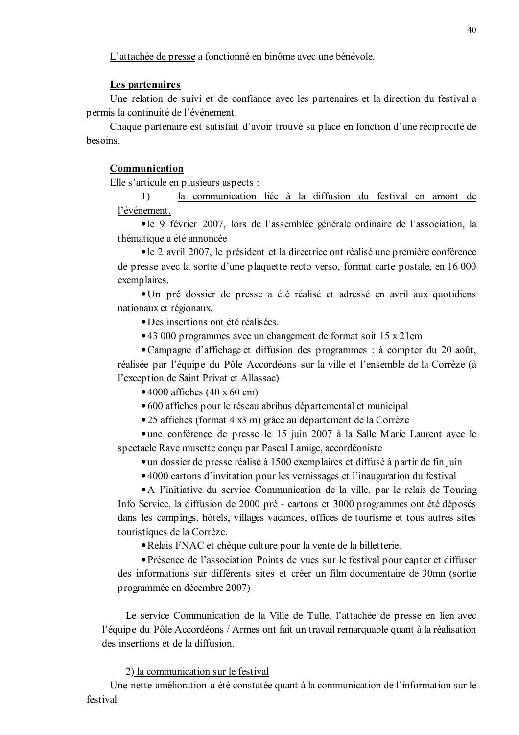<u>L'attachée de presse</u> a fonctionné en binôme avec une bénévole.

**<u>Les partenaires</u>**

Une relation de suivi et de confiance avec les partenaires et la direction du festival a permis la continuité de l'événement.

Chaque partenaire est satisfait d'avoir trouvé sa place en fonction d'une réciprocité de besoins.

**<u>Communication</u>**

Elle s'articule en plusieurs aspects :

1) <u>la communication liée à la diffusion du festival en amont de l'événement.</u>

- le 9 février 2007, lors de l'assemblée générale ordinaire de l'association, la thématique a été annoncée
- le 2 avril 2007, le président et la directrice ont réalisé une première conférence de presse avec la sortie d'une plaquette recto verso, format carte postale, en 16 000 exemplaires.
- Un pré dossier de presse a été réalisé et adressé en avril aux quotidiens nationaux et régionaux.
- Des insertions ont été réalisées.
- 43 000 programmes avec un changement de format soit 15 x 21cm
- Campagne d'affichage et diffusion des programmes : à compter du 20 août, réalisée par l'équipe du Pôle Accordéons sur la ville et l'ensemble de la Corrèze (à l'exception de Saint Privat et Allassac)
- 4000 affiches (40 x 60 cm)
- 600 affiches pour le réseau abribus départemental et municipal
- 25 affiches (format 4 x3 m) grâce au département de la Corrèze
- une conférence de presse le 15 juin 2007 à la Salle Marie Laurent avec le spectacle Rave musette conçu par Pascal Lamige, accordéoniste
- un dossier de presse réalisé à 1500 exemplaires et diffusé à partir de fin juin
- 4000 cartons d'invitation pour les vernissages et l'inauguration du festival
- A l'initiative du service Communication de la ville, par le relais de Touring Info Service, la diffusion de 2000 pré - cartons et 3000 programmes ont été déposés dans les campings, hôtels, villages vacances, offices de tourisme et tous autres sites touristiques de la Corrèze.
- Relais FNAC et chèque culture pour la vente de la billetterie.
- Présence de l'association Points de vues sur le festival pour capter et diffuser des informations sur différents sites et créer un film documentaire de 30mn (sortie programmée en décembre 2007)

Le service Communication de la Ville de Tulle, l'attachée de presse en lien avec l'équipe du Pôle Accordéons / Armes ont fait un travail remarquable quant à la réalisation des insertions et de la diffusion.

2) <u>la communication sur le festival</u>

Une nette amélioration a été constatée quant à la communication de l'information sur le festival.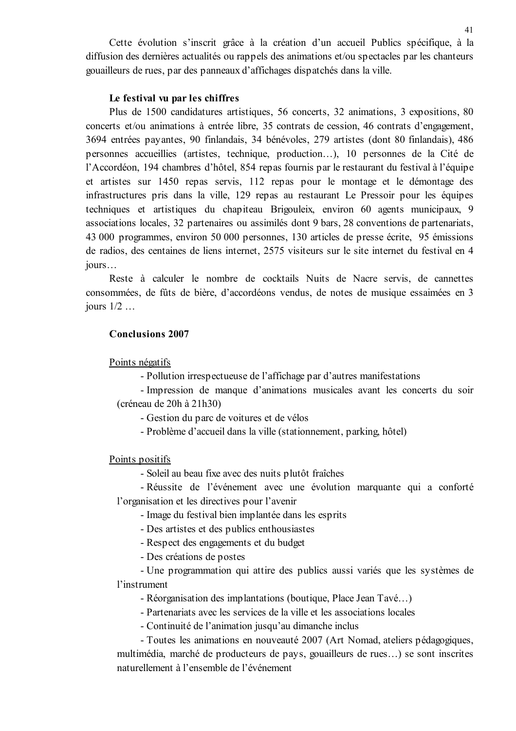Cette évolution s'inscrit grâce à la création d'un accueil Publics spécifique, à la diffusion des dernières actualités ou rappels des animations et/ou spectacles par les chanteurs gouailleurs de rues, par des panneaux d'affichages dispatchés dans la ville.

**Le festival vu par les chiffres**

Plus de 1500 candidatures artistiques, 56 concerts, 32 animations, 3 expositions, 80 concerts et/ou animations à entrée libre, 35 contrats de cession, 46 contrats d'engagement, 3694 entrées payantes, 90 finlandais, 34 bénévoles, 279 artistes (dont 80 finlandais), 486 personnes accueillies (artistes, technique, production…), 10 personnes de la Cité de l'Accordéon, 194 chambres d'hôtel, 854 repas fournis par le restaurant du festival à l'équipe et artistes sur 1450 repas servis, 112 repas pour le montage et le démontage des infrastructures pris dans la ville, 129 repas au restaurant Le Pressoir pour les équipes techniques et artistiques du chapiteau Brigouleix, environ 60 agents municipaux, 9 associations locales, 32 partenaires ou assimilés dont 9 bars, 28 conventions de partenariats, 43 000 programmes, environ 50 000 personnes, 130 articles de presse écrite, 95 émissions de radios, des centaines de liens internet, 2575 visiteurs sur le site internet du festival en 4 jours…

Reste à calculer le nombre de cocktails Nuits de Nacre servis, de cannettes consommées, de fûts de bière, d'accordéons vendus, de notes de musique essaimées en 3 jours 1/2 …

**Conclusions 2007**

Points négatifs

- Pollution irrespectueuse de l'affichage par d'autres manifestations
- Impression de manque d'animations musicales avant les concerts du soir (créneau de 20h à 21h30)
- Gestion du parc de voitures et de vélos
- Problème d'accueil dans la ville (stationnement, parking, hôtel)

Points positifs

- Soleil au beau fixe avec des nuits plutôt fraîches
- Réussite de l'événement avec une évolution marquante qui a conforté l'organisation et les directives pour l'avenir
- Image du festival bien implantée dans les esprits
- Des artistes et des publics enthousiastes
- Respect des engagements et du budget
- Des créations de postes
- Une programmation qui attire des publics aussi variés que les systèmes de l'instrument
- Réorganisation des implantations (boutique, Place Jean Tavé…)
- Partenariats avec les services de la ville et les associations locales
- Continuité de l'animation jusqu'au dimanche inclus
- Toutes les animations en nouveauté 2007 (Art Nomad, ateliers pédagogiques, multimédia, marché de producteurs de pays, gouailleurs de rues…) se sont inscrites naturellement à l'ensemble de l'événement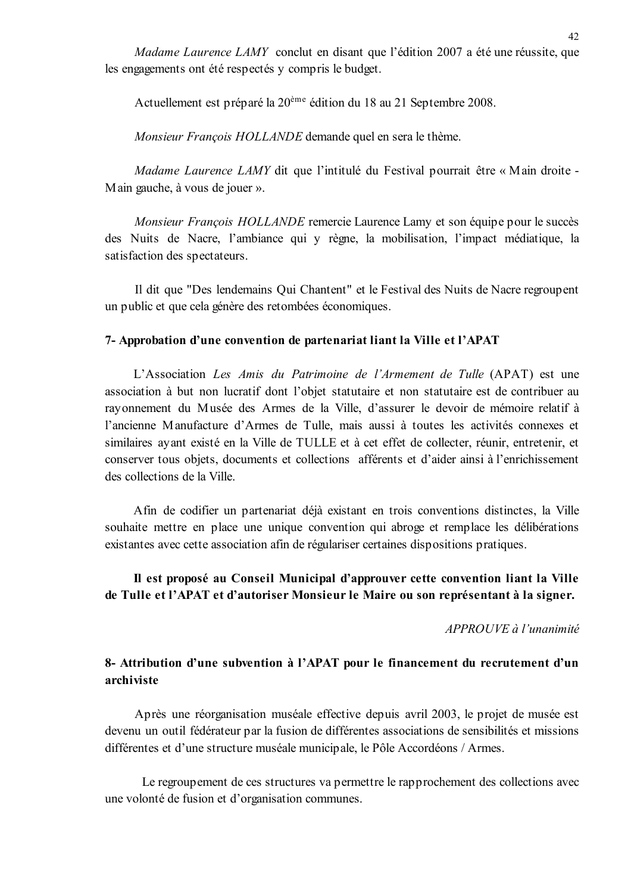*Madame Laurence LAMY* conclut en disant que l'édition 2007 a été une réussite, que les engagements ont été respectés y compris le budget.

Actuellement est préparé la 20ème édition du 18 au 21 Septembre 2008.

*Monsieur François HOLLANDE* demande quel en sera le thème.

*Madame Laurence LAMY* dit que l'intitulé du Festival pourrait être « Main droite - Main gauche, à vous de jouer ».

*Monsieur François HOLLANDE* remercie Laurence Lamy et son équipe pour le succès des Nuits de Nacre, l'ambiance qui y règne, la mobilisation, l'impact médiatique, la satisfaction des spectateurs.

Il dit que "Des lendemains Qui Chantent" et le Festival des Nuits de Nacre regroupent un public et que cela génère des retombées économiques.

### 7- Approbation d'une convention de partenariat liant la Ville et l'APAT

L'Association *Les Amis du Patrimoine de l'Armement de Tulle* (APAT) est une association à but non lucratif dont l'objet statutaire et non statutaire est de contribuer au rayonnement du Musée des Armes de la Ville, d'assurer le devoir de mémoire relatif à l'ancienne Manufacture d'Armes de Tulle, mais aussi à toutes les activités connexes et similaires ayant existé en la Ville de TULLE et à cet effet de collecter, réunir, entretenir, et conserver tous objets, documents et collections afférents et d'aider ainsi à l'enrichissement des collections de la Ville.

Afin de codifier un partenariat déjà existant en trois conventions distinctes, la Ville souhaite mettre en place une unique convention qui abroge et remplace les délibérations existantes avec cette association afin de régulariser certaines dispositions pratiques.

**Il est proposé au Conseil Municipal d'approuver cette convention liant la Ville de Tulle et l'APAT et d'autoriser Monsieur le Maire ou son représentant à la signer.**

*APPROUVE à l'unanimité*

### 8- Attribution d'une subvention à l'APAT pour le financement du recrutement d'un archiviste

Après une réorganisation muséale effective depuis avril 2003, le projet de musée est devenu un outil fédérateur par la fusion de différentes associations de sensibilités et missions différentes et d'une structure muséale municipale, le Pôle Accordéons / Armes.

Le regroupement de ces structures va permettre le rapprochement des collections avec une volonté de fusion et d'organisation communes.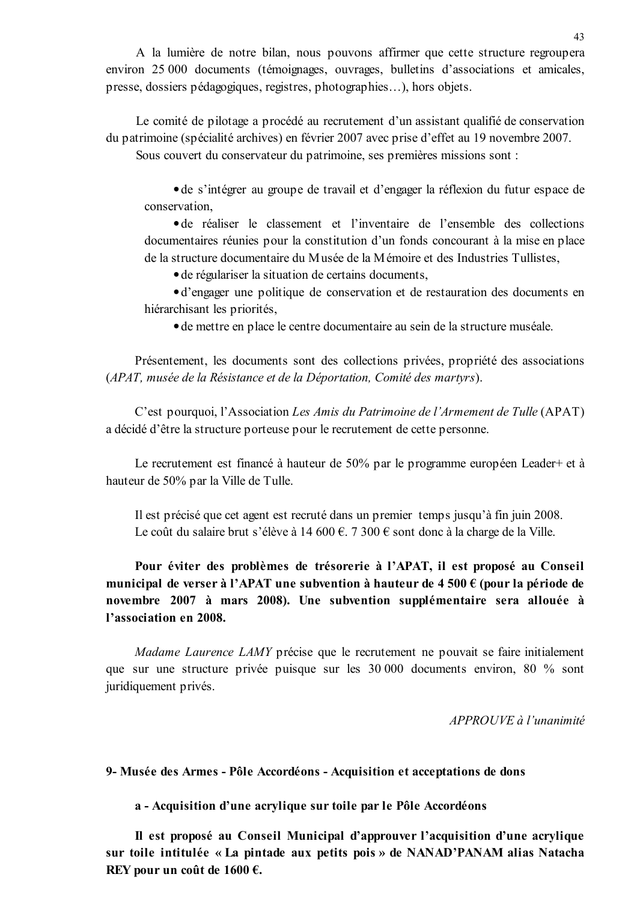A la lumière de notre bilan, nous pouvons affirmer que cette structure regroupera environ 25 000 documents (témoignages, ouvrages, bulletins d'associations et amicales, presse, dossiers pédagogiques, registres, photographies…), hors objets.

Le comité de pilotage a procédé au recrutement d'un assistant qualifié de conservation du patrimoine (spécialité archives) en février 2007 avec prise d'effet au 19 novembre 2007.

Sous couvert du conservateur du patrimoine, ses premières missions sont :

- de s'intégrer au groupe de travail et d'engager la réflexion du futur espace de conservation,
- de réaliser le classement et l'inventaire de l'ensemble des collections documentaires réunies pour la constitution d'un fonds concourant à la mise en place de la structure documentaire du Musée de la Mémoire et des Industries Tullistes,
- de régulariser la situation de certains documents,
- d'engager une politique de conservation et de restauration des documents en hiérarchisant les priorités,
- de mettre en place le centre documentaire au sein de la structure muséale.

Présentement, les documents sont des collections privées, propriété des associations (*APAT, musée de la Résistance et de la Déportation, Comité des martyrs*).

C'est pourquoi, l'Association *Les Amis du Patrimoine de l'Armement de Tulle* (APAT) a décidé d'être la structure porteuse pour le recrutement de cette personne.

Le recrutement est financé à hauteur de 50% par le programme européen Leader+ et à hauteur de 50% par la Ville de Tulle.

Il est précisé que cet agent est recruté dans un premier temps jusqu'à fin juin 2008.
Le coût du salaire brut s'élève à 14 600 €. 7 300 € sont donc à la charge de la Ville.

**Pour éviter des problèmes de trésorerie à l'APAT, il est proposé au Conseil municipal de verser à l'APAT une subvention à hauteur de 4 500 € (pour la période de novembre 2007 à mars 2008). Une subvention supplémentaire sera allouée à l'association en 2008.**

*Madame Laurence LAMY* précise que le recrutement ne pouvait se faire initialement que sur une structure privée puisque sur les 30 000 documents environ, 80 % sont juridiquement privés.

*APPROUVE à l'unanimité*

**9- Musée des Armes - Pôle Accordéons - Acquisition et acceptations de dons**

**a - Acquisition d'une acrylique sur toile par le Pôle Accordéons**

**Il est proposé au Conseil Municipal d'approuver l'acquisition d'une acrylique sur toile intitulée « La pintade aux petits pois » de NANAD'PANAM alias Natacha REY pour un coût de 1600 €.**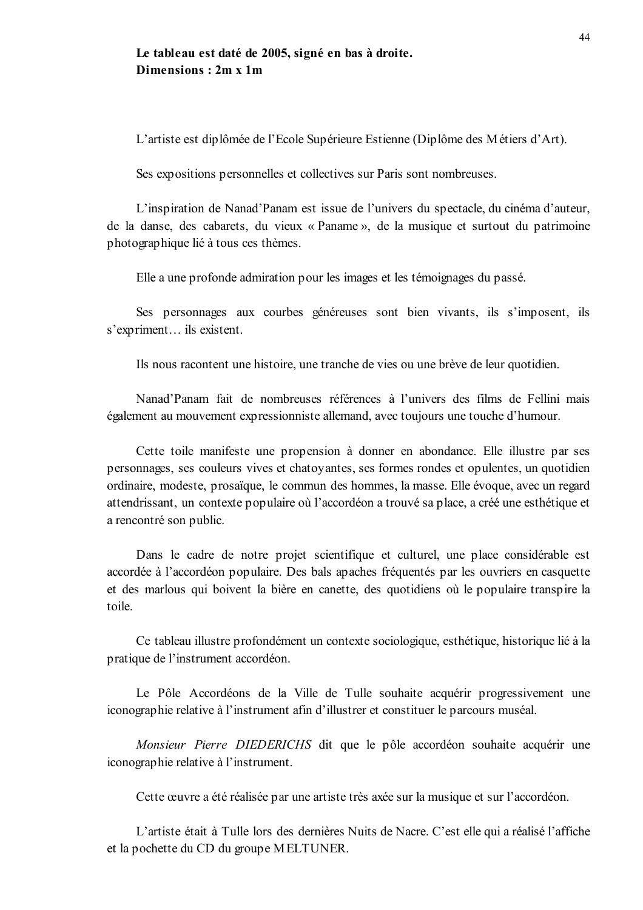**Le tableau est daté de 2005, signé en bas à droite.**
**Dimensions : 2m x 1m**

L'artiste est diplômée de l'Ecole Supérieure Estienne (Diplôme des Métiers d'Art).

Ses expositions personnelles et collectives sur Paris sont nombreuses.

L'inspiration de Nanad'Panam est issue de l'univers du spectacle, du cinéma d'auteur, de la danse, des cabarets, du vieux « Paname », de la musique et surtout du patrimoine photographique lié à tous ces thèmes.

Elle a une profonde admiration pour les images et les témoignages du passé.

Ses personnages aux courbes généreuses sont bien vivants, ils s'imposent, ils s'expriment… ils existent.

Ils nous racontent une histoire, une tranche de vies ou une brève de leur quotidien.

Nanad'Panam fait de nombreuses références à l'univers des films de Fellini mais également au mouvement expressionniste allemand, avec toujours une touche d'humour.

Cette toile manifeste une propension à donner en abondance. Elle illustre par ses personnages, ses couleurs vives et chatoyantes, ses formes rondes et opulentes, un quotidien ordinaire, modeste, prosaïque, le commun des hommes, la masse. Elle évoque, avec un regard attendrissant, un contexte populaire où l'accordéon a trouvé sa place, a créé une esthétique et a rencontré son public.

Dans le cadre de notre projet scientifique et culturel, une place considérable est accordée à l'accordéon populaire. Des bals apaches fréquentés par les ouvriers en casquette et des marlous qui boivent la bière en canette, des quotidiens où le populaire transpire la toile.

Ce tableau illustre profondément un contexte sociologique, esthétique, historique lié à la pratique de l'instrument accordéon.

Le Pôle Accordéons de la Ville de Tulle souhaite acquérir progressivement une iconographie relative à l'instrument afin d'illustrer et constituer le parcours muséal.

*Monsieur Pierre DIEDERICHS* dit que le pôle accordéon souhaite acquérir une iconographie relative à l'instrument.

Cette œuvre a été réalisée par une artiste très axée sur la musique et sur l'accordéon.

L'artiste était à Tulle lors des dernières Nuits de Nacre. C'est elle qui a réalisé l'affiche et la pochette du CD du groupe MELTUNER.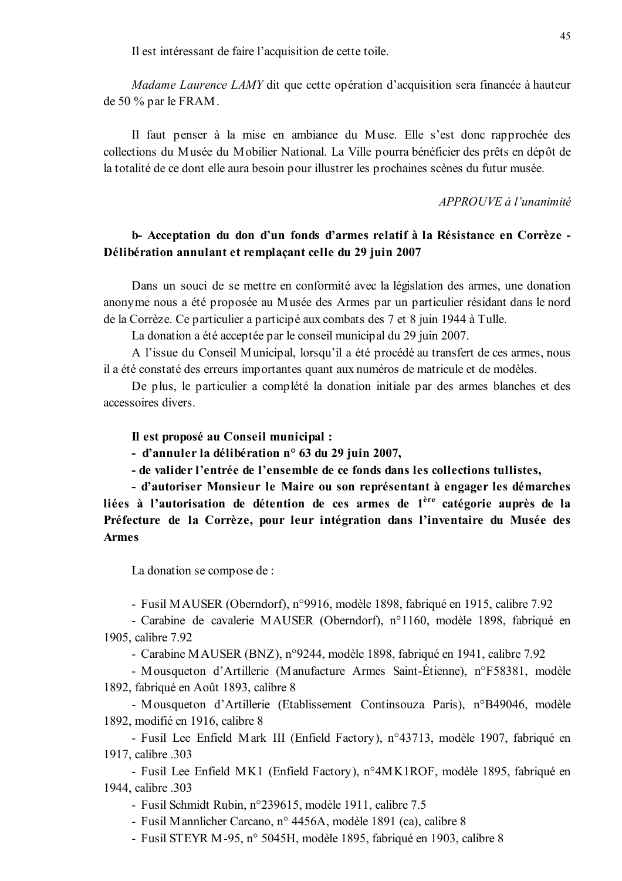Il est intéressant de faire l'acquisition de cette toile.

*Madame Laurence LAMY* dit que cette opération d'acquisition sera financée à hauteur de 50 % par le FRAM.

Il faut penser à la mise en ambiance du Muse. Elle s'est donc rapprochée des collections du Musée du Mobilier National. La Ville pourra bénéficier des prêts en dépôt de la totalité de ce dont elle aura besoin pour illustrer les prochaines scènes du futur musée.

*APPROUVE à l'unanimité*

**b- Acceptation du don d'un fonds d'armes relatif à la Résistance en Corrèze - Délibération annulant et remplaçant celle du 29 juin 2007**

Dans un souci de se mettre en conformité avec la législation des armes, une donation anonyme nous a été proposée au Musée des Armes par un particulier résidant dans le nord de la Corrèze. Ce particulier a participé aux combats des 7 et 8 juin 1944 à Tulle.

La donation a été acceptée par le conseil municipal du 29 juin 2007.

A l'issue du Conseil Municipal, lorsqu'il a été procédé au transfert de ces armes, nous il a été constaté des erreurs importantes quant aux numéros de matricule et de modèles.

De plus, le particulier a complété la donation initiale par des armes blanches et des accessoires divers.

**Il est proposé au Conseil municipal :**

**- d'annuler la délibération n° 63 du 29 juin 2007,**

**- de valider l'entrée de l'ensemble de ce fonds dans les collections tullistes,**

**- d'autoriser Monsieur le Maire ou son représentant à engager les démarches liées à l'autorisation de détention de ces armes de 1ère catégorie auprès de la Préfecture de la Corrèze, pour leur intégration dans l'inventaire du Musée des Armes**

La donation se compose de :

- Fusil MAUSER (Oberndorf), n°9916, modèle 1898, fabriqué en 1915, calibre 7.92
- Carabine de cavalerie MAUSER (Oberndorf), n°1160, modèle 1898, fabriqué en 1905, calibre 7.92
- Carabine MAUSER (BNZ), n°9244, modèle 1898, fabriqué en 1941, calibre 7.92
- Mousqueton d'Artillerie (Manufacture Armes Saint-Étienne), n°F58381, modèle 1892, fabriqué en Août 1893, calibre 8
- Mousqueton d'Artillerie (Etablissement Continsouza Paris), n°B49046, modèle 1892, modifié en 1916, calibre 8
- Fusil Lee Enfield Mark III (Enfield Factory), n°43713, modèle 1907, fabriqué en 1917, calibre .303
- Fusil Lee Enfield MK1 (Enfield Factory), n°4MK1ROF, modèle 1895, fabriqué en 1944, calibre .303
- Fusil Schmidt Rubin, n°239615, modèle 1911, calibre 7.5
- Fusil Mannlicher Carcano, n° 4456A, modèle 1891 (ca), calibre 8
- Fusil STEYR M-95, n° 5045H, modèle 1895, fabriqué en 1903, calibre 8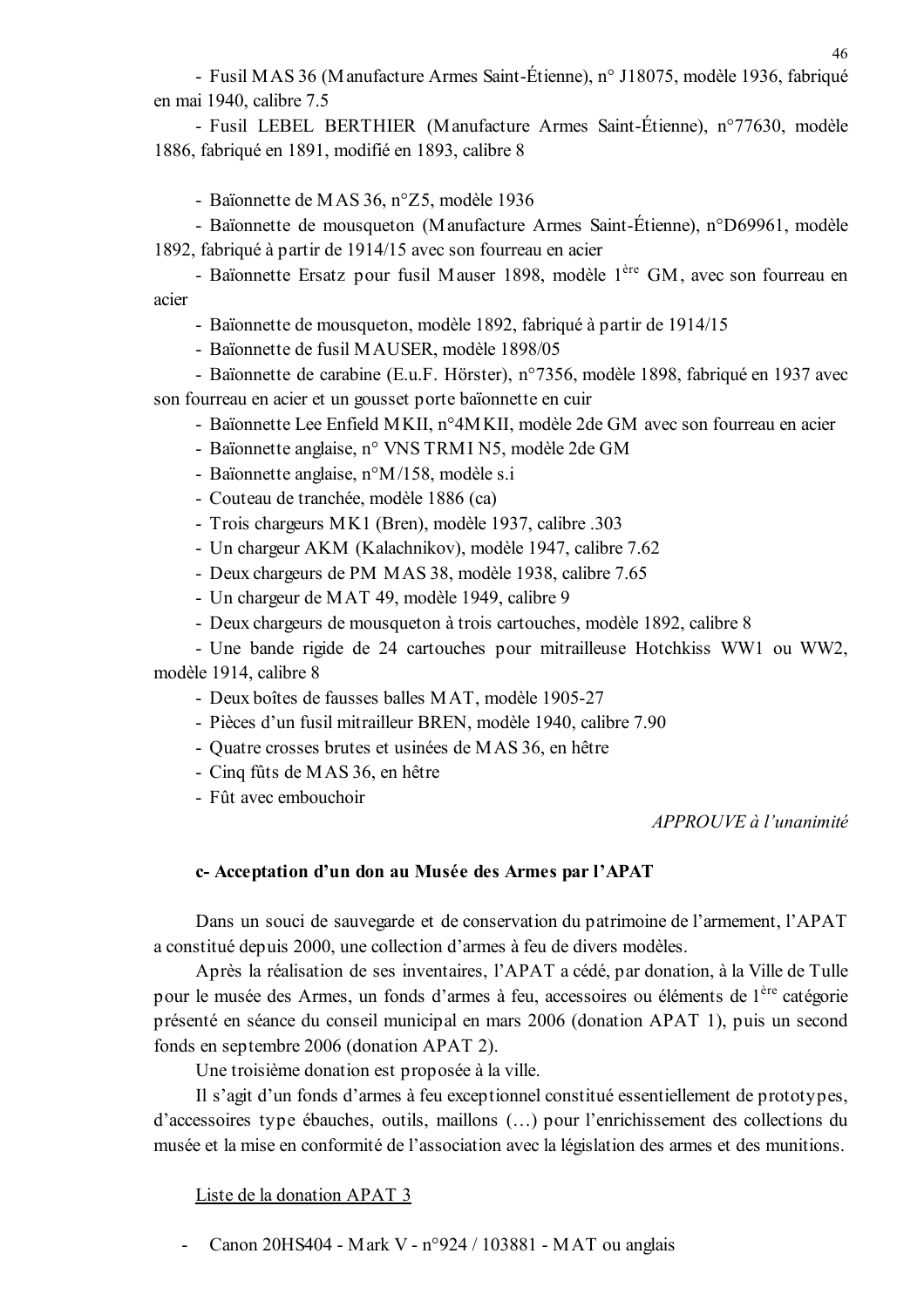- Fusil MAS 36 (Manufacture Armes Saint-Étienne), n° J18075, modèle 1936, fabriqué en mai 1940, calibre 7.5

- Fusil LEBEL BERTHIER (Manufacture Armes Saint-Étienne), n°77630, modèle 1886, fabriqué en 1891, modifié en 1893, calibre 8

- Baïonnette de MAS 36, n°Z5, modèle 1936
- Baïonnette de mousqueton (Manufacture Armes Saint-Étienne), n°D69961, modèle 1892, fabriqué à partir de 1914/15 avec son fourreau en acier
- Baïonnette Ersatz pour fusil Mauser 1898, modèle 1[ère] GM, avec son fourreau en acier
- Baïonnette de mousqueton, modèle 1892, fabriqué à partir de 1914/15
- Baïonnette de fusil MAUSER, modèle 1898/05
- Baïonnette de carabine (E.u.F. Hörster), n°7356, modèle 1898, fabriqué en 1937 avec son fourreau en acier et un gousset porte baïonnette en cuir
- Baïonnette Lee Enfield MKII, n°4MKII, modèle 2de GM avec son fourreau en acier
- Baïonnette anglaise, n° VNS TRMI N5, modèle 2de GM
- Baïonnette anglaise, n°M/158, modèle s.i
- Couteau de tranchée, modèle 1886 (ca)
- Trois chargeurs MK1 (Bren), modèle 1937, calibre .303
- Un chargeur AKM (Kalachnikov), modèle 1947, calibre 7.62
- Deux chargeurs de PM MAS 38, modèle 1938, calibre 7.65
- Un chargeur de MAT 49, modèle 1949, calibre 9
- Deux chargeurs de mousqueton à trois cartouches, modèle 1892, calibre 8
- Une bande rigide de 24 cartouches pour mitrailleuse Hotchkiss WW1 ou WW2, modèle 1914, calibre 8
- Deux boîtes de fausses balles MAT, modèle 1905-27
- Pièces d'un fusil mitrailleur BREN, modèle 1940, calibre 7.90
- Quatre crosses brutes et usinées de MAS 36, en hêtre
- Cinq fûts de MAS 36, en hêtre
- Fût avec embouchoir

*APPROUVE à l'unanimité*

**c- Acceptation d'un don au Musée des Armes par l'APAT**

Dans un souci de sauvegarde et de conservation du patrimoine de l'armement, l'APAT a constitué depuis 2000, une collection d'armes à feu de divers modèles.

Après la réalisation de ses inventaires, l'APAT a cédé, par donation, à la Ville de Tulle pour le musée des Armes, un fonds d'armes à feu, accessoires ou éléments de 1[ère] catégorie présenté en séance du conseil municipal en mars 2006 (donation APAT 1), puis un second fonds en septembre 2006 (donation APAT 2).

Une troisième donation est proposée à la ville.

Il s'agit d'un fonds d'armes à feu exceptionnel constitué essentiellement de prototypes, d'accessoires type ébauches, outils, maillons (…) pour l'enrichissement des collections du musée et la mise en conformité de l'association avec la législation des armes et des munitions.

<u>Liste de la donation APAT 3</u>

- Canon 20HS404 - Mark V - n°924 / 103881 - MAT ou anglais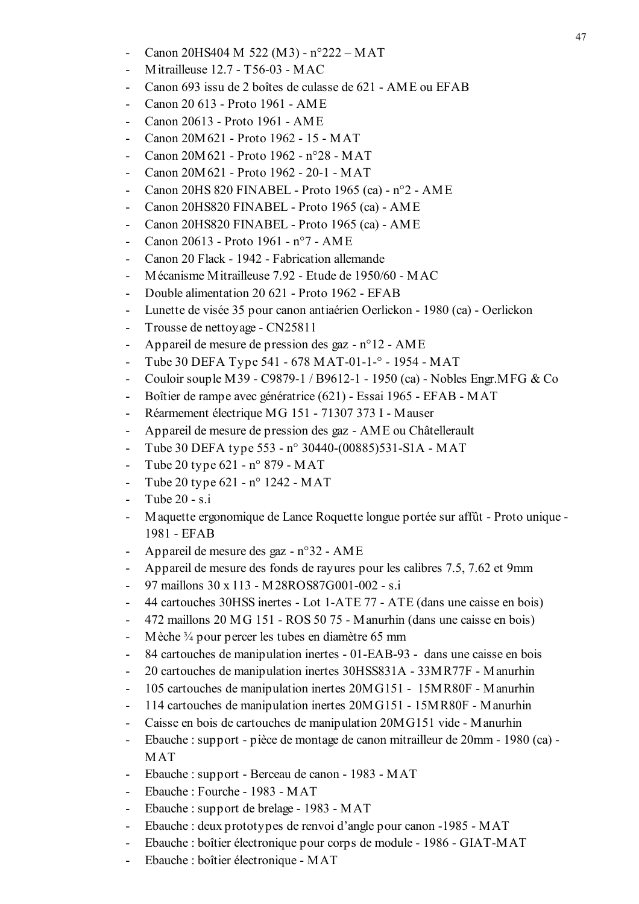- Canon 20HS404 M 522 (M3) - n°222 – MAT
- Mitrailleuse 12.7 - T56-03 - MAC
- Canon 693 issu de 2 boîtes de culasse de 621 - AME ou EFAB
- Canon 20 613 - Proto 1961 - AME
- Canon 20613 - Proto 1961 - AME
- Canon 20M621 - Proto 1962 - 15 - MAT
- Canon 20M621 - Proto 1962 - n°28 - MAT
- Canon 20M621 - Proto 1962 - 20-1 - MAT
- Canon 20HS 820 FINABEL - Proto 1965 (ca) - n°2 - AME
- Canon 20HS820 FINABEL - Proto 1965 (ca) - AME
- Canon 20HS820 FINABEL - Proto 1965 (ca) - AME
- Canon 20613 - Proto 1961 - n°7 - AME
- Canon 20 Flack - 1942 - Fabrication allemande
- Mécanisme Mitrailleuse 7.92 - Etude de 1950/60 - MAC
- Double alimentation 20 621 - Proto 1962 - EFAB
- Lunette de visée 35 pour canon antiaérien Oerlickon - 1980 (ca) - Oerlickon
- Trousse de nettoyage - CN25811
- Appareil de mesure de pression des gaz - n°12 - AME
- Tube 30 DEFA Type 541 - 678 MAT-01-1-° - 1954 - MAT
- Couloir souple M39 - C9879-1 / B9612-1 - 1950 (ca) - Nobles Engr.MFG & Co
- Boîtier de rampe avec génératrice (621) - Essai 1965 - EFAB - MAT
- Réarmement électrique MG 151 - 71307 373 I - Mauser
- Appareil de mesure de pression des gaz - AME ou Châtellerault
- Tube 30 DEFA type 553 - n° 30440-(00885)531-S1A - MAT
- Tube 20 type 621 - n° 879 - MAT
- Tube 20 type 621 - n° 1242 - MAT
- Tube 20 - s.i
- Maquette ergonomique de Lance Roquette longue portée sur affût - Proto unique - 1981 - EFAB
- Appareil de mesure des gaz - n°32 - AME
- Appareil de mesure des fonds de rayures pour les calibres 7.5, 7.62 et 9mm
- 97 maillons 30 x 113 - M28ROS87G001-002 - s.i
- 44 cartouches 30HSS inertes - Lot 1-ATE 77 - ATE (dans une caisse en bois)
- 472 maillons 20 MG 151 - ROS 50 75 - Manurhin (dans une caisse en bois)
- Mèche ¾ pour percer les tubes en diamètre 65 mm
- 84 cartouches de manipulation inertes - 01-EAB-93 - dans une caisse en bois
- 20 cartouches de manipulation inertes 30HSS831A - 33MR77F - Manurhin
- 105 cartouches de manipulation inertes 20MG151 - 15MR80F - Manurhin
- 114 cartouches de manipulation inertes 20MG151 - 15MR80F - Manurhin
- Caisse en bois de cartouches de manipulation 20MG151 vide - Manurhin
- Ebauche : support - pièce de montage de canon mitrailleur de 20mm - 1980 (ca) - MAT
- Ebauche : support - Berceau de canon - 1983 - MAT
- Ebauche : Fourche - 1983 - MAT
- Ebauche : support de brelage - 1983 - MAT
- Ebauche : deux prototypes de renvoi d'angle pour canon -1985 - MAT
- Ebauche : boîtier électronique pour corps de module - 1986 - GIAT-MAT
- Ebauche : boîtier électronique - MAT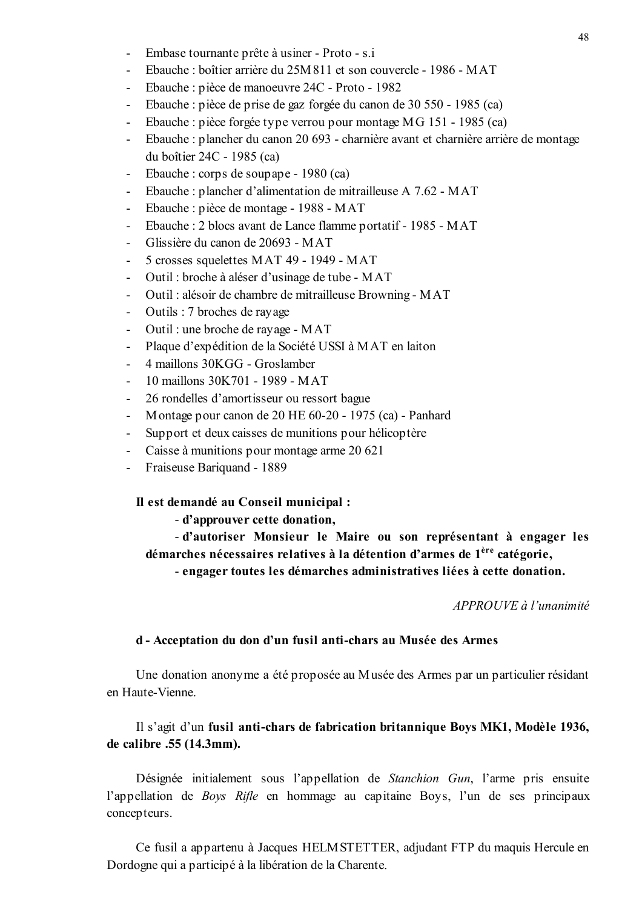- Embase tournante prête à usiner - Proto - s.i
- Ebauche : boîtier arrière du 25M811 et son couvercle - 1986 - MAT
- Ebauche : pièce de manoeuvre 24C - Proto - 1982
- Ebauche : pièce de prise de gaz forgée du canon de 30 550 - 1985 (ca)
- Ebauche : pièce forgée type verrou pour montage MG 151 - 1985 (ca)
- Ebauche : plancher du canon 20 693 - charnière avant et charnière arrière de montage du boîtier 24C - 1985 (ca)
- Ebauche : corps de soupape - 1980 (ca)
- Ebauche : plancher d'alimentation de mitrailleuse A 7.62 - MAT
- Ebauche : pièce de montage - 1988 - MAT
- Ebauche : 2 blocs avant de Lance flamme portatif - 1985 - MAT
- Glissière du canon de 20693 - MAT
- 5 crosses squelettes MAT 49 - 1949 - MAT
- Outil : broche à aléser d'usinage de tube - MAT
- Outil : alésoir de chambre de mitrailleuse Browning - MAT
- Outils : 7 broches de rayage
- Outil : une broche de rayage - MAT
- Plaque d'expédition de la Société USSI à MAT en laiton
- 4 maillons 30KGG - Groslamber
- 10 maillons 30K701 - 1989 - MAT
- 26 rondelles d'amortisseur ou ressort bague
- Montage pour canon de 20 HE 60-20 - 1975 (ca) - Panhard
- Support et deux caisses de munitions pour hélicoptère
- Caisse à munitions pour montage arme 20 621
- Fraiseuse Bariquand - 1889

**Il est demandé au Conseil municipal :**

- **d'approuver cette donation,**
- **d'autoriser Monsieur le Maire ou son représentant à engager les démarches nécessaires relatives à la détention d'armes de 1ère catégorie,**
- **engager toutes les démarches administratives liées à cette donation.**

*APPROUVE à l'unanimité*

**d - Acceptation du don d'un fusil anti-chars au Musée des Armes**

Une donation anonyme a été proposée au Musée des Armes par un particulier résidant en Haute-Vienne.

Il s'agit d'un **fusil anti-chars de fabrication britannique Boys MK1, Modèle 1936, de calibre .55 (14.3mm).**

Désignée initialement sous l'appellation de *Stanchion Gun*, l'arme pris ensuite l'appellation de *Boys Rifle* en hommage au capitaine Boys, l'un de ses principaux concepteurs.

Ce fusil a appartenu à Jacques HELMSTETTER, adjudant FTP du maquis Hercule en Dordogne qui a participé à la libération de la Charente.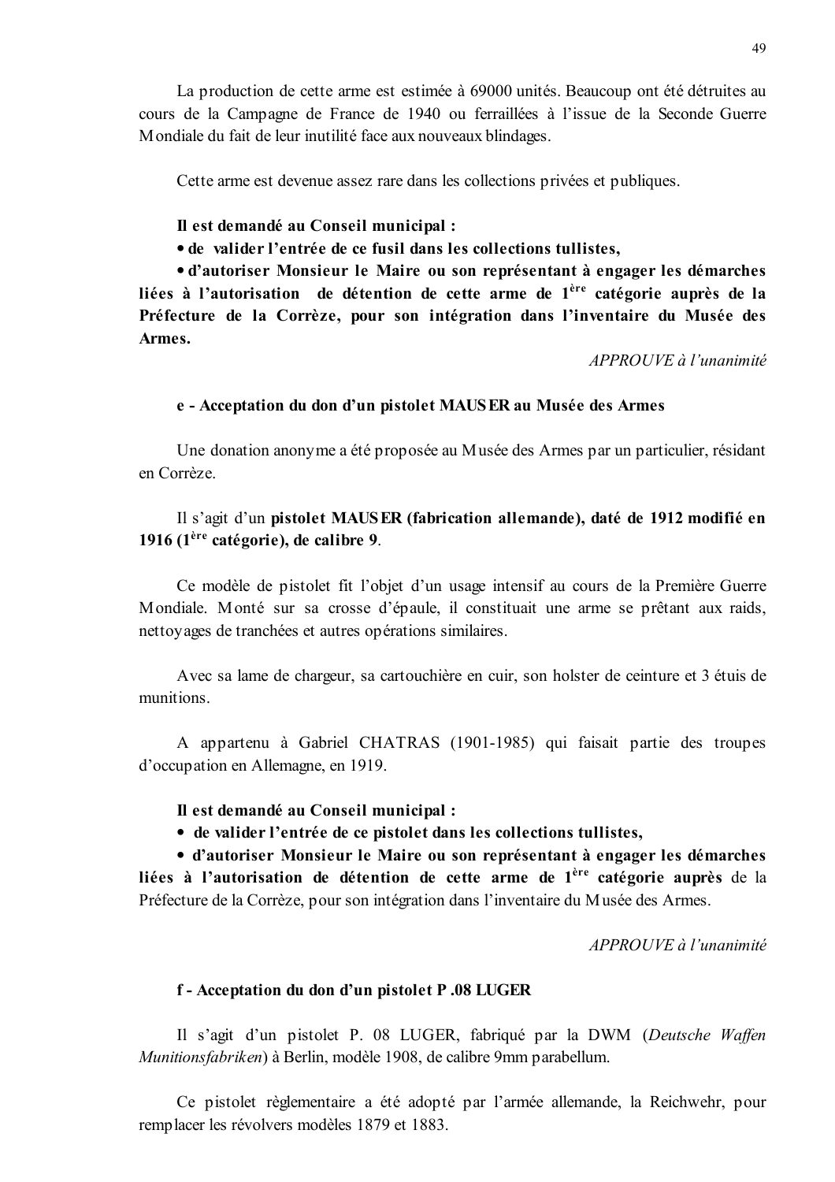La production de cette arme est estimée à 69000 unités. Beaucoup ont été détruites au cours de la Campagne de France de 1940 ou ferraillées à l'issue de la Seconde Guerre Mondiale du fait de leur inutilité face aux nouveaux blindages.

Cette arme est devenue assez rare dans les collections privées et publiques.

**Il est demandé au Conseil municipal :**

**• de valider l'entrée de ce fusil dans les collections tullistes,**

**• d'autoriser Monsieur le Maire ou son représentant à engager les démarches liées à l'autorisation de détention de cette arme de 1ère catégorie auprès de la Préfecture de la Corrèze, pour son intégration dans l'inventaire du Musée des Armes.**

*APPROUVE à l'unanimité*

**e - Acceptation du don d'un pistolet MAUSER au Musée des Armes**

Une donation anonyme a été proposée au Musée des Armes par un particulier, résidant en Corrèze.

Il s'agit d'un **pistolet MAUSER (fabrication allemande), daté de 1912 modifié en 1916 (1ère catégorie), de calibre 9**.

Ce modèle de pistolet fit l'objet d'un usage intensif au cours de la Première Guerre Mondiale. Monté sur sa crosse d'épaule, il constituait une arme se prêtant aux raids, nettoyages de tranchées et autres opérations similaires.

Avec sa lame de chargeur, sa cartouchière en cuir, son holster de ceinture et 3 étuis de munitions.

A appartenu à Gabriel CHATRAS (1901-1985) qui faisait partie des troupes d'occupation en Allemagne, en 1919.

**Il est demandé au Conseil municipal :**

**• de valider l'entrée de ce pistolet dans les collections tullistes,**

**• d'autoriser Monsieur le Maire ou son représentant à engager les démarches liées à l'autorisation de détention de cette arme de 1ère catégorie auprès** de la Préfecture de la Corrèze, pour son intégration dans l'inventaire du Musée des Armes.

*APPROUVE à l'unanimité*

**f - Acceptation du don d'un pistolet P .08 LUGER**

Il s'agit d'un pistolet P. 08 LUGER, fabriqué par la DWM (*Deutsche Waffen Munitionsfabriken*) à Berlin, modèle 1908, de calibre 9mm parabellum.

Ce pistolet règlementaire a été adopté par l'armée allemande, la Reichwehr, pour remplacer les révolvers modèles 1879 et 1883.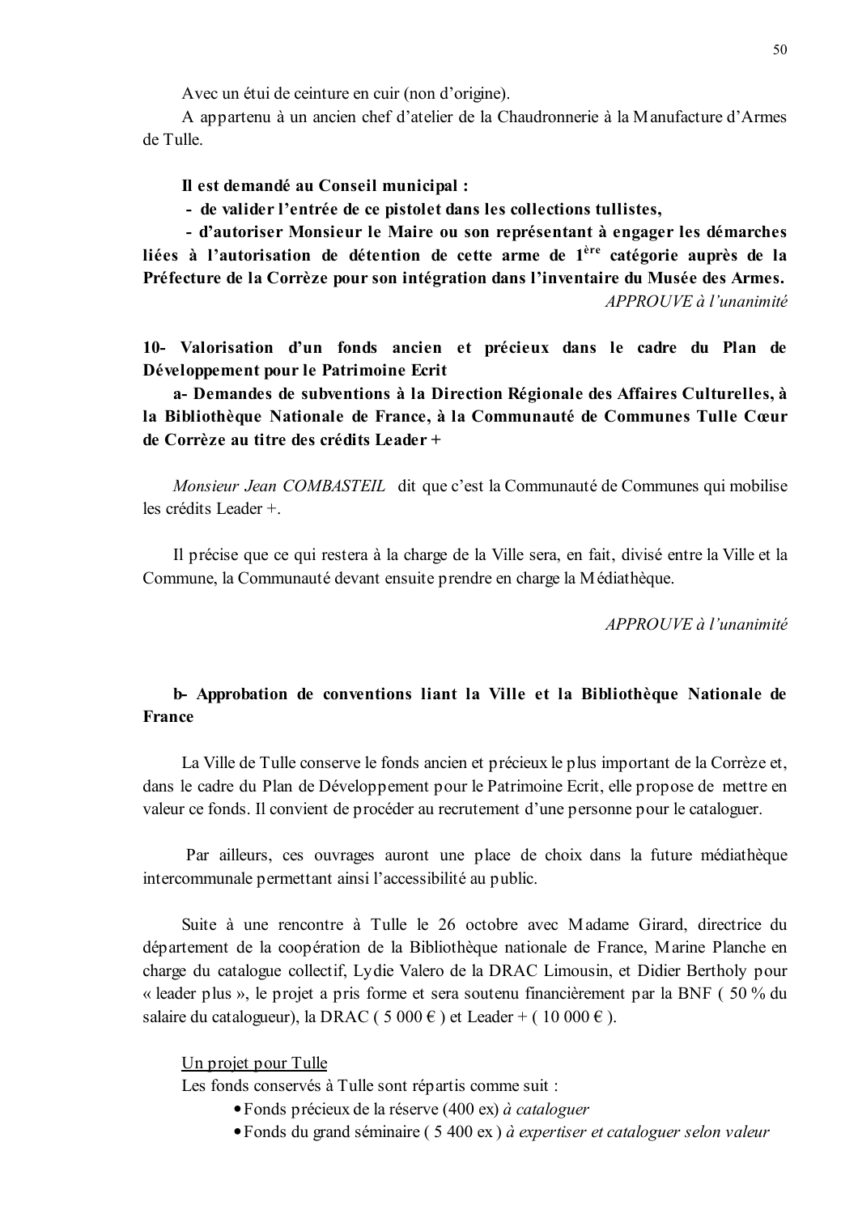Avec un étui de ceinture en cuir (non d'origine).

A appartenu à un ancien chef d'atelier de la Chaudronnerie à la Manufacture d'Armes de Tulle.

**Il est demandé au Conseil municipal :**

**- de valider l'entrée de ce pistolet dans les collections tullistes,**

**- d'autoriser Monsieur le Maire ou son représentant à engager les démarches liées à l'autorisation de détention de cette arme de 1ère catégorie auprès de la Préfecture de la Corrèze pour son intégration dans l'inventaire du Musée des Armes.**

*APPROUVE à l'unanimité*

**10- Valorisation d'un fonds ancien et précieux dans le cadre du Plan de Développement pour le Patrimoine Ecrit**

**a- Demandes de subventions à la Direction Régionale des Affaires Culturelles, à la Bibliothèque Nationale de France, à la Communauté de Communes Tulle Cœur de Corrèze au titre des crédits Leader +**

*Monsieur Jean COMBASTEIL* dit que c'est la Communauté de Communes qui mobilise les crédits Leader +.

Il précise que ce qui restera à la charge de la Ville sera, en fait, divisé entre la Ville et la Commune, la Communauté devant ensuite prendre en charge la Médiathèque.

*APPROUVE à l'unanimité*

**b- Approbation de conventions liant la Ville et la Bibliothèque Nationale de France**

La Ville de Tulle conserve le fonds ancien et précieux le plus important de la Corrèze et, dans le cadre du Plan de Développement pour le Patrimoine Ecrit, elle propose de mettre en valeur ce fonds. Il convient de procéder au recrutement d'une personne pour le cataloguer.

Par ailleurs, ces ouvrages auront une place de choix dans la future médiathèque intercommunale permettant ainsi l'accessibilité au public.

Suite à une rencontre à Tulle le 26 octobre avec Madame Girard, directrice du département de la coopération de la Bibliothèque nationale de France, Marine Planche en charge du catalogue collectif, Lydie Valero de la DRAC Limousin, et Didier Bertholy pour « leader plus », le projet a pris forme et sera soutenu financièrement par la BNF ( 50 % du salaire du catalogueur), la DRAC ( 5 000 € ) et Leader + ( 10 000 € ).

<u>Un projet pour Tulle</u>

Les fonds conservés à Tulle sont répartis comme suit :

- Fonds précieux de la réserve (400 ex) *à cataloguer*
- Fonds du grand séminaire ( 5 400 ex ) *à expertiser et cataloguer selon valeur*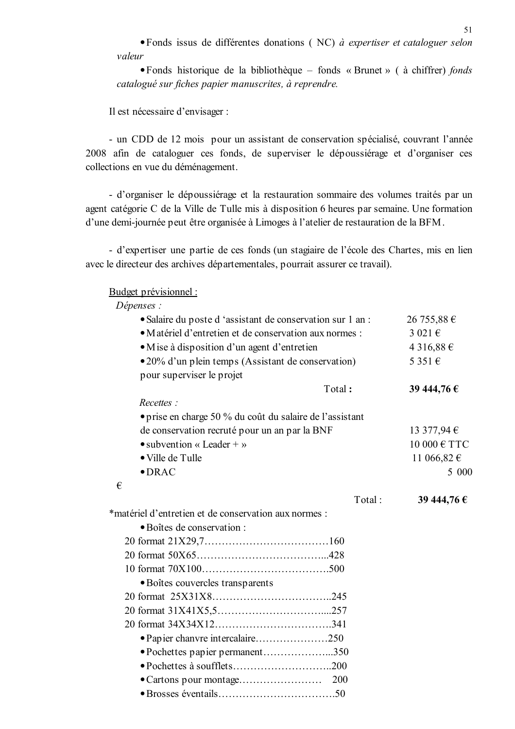- Fonds issus de différentes donations ( NC) *à expertiser et cataloguer selon valeur*
- Fonds historique de la bibliothèque – fonds « Brunet » ( à chiffrer) *fonds catalogué sur fiches papier manuscrites, à reprendre.*

Il est nécessaire d'envisager :

- un CDD de 12 mois pour un assistant de conservation spécialisé, couvrant l'année 2008 afin de cataloguer ces fonds, de superviser le dépoussiérage et d'organiser ces collections en vue du déménagement.

- d'organiser le dépoussiérage et la restauration sommaire des volumes traités par un agent catégorie C de la Ville de Tulle mis à disposition 6 heures par semaine. Une formation d'une demi-journée peut être organisée à Limoges à l'atelier de restauration de la BFM.

- d'expertiser une partie de ces fonds (un stagiaire de l'école des Chartes, mis en lien avec le directeur des archives départementales, pourrait assurer ce travail).

Budget prévisionnel :

*Dépenses :*

| | |
|---|---|
| • Salaire du poste d 'assistant de conservation sur 1 an : | 26 755,88 € |
| • Matériel d'entretien et de conservation aux normes : | 3 021 € |
| • Mise à disposition d'un agent d'entretien | 4 316,88 € |
| • 20% d'un plein temps (Assistant de conservation) pour superviser le projet | 5 351 € |
| Total **:** | **39 444,76 €** |

*Recettes :*

| | |
|---|---|
| • prise en charge 50 % du coût du salaire de l'assistant de conservation recruté pour un an par la BNF | 13 377,94 € |
| • subvention « Leader + » | 10 000 € TTC |
| • Ville de Tulle | 11 066,82 € |
| • DRAC | 5 000 € |
| Total : | **39 444,76 €** |

*matériel d'entretien et de conservation aux normes :

- Boîtes de conservation :

  20 format 21X29,7………………………………160

  20 format 50X65………………………………...428

  10 format 70X100……………………………….500

- Boîtes couvercles transparents

  20 format 25X31X8……………………………..245

  20 format 31X41X5,5…………………………....257

  20 format 34X34X12…………………………….341

- Papier chanvre intercalaire…………………250
- Pochettes papier permanent………………...350
- Pochettes à soufflets………………………..200
- Cartons pour montage…………………… 200
- Brosses éventails…………………………….50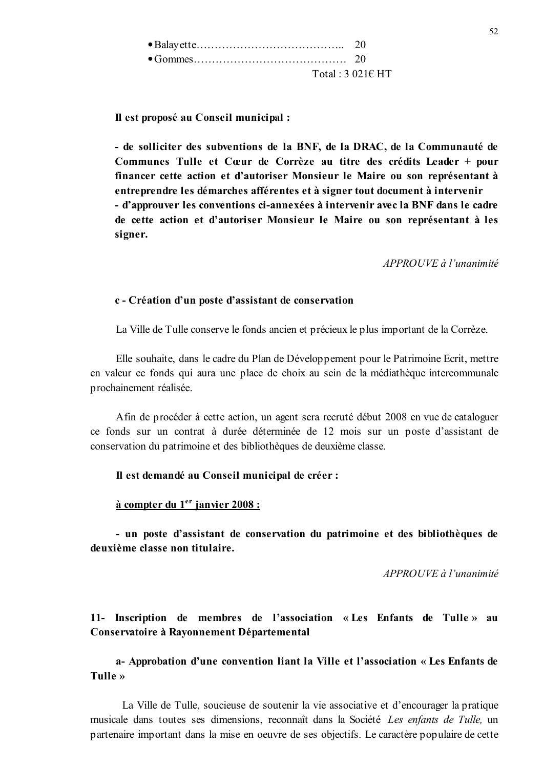- Balayette…………………………………..   20
- Gommes……………………………………   20

Total : 3 021€ HT

**Il est proposé au Conseil municipal :**

**- de solliciter des subventions de la BNF, de la DRAC, de la Communauté de Communes Tulle et Cœur de Corrèze au titre des crédits Leader + pour financer cette action et d'autoriser Monsieur le Maire ou son représentant à entreprendre les démarches afférentes et à signer tout document à intervenir**
**- d'approuver les conventions ci-annexées à intervenir avec la BNF dans le cadre de cette action et d'autoriser Monsieur le Maire ou son représentant à les signer.**

*APPROUVE à l'unanimité*

**c - Création d'un poste d'assistant de conservation**

La Ville de Tulle conserve le fonds ancien et précieux le plus important de la Corrèze.

Elle souhaite, dans le cadre du Plan de Développement pour le Patrimoine Ecrit, mettre en valeur ce fonds qui aura une place de choix au sein de la médiathèque intercommunale prochainement réalisée.

Afin de procéder à cette action, un agent sera recruté début 2008 en vue de cataloguer ce fonds sur un contrat à durée déterminée de 12 mois sur un poste d'assistant de conservation du patrimoine et des bibliothèques de deuxième classe.

**Il est demandé au Conseil municipal de créer :**

**<u>à compter du 1er janvier 2008 :</u>**

**- un poste d'assistant de conservation du patrimoine et des bibliothèques de deuxième classe non titulaire.**

*APPROUVE à l'unanimité*

**11- Inscription de membres de l'association « Les Enfants de Tulle » au Conservatoire à Rayonnement Départemental**

**a- Approbation d'une convention liant la Ville et l'association « Les Enfants de Tulle »**

La Ville de Tulle, soucieuse de soutenir la vie associative et d'encourager la pratique musicale dans toutes ses dimensions, reconnaît dans la Société *Les enfants de Tulle,* un partenaire important dans la mise en oeuvre de ses objectifs. Le caractère populaire de cette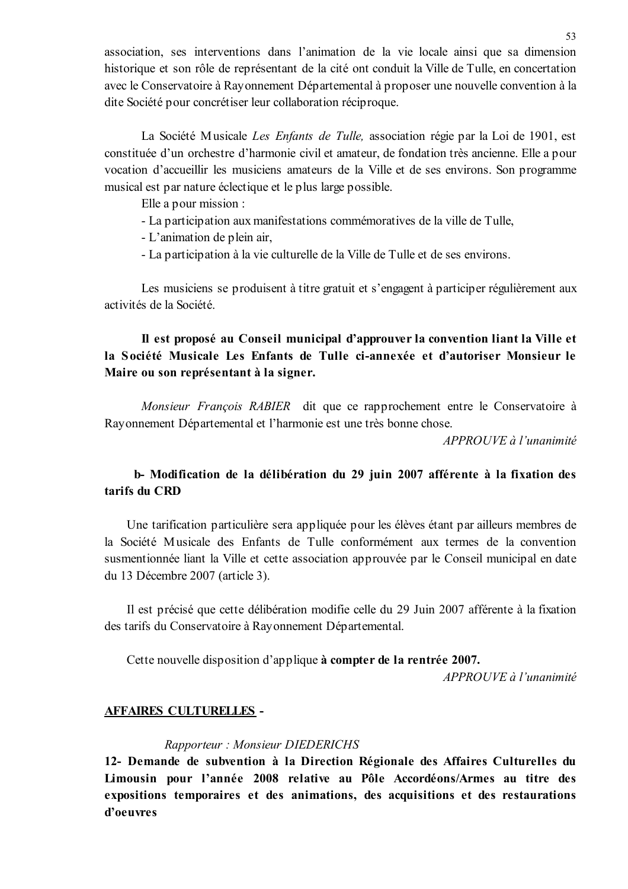association, ses interventions dans l'animation de la vie locale ainsi que sa dimension historique et son rôle de représentant de la cité ont conduit la Ville de Tulle, en concertation avec le Conservatoire à Rayonnement Départemental à proposer une nouvelle convention à la dite Société pour concrétiser leur collaboration réciproque.

La Société Musicale *Les Enfants de Tulle,* association régie par la Loi de 1901, est constituée d'un orchestre d'harmonie civil et amateur, de fondation très ancienne. Elle a pour vocation d'accueillir les musiciens amateurs de la Ville et de ses environs. Son programme musical est par nature éclectique et le plus large possible.

Elle a pour mission :

- La participation aux manifestations commémoratives de la ville de Tulle,
- L'animation de plein air,
- La participation à la vie culturelle de la Ville de Tulle et de ses environs.

Les musiciens se produisent à titre gratuit et s'engagent à participer régulièrement aux activités de la Société.

**Il est proposé au Conseil municipal d'approuver la convention liant la Ville et la Société Musicale Les Enfants de Tulle ci-annexée et d'autoriser Monsieur le Maire ou son représentant à la signer.**

*Monsieur François RABIER* dit que ce rapprochement entre le Conservatoire à Rayonnement Départemental et l'harmonie est une très bonne chose.

*APPROUVE à l'unanimité*

**b- Modification de la délibération du 29 juin 2007 afférente à la fixation des tarifs du CRD**

Une tarification particulière sera appliquée pour les élèves étant par ailleurs membres de la Société Musicale des Enfants de Tulle conformément aux termes de la convention susmentionnée liant la Ville et cette association approuvée par le Conseil municipal en date du 13 Décembre 2007 (article 3).

Il est précisé que cette délibération modifie celle du 29 Juin 2007 afférente à la fixation des tarifs du Conservatoire à Rayonnement Départemental.

Cette nouvelle disposition d'applique **à compter de la rentrée 2007.**

*APPROUVE à l'unanimité*

**AFFAIRES CULTURELLES -**

*Rapporteur : Monsieur DIEDERICHS*

**12- Demande de subvention à la Direction Régionale des Affaires Culturelles du Limousin pour l'année 2008 relative au Pôle Accordéons/Armes au titre des expositions temporaires et des animations, des acquisitions et des restaurations d'oeuvres**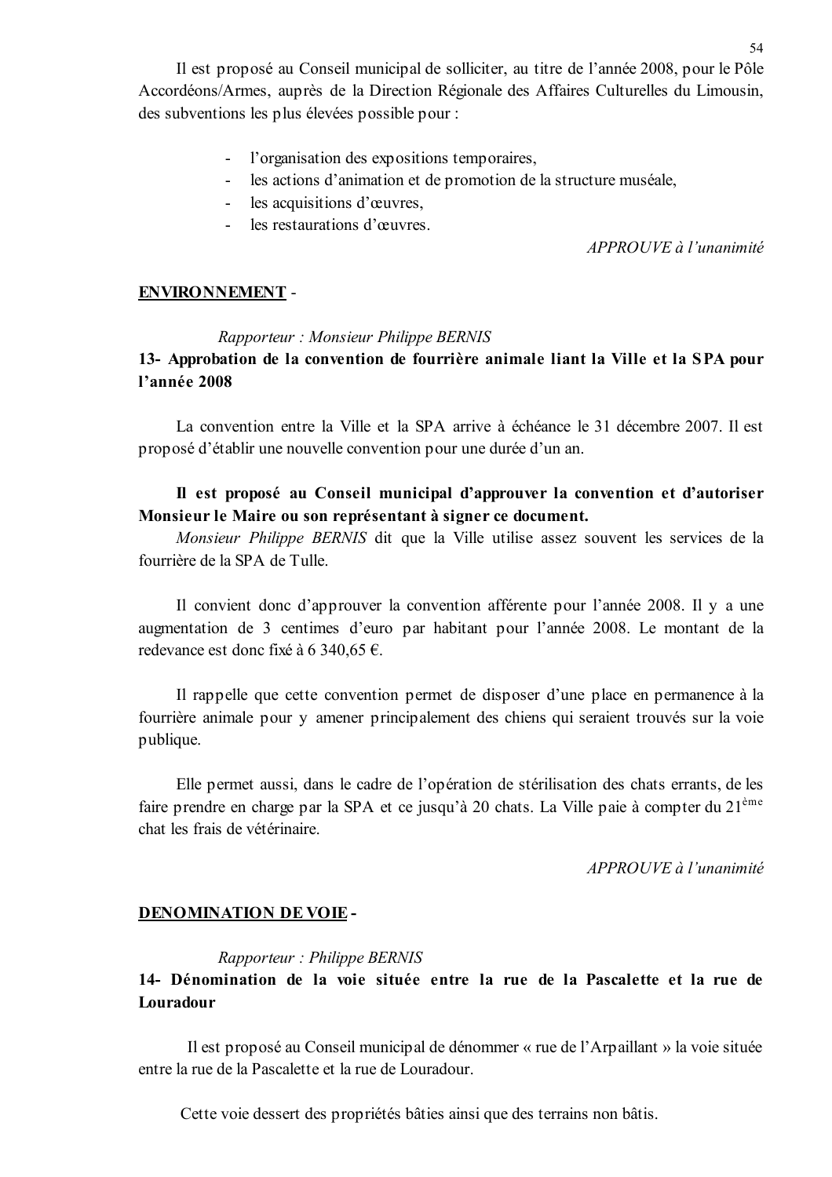Il est proposé au Conseil municipal de solliciter, au titre de l'année 2008, pour le Pôle Accordéons/Armes, auprès de la Direction Régionale des Affaires Culturelles du Limousin, des subventions les plus élevées possible pour :

- l'organisation des expositions temporaires,
- les actions d'animation et de promotion de la structure muséale,
- les acquisitions d'œuvres,
- les restaurations d'œuvres.

*APPROUVE à l'unanimité*

**ENVIRONNEMENT** -

*Rapporteur : Monsieur Philippe BERNIS*

**13- Approbation de la convention de fourrière animale liant la Ville et la SPA pour l'année 2008**

La convention entre la Ville et la SPA arrive à échéance le 31 décembre 2007. Il est proposé d'établir une nouvelle convention pour une durée d'un an.

**Il est proposé au Conseil municipal d'approuver la convention et d'autoriser Monsieur le Maire ou son représentant à signer ce document.**

*Monsieur Philippe BERNIS* dit que la Ville utilise assez souvent les services de la fourrière de la SPA de Tulle.

Il convient donc d'approuver la convention afférente pour l'année 2008. Il y a une augmentation de 3 centimes d'euro par habitant pour l'année 2008. Le montant de la redevance est donc fixé à 6 340,65 €.

Il rappelle que cette convention permet de disposer d'une place en permanence à la fourrière animale pour y amener principalement des chiens qui seraient trouvés sur la voie publique.

Elle permet aussi, dans le cadre de l'opération de stérilisation des chats errants, de les faire prendre en charge par la SPA et ce jusqu'à 20 chats. La Ville paie à compter du 21ème chat les frais de vétérinaire.

*APPROUVE à l'unanimité*

**DENOMINATION DE VOIE** -

*Rapporteur : Philippe BERNIS*

**14- Dénomination de la voie située entre la rue de la Pascalette et la rue de Louradour**

Il est proposé au Conseil municipal de dénommer « rue de l'Arpaillant » la voie située entre la rue de la Pascalette et la rue de Louradour.

Cette voie dessert des propriétés bâties ainsi que des terrains non bâtis.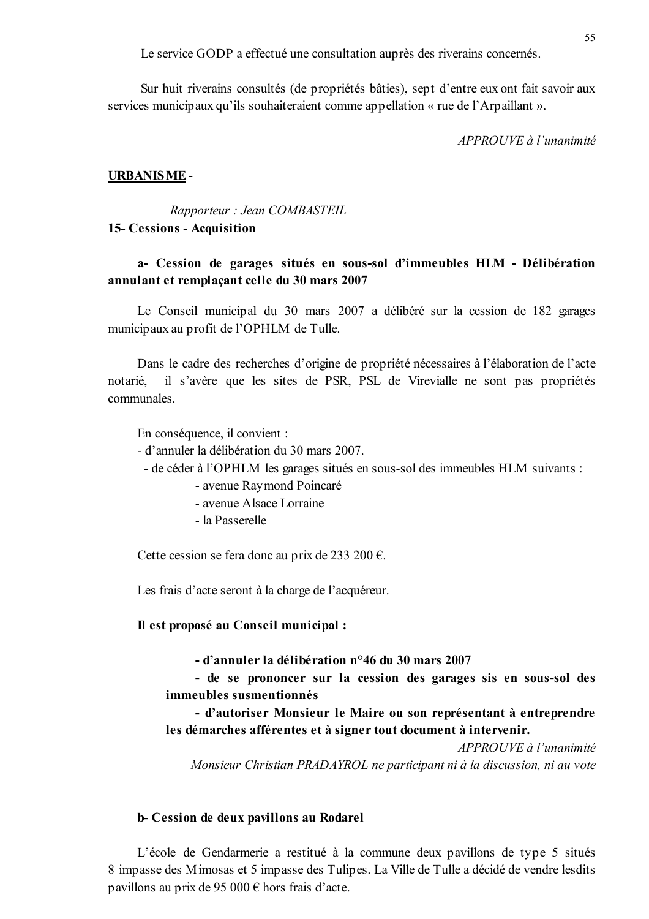Le service GODP a effectué une consultation auprès des riverains concernés.

Sur huit riverains consultés (de propriétés bâties), sept d'entre eux ont fait savoir aux services municipaux qu'ils souhaiteraient comme appellation « rue de l'Arpaillant ».

*APPROUVE à l'unanimité*

**URBANISME** -

*Rapporteur : Jean COMBASTEIL*

**15- Cessions - Acquisition**

**a- Cession de garages situés en sous-sol d'immeubles HLM - Délibération annulant et remplaçant celle du 30 mars 2007**

Le Conseil municipal du 30 mars 2007 a délibéré sur la cession de 182 garages municipaux au profit de l'OPHLM de Tulle.

Dans le cadre des recherches d'origine de propriété nécessaires à l'élaboration de l'acte notarié, il s'avère que les sites de PSR, PSL de Virevialle ne sont pas propriétés communales.

En conséquence, il convient :
- d'annuler la délibération du 30 mars 2007.
- de céder à l'OPHLM les garages situés en sous-sol des immeubles HLM suivants :
  - avenue Raymond Poincaré
  - avenue Alsace Lorraine
  - la Passerelle

Cette cession se fera donc au prix de 233 200 €.

Les frais d'acte seront à la charge de l'acquéreur.

**Il est proposé au Conseil municipal :**

**- d'annuler la délibération n°46 du 30 mars 2007**
**- de se prononcer sur la cession des garages sis en sous-sol des immeubles susmentionnés**
**- d'autoriser Monsieur le Maire ou son représentant à entreprendre les démarches afférentes et à signer tout document à intervenir.**

*APPROUVE à l'unanimité*
*Monsieur Christian PRADAYROL ne participant ni à la discussion, ni au vote*

**b- Cession de deux pavillons au Rodarel**

L'école de Gendarmerie a restitué à la commune deux pavillons de type 5 situés 8 impasse des Mimosas et 5 impasse des Tulipes. La Ville de Tulle a décidé de vendre lesdits pavillons au prix de 95 000 € hors frais d'acte.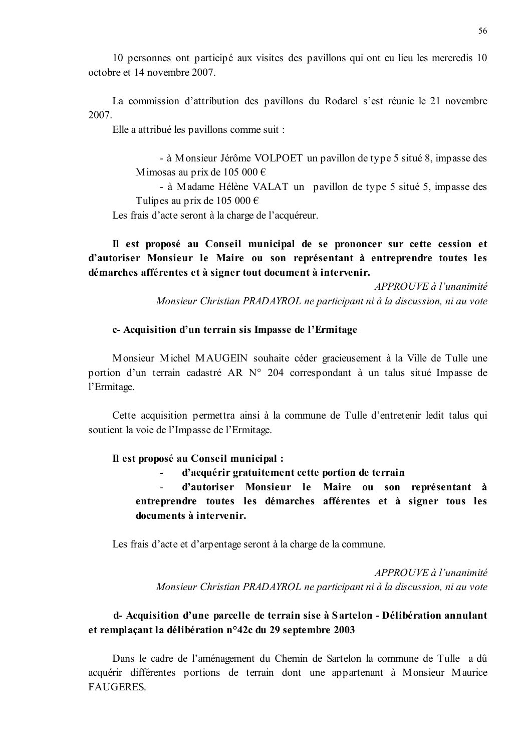10 personnes ont participé aux visites des pavillons qui ont eu lieu les mercredis 10 octobre et 14 novembre 2007.

La commission d'attribution des pavillons du Rodarel s'est réunie le 21 novembre 2007.

Elle a attribué les pavillons comme suit :

- à Monsieur Jérôme VOLPOET un pavillon de type 5 situé 8, impasse des Mimosas au prix de 105 000 €
- à Madame Hélène VALAT un pavillon de type 5 situé 5, impasse des Tulipes au prix de 105 000 €

Les frais d'acte seront à la charge de l'acquéreur.

**Il est proposé au Conseil municipal de se prononcer sur cette cession et d'autoriser Monsieur le Maire ou son représentant à entreprendre toutes les démarches afférentes et à signer tout document à intervenir.**

*APPROUVE à l'unanimité*
*Monsieur Christian PRADAYROL ne participant ni à la discussion, ni au vote*

**c- Acquisition d'un terrain sis Impasse de l'Ermitage**

Monsieur Michel MAUGEIN souhaite céder gracieusement à la Ville de Tulle une portion d'un terrain cadastré AR N° 204 correspondant à un talus situé Impasse de l'Ermitage.

Cette acquisition permettra ainsi à la commune de Tulle d'entretenir ledit talus qui soutient la voie de l'Impasse de l'Ermitage.

**Il est proposé au Conseil municipal :**

- **d'acquérir gratuitement cette portion de terrain**
- **d'autoriser Monsieur le Maire ou son représentant à entreprendre toutes les démarches afférentes et à signer tous les documents à intervenir.**

Les frais d'acte et d'arpentage seront à la charge de la commune.

*APPROUVE à l'unanimité*
*Monsieur Christian PRADAYROL ne participant ni à la discussion, ni au vote*

**d- Acquisition d'une parcelle de terrain sise à Sartelon - Délibération annulant et remplaçant la délibération n°42c du 29 septembre 2003**

Dans le cadre de l'aménagement du Chemin de Sartelon la commune de Tulle a dû acquérir différentes portions de terrain dont une appartenant à Monsieur Maurice FAUGERES.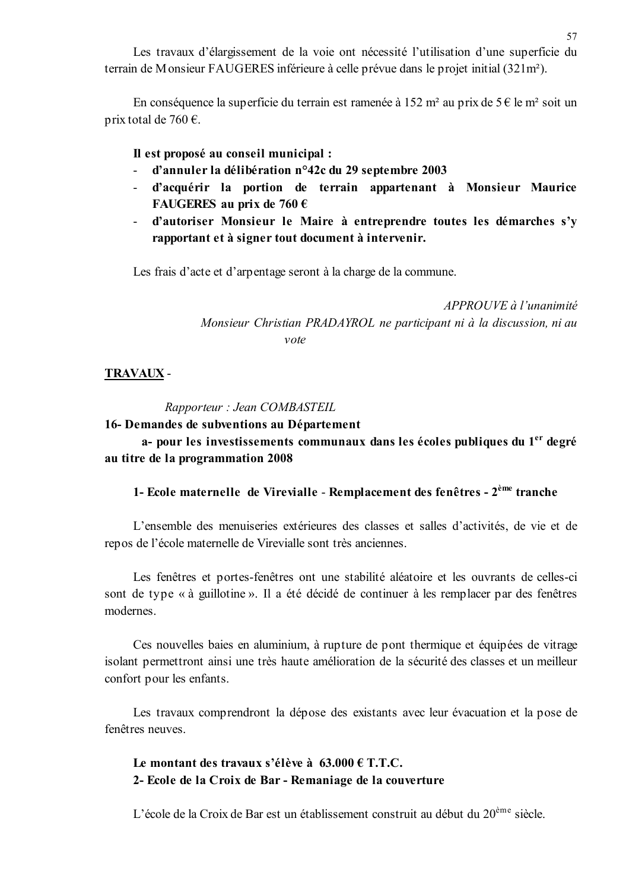Les travaux d'élargissement de la voie ont nécessité l'utilisation d'une superficie du terrain de Monsieur FAUGERES inférieure à celle prévue dans le projet initial (321m²).

En conséquence la superficie du terrain est ramenée à 152 m² au prix de 5 € le m² soit un prix total de 760 €.

**Il est proposé au conseil municipal :**

- **d'annuler la délibération n°42c du 29 septembre 2003**
- **d'acquérir la portion de terrain appartenant à Monsieur Maurice FAUGERES au prix de 760 €**
- **d'autoriser Monsieur le Maire à entreprendre toutes les démarches s'y rapportant et à signer tout document à intervenir.**

Les frais d'acte et d'arpentage seront à la charge de la commune.

*APPROUVE à l'unanimité*
*Monsieur Christian PRADAYROL ne participant ni à la discussion, ni au vote*

**TRAVAUX** -

*Rapporteur : Jean COMBASTEIL*

**16- Demandes de subventions au Département**

**a- pour les investissements communaux dans les écoles publiques du 1^er degré au titre de la programmation 2008**

**1- Ecole maternelle de Virevialle - Remplacement des fenêtres - 2^ème tranche**

L'ensemble des menuiseries extérieures des classes et salles d'activités, de vie et de repos de l'école maternelle de Virevialle sont très anciennes.

Les fenêtres et portes-fenêtres ont une stabilité aléatoire et les ouvrants de celles-ci sont de type « à guillotine ». Il a été décidé de continuer à les remplacer par des fenêtres modernes.

Ces nouvelles baies en aluminium, à rupture de pont thermique et équipées de vitrage isolant permettront ainsi une très haute amélioration de la sécurité des classes et un meilleur confort pour les enfants.

Les travaux comprendront la dépose des existants avec leur évacuation et la pose de fenêtres neuves.

**Le montant des travaux s'élève à 63.000 € T.T.C.**

**2- Ecole de la Croix de Bar - Remaniage de la couverture**

L'école de la Croix de Bar est un établissement construit au début du 20^ème siècle.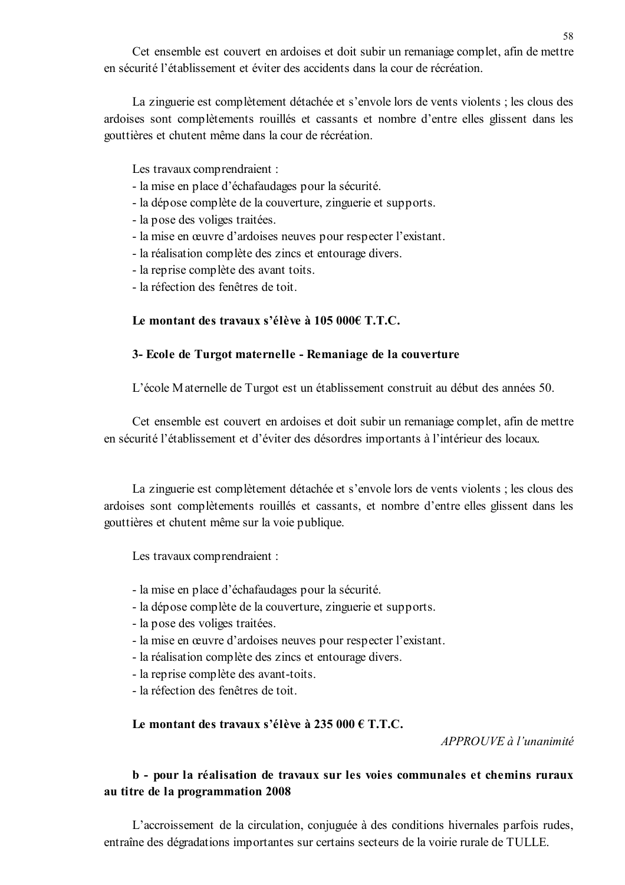Cet ensemble est couvert en ardoises et doit subir un remaniage complet, afin de mettre en sécurité l'établissement et éviter des accidents dans la cour de récréation.

La zinguerie est complètement détachée et s'envole lors de vents violents ; les clous des ardoises sont complètements rouillés et cassants et nombre d'entre elles glissent dans les gouttières et chutent même dans la cour de récréation.

Les travaux comprendraient :
- la mise en place d'échafaudages pour la sécurité.
- la dépose complète de la couverture, zinguerie et supports.
- la pose des voliges traitées.
- la mise en œuvre d'ardoises neuves pour respecter l'existant.
- la réalisation complète des zincs et entourage divers.
- la reprise complète des avant toits.
- la réfection des fenêtres de toit.

**Le montant des travaux s'élève à 105 000€ T.T.C.**

**3- Ecole de Turgot maternelle - Remaniage de la couverture**

L'école Maternelle de Turgot est un établissement construit au début des années 50.

Cet ensemble est couvert en ardoises et doit subir un remaniage complet, afin de mettre en sécurité l'établissement et d'éviter des désordres importants à l'intérieur des locaux.

La zinguerie est complètement détachée et s'envole lors de vents violents ; les clous des ardoises sont complètements rouillés et cassants, et nombre d'entre elles glissent dans les gouttières et chutent même sur la voie publique.

Les travaux comprendraient :

- la mise en place d'échafaudages pour la sécurité.
- la dépose complète de la couverture, zinguerie et supports.
- la pose des voliges traitées.
- la mise en œuvre d'ardoises neuves pour respecter l'existant.
- la réalisation complète des zincs et entourage divers.
- la reprise complète des avant-toits.
- la réfection des fenêtres de toit.

**Le montant des travaux s'élève à 235 000 € T.T.C.**

*APPROUVE à l'unanimité*

**b - pour la réalisation de travaux sur les voies communales et chemins ruraux au titre de la programmation 2008**

L'accroissement de la circulation, conjuguée à des conditions hivernales parfois rudes, entraîne des dégradations importantes sur certains secteurs de la voirie rurale de TULLE.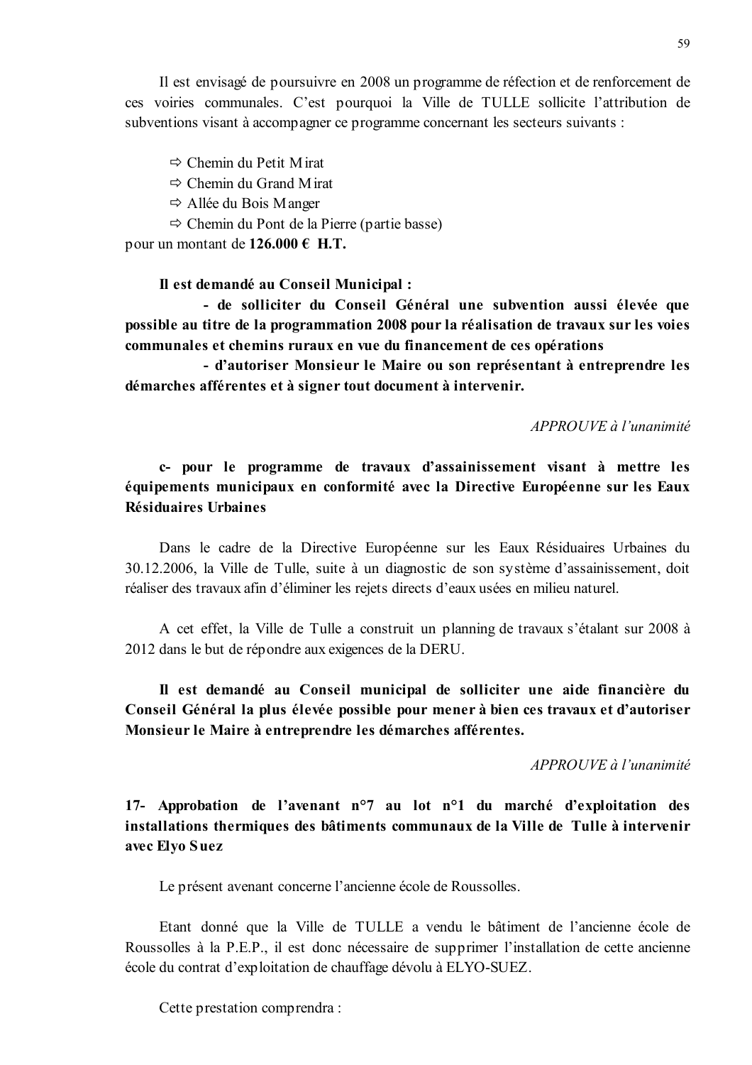Il est envisagé de poursuivre en 2008 un programme de réfection et de renforcement de ces voiries communales. C'est pourquoi la Ville de TULLE sollicite l'attribution de subventions visant à accompagner ce programme concernant les secteurs suivants :

- ⇨ Chemin du Petit Mirat
- ⇨ Chemin du Grand Mirat
- ⇨ Allée du Bois Manger
- ⇨ Chemin du Pont de la Pierre (partie basse)

pour un montant de **126.000 € H.T.**

**Il est demandé au Conseil Municipal :**

**- de solliciter du Conseil Général une subvention aussi élevée que possible au titre de la programmation 2008 pour la réalisation de travaux sur les voies communales et chemins ruraux en vue du financement de ces opérations**

**- d'autoriser Monsieur le Maire ou son représentant à entreprendre les démarches afférentes et à signer tout document à intervenir.**

*APPROUVE à l'unanimité*

**c- pour le programme de travaux d'assainissement visant à mettre les équipements municipaux en conformité avec la Directive Européenne sur les Eaux Résiduaires Urbaines**

Dans le cadre de la Directive Européenne sur les Eaux Résiduaires Urbaines du 30.12.2006, la Ville de Tulle, suite à un diagnostic de son système d'assainissement, doit réaliser des travaux afin d'éliminer les rejets directs d'eaux usées en milieu naturel.

A cet effet, la Ville de Tulle a construit un planning de travaux s'étalant sur 2008 à 2012 dans le but de répondre aux exigences de la DERU.

**Il est demandé au Conseil municipal de solliciter une aide financière du Conseil Général la plus élevée possible pour mener à bien ces travaux et d'autoriser Monsieur le Maire à entreprendre les démarches afférentes.**

*APPROUVE à l'unanimité*

## 17- Approbation de l'avenant n°7 au lot n°1 du marché d'exploitation des installations thermiques des bâtiments communaux de la Ville de Tulle à intervenir avec Elyo Suez

Le présent avenant concerne l'ancienne école de Roussolles.

Etant donné que la Ville de TULLE a vendu le bâtiment de l'ancienne école de Roussolles à la P.E.P., il est donc nécessaire de supprimer l'installation de cette ancienne école du contrat d'exploitation de chauffage dévolu à ELYO-SUEZ.

Cette prestation comprendra :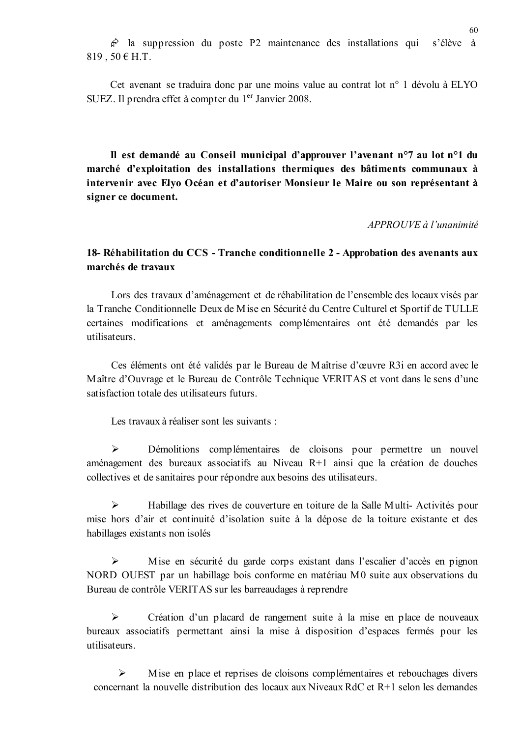- la suppression du poste P2 maintenance des installations qui s'élève à 819 , 50 € H.T.

Cet avenant se traduira donc par une moins value au contrat lot n° 1 dévolu à ELYO SUEZ. Il prendra effet à compter du 1er Janvier 2008.

**Il est demandé au Conseil municipal d'approuver l'avenant n°7 au lot n°1 du marché d'exploitation des installations thermiques des bâtiments communaux à intervenir avec Elyo Océan et d'autoriser Monsieur le Maire ou son représentant à signer ce document.**

*APPROUVE à l'unanimité*

**18- Réhabilitation du CCS - Tranche conditionnelle 2 - Approbation des avenants aux marchés de travaux**

Lors des travaux d'aménagement et de réhabilitation de l'ensemble des locaux visés par la Tranche Conditionnelle Deux de Mise en Sécurité du Centre Culturel et Sportif de TULLE certaines modifications et aménagements complémentaires ont été demandés par les utilisateurs.

Ces éléments ont été validés par le Bureau de Maîtrise d'œuvre R3i en accord avec le Maître d'Ouvrage et le Bureau de Contrôle Technique VERITAS et vont dans le sens d'une satisfaction totale des utilisateurs futurs.

Les travaux à réaliser sont les suivants :

- Démolitions complémentaires de cloisons pour permettre un nouvel aménagement des bureaux associatifs au Niveau R+1 ainsi que la création de douches collectives et de sanitaires pour répondre aux besoins des utilisateurs.

- Habillage des rives de couverture en toiture de la Salle Multi- Activités pour mise hors d'air et continuité d'isolation suite à la dépose de la toiture existante et des habillages existants non isolés

- Mise en sécurité du garde corps existant dans l'escalier d'accès en pignon NORD OUEST par un habillage bois conforme en matériau M0 suite aux observations du Bureau de contrôle VERITAS sur les barreaudages à reprendre

- Création d'un placard de rangement suite à la mise en place de nouveaux bureaux associatifs permettant ainsi la mise à disposition d'espaces fermés pour les utilisateurs.

- Mise en place et reprises de cloisons complémentaires et rebouchages divers concernant la nouvelle distribution des locaux aux Niveaux RdC et R+1 selon les demandes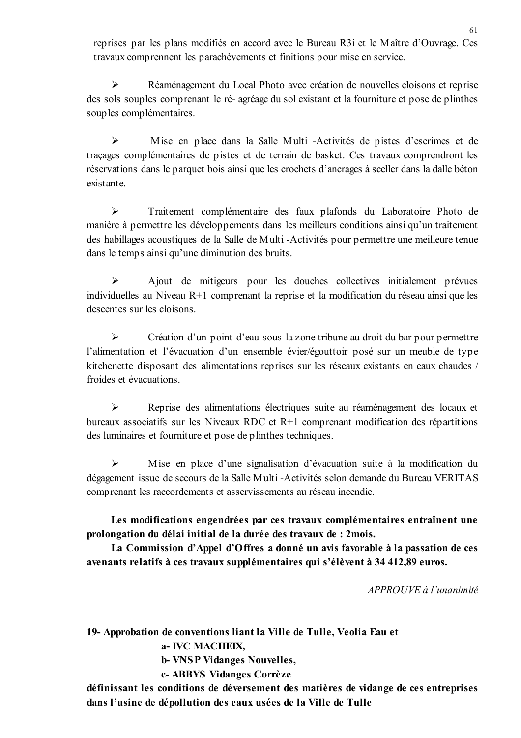reprises par les plans modifiés en accord avec le Bureau R3i et le Maître d'Ouvrage. Ces travaux comprennent les parachèvements et finitions pour mise en service.

➢ Réaménagement du Local Photo avec création de nouvelles cloisons et reprise des sols souples comprenant le ré- agréage du sol existant et la fourniture et pose de plinthes souples complémentaires.

➢ Mise en place dans la Salle Multi -Activités de pistes d'escrimes et de traçages complémentaires de pistes et de terrain de basket. Ces travaux comprendront les réservations dans le parquet bois ainsi que les crochets d'ancrages à sceller dans la dalle béton existante.

➢ Traitement complémentaire des faux plafonds du Laboratoire Photo de manière à permettre les développements dans les meilleurs conditions ainsi qu'un traitement des habillages acoustiques de la Salle de Multi -Activités pour permettre une meilleure tenue dans le temps ainsi qu'une diminution des bruits.

➢ Ajout de mitigeurs pour les douches collectives initialement prévues individuelles au Niveau R+1 comprenant la reprise et la modification du réseau ainsi que les descentes sur les cloisons.

➢ Création d'un point d'eau sous la zone tribune au droit du bar pour permettre l'alimentation et l'évacuation d'un ensemble évier/égouttoir posé sur un meuble de type kitchenette disposant des alimentations reprises sur les réseaux existants en eaux chaudes / froides et évacuations.

➢ Reprise des alimentations électriques suite au réaménagement des locaux et bureaux associatifs sur les Niveaux RDC et R+1 comprenant modification des répartitions des luminaires et fourniture et pose de plinthes techniques.

➢ Mise en place d'une signalisation d'évacuation suite à la modification du dégagement issue de secours de la Salle Multi -Activités selon demande du Bureau VERITAS comprenant les raccordements et asservissements au réseau incendie.

**Les modifications engendrées par ces travaux complémentaires entraînent une prolongation du délai initial de la durée des travaux de : 2mois.**

**La Commission d'Appel d'Offres a donné un avis favorable à la passation de ces avenants relatifs à ces travaux supplémentaires qui s'élèvent à 34 412,89 euros.**

*APPROUVE à l'unanimité*

**19- Approbation de conventions liant la Ville de Tulle, Veolia Eau et**

**a- IVC MACHEIX,**

**b- VNSP Vidanges Nouvelles,**

**c- ABBYS Vidanges Corrèze**

**définissant les conditions de déversement des matières de vidange de ces entreprises dans l'usine de dépollution des eaux usées de la Ville de Tulle**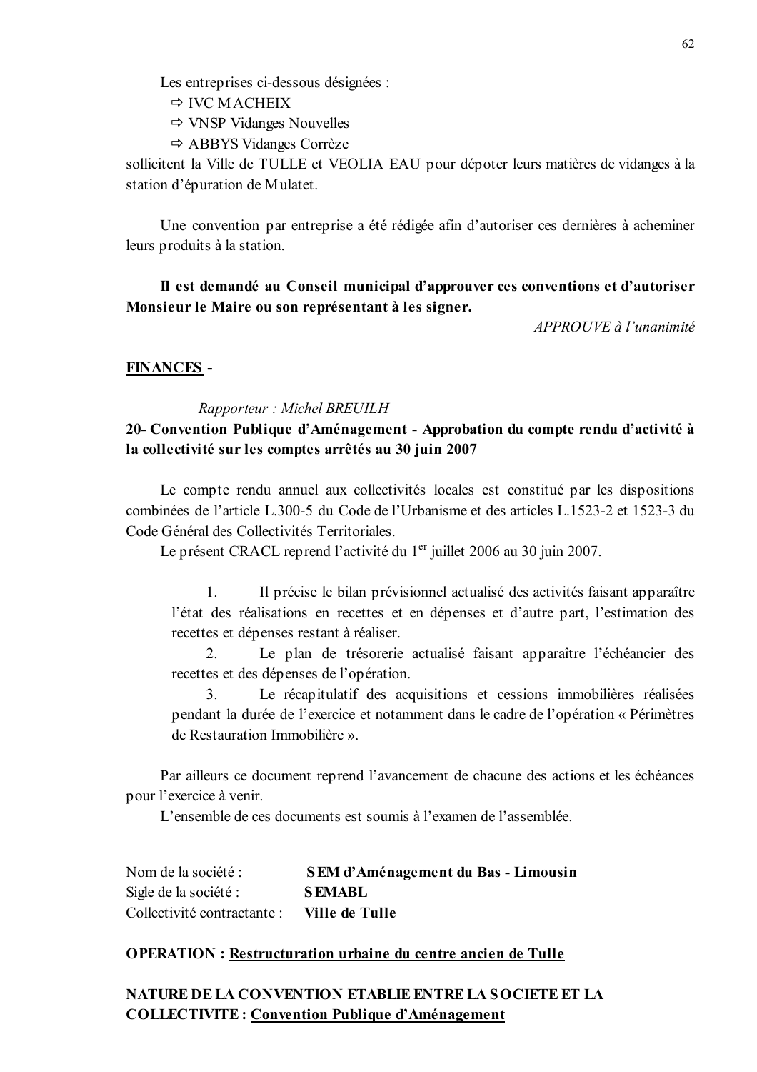Les entreprises ci-dessous désignées :

⇨ IVC MACHEIX
⇨ VNSP Vidanges Nouvelles
⇨ ABBYS Vidanges Corrèze

sollicitent la Ville de TULLE et VEOLIA EAU pour dépoter leurs matières de vidanges à la station d'épuration de Mulatet.

Une convention par entreprise a été rédigée afin d'autoriser ces dernières à acheminer leurs produits à la station.

**Il est demandé au Conseil municipal d'approuver ces conventions et d'autoriser Monsieur le Maire ou son représentant à les signer.**

*APPROUVE à l'unanimité*

**FINANCES -**

*Rapporteur : Michel BREUILH*

**20- Convention Publique d'Aménagement - Approbation du compte rendu d'activité à la collectivité sur les comptes arrêtés au 30 juin 2007**

Le compte rendu annuel aux collectivités locales est constitué par les dispositions combinées de l'article L.300-5 du Code de l'Urbanisme et des articles L.1523-2 et 1523-3 du Code Général des Collectivités Territoriales.

Le présent CRACL reprend l'activité du 1er juillet 2006 au 30 juin 2007.

1. Il précise le bilan prévisionnel actualisé des activités faisant apparaître l'état des réalisations en recettes et en dépenses et d'autre part, l'estimation des recettes et dépenses restant à réaliser.
2. Le plan de trésorerie actualisé faisant apparaître l'échéancier des recettes et des dépenses de l'opération.
3. Le récapitulatif des acquisitions et cessions immobilières réalisées pendant la durée de l'exercice et notamment dans le cadre de l'opération « Périmètres de Restauration Immobilière ».

Par ailleurs ce document reprend l'avancement de chacune des actions et les échéances pour l'exercice à venir.

L'ensemble de ces documents est soumis à l'examen de l'assemblée.

Nom de la société : **SEM d'Aménagement du Bas - Limousin**
Sigle de la société : **SEMABL**
Collectivité contractante : **Ville de Tulle**

**OPERATION : Restructuration urbaine du centre ancien de Tulle**

**NATURE DE LA CONVENTION ETABLIE ENTRE LA SOCIETE ET LA COLLECTIVITE : Convention Publique d'Aménagement**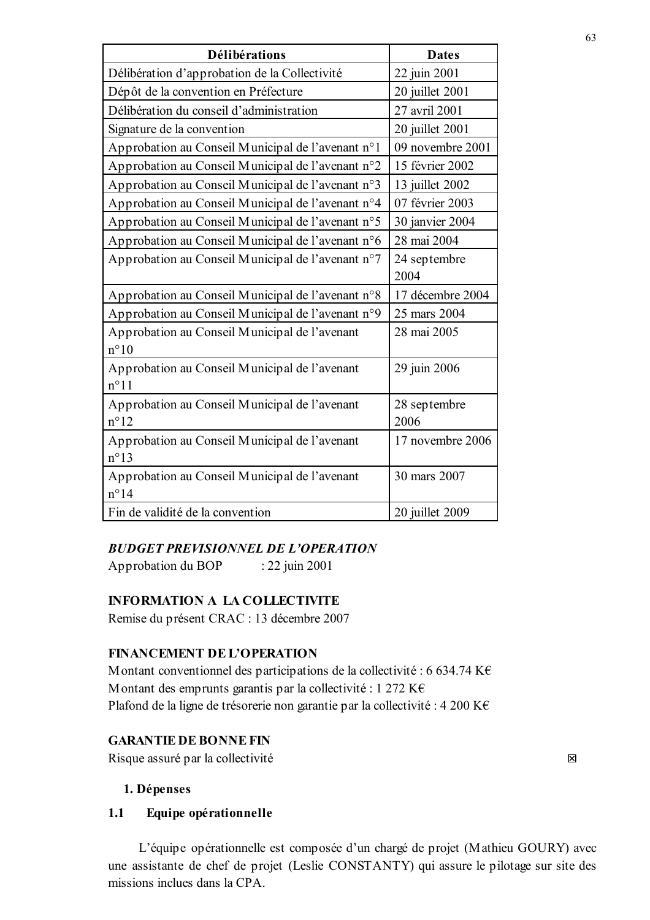| Délibérations | Dates |
|---|---|
| Délibération d'approbation de la Collectivité | 22 juin 2001 |
| Dépôt de la convention en Préfecture | 20 juillet 2001 |
| Délibération du conseil d'administration | 27 avril 2001 |
| Signature de la convention | 20 juillet 2001 |
| Approbation au Conseil Municipal de l'avenant n°1 | 09 novembre 2001 |
| Approbation au Conseil Municipal de l'avenant n°2 | 15 février 2002 |
| Approbation au Conseil Municipal de l'avenant n°3 | 13 juillet 2002 |
| Approbation au Conseil Municipal de l'avenant n°4 | 07 février 2003 |
| Approbation au Conseil Municipal de l'avenant n°5 | 30 janvier 2004 |
| Approbation au Conseil Municipal de l'avenant n°6 | 28 mai 2004 |
| Approbation au Conseil Municipal de l'avenant n°7 | 24 septembre 2004 |
| Approbation au Conseil Municipal de l'avenant n°8 | 17 décembre 2004 |
| Approbation au Conseil Municipal de l'avenant n°9 | 25 mars 2004 |
| Approbation au Conseil Municipal de l'avenant n°10 | 28 mai 2005 |
| Approbation au Conseil Municipal de l'avenant n°11 | 29 juin 2006 |
| Approbation au Conseil Municipal de l'avenant n°12 | 28 septembre 2006 |
| Approbation au Conseil Municipal de l'avenant n°13 | 17 novembre 2006 |
| Approbation au Conseil Municipal de l'avenant n°14 | 30 mars 2007 |
| Fin de validité de la convention | 20 juillet 2009 |

***BUDGET PREVISIONNEL DE L'OPERATION***

Approbation du BOP : 22 juin 2001

**INFORMATION A LA COLLECTIVITE**

Remise du présent CRAC : 13 décembre 2007

**FINANCEMENT DE L'OPERATION**

Montant conventionnel des participations de la collectivité : 6 634.74 K€
Montant des emprunts garantis par la collectivité : 1 272 K€
Plafond de la ligne de trésorerie non garantie par la collectivité : 4 200 K€

**GARANTIE DE BONNE FIN**

Risque assuré par la collectivité ☒

## 1. Dépenses

### 1.1 Equipe opérationnelle

L'équipe opérationnelle est composée d'un chargé de projet (Mathieu GOURY) avec une assistante de chef de projet (Leslie CONSTANTY) qui assure le pilotage sur site des missions inclues dans la CPA.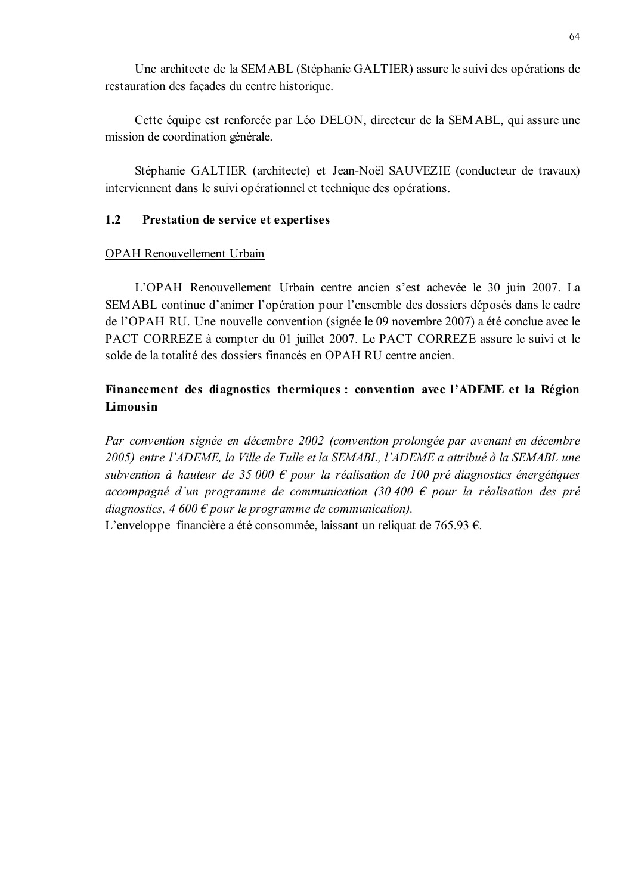Une architecte de la SEMABL (Stéphanie GALTIER) assure le suivi des opérations de restauration des façades du centre historique.

Cette équipe est renforcée par Léo DELON, directeur de la SEMABL, qui assure une mission de coordination générale.

Stéphanie GALTIER (architecte) et Jean-Noël SAUVEZIE (conducteur de travaux) interviennent dans le suivi opérationnel et technique des opérations.

### 1.2 Prestation de service et expertises

<u>OPAH Renouvellement Urbain</u>

L'OPAH Renouvellement Urbain centre ancien s'est achevée le 30 juin 2007. La SEMABL continue d'animer l'opération pour l'ensemble des dossiers déposés dans le cadre de l'OPAH RU. Une nouvelle convention (signée le 09 novembre 2007) a été conclue avec le PACT CORREZE à compter du 01 juillet 2007. Le PACT CORREZE assure le suivi et le solde de la totalité des dossiers financés en OPAH RU centre ancien.

**Financement des diagnostics thermiques : convention avec l'ADEME et la Région Limousin**

*Par convention signée en décembre 2002 (convention prolongée par avenant en décembre 2005) entre l'ADEME, la Ville de Tulle et la SEMABL, l'ADEME a attribué à la SEMABL une subvention à hauteur de 35 000 € pour la réalisation de 100 pré diagnostics énergétiques accompagné d'un programme de communication (30 400 € pour la réalisation des pré diagnostics, 4 600 € pour le programme de communication).*

L'enveloppe financière a été consommée, laissant un reliquat de 765.93 €.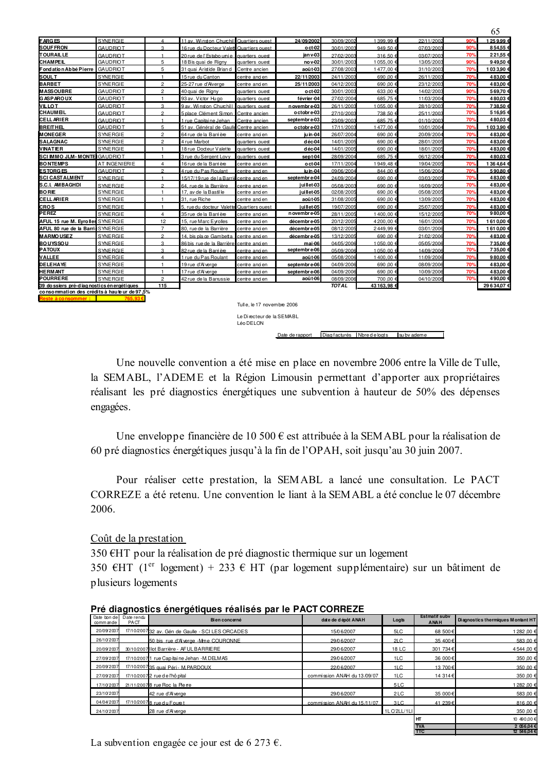| FARGES | SYNERGIE | 4 | 11 av. Winston Churchill | Quartiers ouest | 24/09/2002 | 30/09/2002 | 1 399,99 € | 22/11/2002 | 90% | 1 259,99 € |
|---|---|---|---|---|---|---|---|---|---|---|
| SOUFFRON | GAUDRIOT | 3 | 16 rue du Docteur Valette | Quartiers ouest | oct-02 | 30/01/2003 | 949,50 € | 07/03/2003 | 90% | 854,55 € |
| TOURAILLE | GAUDRIOT | 1 | 20 rue de l'Estabournie | quartiers ouest | janv-03 | 27/02/2003 | 316,50 € | 03/07/2003 | 70% | 221,55 € |
| CHAMPEIL | GAUDRIOT | 5 | 18 Bis quai de Rigny | quartiers ouest | nov-02 | 30/01/2003 | 1 055,00 € | 13/05/2003 | 90% | 949,50 € |
| Fondation Abbé Pierre | GAUDRIOT | 5 | 31 quai Aristide Briand | Centre ancien | août-03 | 27/08/2003 | 1 477,00 € | 31/10/2003 | 70% | 1 033,90 € |
| SOULT | SYNERGIE | 1 | 15 rue du Canton | centre ancien | 22/11/2003 | 24/11/2003 | 690,00 € | 26/11/2003 | 70% | 483,00 € |
| BARBET | SYNERGIE | 2 | 25-27 rue d'Alverge | centre ancien | 25/11/2003 | 04/12/2003 | 690,00 € | 23/12/2003 | 70% | 483,00 € |
| MASSOUBRE | GAUDRIOT | 2 | 40 quai de Rigny | quartiers ouest | oct-02 | 30/01/2003 | 633,00 € | 14/02/2003 | 90% | 569,70 € |
| GASPAROUX | GAUDRIOT | 1 | 93 av. Victor Hugo | quartiers ouest | février-04 | 27/02/2004 | 685,75 € | 11/03/2004 | 70% | 480,03 € |
| VILLOT | GAUDRIOT | 3 | 9 av. Winston Churchill | quartiers ouest | novembre-03 | 26/11/2003 | 1 055,00 € | 28/10/2003 | 70% | 738,50 € |
| CHAUMEIL | GAUDRIOT | 2 | 5 place Clément Simon | Centre ancien | octobre-03 | 27/10/2003 | 738,50 € | 25/11/2003 | 70% | 516,95 € |
| CELLARIER | GAUDRIOT | 1 | 1 rue Capitaine Jehan | Centre ancien | septembre-03 | 23/09/2003 | 685,75 € | 01/10/2003 | 70% | 480,03 € |
| BREITHEL | GAUDRIOT | 5 | 51 av. Général de Gaulle | Centre ancien | octobre-03 | 17/11/2003 | 1 477,00 € | 10/01/2004 | 70% | 1 033,90 € |
| MONEGER | SYNERGIE | 2 | 64 rue de la Barrière | centre ancien | juin-04 | 26/07/2004 | 690,00 € | 20/09/2004 | 70% | 483,00 € |
| SALAGNAC | SYNERGIE | 2 | 4 rue Marbot | quartiers ouest | déc-04 | 14/01/2005 | 690,00 € | 28/01/2005 | 70% | 483,00 € |
| VINATIER | SYNERGIE | 1 | 18 rue Docteur Valette | quartiers ouest | déc-04 | 14/01/2005 | 690,00 € | 18/01/2005 | 70% | 483,00 € |
| SCI IMMO JLM-MONTEIL | GAUDRIOT | 1 | 3 rue du Sergent Lovy | quartiers ouest | sept-04 | 28/09/2004 | 685,75 € | 06/12/2004 | 70% | 480,03 € |
| BONTEMPS | AT INGENIERIE | 4 | 16 rue de la Barrière | centre ancien | oct-04 | 17/11/2004 | 1 949,48 € | 19/04/2005 | 70% | 1 364,64 € |
| ESTORGES | GAUDRIOT | 2 | 4 rue du Pas Roulant | centre ancien | juin-04 | 09/06/2004 | 844,00 € | 15/06/2004 | 70% | 590,80 € |
| SCI CASTALMENT | SYNERGIE | 1 | 15/17/19 rue de la Barrière | centre ancien | septembre-04 | 24/09/2004 | 690,00 € | 03/03/2005 | 70% | 483,00 € |
| S.C.I. AMBAGHDI | SYNERGIE | 2 | 64, rue de la Barrière | centre ancien | juillet-03 | 05/08/2003 | 690,00 € | 16/09/2005 | 70% | 483,00 € |
| BORIE | SYNERGIE | 1 | 17, av de la Bastille | centre ancien | juillet-05 | 02/08/2005 | 690,00 € | 05/08/2005 | 70% | 483,00 € |
| CELLARIER | SYNERGIE | 1 | 31, rue Riche | centre ancien | août-05 | 31/08/2005 | 690,00 € | 13/09/2005 | 70% | 483,00 € |
| CROS | SYNERGIE | 1 | 5, rue du docteur Valette | Quartiers ouest | juillet-05 | 19/07/2005 | 690,00 € | 25/07/2005 | 70% | 483,00 € |
| PEREZ | SYNERGIE | 4 | 35 rue de la Barrière | centre ancien | novembre-05 | 28/11/2005 | 1 400,00 € | 15/12/2005 | 70% | 980,00 € |
| AFUL 15 rue M. Eyrolles | SYNERGIE | 12 | 15, rue Marc Eyrolles | centre ancien | décembre-05 | 20/12/2005 | 4 200,00 € | 16/01/2006 | 70% | 1 610,00 € |
| AFUL 80 rue de la Barrière | SYNERGIE | 7 | 80, rue de la Barrière | centre ancien | décembre-05 | 08/12/2005 | 2 449,99 € | 03/01/2006 | 70% | 1 610,00 € |
| MARMOUSEZ | SYNERGIE | 2 | 14, bis place Gambetta | centre ancien | décembre-05 | 13/12/2005 | 690,00 € | 21/02/2006 | 70% | 483,00 € |
| BOUYSSOU | SYNERGIE | 3 | 86 bis rue de la Barrière | centre ancien | mai-06 | 04/05/2006 | 1 050,00 € | 05/05/2006 | 70% | 735,00 € |
| PATOUX | SYNERGIE | 3 | 82 rue de la Barrière | centre ancien | septembre-06 | 05/09/2006 | 1 050,00 € | 14/09/2006 | 70% | 735,00 € |
| VALLEE | SYNERGIE | 4 | 1 rue du Pas Roulant | centre ancien | août-06 | 05/08/2006 | 1 400,00 € | 11/09/2006 | 70% | 980,00 € |
| DELEHAYE | SYNERGIE | 1 | 19 rue d'Alverge | centre ancien | septembre-06 | 04/09/2006 | 690,00 € | 08/09/2006 | 70% | 483,00 € |
| HERMANT | SYNERGIE | 1 | 17 rue d'Alverge | centre ancien | septembre-06 | 04/09/2006 | 690,00 € | 10/09/2006 | 70% | 483,00 € |
| POURRERE | SYNERGIE | 2 | 42 rue de la Barrussie | centre ancien | août-06 | 08/09/2006 | 700,00 € | 04/10/2006 | 70% | 490,00 € |
| 39 dossiers pré-diagnostics énergétiques | | 115 | | | | TOTAL | 43 163,98 € | | | 29 634,07 € |

consommation des crédits à hauteur de 97,5%

Reste à consommer : 765,93 €

Tulle, le 17 novembre 2006

Le Directeur de la SEMABL
Léo DELON

| Date de rapport | Diag facturés | Nbre de logts | subv ademe |
|---|---|---|---|

Une nouvelle convention a été mise en place en novembre 2006 entre la Ville de Tulle, la SEMABL, l'ADEME et la Région Limousin permettant d'apporter aux propriétaires réalisant les pré diagnostics énergétiques une subvention à hauteur de 50% des dépenses engagées.

Une enveloppe financière de 10 500 € est attribuée à la SEMABL pour la réalisation de 60 pré diagnostics énergétiques jusqu'à la fin de l'OPAH, soit jusqu'au 30 juin 2007.

Pour réaliser cette prestation, la SEMABL a lancé une consultation. Le PACT CORREZE a été retenu. Une convention le liant à la SEMABL a été conclue le 07 décembre 2006.

Coût de la prestation

350 €HT pour la réalisation de pré diagnostic thermique sur un logement
350 €HT (1er logement) + 233 € HT (par logement supplémentaire) sur un bâtiment de plusieurs logements

**Pré diagnostics énergétiques réalisés par le PACT CORREZE**

| Date bon de commande | Date rendu PACT | Bien concerné | date de dépôt ANAH | Logts | Estimatif subv ANAH | Diagnostics thermiques Montant HT |
|---|---|---|---|---|---|---|
| 20/09/2007 | 17/10/2007 | 32 av. Gén de Gaulle - SCI LES ORCADES | 15/06/2007 | 5LC | 68 500 € | 1 282,00 € |
| 26/10/2007 | | 50 bis rue d'Alverge -Mme COURONNE | 29/06/2007 | 2LC | 35 400 € | 583,00 € |
| 20/09/2007 | 30/10/2007 | Ilot Barrière - AFUL BARRIERE | 29/06/2007 | 18 LC | 301 734 € | 4 544,00 € |
| 27/09/2007 | 17/10/2007 | 1 rue Capitaine Jehan -M.DELMAS | 29/06/2007 | 1LC | 36 000 € | 350,00 € |
| 20/09/2007 | 17/10/2007 | 35 quai Péri - M.PARDOUX | 22/06/2007 | 1LC | 13 700 € | 350,00 € |
| 27/09/2007 | 17/10/2007 | 2 rue de l'hôpital | commission ANAH du 13/09/07 | 1LC | 14 314 € | 350,00 € |
| 17/10/2007 | 21/11/2007 | 8 rue Roc la Pierre | | 5LC | | 1 282,00 € |
| 23/10/2007 | | 42 rue d'Alverge | 29/06/2007 | 2LC | 35 000 € | 583,00 € |
| 04/04/2007 | 17/10/2007 | 8 rue du Fouet | commission ANAH du 15/11/07 | 3LC | 41 239 € | 816,00 € |
| 24/10/2007 | | 28 rue d'Alverge | | 1LC/2LL/1LI | | 350,00 € |
| | | | | | HT | 10 490,00 € |
| | | | | | TVA | 2 056,04 € |
| | | | | | TTC | 12 546,04 € |

La subvention engagée ce jour est de 6 273 €.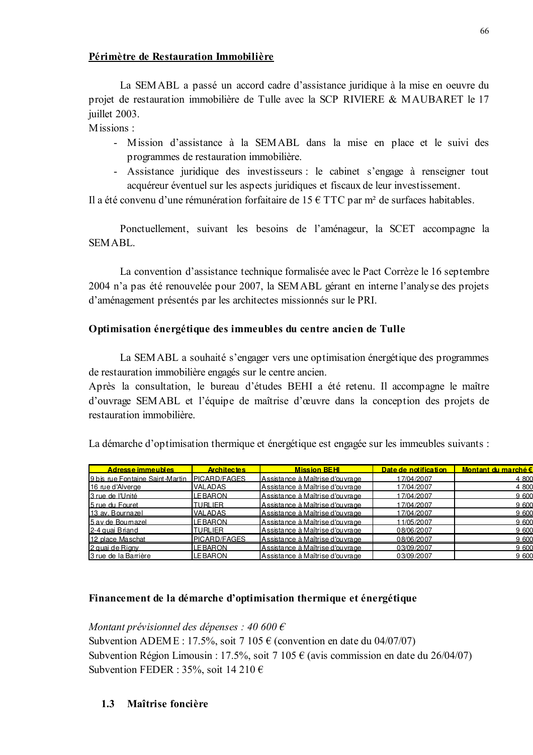**Périmètre de Restauration Immobilière**

La SEMABL a passé un accord cadre d'assistance juridique à la mise en oeuvre du projet de restauration immobilière de Tulle avec la SCP RIVIERE & MAUBARET le 17 juillet 2003.

Missions :

- Mission d'assistance à la SEMABL dans la mise en place et le suivi des programmes de restauration immobilière.
- Assistance juridique des investisseurs : le cabinet s'engage à renseigner tout acquéreur éventuel sur les aspects juridiques et fiscaux de leur investissement.

Il a été convenu d'une rémunération forfaitaire de 15 € TTC par m² de surfaces habitables.

Ponctuellement, suivant les besoins de l'aménageur, la SCET accompagne la SEMABL.

La convention d'assistance technique formalisée avec le Pact Corrèze le 16 septembre 2004 n'a pas été renouvelée pour 2007, la SEMABL gérant en interne l'analyse des projets d'aménagement présentés par les architectes missionnés sur le PRI.

**Optimisation énergétique des immeubles du centre ancien de Tulle**

La SEMABL a souhaité s'engager vers une optimisation énergétique des programmes de restauration immobilière engagés sur le centre ancien.

Après la consultation, le bureau d'études BEHI a été retenu. Il accompagne le maître d'ouvrage SEMABL et l'équipe de maîtrise d'œuvre dans la conception des projets de restauration immobilière.

La démarche d'optimisation thermique et énergétique est engagée sur les immeubles suivants :

| Adresse immeubles | Architectes | Mission BEHI | Date de notification | Montant du marché € |
|---|---|---|---|---|
| 9 bis rue Fontaine Saint-Martin | PICARD/FAGES | Assistance à Maîtrise d'ouvrage | 17/04/2007 | 4 800 |
| 16 rue d'Alverge | VALADAS | Assistance à Maîtrise d'ouvrage | 17/04/2007 | 4 800 |
| 3 rue de l'Unité | LEBARON | Assistance à Maîtrise d'ouvrage | 17/04/2007 | 9 600 |
| 5 rue du Fouret | TURLIER | Assistance à Maîtrise d'ouvrage | 17/04/2007 | 9 600 |
| 13 av. Bournazel | VALADAS | Assistance à Maîtrise d'ouvrage | 17/04/2007 | 9 600 |
| 5 av de Bournazel | LEBARON | Assistance à Maîtrise d'ouvrage | 11/05/2007 | 9 600 |
| 2-4 quai Briand | TURLIER | Assistance à Maîtrise d'ouvrage | 08/06/2007 | 9 600 |
| 12 place Maschat | PICARD/FAGES | Assistance à Maîtrise d'ouvrage | 08/06/2007 | 9 600 |
| 2 quai de Rigny | LEBARON | Assistance à Maîtrise d'ouvrage | 03/09/2007 | 9 600 |
| 3 rue de la Barrière | LEBARON | Assistance à Maîtrise d'ouvrage | 03/09/2007 | 9 600 |

**Financement de la démarche d'optimisation thermique et énergétique**

*Montant prévisionnel des dépenses : 40 600 €*

Subvention ADEME : 17.5%, soit 7 105 € (convention en date du 04/07/07)

Subvention Région Limousin : 17.5%, soit 7 105 € (avis commission en date du 26/04/07)

Subvention FEDER : 35%, soit 14 210 €

## 1.3 Maîtrise foncière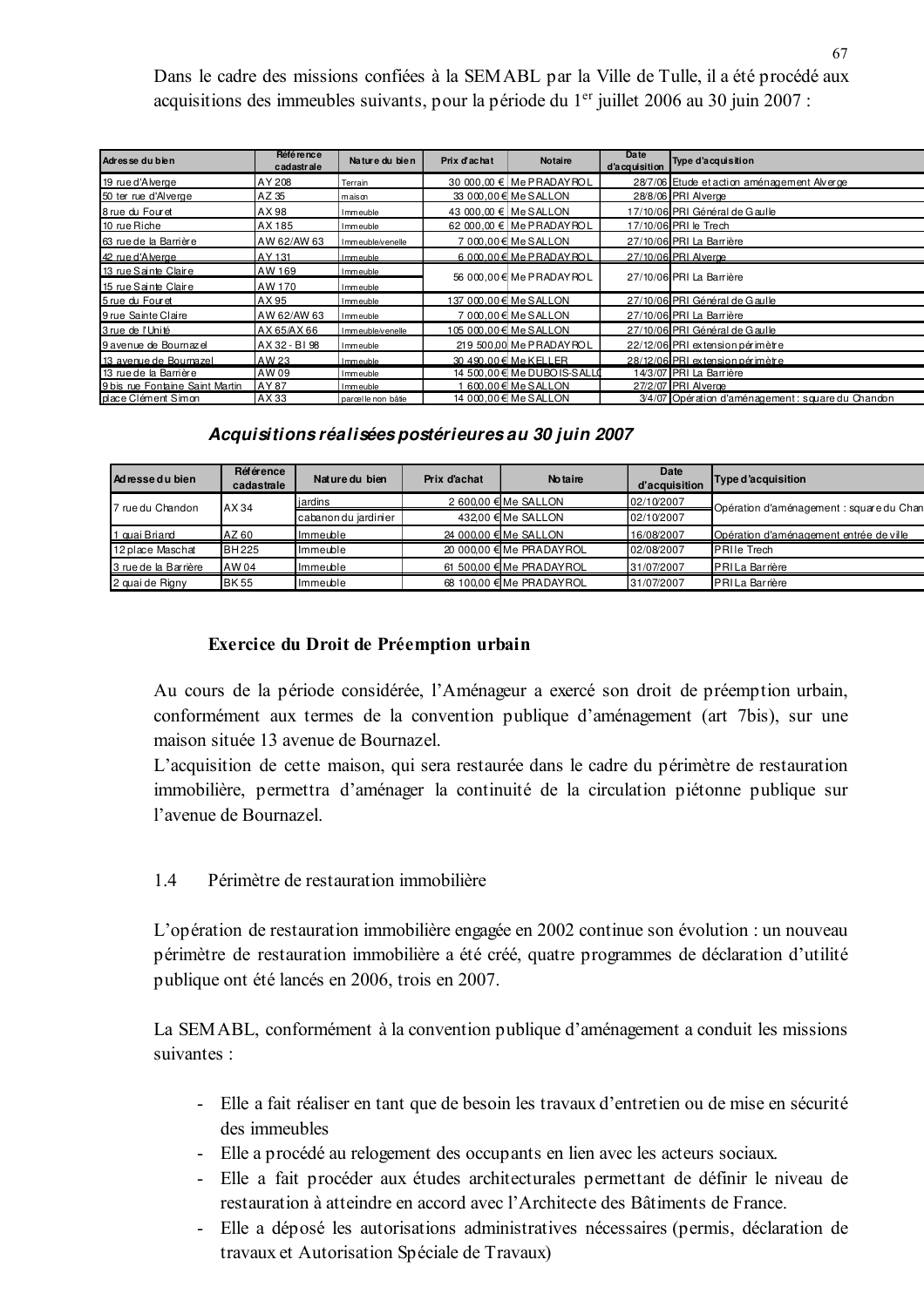Dans le cadre des missions confiées à la SEMABL par la Ville de Tulle, il a été procédé aux acquisitions des immeubles suivants, pour la période du 1er juillet 2006 au 30 juin 2007 :

| Adresse du bien | Référence cadastrale | Nature du bien | Prix d'achat | Notaire | Date d'acquisition | Type d'acquisition |
|---|---|---|---|---|---|---|
| 19 rue d'Alverge | AY 208 | Terrain | 30 000,00 € | Me PRADAYROL | 28/7/06 | Etude et action aménagement Alverge |
| 50 ter rue d'Alverge | AZ 35 | maison | 33 000,00 € | Me SALLON | 28/8/06 | PRI Alverge |
| 8 rue du Fouret | AX 98 | Immeuble | 43 000,00 € | Me SALLON | 17/10/06 | PRI Général de Gaulle |
| 10 rue Riche | AX 185 | Immeuble | 62 000,00 € | Me PRADAYROL | 17/10/06 | PRI le Trech |
| 63 rue de la Barrière | AW 62/AW 63 | Immeuble/venelle | 7 000,00 € | Me SALLON | 27/10/06 | PRI La Barrière |
| 42 rue d'Alverge | AY 131 | Immeuble | 6 000,00 € | Me PRADAYROL | 27/10/06 | PRI Alverge |
| 13 rue Sainte Claire | AW 169 | Immeuble | 56 000,00 € | Me PRADAYROL | 27/10/06 | PRI La Barrière |
| 15 rue Sainte Claire | AW 170 | Immeuble | | | | |
| 5 rue du Fouret | AX 95 | Immeuble | 137 000,00 € | Me SALLON | 27/10/06 | PRI Général de Gaulle |
| 9 rue Sainte Claire | AW 62/AW 63 | Immeuble | 7 000,00 € | Me SALLON | 27/10/06 | PRI La Barrière |
| 3 rue de l'Unité | AX 65/AX 66 | Immeuble/venelle | 105 000,00 € | Me SALLON | 27/10/06 | PRI Général de Gaulle |
| 9 avenue de Bournazel | AX 32 - BI 98 | Immeuble | 219 500,00 | Me PRADAYROL | 22/12/06 | PRI extension périmètre |
| 13 avenue de Bournazel | AW 23 | Immeuble | 30 490,00 € | Me KELLER | 28/12/06 | PRI extension périmètre |
| 13 rue de la Barrière | AW 09 | Immeuble | 14 500,00 € | Me DUBOIS-SALLO | 14/3/07 | PRI La Barrière |
| 9 bis rue Fontaine Saint Martin | AY 87 | Immeuble | 1 600,00 € | Me SALLON | 27/2/07 | PRI Alverge |
| place Clément Simon | AX 33 | parcelle non bâtie | 14 000,00 € | Me SALLON | 3/4/07 | Opération d'aménagement : square du Chandon |

***Acquisitions réalisées postérieures au 30 juin 2007***

| Adresse du bien | Référence cadastrale | Nature du bien | Prix d'achat | Notaire | Date d'acquisition | Type d'acquisition |
|---|---|---|---|---|---|---|
| 7 rue du Chandon | AX 34 | jardins | 2 600,00 € | Me SALLON | 02/10/2007 | Opération d'aménagement : square du Chan |
| | | cabanon du jardinier | 432,00 € | Me SALLON | 02/10/2007 | |
| 1 quai Briand | AZ 60 | Immeuble | 24 000,00 € | Me SALLON | 16/08/2007 | Opération d'aménagement entrée de ville |
| 12 place Maschat | BH 225 | Immeuble | 20 000,00 € | Me PRADAYROL | 02/08/2007 | PRI le Trech |
| 3 rue de la Barrière | AW 04 | Immeuble | 61 500,00 € | Me PRADAYROL | 31/07/2007 | PRI La Barrière |
| 2 quai de Rigny | BK 55 | Immeuble | 68 100,00 € | Me PRADAYROL | 31/07/2007 | PRI La Barrière |

**Exercice du Droit de Préemption urbain**

Au cours de la période considérée, l'Aménageur a exercé son droit de préemption urbain, conformément aux termes de la convention publique d'aménagement (art 7bis), sur une maison située 13 avenue de Bournazel.

L'acquisition de cette maison, qui sera restaurée dans le cadre du périmètre de restauration immobilière, permettra d'aménager la continuité de la circulation piétonne publique sur l'avenue de Bournazel.

## 1.4 Périmètre de restauration immobilière

L'opération de restauration immobilière engagée en 2002 continue son évolution : un nouveau périmètre de restauration immobilière a été créé, quatre programmes de déclaration d'utilité publique ont été lancés en 2006, trois en 2007.

La SEMABL, conformément à la convention publique d'aménagement a conduit les missions suivantes :

- Elle a fait réaliser en tant que de besoin les travaux d'entretien ou de mise en sécurité des immeubles
- Elle a procédé au relogement des occupants en lien avec les acteurs sociaux.
- Elle a fait procéder aux études architecturales permettant de définir le niveau de restauration à atteindre en accord avec l'Architecte des Bâtiments de France.
- Elle a déposé les autorisations administratives nécessaires (permis, déclaration de travaux et Autorisation Spéciale de Travaux)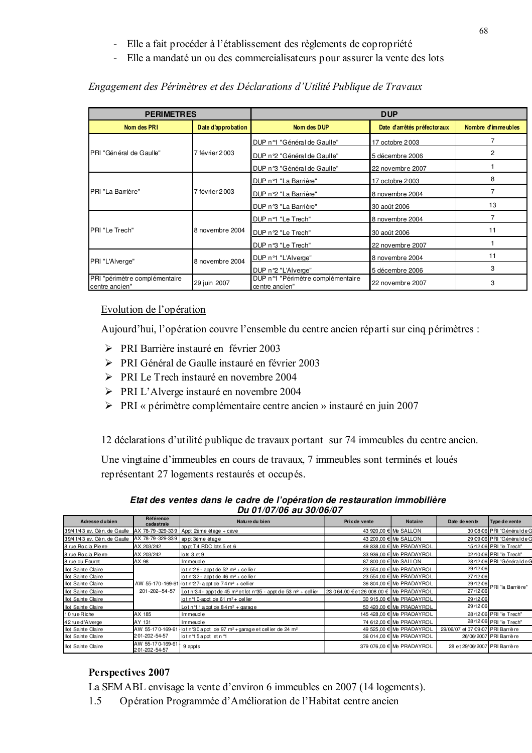- Elle a fait procéder à l'établissement des règlements de copropriété
- Elle a mandaté un ou des commercialisateurs pour assurer la vente des lots

*Engagement des Périmètres et des Déclarations d'Utilité Publique de Travaux*

| PERIMETRES | | DUP | | |
|---|---|---|---|---|
| **Nom des PRI** | **Date d'approbation** | **Nom des DUP** | **Date d'arrêtés préfectoraux** | **Nombre d'immeubles** |
| PRI "Général de Gaulle" | 7 février 2003 | DUP n°1 "Général de Gaulle" | 17 octobre 2003 | 7 |
| | | DUP n°2 "Général de Gaulle" | 5 décembre 2006 | 2 |
| | | DUP n°3 "Général de Gaulle" | 22 novembre 2007 | 1 |
| PRI "La Barrière" | 7 février 2003 | DUP n°1 "La Barrière" | 17 octobre 2003 | 8 |
| | | DUP n°2 "La Barrière" | 8 novembre 2004 | 7 |
| | | DUP n°3 "La Barrière" | 30 août 2006 | 13 |
| PRI "Le Trech" | 8 novembre 2004 | DUP n°1 "Le Trech" | 8 novembre 2004 | 7 |
| | | DUP n°2 "Le Trech" | 30 août 2006 | 11 |
| | | DUP n°3 "Le Trech" | 22 novembre 2007 | 1 |
| PRI "L'Alverge" | 8 novembre 2004 | DUP n°1 "L'Alverge" | 8 novembre 2004 | 11 |
| | | DUP n°2 "L'Alverge" | 5 décembre 2006 | 3 |
| PRI "périmètre complémentaire centre ancien" | 29 juin 2007 | DUP n°1 "Périmètre complémentaire centre ancien" | 22 novembre 2007 | 3 |

Evolution de l'opération

Aujourd'hui, l'opération couvre l'ensemble du centre ancien réparti sur cinq périmètres :

- PRI Barrière instauré en février 2003
- PRI Général de Gaulle instauré en février 2003
- PRI Le Trech instauré en novembre 2004
- PRI L'Alverge instauré en novembre 2004
- PRI « périmètre complémentaire centre ancien » instauré en juin 2007

12 déclarations d'utilité publique de travaux portant sur 74 immeubles du centre ancien.

Une vingtaine d'immeubles en cours de travaux, 7 immeubles sont terminés et loués représentant 27 logements restaurés et occupés.

***Etat des ventes dans le cadre de l'opération de restauration immobilière Du 01/07/06 au 30/06/07***

| Adresse du bien | Référence cadastrale | Nature du bien | Prix de vente | Notaire | Date de vente | Type de vente |
|---|---|---|---|---|---|---|
| 39/41/43 av. Gén. de Gaulle | AX 78-79-329-339 | Appt 2ème étage + cave | 43 920,00 € | Me SALLON | 30/08/06 | PRI "Général de G |
| 39/41/43 av. Gén. de Gaulle | AX 78-79-329-339 | appt 3ème étage | 43 200,00 € | Me SALLON | 29/09/06 | PRI "Général de G |
| 8 rue Roc la Pierre | AX 203/242 | appt T4 RDC lots 5 et 6 | 49 838,00 € | Me PRADAYROL | 15/12/06 | PRI "le Trech" |
| 8 rue Roc la Pierre | AX 203/242 | lots 3 et 9 | 33 936,00 € | Me PRADAYROL | 02/10/06 | PRI "le Trech" |
| 8 rue du Fouret | AX 98 | Immeuble | 87 800,00 € | Me SALLON | 28/12/06 | PRI "Général de G |
| Ilot Sainte Claire | AW 55-170-169-61 201-202-54-57 | lot n°26 - appt de 52 m² + cellier | 23 554,00 € | Me PRADAYROL | 29/12/06 | PRI "la Barrière" |
| Ilot Sainte Claire | | lot n°32 - appt de 46 m² + cellier | 23 554,00 € | Me PRADAYROL | 27/12/06 | |
| Ilot Sainte Claire | | lot n°27 - appt de 74 m² + cellier | 36 804,00 € | Me PRADAYROL | 29/12/06 | |
| Ilot Sainte Claire | | Lot n°34 - appt de 45 m² et lot n°35 - appt de 53 m² + cellier | 23 064,00 € et 26 008,00 € | Me PRADAYROL | 27/12/06 | |
| Ilot Sainte Claire | | lot n°10 - appt de 61 m² + cellier | 30 915,00 € | Me PRADAYROL | 29/12/06 | |
| Ilot Sainte Claire | | Lot n°11 appt de 84 m² + garage | 50 420,00 € | Me PRADAYROL | 29/12/06 | |
| 10 rue Riche | AX 185 | Immeuble | 145 428,00 € | Me PRADAYROL | 28/12/06 | PRI "le Trech" |
| 42 rue d'Alverge | AY 131 | Immeuble | 74 612,00 € | Me PRADAYROL | 28/12/06 | PRI "le Trech" |
| Ilot Sainte Claire | AW 55-170-169-61 201-202-54-57 | lot n°30 appt de 97 m² + garage et cellier de 24 m² | 49 525,00 € | Me PRADAYROL | 29/06/07 et 07/09/07 | PRI Barrière |
| Ilot Sainte Claire | | lot n°15 appt et n°1 | 36 014,00 € | Me PRADAYROL | 26/06/2007 | PRI Barrière |
| Ilot Sainte Claire | AW 55-170-169-61 201-202-54-57 | 9 appts | 379 076,00 € | Me PRADAYROL | 28 et 29/06/2007 | PRI Barrière |

**Perspectives 2007**

La SEM ABL envisage la vente d'environ 6 immeubles en 2007 (14 logements).

1.5 Opération Programmée d'Amélioration de l'Habitat centre ancien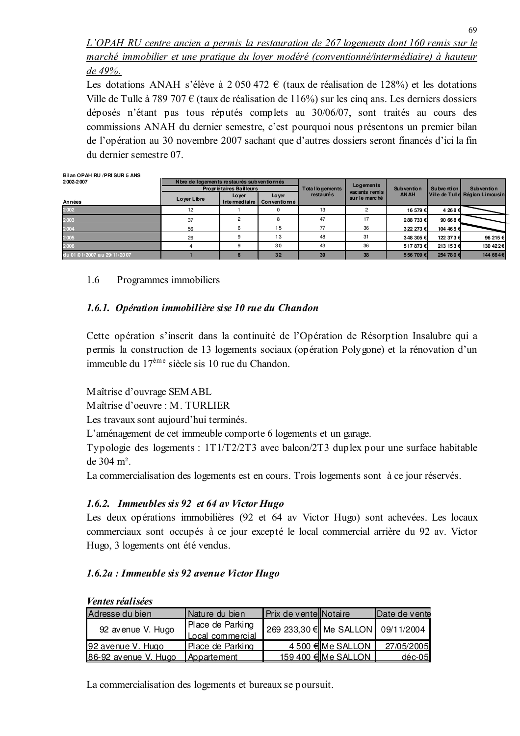*L'OPAH RU centre ancien a permis la restauration de 267 logements dont 160 remis sur le marché immobilier et une pratique du loyer modéré (conventionné/intermédiaire) à hauteur de 49%.*

Les dotations ANAH s'élève à 2 050 472 € (taux de réalisation de 128%) et les dotations Ville de Tulle à 789 707 € (taux de réalisation de 116%) sur les cinq ans. Les derniers dossiers déposés n'étant pas tous réputés complets au 30/06/07, sont traités au cours des commissions ANAH du dernier semestre, c'est pourquoi nous présentons un premier bilan de l'opération au 30 novembre 2007 sachant que d'autres dossiers seront financés d'ici la fin du dernier semestre 07.

**Bilan OPAH RU /PRI SUR 5 ANS 2002-2007**

| Années | Nbre de logements restaurés subventionnés – Propriétaires Bailleurs | | | Total logements restaurés | Logements vacants remis sur le marché | Subvention ANAH | Subvention Ville de Tulle | Subvention Région Limousin |
|---|---|---|---|---|---|---|---|---|
| | Loyer Libre | Loyer Intermédiaire | Loyer Conventionné | | | | | |
| 2002 | 12 | 1 | 0 | 13 | 2 | 16 579 € | 4 268 € | |
| 2003 | 37 | 2 | 8 | 47 | 17 | 288 733 € | 90 668 € | |
| 2004 | 56 | 6 | 15 | 77 | 36 | 322 273 € | 104 465 € | |
| 2005 | 26 | 9 | 13 | 48 | 31 | 348 305 € | 122 373 € | 96 215 € |
| 2006 | 4 | 9 | 30 | 43 | 36 | 517 873 € | 213 153 € | 130 422 € |
| du 01/01/2007 au 29/11/2007 | 1 | 6 | 32 | 39 | 38 | 556 709 € | 254 780 € | 144 664 € |

## 1.6 Programmes immobiliers

### *1.6.1. Opération immobilière sise 10 rue du Chandon*

Cette opération s'inscrit dans la continuité de l'Opération de Résorption Insalubre qui a permis la construction de 13 logements sociaux (opération Polygone) et la rénovation d'un immeuble du 17ème siècle sis 10 rue du Chandon.

Maîtrise d'ouvrage SEMABL
Maîtrise d'oeuvre : M. TURLIER
Les travaux sont aujourd'hui terminés.
L'aménagement de cet immeuble comporte 6 logements et un garage.
Typologie des logements : 1T1/T2/2T3 avec balcon/2T3 duplex pour une surface habitable de 304 m².
La commercialisation des logements est en cours. Trois logements sont à ce jour réservés.

### *1.6.2. Immeubles sis 92 et 64 av Victor Hugo*

Les deux opérations immobilières (92 et 64 av Victor Hugo) sont achevées. Les locaux commerciaux sont occupés à ce jour excepté le local commercial arrière du 92 av. Victor Hugo, 3 logements ont été vendus.

### *1.6.2a : Immeuble sis 92 avenue Victor Hugo*

***Ventes réalisées***

| Adresse du bien | Nature du bien | Prix de vente | Notaire | Date de vente |
|---|---|---|---|---|
| 92 avenue V. Hugo | Place de Parking Local commercial | 269 233,30 € | Me SALLON | 09/11/2004 |
| 92 avenue V. Hugo | Place de Parking | 4 500 € | Me SALLON | 27/05/2005 |
| 86-92 avenue V. Hugo | Appartement | 159 400 € | Me SALLON | déc-05 |

La commercialisation des logements et bureaux se poursuit.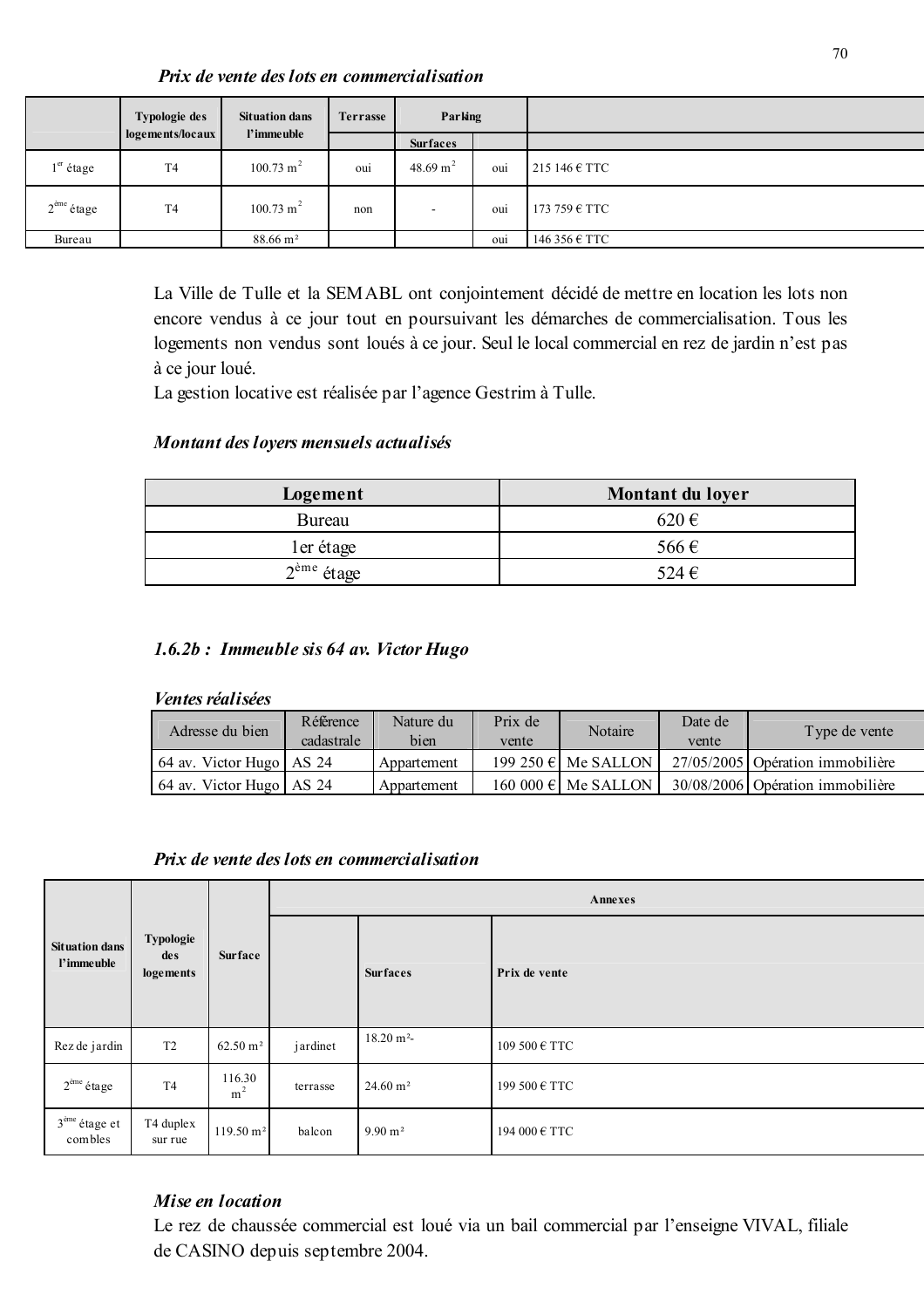*Prix de vente des lots en commercialisation*

| | Typologie des logements/locaux | Situation dans l'immeuble | Terrasse | Parking | | |
|---|---|---|---|---|---|---|
| | | | | Surfaces | | |
| 1$^{er}$ étage | T4 | 100.73 m$^2$ | oui | 48.69 m$^2$ | oui | 215 146 € TTC |
| 2$^{ème}$ étage | T4 | 100.73 m$^2$ | non | - | oui | 173 759 € TTC |
| Bureau | | 88.66 m² | | | oui | 146 356 € TTC |

La Ville de Tulle et la SEMABL ont conjointement décidé de mettre en location les lots non encore vendus à ce jour tout en poursuivant les démarches de commercialisation. Tous les logements non vendus sont loués à ce jour. Seul le local commercial en rez de jardin n'est pas à ce jour loué.
La gestion locative est réalisée par l'agence Gestrim à Tulle.

*Montant des loyers mensuels actualisés*

| Logement | Montant du loyer |
|---|---|
| Bureau | 620 € |
| 1er étage | 566 € |
| 2$^{ème}$ étage | 524 € |

### *1.6.2b : Immeuble sis 64 av. Victor Hugo*

*Ventes réalisées*

| Adresse du bien | Référence cadastrale | Nature du bien | Prix de vente | Notaire | Date de vente | Type de vente |
|---|---|---|---|---|---|---|
| 64 av. Victor Hugo | AS 24 | Appartement | 199 250 € | Me SALLON | 27/05/2005 | Opération immobilière |
| 64 av. Victor Hugo | AS 24 | Appartement | 160 000 € | Me SALLON | 30/08/2006 | Opération immobilière |

*Prix de vente des lots en commercialisation*

| Situation dans l'immeuble | Typologie des logements | Surface | Annexes | | |
|---|---|---|---|---|---|
| | | | | Surfaces | Prix de vente |
| Rez de jardin | T2 | 62.50 m² | jardinet | 18.20 m²- | 109 500 € TTC |
| 2$^{ème}$ étage | T4 | 116.30 m$^2$ | terrasse | 24.60 m² | 199 500 € TTC |
| 3$^{ème}$ étage et combles | T4 duplex sur rue | 119.50 m² | balcon | 9.90 m² | 194 000 € TTC |

***Mise en location***
Le rez de chaussée commercial est loué via un bail commercial par l'enseigne VIVAL, filiale de CASINO depuis septembre 2004.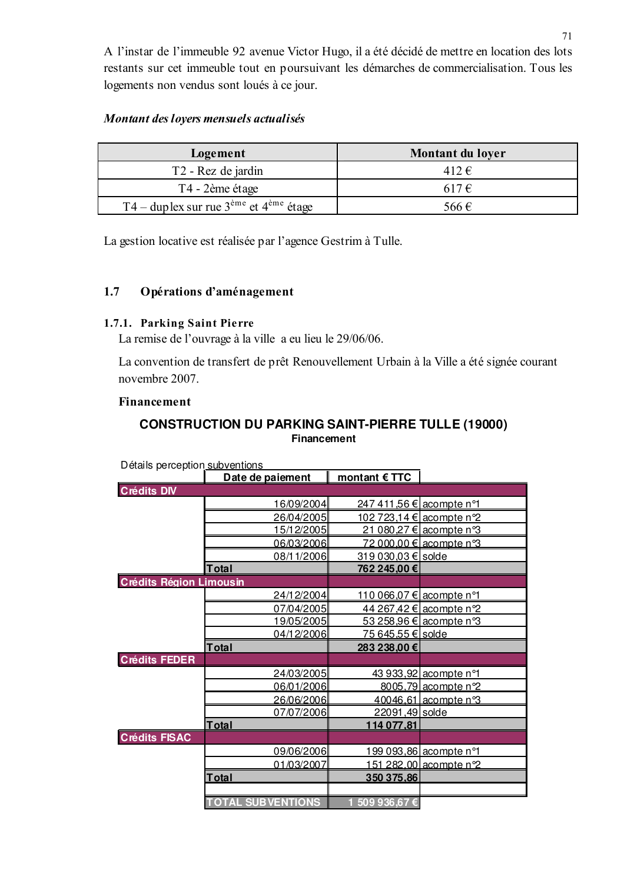A l'instar de l'immeuble 92 avenue Victor Hugo, il a été décidé de mettre en location des lots restants sur cet immeuble tout en poursuivant les démarches de commercialisation. Tous les logements non vendus sont loués à ce jour.

***Montant des loyers mensuels actualisés***

| Logement | Montant du loyer |
|---|---|
| T2 - Rez de jardin | 412 € |
| T4 - 2ème étage | 617 € |
| T4 – duplex sur rue 3ème et 4ème étage | 566 € |

La gestion locative est réalisée par l'agence Gestrim à Tulle.

## 1.7 Opérations d'aménagement

### 1.7.1. Parking Saint Pierre

La remise de l'ouvrage à la ville a eu lieu le 29/06/06.

La convention de transfert de prêt Renouvellement Urbain à la Ville a été signée courant novembre 2007.

**Financement**

**CONSTRUCTION DU PARKING SAINT-PIERRE TULLE (19000)**

**Financement**

Détails perception subventions

| | Date de paiement | montant € TTC | |
|---|---|---|---|
| **Crédits DIV** | | | |
| | 16/09/2004 | 247 411,56 € | acompte n°1 |
| | 26/04/2005 | 102 723,14 € | acompte n°2 |
| | 15/12/2005 | 21 080,27 € | acompte n°3 |
| | 06/03/2006 | 72 000,00 € | acompte n°3 |
| | 08/11/2006 | 319 030,03 € | solde |
| | **Total** | **762 245,00 €** | |
| **Crédits Région Limousin** | | | |
| | 24/12/2004 | 110 066,07 € | acompte n°1 |
| | 07/04/2005 | 44 267,42 € | acompte n°2 |
| | 19/05/2005 | 53 258,96 € | acompte n°3 |
| | 04/12/2006 | 75 645,55 € | solde |
| | **Total** | **283 238,00 €** | |
| **Crédits FEDER** | | | |
| | 24/03/2005 | 43 933,92 | acompte n°1 |
| | 06/01/2006 | 8005,79 | acompte n°2 |
| | 26/06/2006 | 40046,61 | acompte n°3 |
| | 07/07/2006 | 22091,49 | solde |
| | **Total** | **114 077,81** | |
| **Crédits FISAC** | | | |
| | 09/06/2006 | 199 093,86 | acompte n°1 |
| | 01/03/2007 | 151 282,00 | acompte n°2 |
| | **Total** | **350 375,86** | |
| | | | |
| | **TOTAL SUBVENTIONS** | **1 509 936,67 €** | |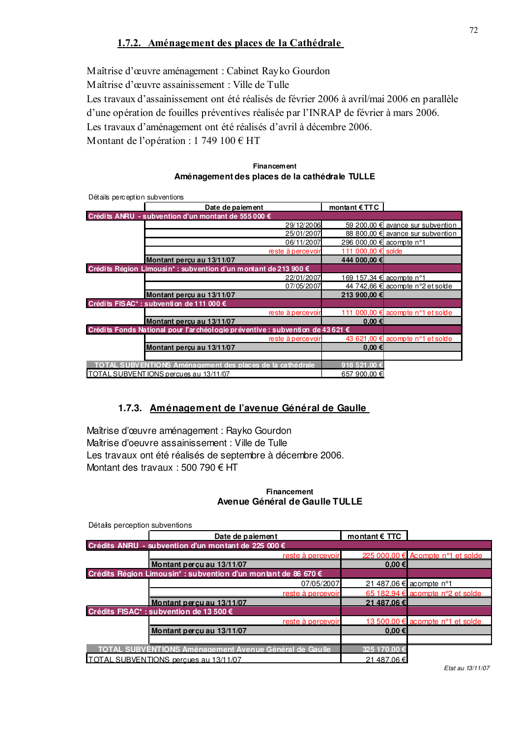### 1.7.2. Aménagement des places de la Cathédrale

Maîtrise d'œuvre aménagement : Cabinet Rayko Gourdon
Maîtrise d'œuvre assainissement : Ville de Tulle
Les travaux d'assainissement ont été réalisés de février 2006 à avril/mai 2006 en parallèle d'une opération de fouilles préventives réalisée par l'INRAP de février à mars 2006.
Les travaux d'aménagement ont été réalisés d'avril à décembre 2006.
Montant de l'opération : 1 749 100 € HT

**Financement**
**Aménagement des places de la cathédrale TULLE**

Détails perception subventions

| | Date de paiement | montant € TTC | |
|---|---|---|---|
| **Crédits ANRU - subvention d'un montant de 555 000 €** | | | |
| | 29/12/2006 | 59 200,00 € | avance sur subvention |
| | 25/01/2007 | 88 800,00 € | avance sur subvention |
| | 06/11/2007 | 296 000,00 € | acompte n°1 |
| | reste à percevoir | 111 000,00 € | solde |
| | **Montant perçu au 13/11/07** | **444 000,00 €** | |
| **Crédits Région Limousin* : subvention d'un montant de 213 900 €** | | | |
| | 22/01/2007 | 169 157,34 € | acompte n°1 |
| | 07/05/2007 | 44 742,66 € | acompte n°2 et solde |
| | **Montant perçu au 13/11/07** | **213 900,00 €** | |
| **Crédits FISAC* : subvention de 111 000 €** | | | |
| | reste à percevoir | 111 000,00 € | acompte n°1 et solde |
| | **Montant perçu au 13/11/07** | **0,00 €** | |
| **Crédits Fonds National pour l'archéologie préventive : subvention de 43 621 €** | | | |
| | reste à percevoir | 43 621,00 € | acompte n°1 et solde |
| | **Montant perçu au 13/11/07** | **0,00 €** | |
| **TOTAL SUBVENTIONS Aménagement des places de la cathédrale** | | **918 521,00 €** | |
| TOTAL SUBVENTIONS perçues au 13/11/07 | | 657 900,00 € | |

### 1.7.3. Aménagement de l'avenue Général de Gaulle

Maîtrise d'œuvre aménagement : Rayko Gourdon
Maîtrise d'oeuvre assainissement : Ville de Tulle
Les travaux ont été réalisés de septembre à décembre 2006.
Montant des travaux : 500 790 € HT

**Financement**
**Avenue Général de Gaulle TULLE**

Détails perception subventions

| | Date de paiement | montant € TTC | |
|---|---|---|---|
| **Crédits ANRU - subvention d'un montant de 225 000 €** | | | |
| | reste à percevoir | 225 000,00 € | Acompte n°1 et solde |
| | **Montant perçu au 13/11/07** | **0,00 €** | |
| **Crédits Région Limousin* : subvention d'un montant de 86 670 €** | | | |
| | 07/05/2007 | 21 487,06 € | acompte n°1 |
| | reste à percevoir | 65 182,94 € | acompte n°2 et solde |
| | **Montant perçu au 13/11/07** | **21 487,06 €** | |
| **Crédits FISAC* : subvention de 13 500 €** | | | |
| | reste à percevoir | 13 500,00 € | acompte n°1 et solde |
| | **Montant perçu au 13/11/07** | **0,00 €** | |
| **TOTAL SUBVENTIONS Aménagement Avenue Général de Gaulle** | | **325 170,00 €** | |
| TOTAL SUBVENTIONS perçues au 13/11/07 | | 21 487,06 € | |

*Etat au 13/11/07*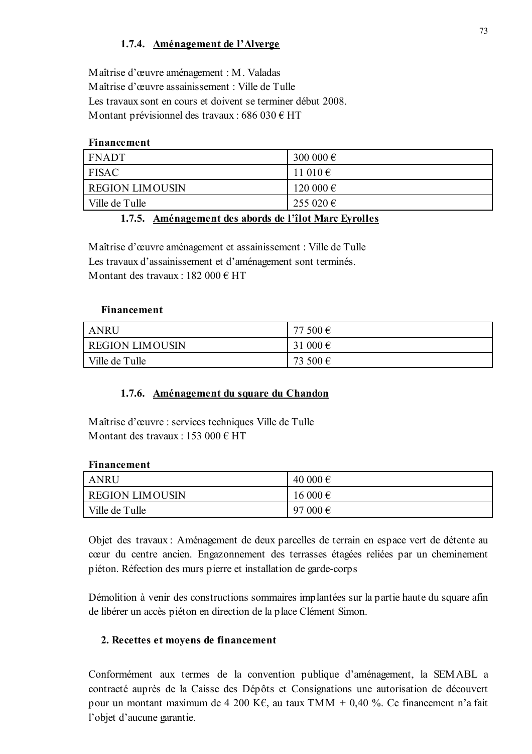#### 1.7.4. Aménagement de l'Alverge

Maîtrise d'œuvre aménagement : M. Valadas
Maîtrise d'œuvre assainissement : Ville de Tulle
Les travaux sont en cours et doivent se terminer début 2008.
Montant prévisionnel des travaux : 686 030 € HT

**Financement**

| | |
|---|---|
| FNADT | 300 000 € |
| FISAC | 11 010 € |
| REGION LIMOUSIN | 120 000 € |
| Ville de Tulle | 255 020 € |

#### 1.7.5. Aménagement des abords de l'îlot Marc Eyrolles

Maîtrise d'œuvre aménagement et assainissement : Ville de Tulle
Les travaux d'assainissement et d'aménagement sont terminés.
Montant des travaux : 182 000 € HT

**Financement**

| | |
|---|---|
| ANRU | 77 500 € |
| REGION LIMOUSIN | 31 000 € |
| Ville de Tulle | 73 500 € |

#### 1.7.6. Aménagement du square du Chandon

Maîtrise d'œuvre : services techniques Ville de Tulle
Montant des travaux : 153 000 € HT

**Financement**

| | |
|---|---|
| ANRU | 40 000 € |
| REGION LIMOUSIN | 16 000 € |
| Ville de Tulle | 97 000 € |

Objet des travaux : Aménagement de deux parcelles de terrain en espace vert de détente au cœur du centre ancien. Engazonnement des terrasses étagées reliées par un cheminement piéton. Réfection des murs pierre et installation de garde-corps

Démolition à venir des constructions sommaires implantées sur la partie haute du square afin de libérer un accès piéton en direction de la place Clément Simon.

## 2. Recettes et moyens de financement

Conformément aux termes de la convention publique d'aménagement, la SEMABL a contracté auprès de la Caisse des Dépôts et Consignations une autorisation de découvert pour un montant maximum de 4 200 K€, au taux TMM + 0,40 %. Ce financement n'a fait l'objet d'aucune garantie.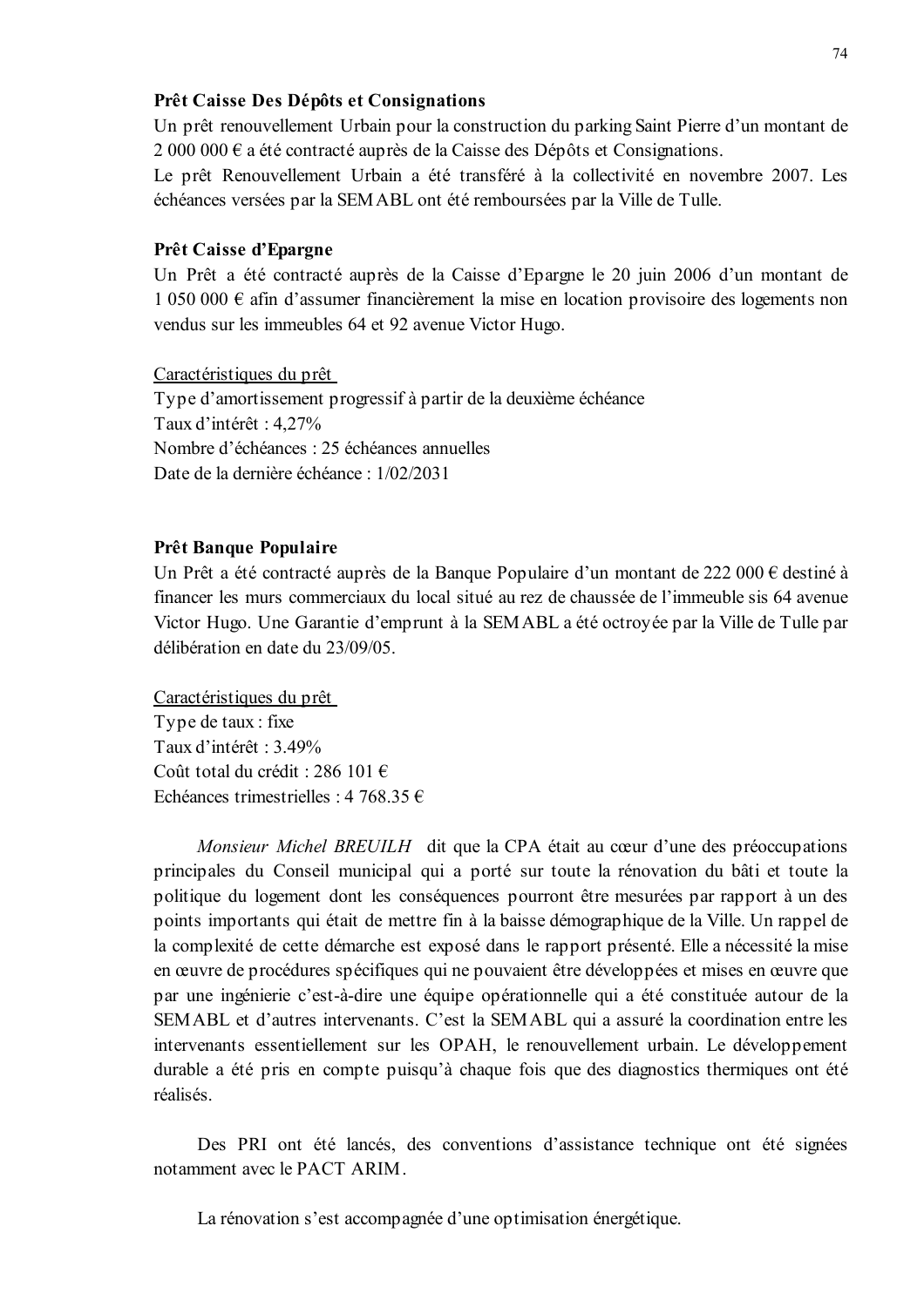**Prêt Caisse Des Dépôts et Consignations**

Un prêt renouvellement Urbain pour la construction du parking Saint Pierre d'un montant de 2 000 000 € a été contracté auprès de la Caisse des Dépôts et Consignations.

Le prêt Renouvellement Urbain a été transféré à la collectivité en novembre 2007. Les échéances versées par la SEMABL ont été remboursées par la Ville de Tulle.

**Prêt Caisse d'Epargne**

Un Prêt a été contracté auprès de la Caisse d'Epargne le 20 juin 2006 d'un montant de 1 050 000 € afin d'assumer financièrement la mise en location provisoire des logements non vendus sur les immeubles 64 et 92 avenue Victor Hugo.

Caractéristiques du prêt

Type d'amortissement progressif à partir de la deuxième échéance
Taux d'intérêt : 4,27%
Nombre d'échéances : 25 échéances annuelles
Date de la dernière échéance : 1/02/2031

**Prêt Banque Populaire**

Un Prêt a été contracté auprès de la Banque Populaire d'un montant de 222 000 € destiné à financer les murs commerciaux du local situé au rez de chaussée de l'immeuble sis 64 avenue Victor Hugo. Une Garantie d'emprunt à la SEMABL a été octroyée par la Ville de Tulle par délibération en date du 23/09/05.

Caractéristiques du prêt

Type de taux : fixe
Taux d'intérêt : 3.49%
Coût total du crédit : 286 101 €
Echéances trimestrielles : 4 768.35 €

*Monsieur Michel BREUILH* dit que la CPA était au cœur d'une des préoccupations principales du Conseil municipal qui a porté sur toute la rénovation du bâti et toute la politique du logement dont les conséquences pourront être mesurées par rapport à un des points importants qui était de mettre fin à la baisse démographique de la Ville. Un rappel de la complexité de cette démarche est exposé dans le rapport présenté. Elle a nécessité la mise en œuvre de procédures spécifiques qui ne pouvaient être développées et mises en œuvre que par une ingénierie c'est-à-dire une équipe opérationnelle qui a été constituée autour de la SEMABL et d'autres intervenants. C'est la SEMABL qui a assuré la coordination entre les intervenants essentiellement sur les OPAH, le renouvellement urbain. Le développement durable a été pris en compte puisqu'à chaque fois que des diagnostics thermiques ont été réalisés.

Des PRI ont été lancés, des conventions d'assistance technique ont été signées notamment avec le PACT ARIM.

La rénovation s'est accompagnée d'une optimisation énergétique.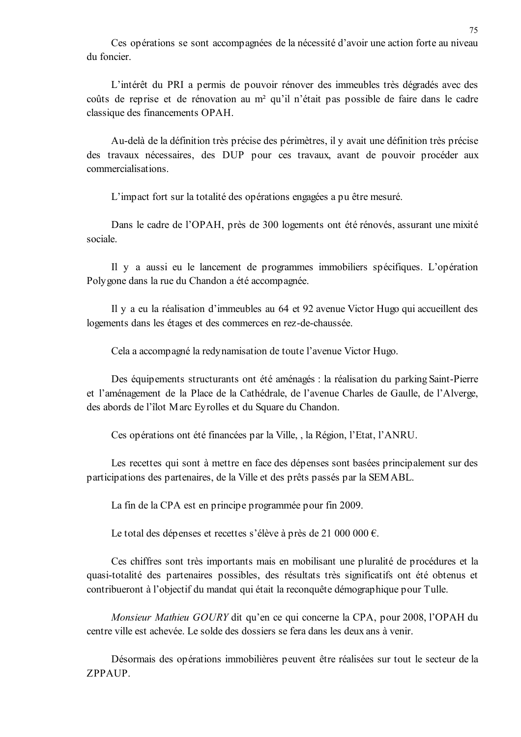Ces opérations se sont accompagnées de la nécessité d'avoir une action forte au niveau du foncier.

L'intérêt du PRI a permis de pouvoir rénover des immeubles très dégradés avec des coûts de reprise et de rénovation au m² qu'il n'était pas possible de faire dans le cadre classique des financements OPAH.

Au-delà de la définition très précise des périmètres, il y avait une définition très précise des travaux nécessaires, des DUP pour ces travaux, avant de pouvoir procéder aux commercialisations.

L'impact fort sur la totalité des opérations engagées a pu être mesuré.

Dans le cadre de l'OPAH, près de 300 logements ont été rénovés, assurant une mixité sociale.

Il y a aussi eu le lancement de programmes immobiliers spécifiques. L'opération Polygone dans la rue du Chandon a été accompagnée.

Il y a eu la réalisation d'immeubles au 64 et 92 avenue Victor Hugo qui accueillent des logements dans les étages et des commerces en rez-de-chaussée.

Cela a accompagné la redynamisation de toute l'avenue Victor Hugo.

Des équipements structurants ont été aménagés : la réalisation du parking Saint-Pierre et l'aménagement de la Place de la Cathédrale, de l'avenue Charles de Gaulle, de l'Alverge, des abords de l'îlot Marc Eyrolles et du Square du Chandon.

Ces opérations ont été financées par la Ville, , la Région, l'Etat, l'ANRU.

Les recettes qui sont à mettre en face des dépenses sont basées principalement sur des participations des partenaires, de la Ville et des prêts passés par la SEMABL.

La fin de la CPA est en principe programmée pour fin 2009.

Le total des dépenses et recettes s'élève à près de 21 000 000 €.

Ces chiffres sont très importants mais en mobilisant une pluralité de procédures et la quasi-totalité des partenaires possibles, des résultats très significatifs ont été obtenus et contribueront à l'objectif du mandat qui était la reconquête démographique pour Tulle.

*Monsieur Mathieu GOURY* dit qu'en ce qui concerne la CPA, pour 2008, l'OPAH du centre ville est achevée. Le solde des dossiers se fera dans les deux ans à venir.

Désormais des opérations immobilières peuvent être réalisées sur tout le secteur de la ZPPAUP.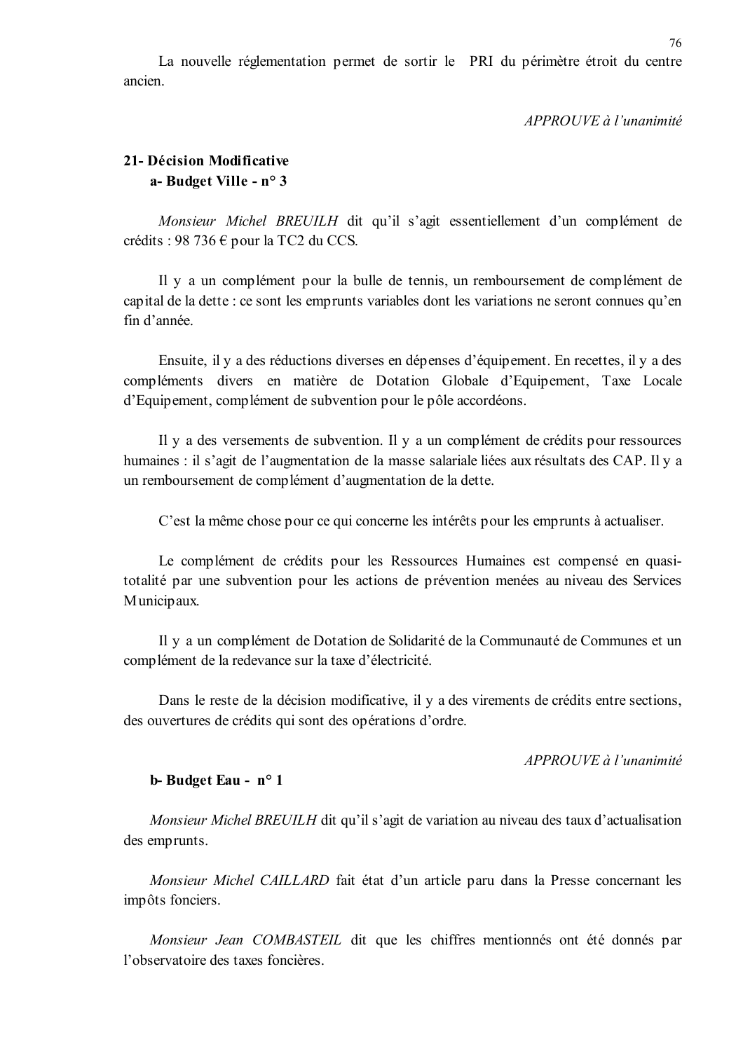La nouvelle réglementation permet de sortir le PRI du périmètre étroit du centre ancien.

*APPROUVE à l'unanimité*

**21- Décision Modificative**

**a- Budget Ville - n° 3**

*Monsieur Michel BREUILH* dit qu'il s'agit essentiellement d'un complément de crédits : 98 736 € pour la TC2 du CCS.

Il y a un complément pour la bulle de tennis, un remboursement de complément de capital de la dette : ce sont les emprunts variables dont les variations ne seront connues qu'en fin d'année.

Ensuite, il y a des réductions diverses en dépenses d'équipement. En recettes, il y a des compléments divers en matière de Dotation Globale d'Equipement, Taxe Locale d'Equipement, complément de subvention pour le pôle accordéons.

Il y a des versements de subvention. Il y a un complément de crédits pour ressources humaines : il s'agit de l'augmentation de la masse salariale liées aux résultats des CAP. Il y a un remboursement de complément d'augmentation de la dette.

C'est la même chose pour ce qui concerne les intérêts pour les emprunts à actualiser.

Le complément de crédits pour les Ressources Humaines est compensé en quasi-totalité par une subvention pour les actions de prévention menées au niveau des Services Municipaux.

Il y a un complément de Dotation de Solidarité de la Communauté de Communes et un complément de la redevance sur la taxe d'électricité.

Dans le reste de la décision modificative, il y a des virements de crédits entre sections, des ouvertures de crédits qui sont des opérations d'ordre.

*APPROUVE à l'unanimité*

**b- Budget Eau - n° 1**

*Monsieur Michel BREUILH* dit qu'il s'agit de variation au niveau des taux d'actualisation des emprunts.

*Monsieur Michel CAILLARD* fait état d'un article paru dans la Presse concernant les impôts fonciers.

*Monsieur Jean COMBASTEIL* dit que les chiffres mentionnés ont été donnés par l'observatoire des taxes foncières.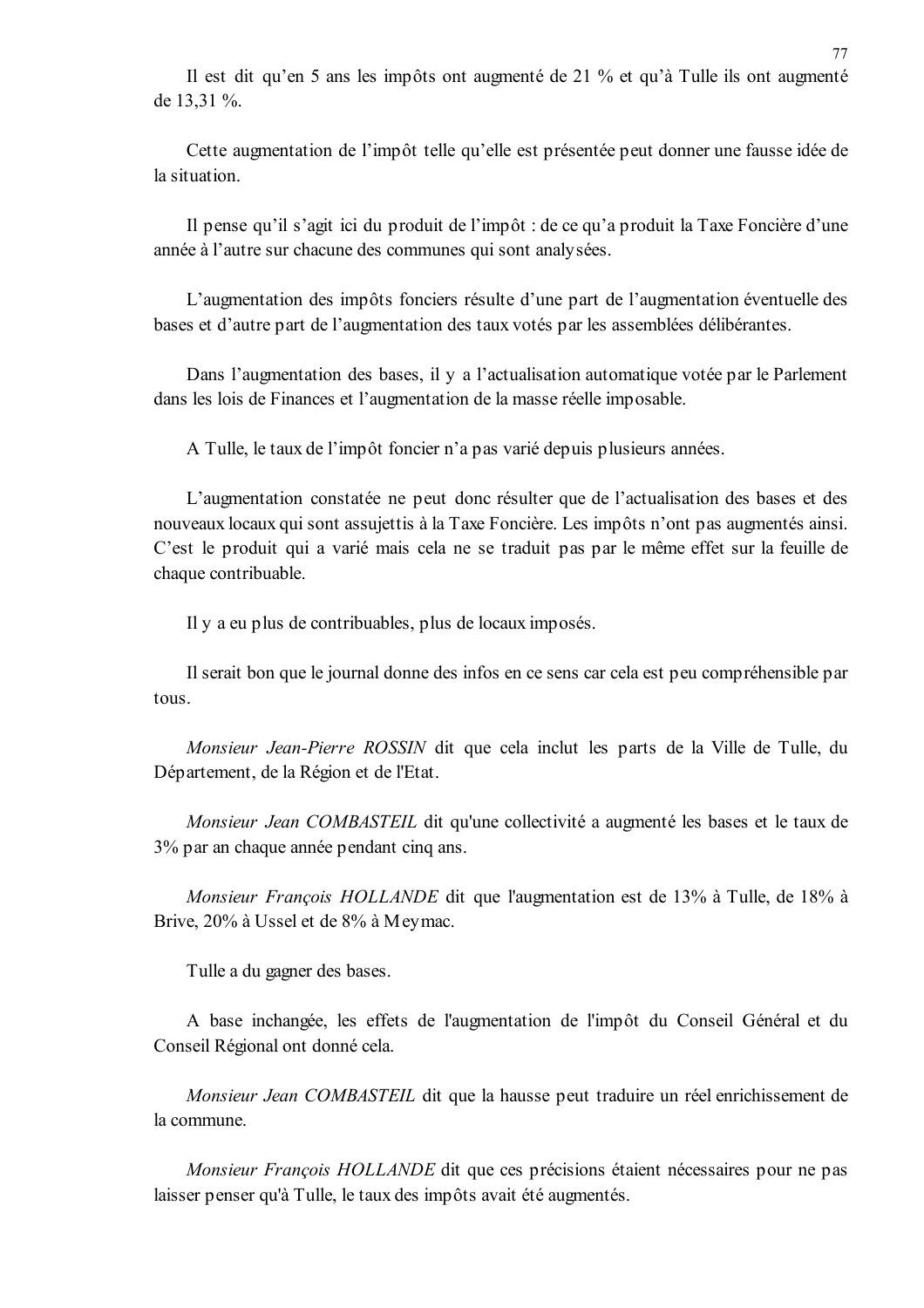Il est dit qu'en 5 ans les impôts ont augmenté de 21 % et qu'à Tulle ils ont augmenté de 13,31 %.

Cette augmentation de l'impôt telle qu'elle est présentée peut donner une fausse idée de la situation.

Il pense qu'il s'agit ici du produit de l'impôt : de ce qu'a produit la Taxe Foncière d'une année à l'autre sur chacune des communes qui sont analysées.

L'augmentation des impôts fonciers résulte d'une part de l'augmentation éventuelle des bases et d'autre part de l'augmentation des taux votés par les assemblées délibérantes.

Dans l'augmentation des bases, il y a l'actualisation automatique votée par le Parlement dans les lois de Finances et l'augmentation de la masse réelle imposable.

A Tulle, le taux de l'impôt foncier n'a pas varié depuis plusieurs années.

L'augmentation constatée ne peut donc résulter que de l'actualisation des bases et des nouveaux locaux qui sont assujettis à la Taxe Foncière. Les impôts n'ont pas augmentés ainsi. C'est le produit qui a varié mais cela ne se traduit pas par le même effet sur la feuille de chaque contribuable.

Il y a eu plus de contribuables, plus de locaux imposés.

Il serait bon que le journal donne des infos en ce sens car cela est peu compréhensible par tous.

*Monsieur Jean-Pierre ROSSIN* dit que cela inclut les parts de la Ville de Tulle, du Département, de la Région et de l'Etat.

*Monsieur Jean COMBASTEIL* dit qu'une collectivité a augmenté les bases et le taux de 3% par an chaque année pendant cinq ans.

*Monsieur François HOLLANDE* dit que l'augmentation est de 13% à Tulle, de 18% à Brive, 20% à Ussel et de 8% à Meymac.

Tulle a du gagner des bases.

A base inchangée, les effets de l'augmentation de l'impôt du Conseil Général et du Conseil Régional ont donné cela.

*Monsieur Jean COMBASTEIL* dit que la hausse peut traduire un réel enrichissement de la commune.

*Monsieur François HOLLANDE* dit que ces précisions étaient nécessaires pour ne pas laisser penser qu'à Tulle, le taux des impôts avait été augmentés.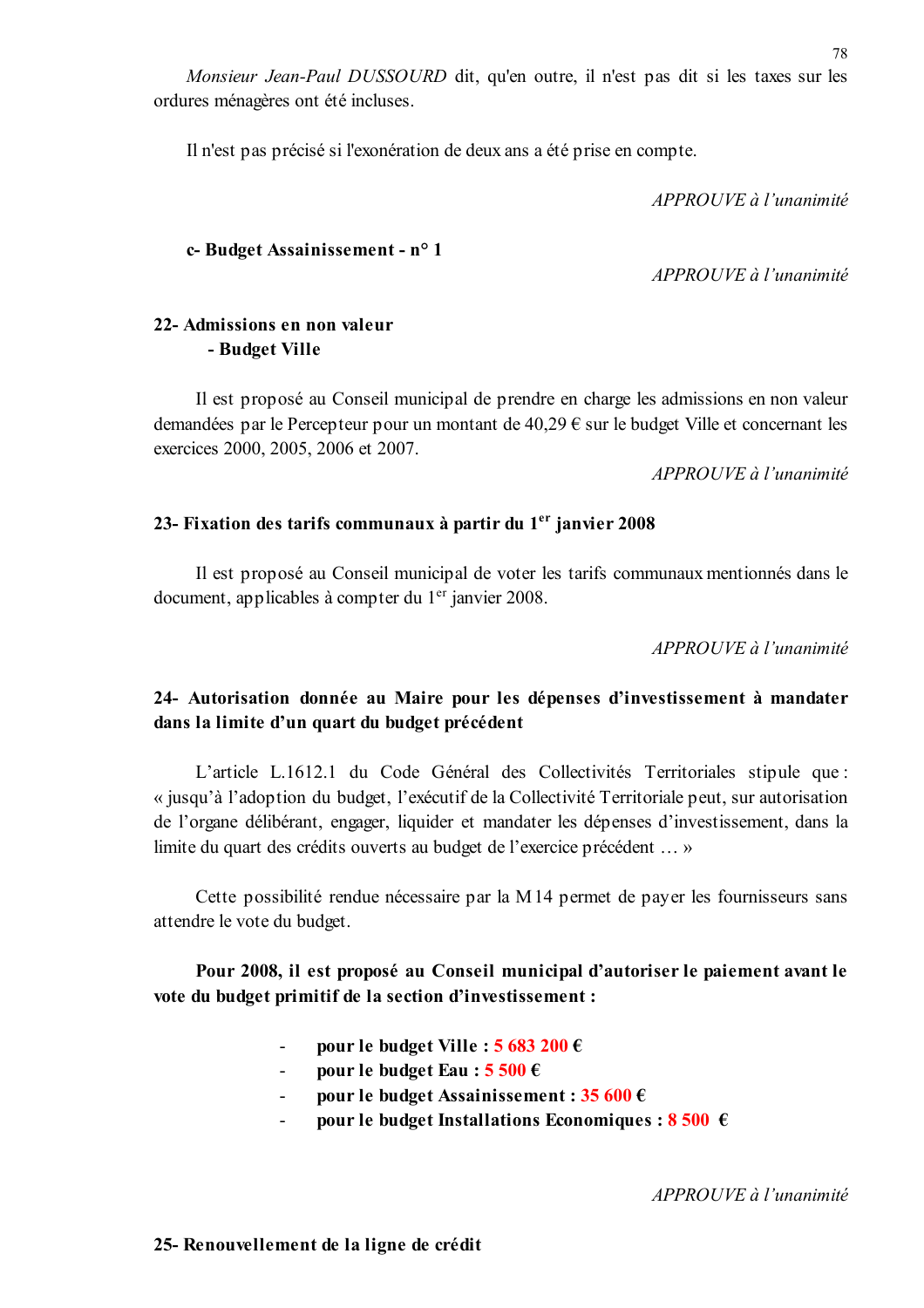*Monsieur Jean-Paul DUSSOURD* dit, qu'en outre, il n'est pas dit si les taxes sur les ordures ménagères ont été incluses.

Il n'est pas précisé si l'exonération de deux ans a été prise en compte.

*APPROUVE à l'unanimité*

**c- Budget Assainissement - n° 1**

*APPROUVE à l'unanimité*

**22- Admissions en non valeur**
**- Budget Ville**

Il est proposé au Conseil municipal de prendre en charge les admissions en non valeur demandées par le Percepteur pour un montant de 40,29 € sur le budget Ville et concernant les exercices 2000, 2005, 2006 et 2007.

*APPROUVE à l'unanimité*

**23- Fixation des tarifs communaux à partir du 1er janvier 2008**

Il est proposé au Conseil municipal de voter les tarifs communaux mentionnés dans le document, applicables à compter du 1er janvier 2008.

*APPROUVE à l'unanimité*

**24- Autorisation donnée au Maire pour les dépenses d'investissement à mandater dans la limite d'un quart du budget précédent**

L'article L.1612.1 du Code Général des Collectivités Territoriales stipule que : « jusqu'à l'adoption du budget, l'exécutif de la Collectivité Territoriale peut, sur autorisation de l'organe délibérant, engager, liquider et mandater les dépenses d'investissement, dans la limite du quart des crédits ouverts au budget de l'exercice précédent … »

Cette possibilité rendue nécessaire par la M14 permet de payer les fournisseurs sans attendre le vote du budget.

**Pour 2008, il est proposé au Conseil municipal d'autoriser le paiement avant le vote du budget primitif de la section d'investissement :**

- **pour le budget Ville : 5 683 200 €**
- **pour le budget Eau : 5 500 €**
- **pour le budget Assainissement : 35 600 €**
- **pour le budget Installations Economiques : 8 500 €**

*APPROUVE à l'unanimité*

**25- Renouvellement de la ligne de crédit**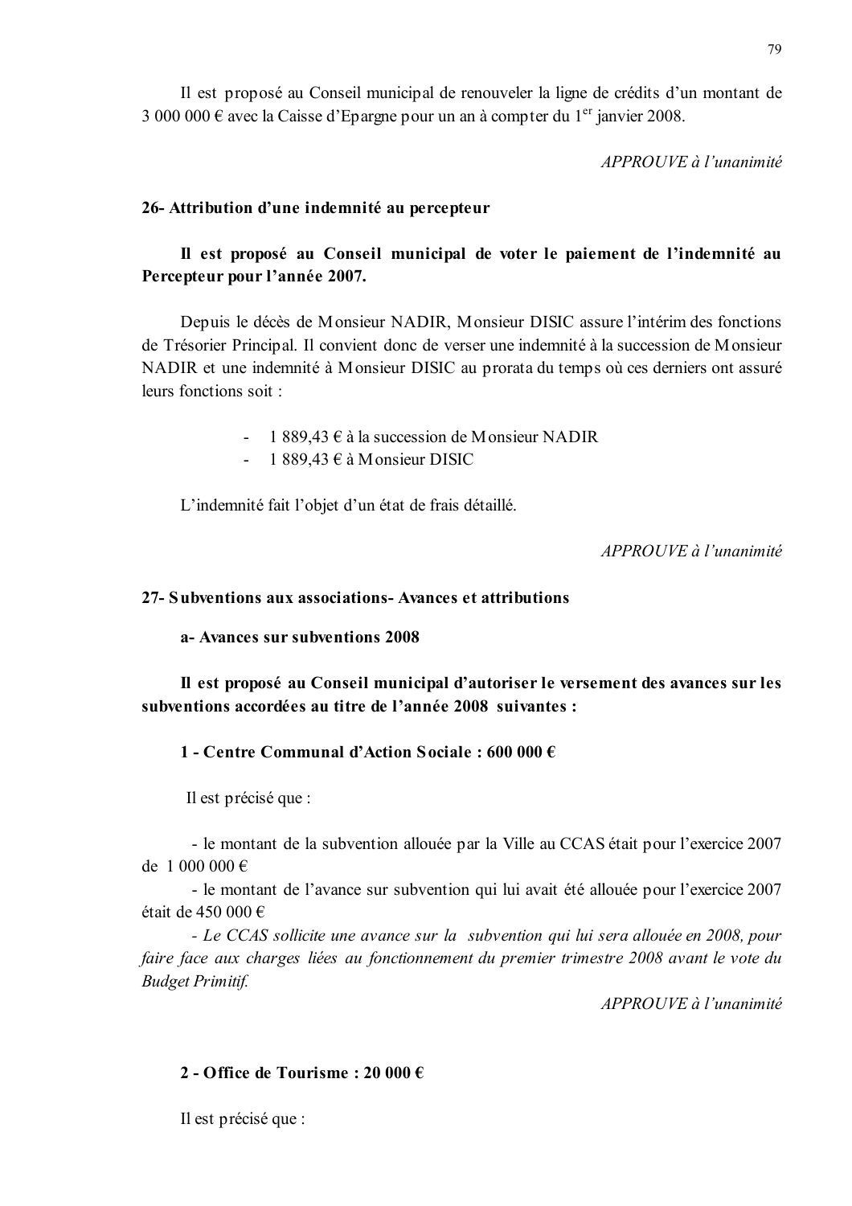Il est proposé au Conseil municipal de renouveler la ligne de crédits d'un montant de 3 000 000 € avec la Caisse d'Epargne pour un an à compter du 1er janvier 2008.

*APPROUVE à l'unanimité*

**26- Attribution d'une indemnité au percepteur**

**Il est proposé au Conseil municipal de voter le paiement de l'indemnité au Percepteur pour l'année 2007.**

Depuis le décès de Monsieur NADIR, Monsieur DISIC assure l'intérim des fonctions de Trésorier Principal. Il convient donc de verser une indemnité à la succession de Monsieur NADIR et une indemnité à Monsieur DISIC au prorata du temps où ces derniers ont assuré leurs fonctions soit :

- 1 889,43 € à la succession de Monsieur NADIR
- 1 889,43 € à Monsieur DISIC

L'indemnité fait l'objet d'un état de frais détaillé.

*APPROUVE à l'unanimité*

**27- Subventions aux associations- Avances et attributions**

**a- Avances sur subventions 2008**

**Il est proposé au Conseil municipal d'autoriser le versement des avances sur les subventions accordées au titre de l'année 2008 suivantes :**

**1 - Centre Communal d'Action Sociale : 600 000 €**

Il est précisé que :

- le montant de la subvention allouée par la Ville au CCAS était pour l'exercice 2007 de 1 000 000 €
- le montant de l'avance sur subvention qui lui avait été allouée pour l'exercice 2007 était de 450 000 €
- *Le CCAS sollicite une avance sur la subvention qui lui sera allouée en 2008, pour faire face aux charges liées au fonctionnement du premier trimestre 2008 avant le vote du Budget Primitif.*

*APPROUVE à l'unanimité*

**2 - Office de Tourisme : 20 000 €**

Il est précisé que :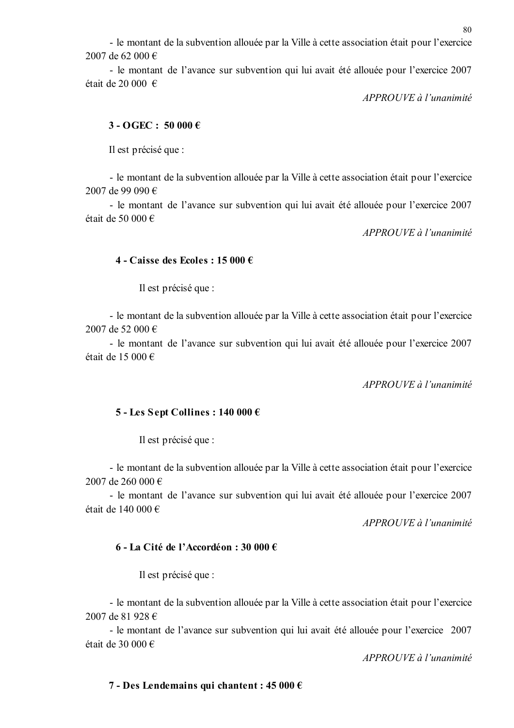- le montant de la subvention allouée par la Ville à cette association était pour l'exercice 2007 de 62 000 €

- le montant de l'avance sur subvention qui lui avait été allouée pour l'exercice 2007 était de 20 000 €

*APPROUVE à l'unanimité*

**3 - OGEC : 50 000 €**

Il est précisé que :

- le montant de la subvention allouée par la Ville à cette association était pour l'exercice 2007 de 99 090 €

- le montant de l'avance sur subvention qui lui avait été allouée pour l'exercice 2007 était de 50 000 €

*APPROUVE à l'unanimité*

**4 - Caisse des Ecoles : 15 000 €**

Il est précisé que :

- le montant de la subvention allouée par la Ville à cette association était pour l'exercice 2007 de 52 000 €

- le montant de l'avance sur subvention qui lui avait été allouée pour l'exercice 2007 était de 15 000 €

*APPROUVE à l'unanimité*

**5 - Les Sept Collines : 140 000 €**

Il est précisé que :

- le montant de la subvention allouée par la Ville à cette association était pour l'exercice 2007 de 260 000 €

- le montant de l'avance sur subvention qui lui avait été allouée pour l'exercice 2007 était de 140 000 €

*APPROUVE à l'unanimité*

**6 - La Cité de l'Accordéon : 30 000 €**

Il est précisé que :

- le montant de la subvention allouée par la Ville à cette association était pour l'exercice 2007 de 81 928 €

- le montant de l'avance sur subvention qui lui avait été allouée pour l'exercice 2007 était de 30 000 €

*APPROUVE à l'unanimité*

**7 - Des Lendemains qui chantent : 45 000 €**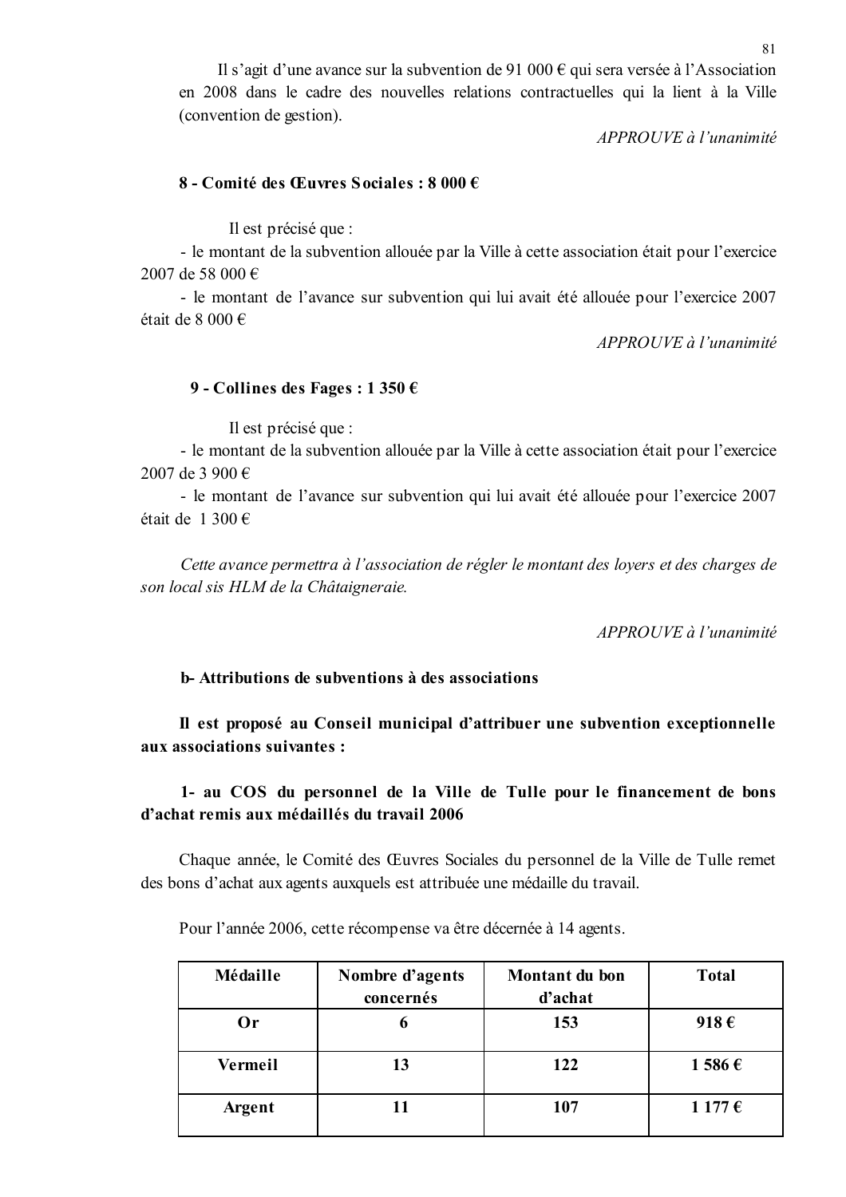Il s'agit d'une avance sur la subvention de 91 000 € qui sera versée à l'Association en 2008 dans le cadre des nouvelles relations contractuelles qui la lient à la Ville (convention de gestion).

*APPROUVE à l'unanimité*

**8 - Comité des Œuvres Sociales : 8 000 €**

Il est précisé que :

- le montant de la subvention allouée par la Ville à cette association était pour l'exercice 2007 de 58 000 €
- le montant de l'avance sur subvention qui lui avait été allouée pour l'exercice 2007 était de 8 000 €

*APPROUVE à l'unanimité*

**9 - Collines des Fages : 1 350 €**

Il est précisé que :

- le montant de la subvention allouée par la Ville à cette association était pour l'exercice 2007 de 3 900 €
- le montant de l'avance sur subvention qui lui avait été allouée pour l'exercice 2007 était de 1 300 €

*Cette avance permettra à l'association de régler le montant des loyers et des charges de son local sis HLM de la Châtaigneraie.*

*APPROUVE à l'unanimité*

**b- Attributions de subventions à des associations**

**Il est proposé au Conseil municipal d'attribuer une subvention exceptionnelle aux associations suivantes :**

**1- au COS du personnel de la Ville de Tulle pour le financement de bons d'achat remis aux médaillés du travail 2006**

Chaque année, le Comité des Œuvres Sociales du personnel de la Ville de Tulle remet des bons d'achat aux agents auxquels est attribuée une médaille du travail.

Pour l'année 2006, cette récompense va être décernée à 14 agents.

| Médaille | Nombre d'agents concernés | Montant du bon d'achat | Total |
|---|---|---|---|
| **Or** | **6** | **153** | **918 €** |
| **Vermeil** | **13** | **122** | **1 586 €** |
| **Argent** | **11** | **107** | **1 177 €** |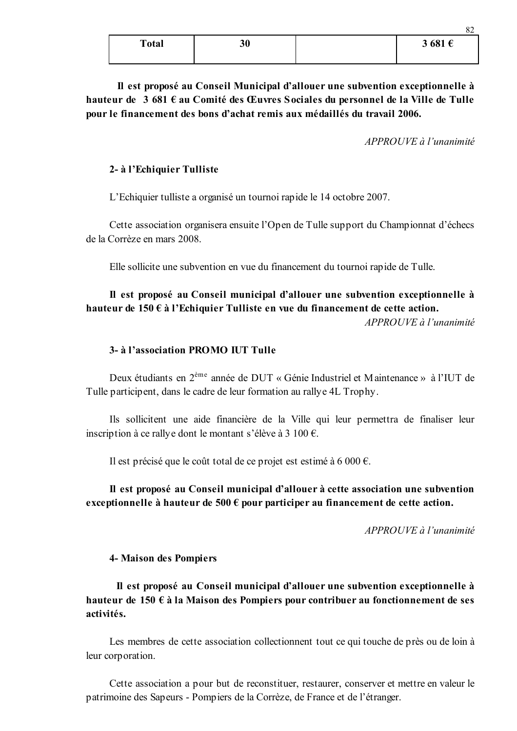| Total | 30 | | 3 681 € |
|---|---|---|---|

**Il est proposé au Conseil Municipal d'allouer une subvention exceptionnelle à hauteur de 3 681 € au Comité des Œuvres Sociales du personnel de la Ville de Tulle pour le financement des bons d'achat remis aux médaillés du travail 2006.**

*APPROUVE à l'unanimité*

**2- à l'Echiquier Tulliste**

L'Echiquier tulliste a organisé un tournoi rapide le 14 octobre 2007.

Cette association organisera ensuite l'Open de Tulle support du Championnat d'échecs de la Corrèze en mars 2008.

Elle sollicite une subvention en vue du financement du tournoi rapide de Tulle.

**Il est proposé au Conseil municipal d'allouer une subvention exceptionnelle à hauteur de 150 € à l'Echiquier Tulliste en vue du financement de cette action.**

*APPROUVE à l'unanimité*

**3- à l'association PROMO IUT Tulle**

Deux étudiants en 2ème année de DUT « Génie Industriel et Maintenance » à l'IUT de Tulle participent, dans le cadre de leur formation au rallye 4L Trophy.

Ils sollicitent une aide financière de la Ville qui leur permettra de finaliser leur inscription à ce rallye dont le montant s'élève à 3 100 €.

Il est précisé que le coût total de ce projet est estimé à 6 000 €.

**Il est proposé au Conseil municipal d'allouer à cette association une subvention exceptionnelle à hauteur de 500 € pour participer au financement de cette action.**

*APPROUVE à l'unanimité*

**4- Maison des Pompiers**

**Il est proposé au Conseil municipal d'allouer une subvention exceptionnelle à hauteur de 150 € à la Maison des Pompiers pour contribuer au fonctionnement de ses activités.**

Les membres de cette association collectionnent tout ce qui touche de près ou de loin à leur corporation.

Cette association a pour but de reconstituer, restaurer, conserver et mettre en valeur le patrimoine des Sapeurs - Pompiers de la Corrèze, de France et de l'étranger.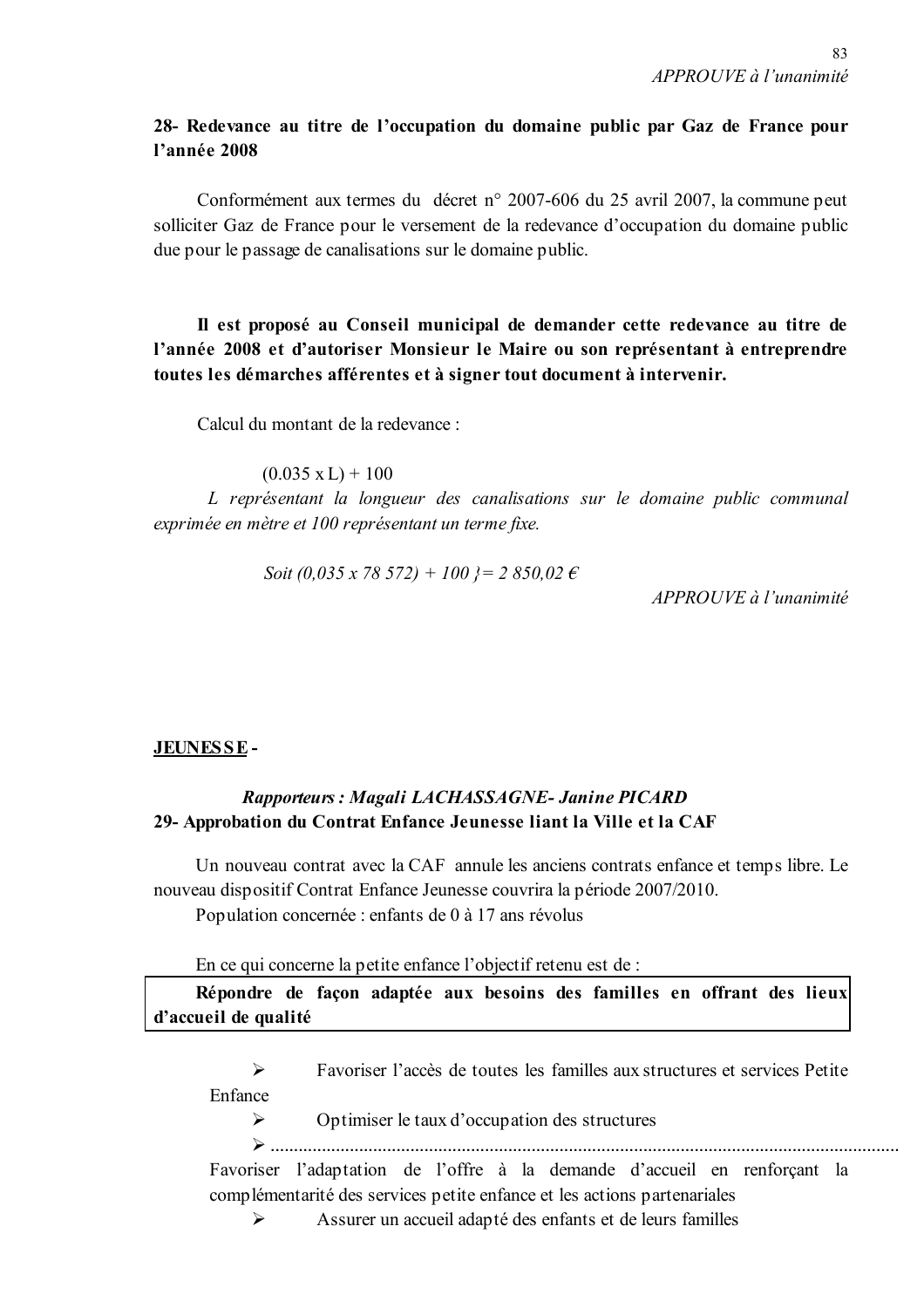*APPROUVE à l'unanimité*

**28- Redevance au titre de l'occupation du domaine public par Gaz de France pour l'année 2008**

Conformément aux termes du décret n° 2007-606 du 25 avril 2007, la commune peut solliciter Gaz de France pour le versement de la redevance d'occupation du domaine public due pour le passage de canalisations sur le domaine public.

**Il est proposé au Conseil municipal de demander cette redevance au titre de l'année 2008 et d'autoriser Monsieur le Maire ou son représentant à entreprendre toutes les démarches afférentes et à signer tout document à intervenir.**

Calcul du montant de la redevance :

(0.035 x L) + 100

*L représentant la longueur des canalisations sur le domaine public communal exprimée en mètre et 100 représentant un terme fixe.*

*Soit (0,035 x 78 572) + 100 }= 2 850,02 €*

*APPROUVE à l'unanimité*

**JEUNESSE -**

***Rapporteurs : Magali LACHASSAGNE- Janine PICARD***

**29- Approbation du Contrat Enfance Jeunesse liant la Ville et la CAF**

Un nouveau contrat avec la CAF annule les anciens contrats enfance et temps libre. Le nouveau dispositif Contrat Enfance Jeunesse couvrira la période 2007/2010.

Population concernée : enfants de 0 à 17 ans révolus

En ce qui concerne la petite enfance l'objectif retenu est de :

**Répondre de façon adaptée aux besoins des familles en offrant des lieux d'accueil de qualité**

- Favoriser l'accès de toutes les familles aux structures et services Petite Enfance
- Optimiser le taux d'occupation des structures
- ......................................................................................................................................... Favoriser l'adaptation de l'offre à la demande d'accueil en renforçant la complémentarité des services petite enfance et les actions partenariales
- Assurer un accueil adapté des enfants et de leurs familles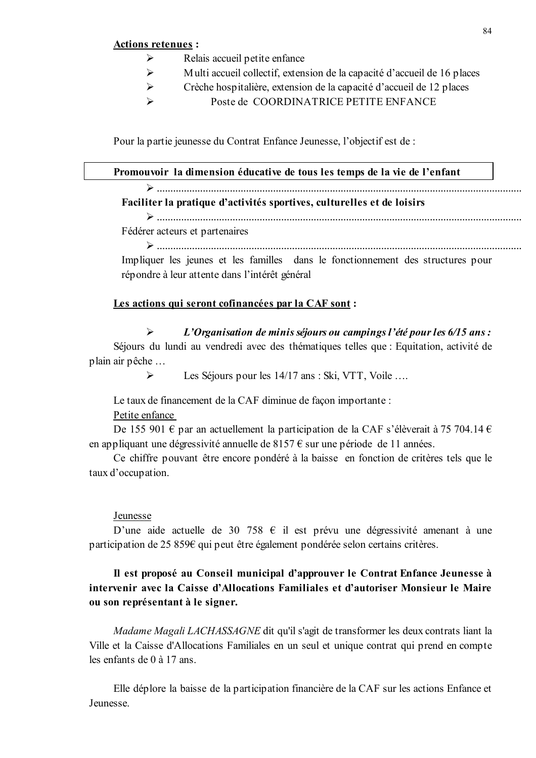**Actions retenues :**

- Relais accueil petite enfance
- Multi accueil collectif, extension de la capacité d'accueil de 16 places
- Crèche hospitalière, extension de la capacité d'accueil de 12 places
- Poste de COORDINATRICE PETITE ENFANCE

Pour la partie jeunesse du Contrat Enfance Jeunesse, l'objectif est de :

**Promouvoir la dimension éducative de tous les temps de la vie de l'enfant**

- ...................................................................................................................................
**Faciliter la pratique d'activités sportives, culturelles et de loisirs**
- ...................................................................................................................................
Fédérer acteurs et partenaires
- ...................................................................................................................................
Impliquer les jeunes et les familles dans le fonctionnement des structures pour répondre à leur attente dans l'intérêt général

**Les actions qui seront cofinancées par la CAF sont :**

- ***L'Organisation de minis séjours ou campings l'été pour les 6/15 ans :***

Séjours du lundi au vendredi avec des thématiques telles que : Equitation, activité de plain air pêche …

- Les Séjours pour les 14/17 ans : Ski, VTT, Voile ….

Le taux de financement de la CAF diminue de façon importante :

Petite enfance

De 155 901 € par an actuellement la participation de la CAF s'élèverait à 75 704.14 € en appliquant une dégressivité annuelle de 8157 € sur une période de 11 années.

Ce chiffre pouvant être encore pondéré à la baisse en fonction de critères tels que le taux d'occupation.

Jeunesse

D'une aide actuelle de 30 758 € il est prévu une dégressivité amenant à une participation de 25 859€ qui peut être également pondérée selon certains critères.

**Il est proposé au Conseil municipal d'approuver le Contrat Enfance Jeunesse à intervenir avec la Caisse d'Allocations Familiales et d'autoriser Monsieur le Maire ou son représentant à le signer.**

*Madame Magali LACHASSAGNE* dit qu'il s'agit de transformer les deux contrats liant la Ville et la Caisse d'Allocations Familiales en un seul et unique contrat qui prend en compte les enfants de 0 à 17 ans.

Elle déplore la baisse de la participation financière de la CAF sur les actions Enfance et Jeunesse.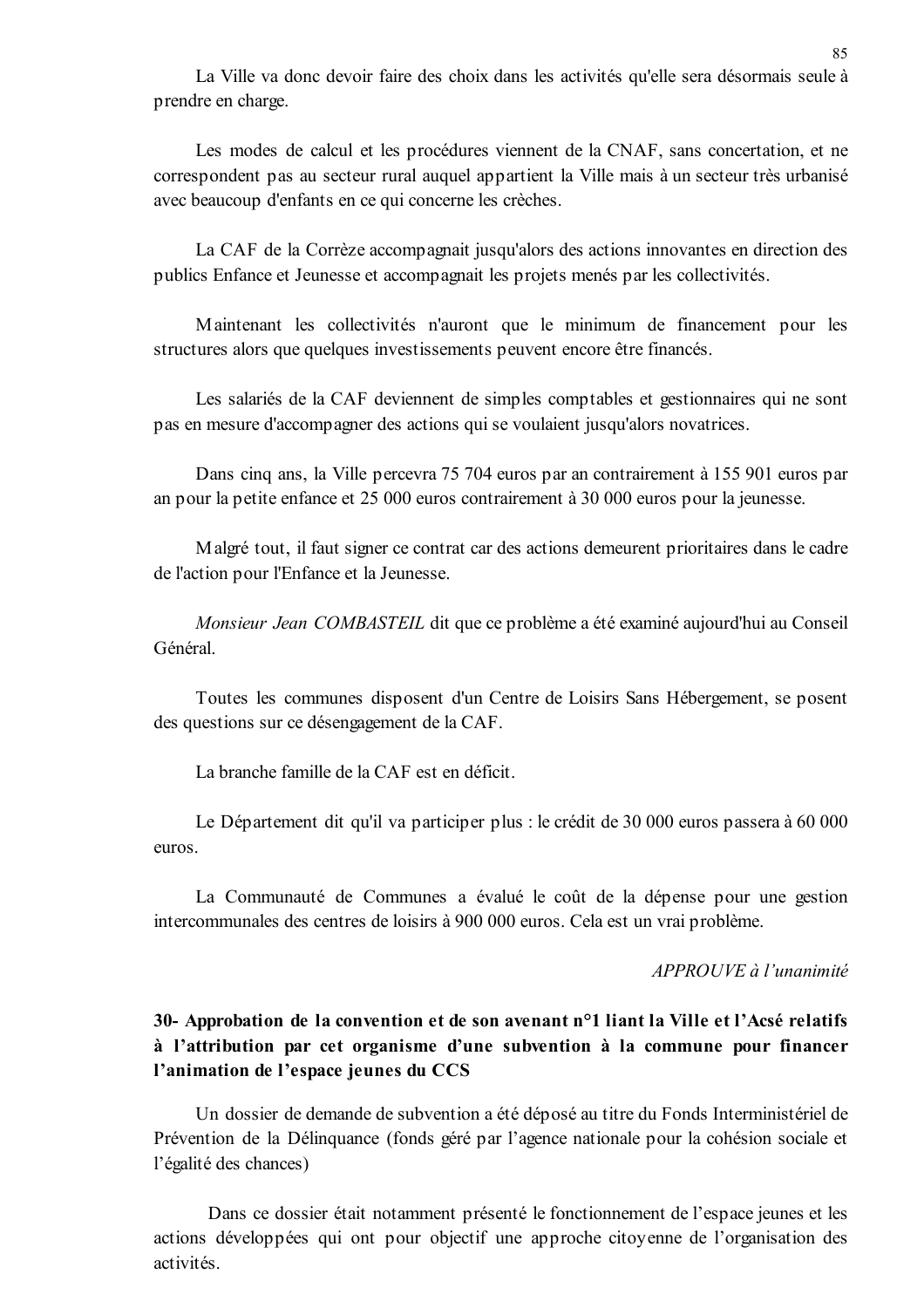La Ville va donc devoir faire des choix dans les activités qu'elle sera désormais seule à prendre en charge.

Les modes de calcul et les procédures viennent de la CNAF, sans concertation, et ne correspondent pas au secteur rural auquel appartient la Ville mais à un secteur très urbanisé avec beaucoup d'enfants en ce qui concerne les crèches.

La CAF de la Corrèze accompagnait jusqu'alors des actions innovantes en direction des publics Enfance et Jeunesse et accompagnait les projets menés par les collectivités.

Maintenant les collectivités n'auront que le minimum de financement pour les structures alors que quelques investissements peuvent encore être financés.

Les salariés de la CAF deviennent de simples comptables et gestionnaires qui ne sont pas en mesure d'accompagner des actions qui se voulaient jusqu'alors novatrices.

Dans cinq ans, la Ville percevra 75 704 euros par an contrairement à 155 901 euros par an pour la petite enfance et 25 000 euros contrairement à 30 000 euros pour la jeunesse.

Malgré tout, il faut signer ce contrat car des actions demeurent prioritaires dans le cadre de l'action pour l'Enfance et la Jeunesse.

*Monsieur Jean COMBASTEIL* dit que ce problème a été examiné aujourd'hui au Conseil Général.

Toutes les communes disposent d'un Centre de Loisirs Sans Hébergement, se posent des questions sur ce désengagement de la CAF.

La branche famille de la CAF est en déficit.

Le Département dit qu'il va participer plus : le crédit de 30 000 euros passera à 60 000 euros.

La Communauté de Communes a évalué le coût de la dépense pour une gestion intercommunales des centres de loisirs à 900 000 euros. Cela est un vrai problème.

*APPROUVE à l'unanimité*

**30- Approbation de la convention et de son avenant n°1 liant la Ville et l'Acsé relatifs à l'attribution par cet organisme d'une subvention à la commune pour financer l'animation de l'espace jeunes du CCS**

Un dossier de demande de subvention a été déposé au titre du Fonds Interministériel de Prévention de la Délinquance (fonds géré par l'agence nationale pour la cohésion sociale et l'égalité des chances)

Dans ce dossier était notamment présenté le fonctionnement de l'espace jeunes et les actions développées qui ont pour objectif une approche citoyenne de l'organisation des activités.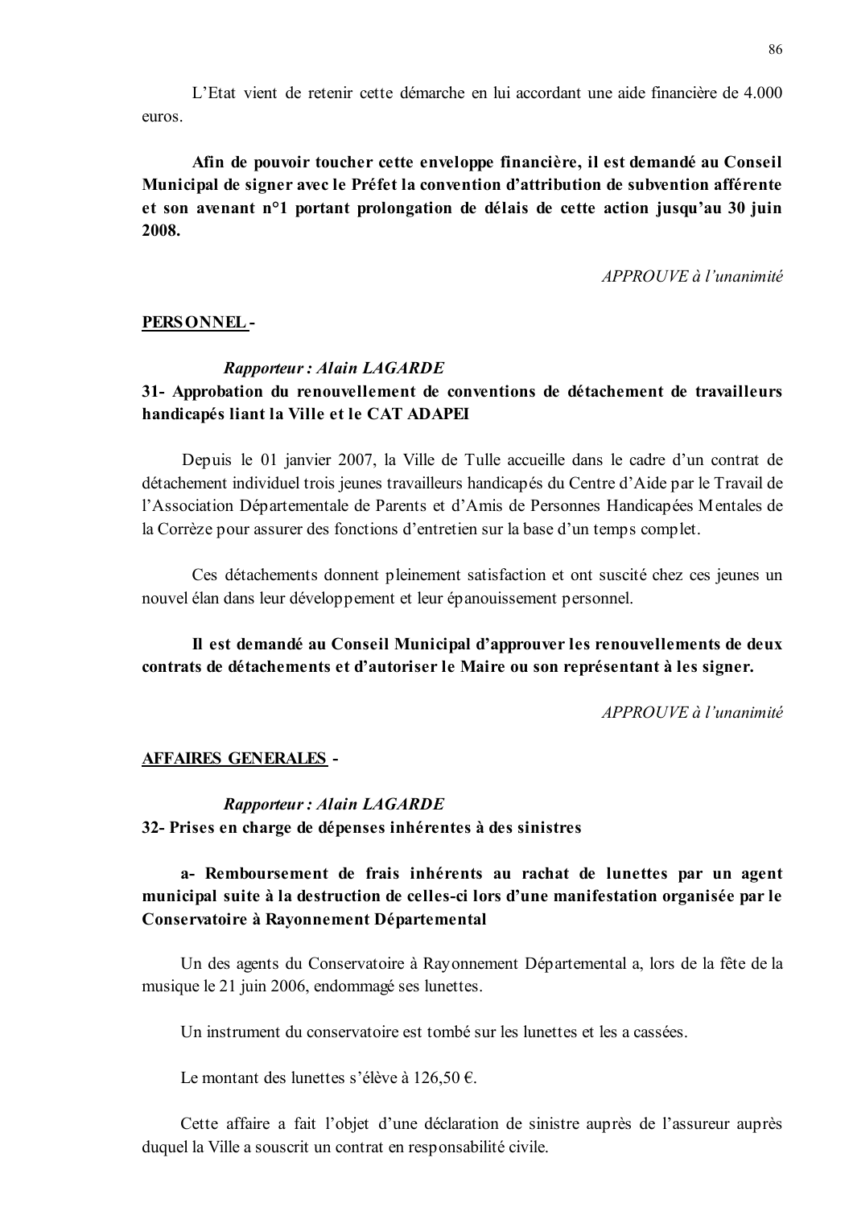L'Etat vient de retenir cette démarche en lui accordant une aide financière de 4.000 euros.

**Afin de pouvoir toucher cette enveloppe financière, il est demandé au Conseil Municipal de signer avec le Préfet la convention d'attribution de subvention afférente et son avenant n°1 portant prolongation de délais de cette action jusqu'au 30 juin 2008.**

*APPROUVE à l'unanimité*

**PERSONNEL -**

***Rapporteur : Alain LAGARDE***

**31- Approbation du renouvellement de conventions de détachement de travailleurs handicapés liant la Ville et le CAT ADAPEI**

Depuis le 01 janvier 2007, la Ville de Tulle accueille dans le cadre d'un contrat de détachement individuel trois jeunes travailleurs handicapés du Centre d'Aide par le Travail de l'Association Départementale de Parents et d'Amis de Personnes Handicapées Mentales de la Corrèze pour assurer des fonctions d'entretien sur la base d'un temps complet.

Ces détachements donnent pleinement satisfaction et ont suscité chez ces jeunes un nouvel élan dans leur développement et leur épanouissement personnel.

**Il est demandé au Conseil Municipal d'approuver les renouvellements de deux contrats de détachements et d'autoriser le Maire ou son représentant à les signer.**

*APPROUVE à l'unanimité*

**AFFAIRES GENERALES -**

***Rapporteur : Alain LAGARDE***

**32- Prises en charge de dépenses inhérentes à des sinistres**

**a- Remboursement de frais inhérents au rachat de lunettes par un agent municipal suite à la destruction de celles-ci lors d'une manifestation organisée par le Conservatoire à Rayonnement Départemental**

Un des agents du Conservatoire à Rayonnement Départemental a, lors de la fête de la musique le 21 juin 2006, endommagé ses lunettes.

Un instrument du conservatoire est tombé sur les lunettes et les a cassées.

Le montant des lunettes s'élève à 126,50 €.

Cette affaire a fait l'objet d'une déclaration de sinistre auprès de l'assureur auprès duquel la Ville a souscrit un contrat en responsabilité civile.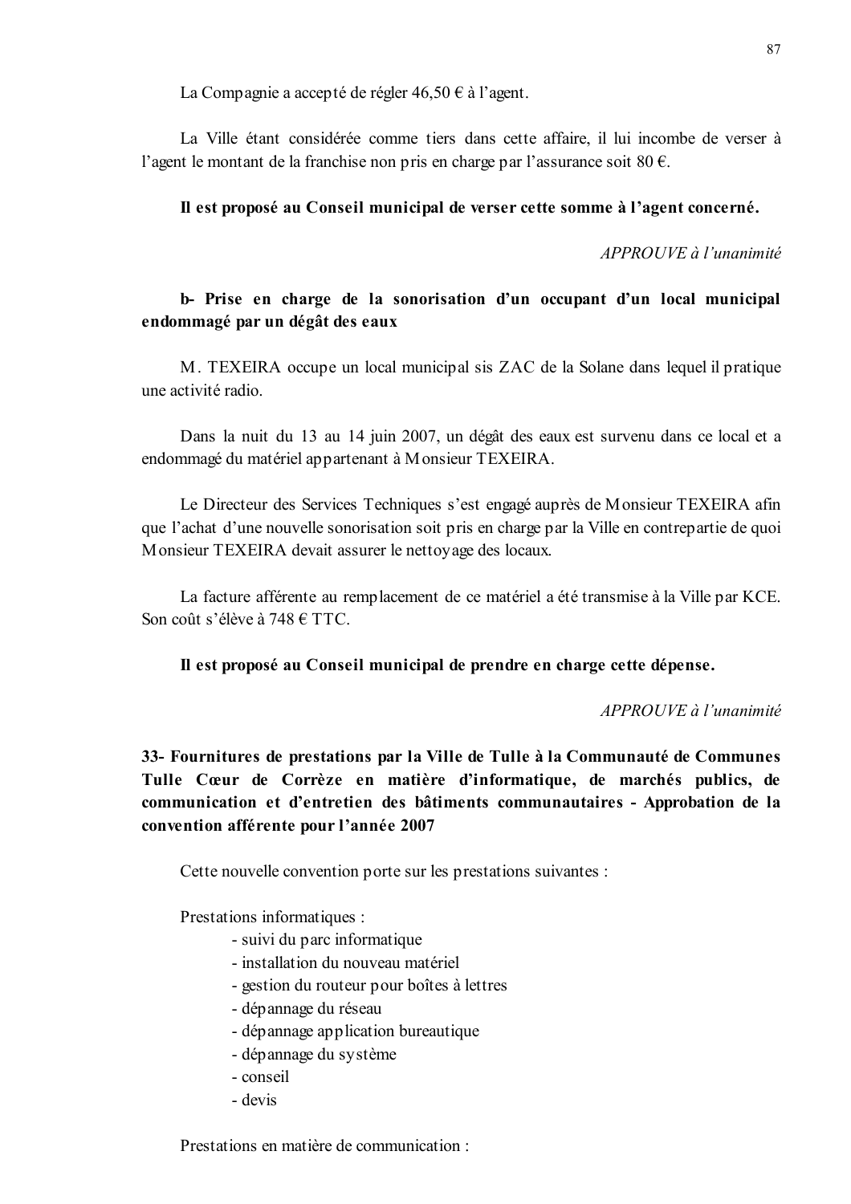La Compagnie a accepté de régler 46,50 € à l'agent.

La Ville étant considérée comme tiers dans cette affaire, il lui incombe de verser à l'agent le montant de la franchise non pris en charge par l'assurance soit 80 €.

**Il est proposé au Conseil municipal de verser cette somme à l'agent concerné.**

*APPROUVE à l'unanimité*

**b- Prise en charge de la sonorisation d'un occupant d'un local municipal endommagé par un dégât des eaux**

M. TEXEIRA occupe un local municipal sis ZAC de la Solane dans lequel il pratique une activité radio.

Dans la nuit du 13 au 14 juin 2007, un dégât des eaux est survenu dans ce local et a endommagé du matériel appartenant à Monsieur TEXEIRA.

Le Directeur des Services Techniques s'est engagé auprès de Monsieur TEXEIRA afin que l'achat d'une nouvelle sonorisation soit pris en charge par la Ville en contrepartie de quoi Monsieur TEXEIRA devait assurer le nettoyage des locaux.

La facture afférente au remplacement de ce matériel a été transmise à la Ville par KCE. Son coût s'élève à 748 € TTC.

**Il est proposé au Conseil municipal de prendre en charge cette dépense.**

*APPROUVE à l'unanimité*

**33- Fournitures de prestations par la Ville de Tulle à la Communauté de Communes Tulle Cœur de Corrèze en matière d'informatique, de marchés publics, de communication et d'entretien des bâtiments communautaires - Approbation de la convention afférente pour l'année 2007**

Cette nouvelle convention porte sur les prestations suivantes :

Prestations informatiques :

- suivi du parc informatique
- installation du nouveau matériel
- gestion du routeur pour boîtes à lettres
- dépannage du réseau
- dépannage application bureautique
- dépannage du système
- conseil
- devis

Prestations en matière de communication :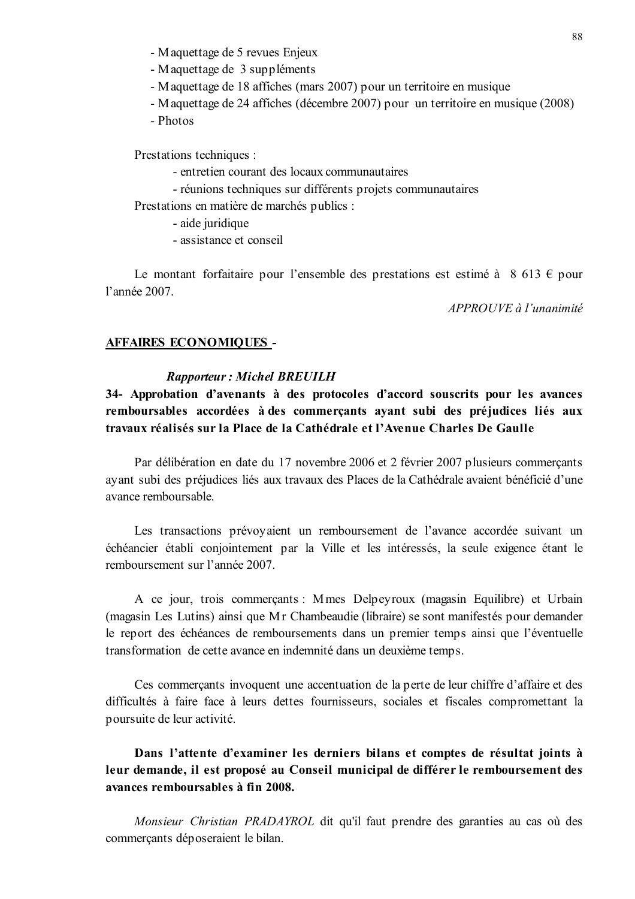- Maquettage de 5 revues Enjeux
- Maquettage de 3 suppléments
- Maquettage de 18 affiches (mars 2007) pour un territoire en musique
- Maquettage de 24 affiches (décembre 2007) pour un territoire en musique (2008)
- Photos

Prestations techniques :

- entretien courant des locaux communautaires
- réunions techniques sur différents projets communautaires

Prestations en matière de marchés publics :

- aide juridique
- assistance et conseil

Le montant forfaitaire pour l'ensemble des prestations est estimé à 8 613 € pour l'année 2007.

*APPROUVE à l'unanimité*

**AFFAIRES ECONOMIQUES -**

***Rapporteur : Michel BREUILH***

**34- Approbation d'avenants à des protocoles d'accord souscrits pour les avances remboursables accordées à des commerçants ayant subi des préjudices liés aux travaux réalisés sur la Place de la Cathédrale et l'Avenue Charles De Gaulle**

Par délibération en date du 17 novembre 2006 et 2 février 2007 plusieurs commerçants ayant subi des préjudices liés aux travaux des Places de la Cathédrale avaient bénéficié d'une avance remboursable.

Les transactions prévoyaient un remboursement de l'avance accordée suivant un échéancier établi conjointement par la Ville et les intéressés, la seule exigence étant le remboursement sur l'année 2007.

A ce jour, trois commerçants : Mmes Delpeyroux (magasin Equilibre) et Urbain (magasin Les Lutins) ainsi que Mr Chambeaudie (libraire) se sont manifestés pour demander le report des échéances de remboursements dans un premier temps ainsi que l'éventuelle transformation de cette avance en indemnité dans un deuxième temps.

Ces commerçants invoquent une accentuation de la perte de leur chiffre d'affaire et des difficultés à faire face à leurs dettes fournisseurs, sociales et fiscales compromettant la poursuite de leur activité.

**Dans l'attente d'examiner les derniers bilans et comptes de résultat joints à leur demande, il est proposé au Conseil municipal de différer le remboursement des avances remboursables à fin 2008.**

*Monsieur Christian PRADAYROL* dit qu'il faut prendre des garanties au cas où des commerçants déposeraient le bilan.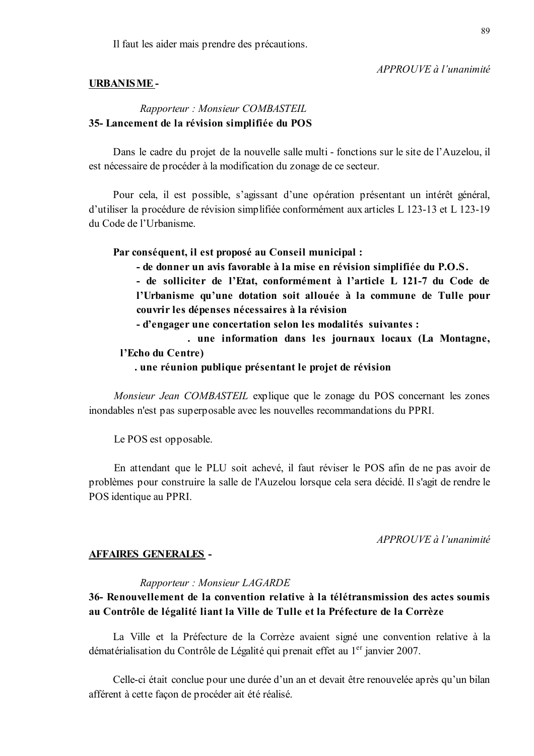Il faut les aider mais prendre des précautions.

*APPROUVE à l'unanimité*

**URBANISME -**

*Rapporteur : Monsieur COMBASTEIL*

**35- Lancement de la révision simplifiée du POS**

Dans le cadre du projet de la nouvelle salle multi - fonctions sur le site de l'Auzelou, il est nécessaire de procéder à la modification du zonage de ce secteur.

Pour cela, il est possible, s'agissant d'une opération présentant un intérêt général, d'utiliser la procédure de révision simplifiée conformément aux articles L 123-13 et L 123-19 du Code de l'Urbanisme.

**Par conséquent, il est proposé au Conseil municipal :**

**- de donner un avis favorable à la mise en révision simplifiée du P.O.S.**

**- de solliciter de l'Etat, conformément à l'article L 121-7 du Code de l'Urbanisme qu'une dotation soit allouée à la commune de Tulle pour couvrir les dépenses nécessaires à la révision**

**- d'engager une concertation selon les modalités suivantes :**

**. une information dans les journaux locaux (La Montagne, l'Echo du Centre)**

**. une réunion publique présentant le projet de révision**

*Monsieur Jean COMBASTEIL* explique que le zonage du POS concernant les zones inondables n'est pas superposable avec les nouvelles recommandations du PPRI.

Le POS est opposable.

En attendant que le PLU soit achevé, il faut réviser le POS afin de ne pas avoir de problèmes pour construire la salle de l'Auzelou lorsque cela sera décidé. Il s'agit de rendre le POS identique au PPRI.

*APPROUVE à l'unanimité*

**AFFAIRES GENERALES -**

*Rapporteur : Monsieur LAGARDE*

**36- Renouvellement de la convention relative à la télétransmission des actes soumis au Contrôle de légalité liant la Ville de Tulle et la Préfecture de la Corrèze**

La Ville et la Préfecture de la Corrèze avaient signé une convention relative à la dématérialisation du Contrôle de Légalité qui prenait effet au 1er janvier 2007.

Celle-ci était conclue pour une durée d'un an et devait être renouvelée après qu'un bilan afférent à cette façon de procéder ait été réalisé.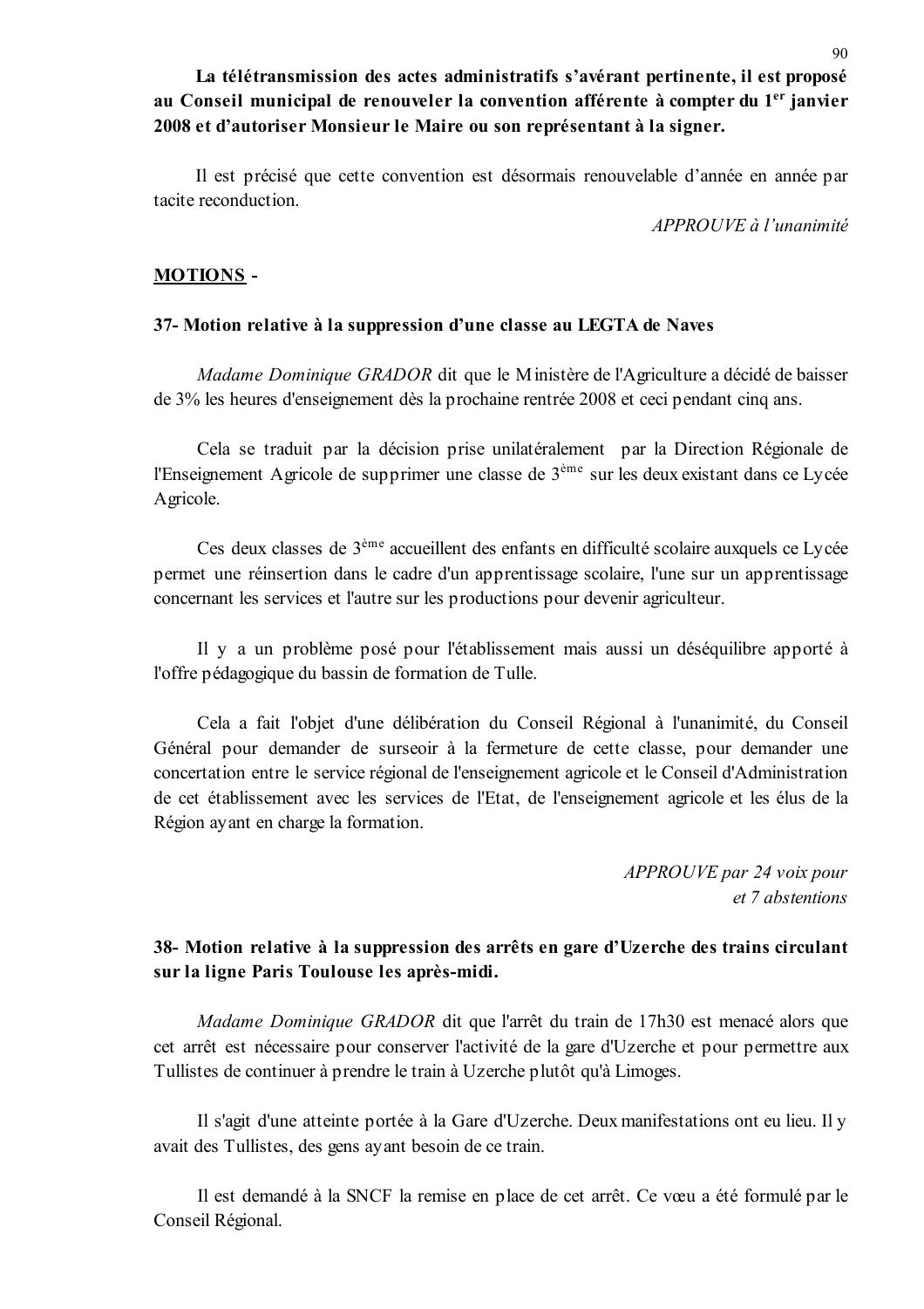**La télétransmission des actes administratifs s'avérant pertinente, il est proposé au Conseil municipal de renouveler la convention afférente à compter du 1er janvier 2008 et d'autoriser Monsieur le Maire ou son représentant à la signer.**

Il est précisé que cette convention est désormais renouvelable d'année en année par tacite reconduction.

*APPROUVE à l'unanimité*

**MOTIONS -**

**37- Motion relative à la suppression d'une classe au LEGTA de Naves**

*Madame Dominique GRADOR* dit que le Ministère de l'Agriculture a décidé de baisser de 3% les heures d'enseignement dès la prochaine rentrée 2008 et ceci pendant cinq ans.

Cela se traduit par la décision prise unilatéralement par la Direction Régionale de l'Enseignement Agricole de supprimer une classe de 3ème sur les deux existant dans ce Lycée Agricole.

Ces deux classes de 3ème accueillent des enfants en difficulté scolaire auxquels ce Lycée permet une réinsertion dans le cadre d'un apprentissage scolaire, l'une sur un apprentissage concernant les services et l'autre sur les productions pour devenir agriculteur.

Il y a un problème posé pour l'établissement mais aussi un déséquilibre apporté à l'offre pédagogique du bassin de formation de Tulle.

Cela a fait l'objet d'une délibération du Conseil Régional à l'unanimité, du Conseil Général pour demander de surseoir à la fermeture de cette classe, pour demander une concertation entre le service régional de l'enseignement agricole et le Conseil d'Administration de cet établissement avec les services de l'Etat, de l'enseignement agricole et les élus de la Région ayant en charge la formation.

*APPROUVE par 24 voix pour et 7 abstentions*

**38- Motion relative à la suppression des arrêts en gare d'Uzerche des trains circulant sur la ligne Paris Toulouse les après-midi.**

*Madame Dominique GRADOR* dit que l'arrêt du train de 17h30 est menacé alors que cet arrêt est nécessaire pour conserver l'activité de la gare d'Uzerche et pour permettre aux Tullistes de continuer à prendre le train à Uzerche plutôt qu'à Limoges.

Il s'agit d'une atteinte portée à la Gare d'Uzerche. Deux manifestations ont eu lieu. Il y avait des Tullistes, des gens ayant besoin de ce train.

Il est demandé à la SNCF la remise en place de cet arrêt. Ce vœu a été formulé par le Conseil Régional.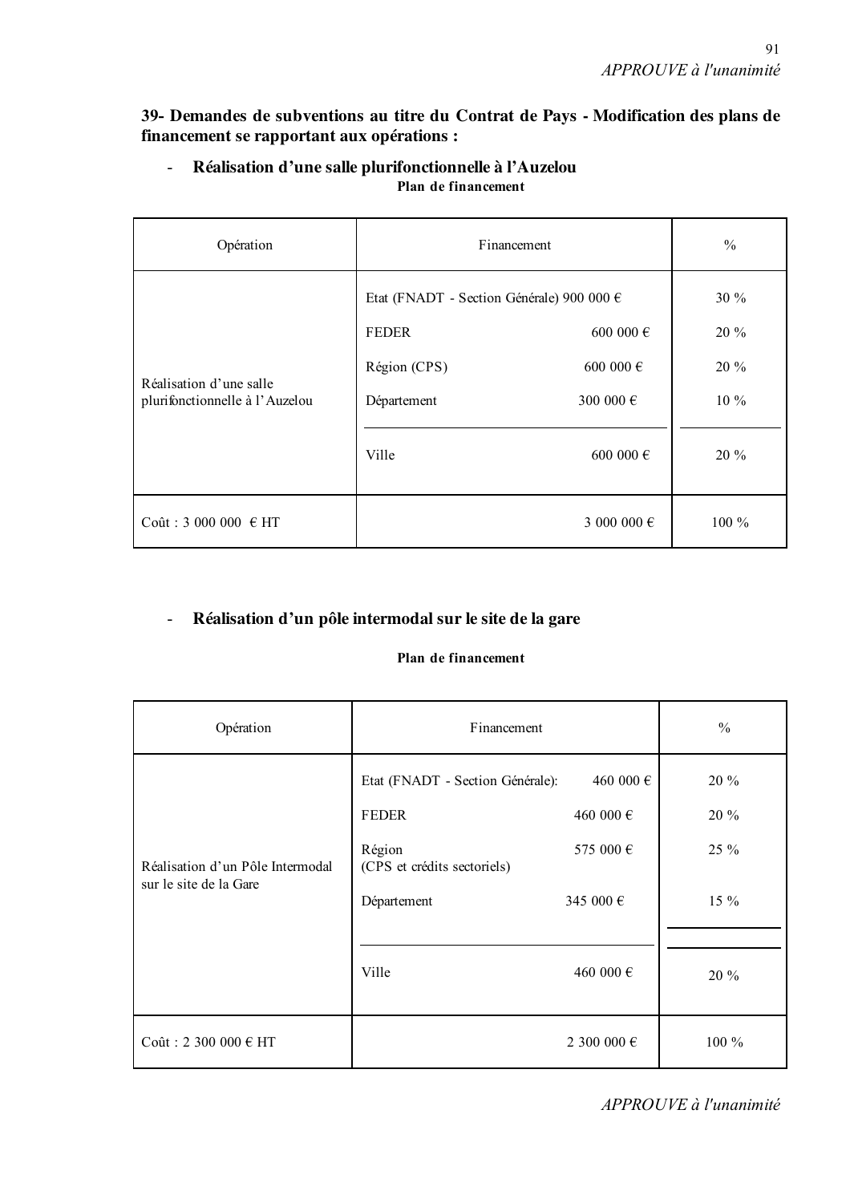*APPROUVE à l'unanimité*

**39- Demandes de subventions au titre du Contrat de Pays - Modification des plans de financement se rapportant aux opérations :**

- **Réalisation d'une salle plurifonctionnelle à l'Auzelou**

**Plan de financement**

| Opération | Financement | | % |
|---|---|---|---|
| Réalisation d'une salle plurifonctionnelle à l'Auzelou | Etat (FNADT - Section Générale) | 900 000 € | 30 % |
| | FEDER | 600 000 € | 20 % |
| | Région (CPS) | 600 000 € | 20 % |
| | Département | 300 000 € | 10 % |
| | Ville | 600 000 € | 20 % |
| Coût : 3 000 000 € HT | | 3 000 000 € | 100 % |

- **Réalisation d'un pôle intermodal sur le site de la gare**

**Plan de financement**

| Opération | Financement | | % |
|---|---|---|---|
| Réalisation d'un Pôle Intermodal sur le site de la Gare | Etat (FNADT - Section Générale): | 460 000 € | 20 % |
| | FEDER | 460 000 € | 20 % |
| | Région (CPS et crédits sectoriels) | 575 000 € | 25 % |
| | Département | 345 000 € | 15 % |
| | Ville | 460 000 € | 20 % |
| Coût : 2 300 000 € HT | | 2 300 000 € | 100 % |

*APPROUVE à l'unanimité*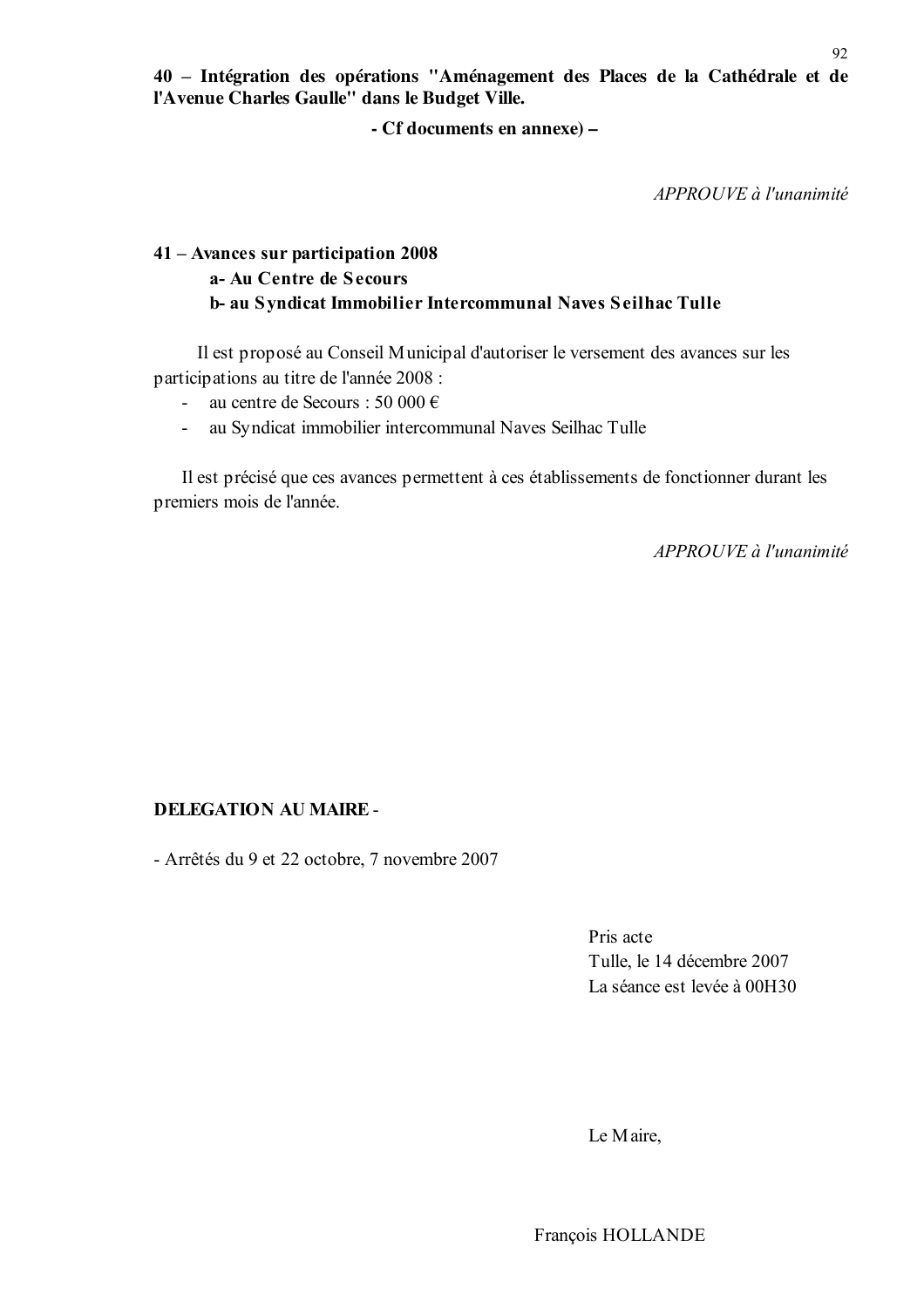**40 – Intégration des opérations "Aménagement des Places de la Cathédrale et de l'Avenue Charles Gaulle" dans le Budget Ville.**

**- Cf documents en annexe) –**

*APPROUVE à l'unanimité*

**41 – Avances sur participation 2008**

**a- Au Centre de Secours**

**b- au Syndicat Immobilier Intercommunal Naves Seilhac Tulle**

Il est proposé au Conseil Municipal d'autoriser le versement des avances sur les participations au titre de l'année 2008 :

- au centre de Secours : 50 000 €
- au Syndicat immobilier intercommunal Naves Seilhac Tulle

Il est précisé que ces avances permettent à ces établissements de fonctionner durant les premiers mois de l'année.

*APPROUVE à l'unanimité*

**DELEGATION AU MAIRE** -

- Arrêtés du 9 et 22 octobre, 7 novembre 2007

Pris acte
Tulle, le 14 décembre 2007
La séance est levée à 00H30

Le Maire,

François HOLLANDE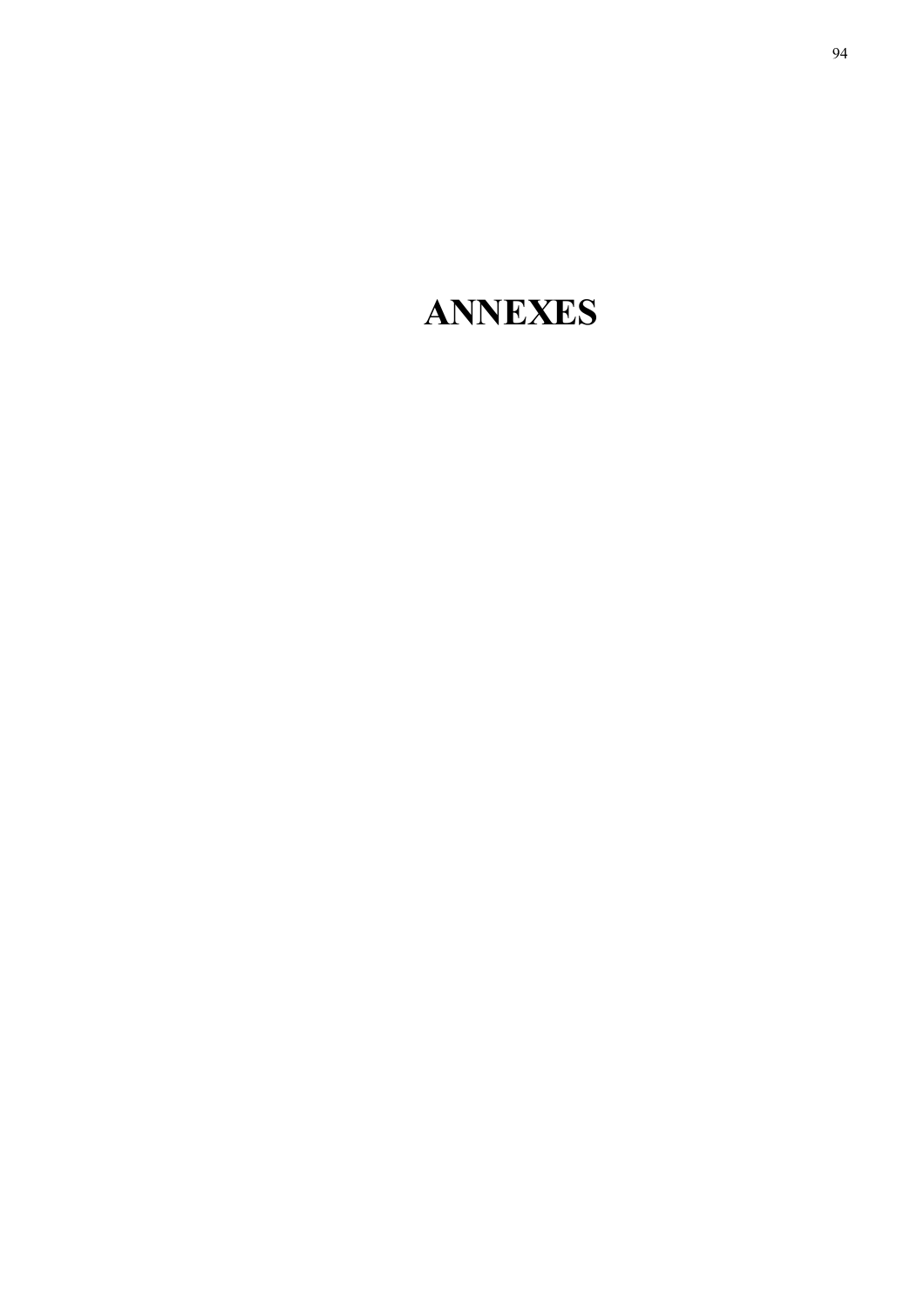# ANNEXES